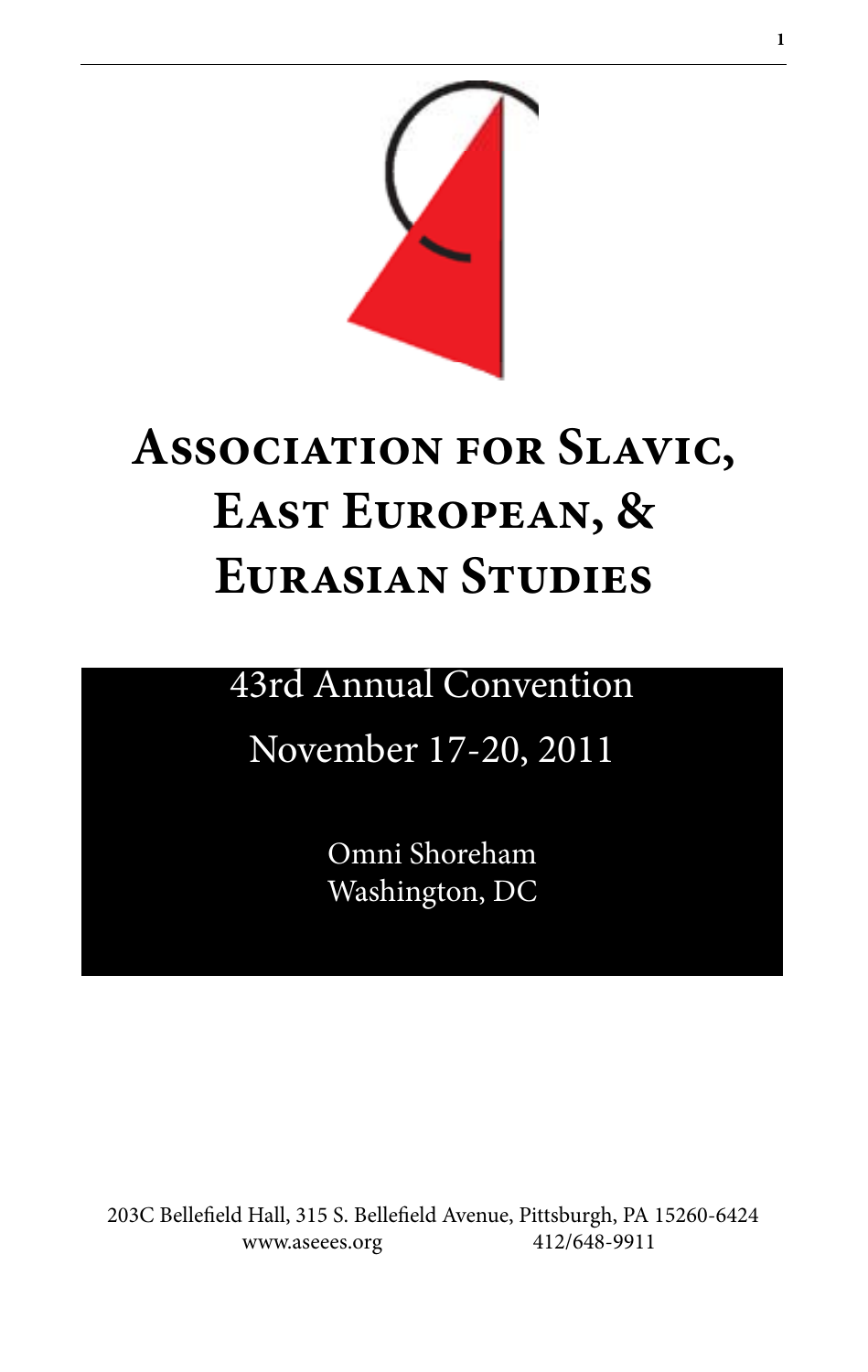# Association for Slavic, East European, & Eurasian Studies

43rd Annual Convention

November 17-20, 2011

Omni Shoreham
Washington, DC

203C Bellefield Hall, 315 S. Bellefield Avenue, Pittsburgh, PA 15260-6424
www.aseees.org 412/648-9911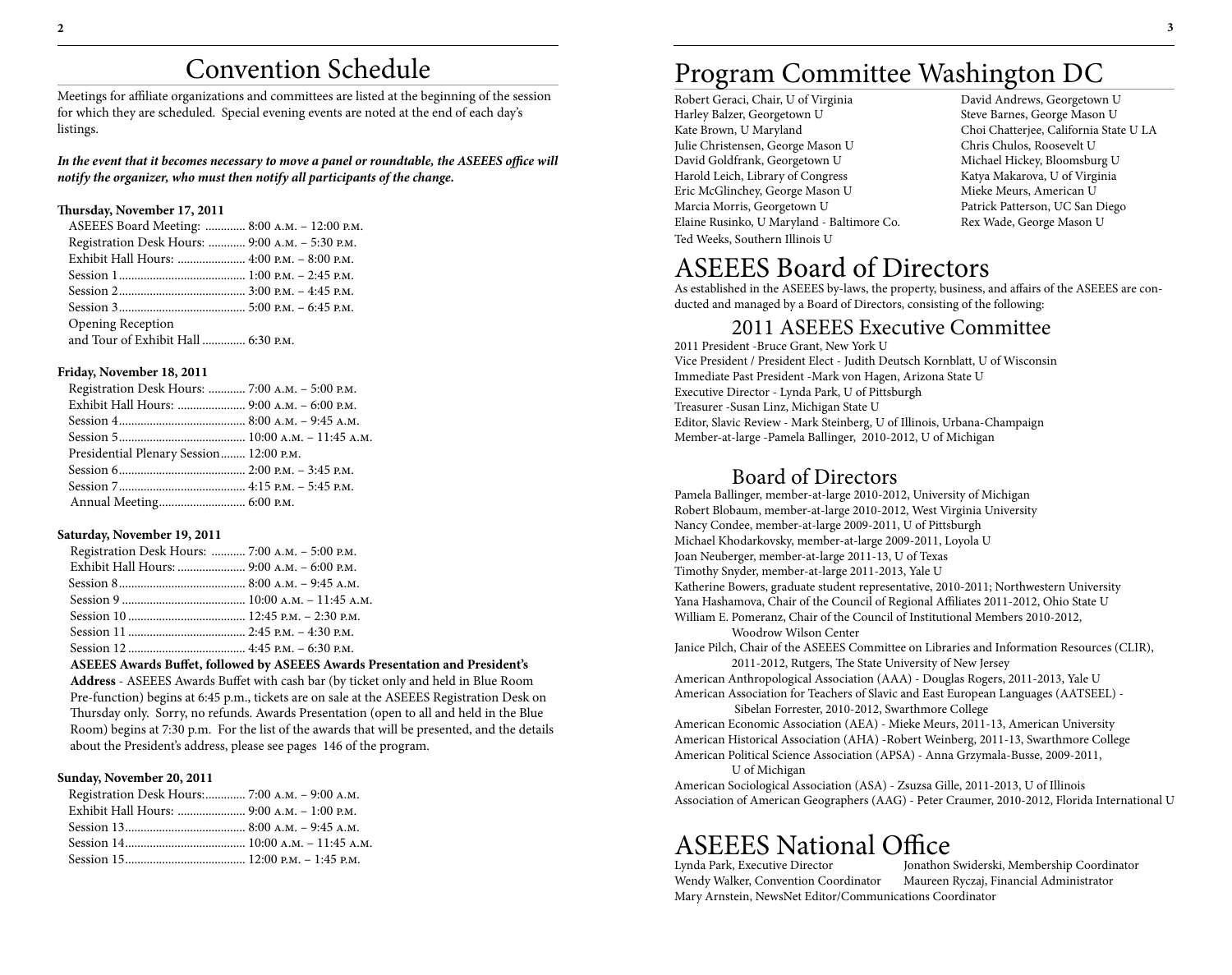# Convention Schedule

Meetings for affiliate organizations and committees are listed at the beginning of the session for which they are scheduled. Special evening events are noted at the end of each day's listings.

***In the event that it becomes necessary to move a panel or roundtable, the ASEEES office will notify the organizer, who must then notify all participants of the change.***

**Thursday, November 17, 2011**

ASEEES Board Meeting: ............ 8:00 A.M. – 12:00 P.M.
Registration Desk Hours: ............ 9:00 A.M. – 5:30 P.M.
Exhibit Hall Hours: ...................... 4:00 P.M. – 8:00 P.M.
Session 1......................................... 1:00 P.M. – 2:45 P.M.
Session 2......................................... 3:00 P.M. – 4:45 P.M.
Session 3......................................... 5:00 P.M. – 6:45 P.M.
Opening Reception
and Tour of Exhibit Hall ............. 6:30 P.M.

**Friday, November 18, 2011**

Registration Desk Hours: ............ 7:00 A.M. – 5:00 P.M.
Exhibit Hall Hours: ...................... 9:00 A.M. – 6:00 P.M.
Session 4......................................... 8:00 A.M. – 9:45 A.M.
Session 5......................................... 10:00 A.M. – 11:45 A.M.
Presidential Plenary Session........ 12:00 P.M.
Session 6......................................... 2:00 P.M. – 3:45 P.M.
Session 7......................................... 4:15 P.M. – 5:45 P.M.
Annual Meeting........................... 6:00 P.M.

**Saturday, November 19, 2011**

Registration Desk Hours: ........... 7:00 A.M. – 5:00 P.M.
Exhibit Hall Hours: ...................... 9:00 A.M. – 6:00 P.M.
Session 8......................................... 8:00 A.M. – 9:45 A.M.
Session 9 ........................................ 10:00 A.M. – 11:45 A.M.
Session 10 ...................................... 12:45 P.M. – 2:30 P.M.
Session 11 ...................................... 2:45 P.M. – 4:30 P.M.
Session 12 ...................................... 4:45 P.M. – 6:30 P.M.

**ASEEES Awards Buffet, followed by ASEEES Awards Presentation and President's Address** - ASEEES Awards Buffet with cash bar (by ticket only and held in Blue Room Pre-function) begins at 6:45 p.m., tickets are on sale at the ASEEES Registration Desk on Thursday only. Sorry, no refunds. Awards Presentation (open to all and held in the Blue Room) begins at 7:30 p.m. For the list of the awards that will be presented, and the details about the President's address, please see pages 146 of the program.

**Sunday, November 20, 2011**

Registration Desk Hours:............. 7:00 A.M. – 9:00 A.M.
Exhibit Hall Hours: ...................... 9:00 A.M. – 1:00 P.M.
Session 13....................................... 8:00 A.M. – 9:45 A.M.
Session 14....................................... 10:00 A.M. – 11:45 A.M.
Session 15....................................... 12:00 P.M. – 1:45 P.M.

# Program Committee Washington DC

Robert Geraci, Chair, U of Virginia
Harley Balzer, Georgetown U
Kate Brown, U Maryland
Julie Christensen, George Mason U
David Goldfrank, Georgetown U
Harold Leich, Library of Congress
Eric McGlinchey, George Mason U
Marcia Morris, Georgetown U
Elaine Rusinko, U Maryland - Baltimore Co.
Ted Weeks, Southern Illinois U
David Andrews, Georgetown U
Steve Barnes, George Mason U
Choi Chatterjee, California State U LA
Chris Chulos, Roosevelt U
Michael Hickey, Bloomsburg U
Katya Makarova, U of Virginia
Mieke Meurs, American U
Patrick Patterson, UC San Diego
Rex Wade, George Mason U

# ASEEES Board of Directors

As established in the ASEEES by-laws, the property, business, and affairs of the ASEEES are conducted and managed by a Board of Directors, consisting of the following:

## 2011 ASEEES Executive Committee

2011 President -Bruce Grant, New York U
Vice President / President Elect - Judith Deutsch Kornblatt, U of Wisconsin
Immediate Past President -Mark von Hagen, Arizona State U
Executive Director - Lynda Park, U of Pittsburgh
Treasurer -Susan Linz, Michigan State U
Editor, Slavic Review - Mark Steinberg, U of Illinois, Urbana-Champaign
Member-at-large -Pamela Ballinger, 2010-2012, U of Michigan

## Board of Directors

Pamela Ballinger, member-at-large 2010-2012, University of Michigan
Robert Blobaum, member-at-large 2010-2012, West Virginia University
Nancy Condee, member-at-large 2009-2011, U of Pittsburgh
Michael Khodarkovsky, member-at-large 2009-2011, Loyola U
Joan Neuberger, member-at-large 2011-13, U of Texas
Timothy Snyder, member-at-large 2011-2013, Yale U
Katherine Bowers, graduate student representative, 2010-2011; Northwestern University
Yana Hashamova, Chair of the Council of Regional Affiliates 2011-2012, Ohio State U
William E. Pomeranz, Chair of the Council of Institutional Members 2010-2012, Woodrow Wilson Center
Janice Pilch, Chair of the ASEEES Committee on Libraries and Information Resources (CLIR), 2011-2012, Rutgers, The State University of New Jersey
American Anthropological Association (AAA) - Douglas Rogers, 2011-2013, Yale U
American Association for Teachers of Slavic and East European Languages (AATSEEL) - Sibelan Forrester, 2010-2012, Swarthmore College
American Economic Association (AEA) - Mieke Meurs, 2011-13, American University
American Historical Association (AHA) -Robert Weinberg, 2011-13, Swarthmore College
American Political Science Association (APSA) - Anna Grzymala-Busse, 2009-2011, U of Michigan
American Sociological Association (ASA) - Zsuzsa Gille, 2011-2013, U of Illinois
Association of American Geographers (AAG) - Peter Craumer, 2010-2012, Florida International U

# ASEEES National Office

Lynda Park, Executive Director
Jonathon Swiderski, Membership Coordinator
Wendy Walker, Convention Coordinator
Maureen Ryczaj, Financial Administrator
Mary Arnstein, NewsNet Editor/Communications Coordinator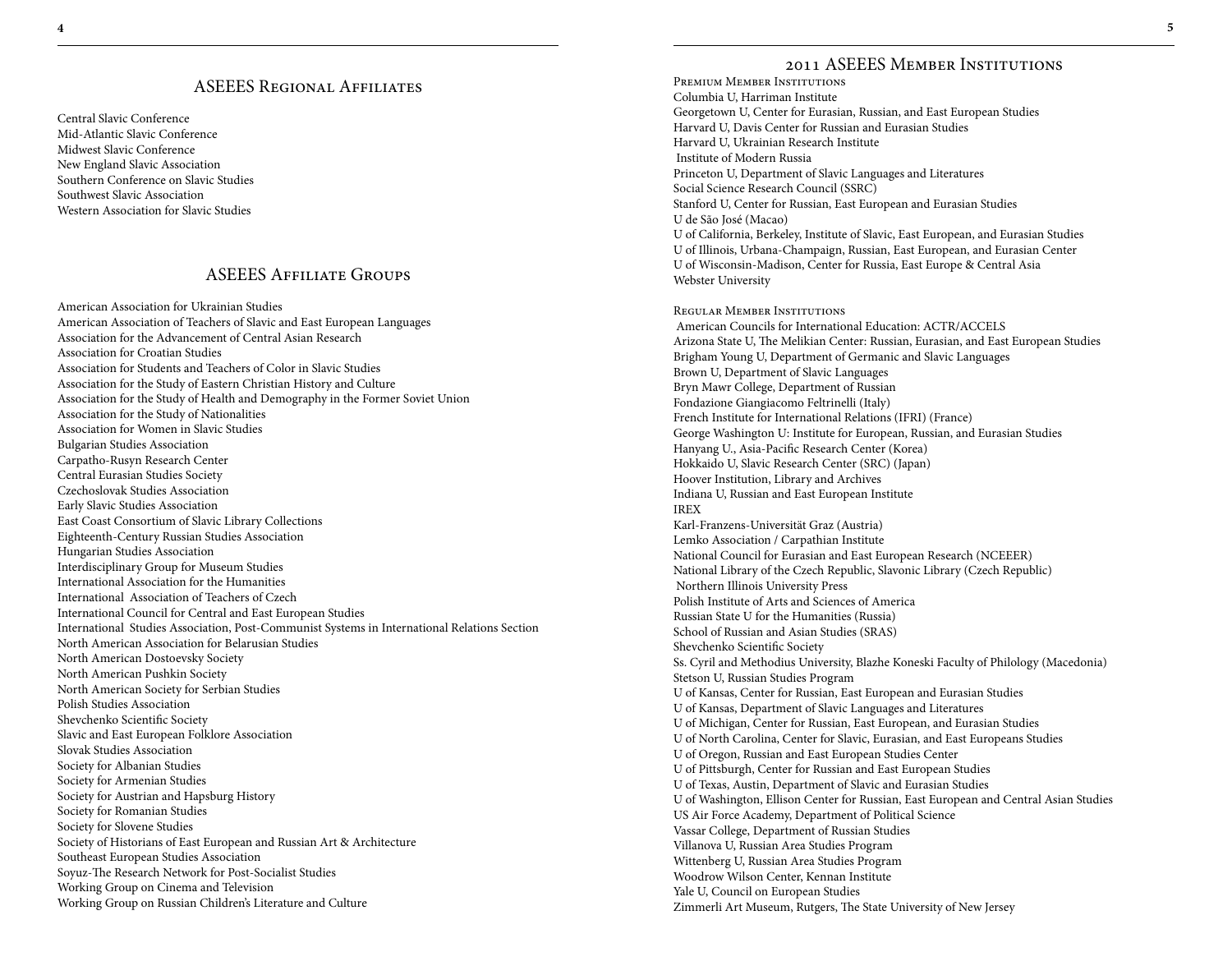## ASEEES Regional Affiliates

Central Slavic Conference
Mid-Atlantic Slavic Conference
Midwest Slavic Conference
New England Slavic Association
Southern Conference on Slavic Studies
Southwest Slavic Association
Western Association for Slavic Studies

## ASEEES Affiliate Groups

American Association for Ukrainian Studies
American Association of Teachers of Slavic and East European Languages
Association for the Advancement of Central Asian Research
Association for Croatian Studies
Association for Students and Teachers of Color in Slavic Studies
Association for the Study of Eastern Christian History and Culture
Association for the Study of Health and Demography in the Former Soviet Union
Association for the Study of Nationalities
Association for Women in Slavic Studies
Bulgarian Studies Association
Carpatho-Rusyn Research Center
Central Eurasian Studies Society
Czechoslovak Studies Association
Early Slavic Studies Association
East Coast Consortium of Slavic Library Collections
Eighteenth-Century Russian Studies Association
Hungarian Studies Association
Interdisciplinary Group for Museum Studies
International Association for the Humanities
International Association of Teachers of Czech
International Council for Central and East European Studies
International Studies Association, Post-Communist Systems in International Relations Section
North American Association for Belarusian Studies
North American Dostoevsky Society
North American Pushkin Society
North American Society for Serbian Studies
Polish Studies Association
Shevchenko Scientific Society
Slavic and East European Folklore Association
Slovak Studies Association
Society for Albanian Studies
Society for Armenian Studies
Society for Austrian and Hapsburg History
Society for Romanian Studies
Society for Slovene Studies
Society of Historians of East European and Russian Art & Architecture
Southeast European Studies Association
Soyuz-The Research Network for Post-Socialist Studies
Working Group on Cinema and Television
Working Group on Russian Children's Literature and Culture

## 2011 ASEEES Member Institutions

### Premium Member Institutions

Columbia U, Harriman Institute
Georgetown U, Center for Eurasian, Russian, and East European Studies
Harvard U, Davis Center for Russian and Eurasian Studies
Harvard U, Ukrainian Research Institute
Institute of Modern Russia
Princeton U, Department of Slavic Languages and Literatures
Social Science Research Council (SSRC)
Stanford U, Center for Russian, East European and Eurasian Studies
U de São José (Macao)
U of California, Berkeley, Institute of Slavic, East European, and Eurasian Studies
U of Illinois, Urbana-Champaign, Russian, East European, and Eurasian Center
U of Wisconsin-Madison, Center for Russia, East Europe & Central Asia
Webster University

### Regular Member Institutions

American Councils for International Education: ACTR/ACCELS
Arizona State U, The Melikian Center: Russian, Eurasian, and East European Studies
Brigham Young U, Department of Germanic and Slavic Languages
Brown U, Department of Slavic Languages
Bryn Mawr College, Department of Russian
Fondazione Giangiacomo Feltrinelli (Italy)
French Institute for International Relations (IFRI) (France)
George Washington U: Institute for European, Russian, and Eurasian Studies
Hanyang U., Asia-Pacific Research Center (Korea)
Hokkaido U, Slavic Research Center (SRC) (Japan)
Hoover Institution, Library and Archives
Indiana U, Russian and East European Institute
IREX
Karl-Franzens-Universität Graz (Austria)
Lemko Association / Carpathian Institute
National Council for Eurasian and East European Research (NCEEER)
National Library of the Czech Republic, Slavonic Library (Czech Republic)
Northern Illinois University Press
Polish Institute of Arts and Sciences of America
Russian State U for the Humanities (Russia)
School of Russian and Asian Studies (SRAS)
Shevchenko Scientific Society
Ss. Cyril and Methodius University, Blazhe Koneski Faculty of Philology (Macedonia)
Stetson U, Russian Studies Program
U of Kansas, Center for Russian, East European and Eurasian Studies
U of Kansas, Department of Slavic Languages and Literatures
U of Michigan, Center for Russian, East European, and Eurasian Studies
U of North Carolina, Center for Slavic, Eurasian, and East Europeans Studies
U of Oregon, Russian and East European Studies Center
U of Pittsburgh, Center for Russian and East European Studies
U of Texas, Austin, Department of Slavic and Eurasian Studies
U of Washington, Ellison Center for Russian, East European and Central Asian Studies
US Air Force Academy, Department of Political Science
Vassar College, Department of Russian Studies
Villanova U, Russian Area Studies Program
Wittenberg U, Russian Area Studies Program
Woodrow Wilson Center, Kennan Institute
Yale U, Council on European Studies
Zimmerli Art Museum, Rutgers, The State University of New Jersey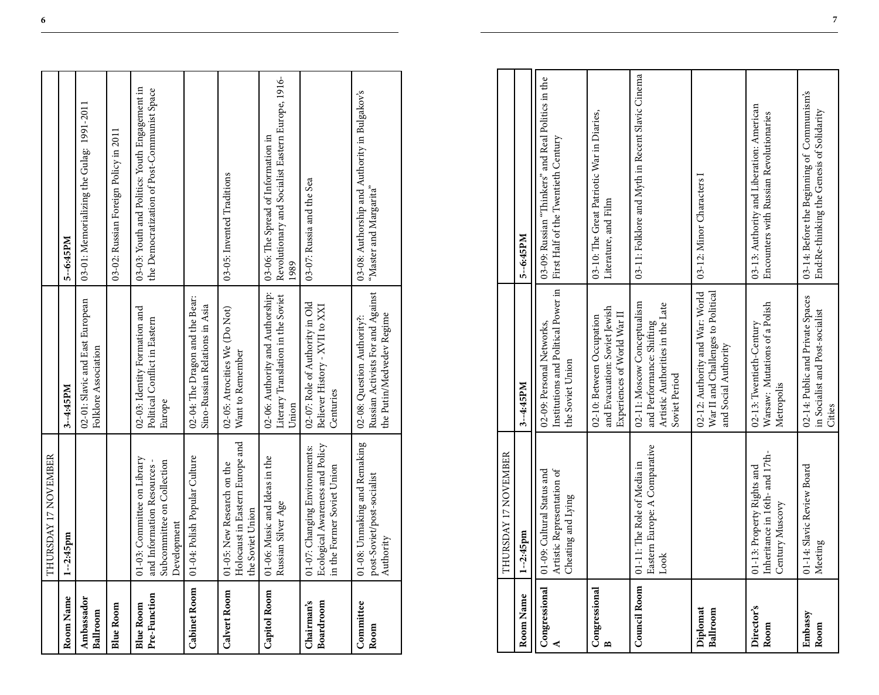| THURSDAY 17 NOVEMBER | | | |
|---|---|---|---|
| **Room Name** | **1--2:45pm** | **3--4:45PM** | **5--6:45PM** |
| **Ambassador Ballroom** | | 02-01: Slavic and East European Folklore Association | 03-01: Memorializing the Gulag: 1991-2011 |
| **Blue Room** | | | 03-02: Russian Foreign Policy in 2011 |
| **Blue Room Pre-Function** | 01-03: Committee on Library and Information Resources - Subcommittee on Collection Development | 02-03: Identity Formation and Political Conflict in Eastern Europe | 03-03: Youth and Politics: Youth Engagement in the Democratization of Post-Communist Space |
| **Cabinet Room** | 01-04: Polish Popular Culture | 02-04: The Dragon and the Bear: Sino-Russian Relations in Asia | |
| **Calvert Room** | 01-05: New Research on the Holocaust in Eastern Europe and the Soviet Union | 02-05: Atrocities We (Do Not) Want to Remember | 03-05: Invented Traditions |
| **Capitol Room** | 01-06: Music and Ideas in the Russian Silver Age | 02-06: Authority and Authorship: Literary Translation in the Soviet Union | 03-06: The Spread of Information in Revolutionary and Socialist Eastern Europe, 1916-1989 |
| **Chairman's Boardroom** | 01-07: Changing Environments: Ecological Awareness and Policy in the Former Soviet Union | 02-07: Role of Authority in Old Believer History - XVII to XXI Centuries | 03-07: Russia and the Sea |
| **Committee Room** | 01-08: Unmaking and Remaking post-Soviet/post-socialist Authority | 02-08: Question Authority?: Russian Activists For and Against the Putin/Medvedev Regime | 03-08: Authorship and Authority in Bulgakov's "Master and Margarita" |

| THURSDAY 17 NOVEMBER | | | |
|---|---|---|---|
| **Room Name** | **1--2:45pm** | **3--4:45PM** | **5--6:45PM** |
| **Congressional A** | 01-09: Cultural Status and Artistic Representation of Cheating and Lying | 02-09: Personal Networks, Institutions and Political Power in the Soviet Union | 03-09: Russian "Thinkers" and Real Politics in the First Half of the Twentieth Century |
| **Congressional B** | | 02-10: Between Occupation and Evacuation: Soviet Jewish Experiences of World War II | 03-10: The Great Patriotic War in Diaries, Literature, and Film |
| **Council Room** | 01-11: The Role of Media in Eastern Europe: A Comparative Look | 02-11: Moscow Conceptualism and Performance: Shifting Artistic Authorities in the Late Soviet Period | 03-11: Folklore and Myth in Recent Slavic Cinema |
| **Diplomat Ballroom** | | 02-12: Authority and War: World War II and Challenges to Political and Social Authority | 03-12: Minor Characters I |
| **Director's Room** | 01-13: Property Rights and Inheritance in 16th- and 17th-Century Muscovy | 02-13: Twentieth-Century Warsaw: Mutations of a Polish Metropolis | 03-13: Authority and Liberation: American Encounters with Russian Revolutionaries |
| **Embassy Room** | 01-14: Slavic Review Board Meeting | 02-14: Public and Private Spaces in Socialist and Post-socialist Cities | 03-14: Before the Beginning of Communism's End:Re-thinking the Genesis of Solidarity |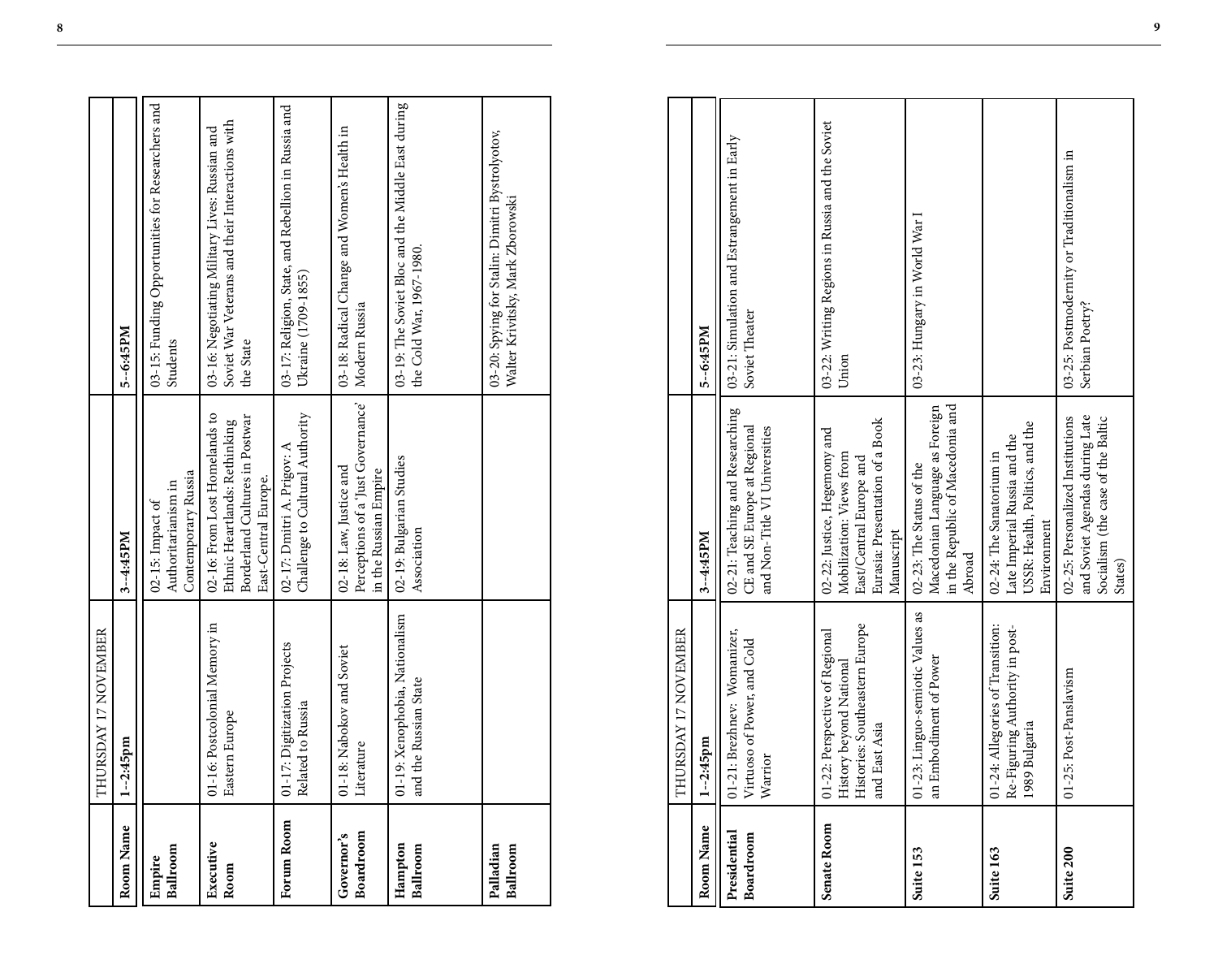| Room Name | THURSDAY 17 NOVEMBER 1–2:45pm | 3–4:45PM | 5–6:45PM |
|---|---|---|---|
| Empire Ballroom | | 02-15: Impact of Authoritarianism in Contemporary Russia | 03-15: Funding Opportunities for Researchers and Students |
| Executive Room | 01-16: Postcolonial Memory in Eastern Europe | 02-16: From Lost Homelands to Ethnic Heartlands: Rethinking Borderland Cultures in Postwar East-Central Europe. | 03-16: Negotiating Military Lives: Russian and Soviet War Veterans and their Interactions with the State |
| Forum Room | 01-17: Digitization Projects Related to Russia | 02-17: Dmitri A. Prigov: A Challenge to Cultural Authority | 03-17: Religion, State, and Rebellion in Russia and Ukraine (1709-1855) |
| Governor's Boardroom | 01-18: Nabokov and Soviet Literature | 02-18: Law, Justice and Perceptions of a 'Just Governance' in the Russian Empire | 03-18: Radical Change and Women's Health in Modern Russia |
| Hampton Ballroom | 01-19: Xenophobia, Nationalism and the Russian State | 02-19: Bulgarian Studies Association | 03-19: The Soviet Bloc and the Middle East during the Cold War, 1967-1980. |
| Palladian Ballroom | | | 03-20: Spying for Stalin: Dimitri Bystrolyotov, Walter Krivitsky, Mark Zborowski |

| Room Name | THURSDAY 17 NOVEMBER 1–2:45pm | 3–4:45PM | 5–6:45PM |
|---|---|---|---|
| Presidential Boardroom | 01-21: Brezhnev: Womanizer, Virtuoso of Power, and Cold Warrior | 02-21: Teaching and Researching CE and SE Europe at Regional and Non-Title VI Universities | 03-21: Simulation and Estrangement in Early Soviet Theater |
| Senate Room | 01-22: Perspective of Regional History beyond National Histories: Southeastern Europe and East Asia | 02-22: Justice, Hegemony and Mobilization: Views from East/Central Europe and Eurasia: Presentation of a Book Manuscript | 03-22: Writing Regions in Russia and the Soviet Union |
| Suite 153 | 01-23: Linguo-semiotic Values as an Embodiment of Power | 02-23: The Status of the Macedonian Language as Foreign in the Republic of Macedonia and Abroad | 03-23: Hungary in World War I |
| Suite 163 | 01-24: Allegories of Transition: Re-Figuring Authority in post-1989 Bulgaria | 02-24: The Sanatorium in Late Imperial Russia and the USSR: Health, Politics, and the Environment | |
| Suite 200 | 01-25: Post-Panslavism | 02-25: Personalized Institutions and Soviet Agendas during Late Socialism (the case of the Baltic States) | 03-25: Postmodernity or Traditionalism in Serbian Poetry? |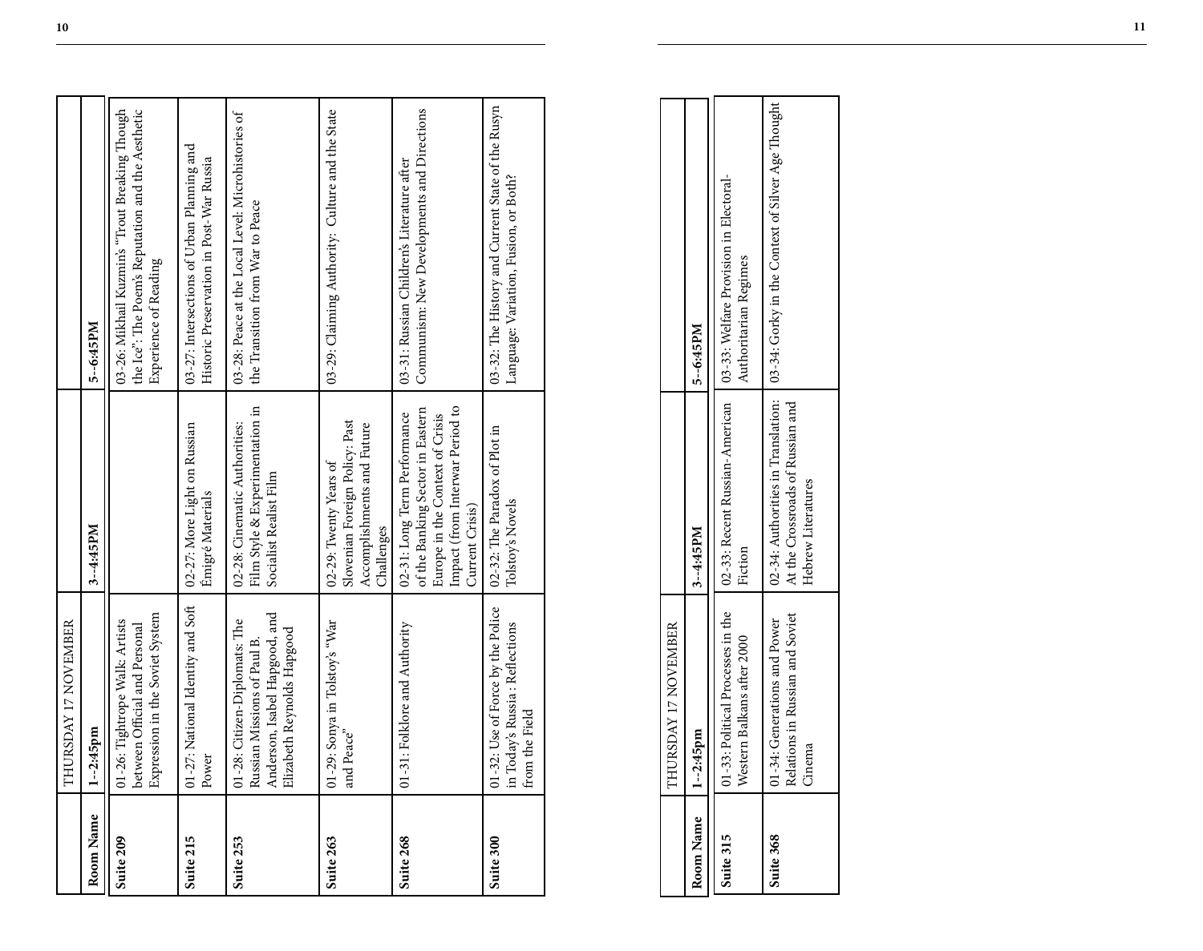| | THURSDAY 17 NOVEMBER | | |
|---|---|---|---|
| **Room Name** | **1–2:45pm** | **3–4:45PM** | **5–6:45PM** |
| **Suite 209** | 01-26: Tightrope Walk: Artists between Official and Personal Expression in the Soviet System | | 03-26: Mikhail Kuzmin's "Trout Breaking Though the Ice": The Poem's Reputation and the Aesthetic Experience of Reading |
| **Suite 215** | 01-27: National Identity and Soft Power | 02-27: More Light on Russian Émigré Materials | 03-27: Intersections of Urban Planning and Historic Preservation in Post-War Russia |
| **Suite 253** | 01-28: Citizen-Diplomats: The Russian Missions of Paul B. Anderson, Isabel Hapgood, and Elizabeth Reynolds Hapgood | 02-28: Cinematic Authorities: Film Style & Experimentation in Socialist Realist Film | 03-28: Peace at the Local Level: Microhistories of the Transition from War to Peace |
| **Suite 263** | 01-29: Sonya in Tolstoy's "War and Peace" | 02-29: Twenty Years of Slovenian Foreign Policy: Past Accomplishments and Future Challenges | 03-29: Claiming Authority: Culture and the State |
| **Suite 268** | 01-31: Folklore and Authority | 02-31: Long Term Performance of the Banking Sector in Eastern Europe in the Context of Crisis Impact (from Interwar Period to Current Crisis) | 03-31: Russian Children's Literature after Communism: New Developments and Directions |
| **Suite 300** | 01-32: Use of Force by the Police in Today's Russia : Reflections from the Field | 02-32: The Paradox of Plot in Tolstoy's Novels | 03-32: The History and Current State of the Rusyn Language: Variation, Fusion, or Both? |

| | THURSDAY 17 NOVEMBER | | |
|---|---|---|---|
| **Room Name** | **1–2:45pm** | **3–4:45PM** | **5–6:45PM** |
| **Suite 315** | 01-33: Political Processes in the Western Balkans after 2000 | 02-33: Recent Russian-American Fiction | 03-33: Welfare Provision in Electoral-Authoritarian Regimes |
| **Suite 368** | 01-34: Generations and Power Relations in Russian and Soviet Cinema | 02-34: Authorities in Translation: At the Crossroads of Russian and Hebrew Literatures | 03-34: Gorky in the Context of Silver Age Thought |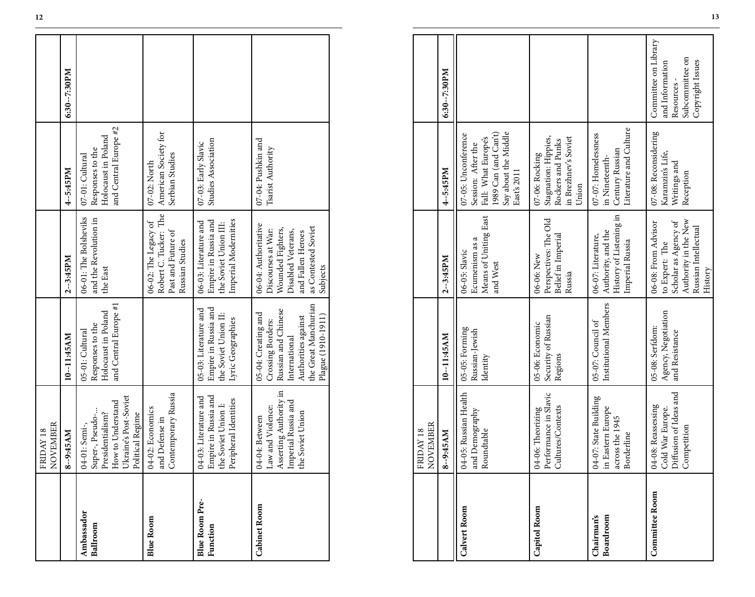| FRIDAY 18 NOVEMBER | 8--9:45AM | 10--11:45AM | 2--3:45PM | 4--5:45PM | 6:30--7:30PM |
|---|---|---|---|---|---|
| **Ambassador Ballroom** | 04-01: Semi-, Super-, Pseudo-... Presidentialism? How to Understand Ukraine's Post-Soviet Political Regime | 05-01: Cultural Responses to the Holocaust in Poland and Central Europe #1 | 06-01: The Bolsheviks and the Revolution in the East | 07-01: Cultural Responses to the Holocaust in Poland and Central Europe #2 | |
| **Blue Room** | 04-02: Economics and Defense in Contemporary Russia | | 06-02: The Legacy of Robert C. Tucker: The Past and Future of Russian Studies | 07-02: North American Society for Serbian Studies | |
| **Blue Room Pre-Function** | 04-03: Literature and Empire in Russia and the Soviet Union I: Peripheral Identities | 05-03: Literature and Empire in Russia and the Soviet Union II: Lyric Geographies | 06-03: Literature and Empire in Russia and the Soviet Union III: Imperial Modernities | 07-03: Early Slavic Studies Association | |
| **Cabinet Room** | 04-04: Between Law and Violence: Asserting Authority in Imperial Russia and the Soviet Union | 05-04: Creating and Crossing Borders: Russian and Chinese International Authorities against the Great Manchurian Plague (1910-1911) | 06-04: Authoritative Discourses at War: Wounded Fighters, Disabled Veterans, and Fallen Heroes as Contested Soviet Subjects | 07-04: Pushkin and Tsarist Authority | |

| FRIDAY 18 NOVEMBER | 8--9:45AM | 10--11:45AM | 2--3:45PM | 4--5:45PM | 6:30--7:30PM |
|---|---|---|---|---|---|
| **Calvert Room** | 04-05: Russian Health and Demography Roundtable | 05-05: Forming Russian-Jewish Identity | 06-05: Slavic Ecumenism as a Means of Uniting East and West | 07-05: Unconference Session: After the Fall: What Europe's 1989 Can (and Can't) Say about the Middle East's 2011 | |
| **Capitol Room** | 04-06: Theorizing Performance in Slavic Cultures/Contexts | 05-06: Economic Security of Russian Regions | 06-06: New Perspectives: The Old Belief in Imperial Russia | 07-06: Rocking Stagnation: Hippies, Rockers and Punks in Brezhnev's Soviet Union | |
| **Chairman's Boardroom** | 04-07: State Building in Eastern Europe across the 1945 Borderline | 05-07: Council of Institutional Members | 06-07: Literature, Authority, and the History of Listening in Imperial Russia | 07-07: Homelessness in Nineteenth-Century Russian Literature and Culture | |
| **Committee Room** | 04-08: Reassessing Cold War Europe. Diffusion of Ideas and Competition | 05-08: Serfdom: Agency, Negotiation and Resistance | 06-08: From Advisor to Expert: The Scholar as Agency of Authority in the New Russian Intellectual History | 07-08: Reconsidering Karamzin's Life, Writings and Reception | Committee on Library and Information Resources - Subcommittee on Copyright Issues |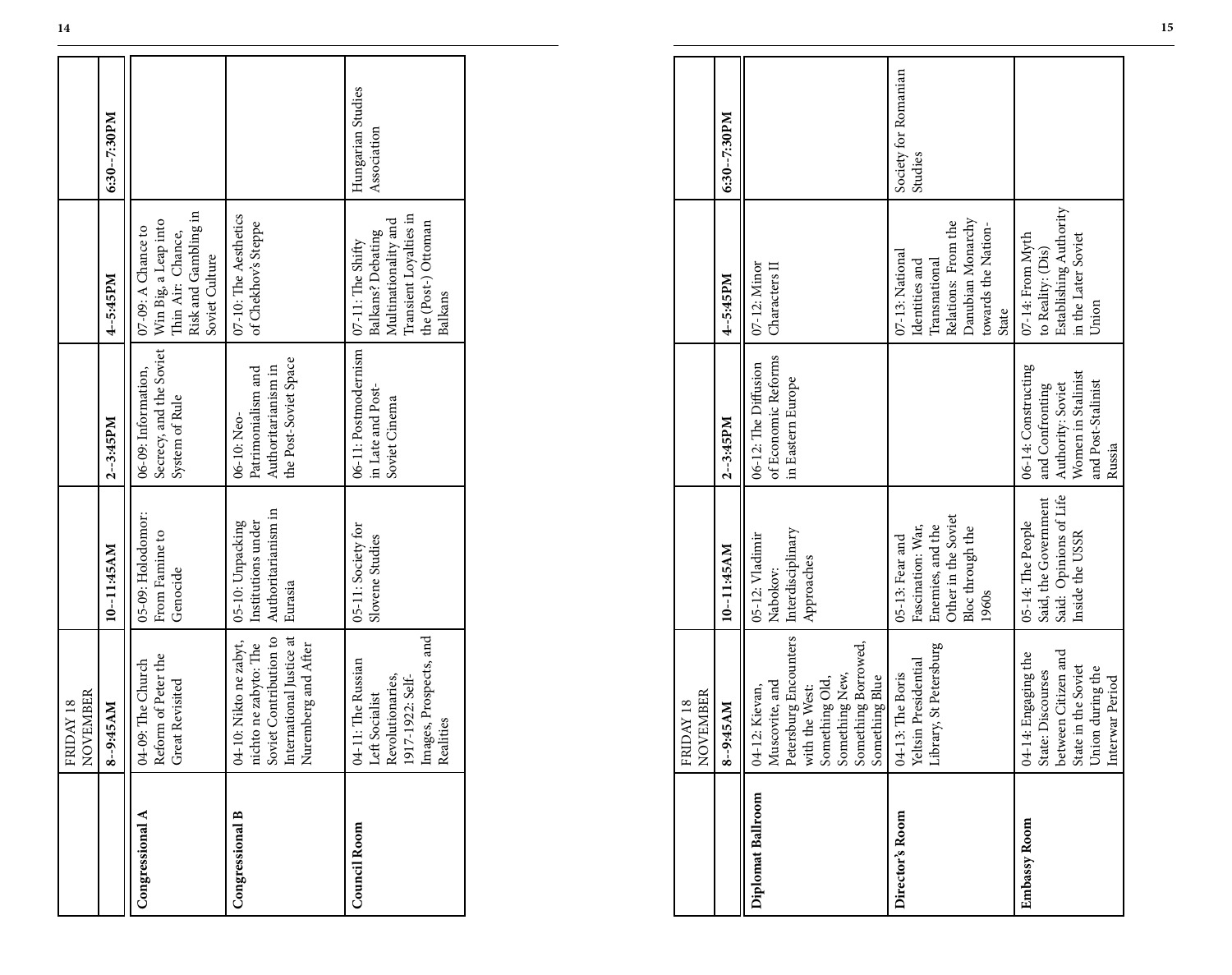| FRIDAY 18 NOVEMBER | 8--9:45AM | 10--11:45AM | 2--3:45PM | 4--5:45PM | 6:30--7:30PM |
|---|---|---|---|---|---|
| **Congressional A** | 04-09: The Church Reform of Peter the Great Revisited | 05-09: Holodomor: From Famine to Genocide | 06-09: Information, Secrecy, and the Soviet System of Rule | 07-09: A Chance to Win Big, a Leap into Thin Air: Chance, Risk and Gambling in Soviet Culture | |
| **Congressional B** | 04-10: Nikto ne zabyt, nichto ne zabyto: The Soviet Contribution to International Justice at Nuremberg and After | 05-10: Unpacking Institutions under Authoritarianism in Eurasia | 06-10: Neo-Patrimonialism and Authoritarianism in the Post-Soviet Space | 07-10: The Aesthetics of Chekhov's Steppe | |
| **Council Room** | 04-11: The Russian Left Socialist Revolutionaries, 1917-1922: Self-Images, Prospects, and Realities | 05-11: Society for Slovene Studies | 06-11: Postmodernism in Late and Post-Soviet Cinema | 07-11: The Shifty Balkans? Debating Multinationality and Transient Loyalties in the (Post-) Ottoman Balkans | Hungarian Studies Association |

| FRIDAY 18 NOVEMBER | 8--9:45AM | 10--11:45AM | 2--3:45PM | 4--5:45PM | 6:30--7:30PM |
|---|---|---|---|---|---|
| **Diplomat Ballroom** | 04-12: Kievan, Muscovite, and Petersburg Encounters with the West: Something Old, Something New, Something Borrowed, Something Blue | 05-12: Vladimir Nabokov: Interdisciplinary Approaches | 06-12: The Diffusion of Economic Reforms in Eastern Europe | 07-12: Minor Characters II | |
| **Director's Room** | 04-13: The Boris Yeltsin Presidential Library, St Petersburg | 05-13: Fear and Fascination: War, Enemies, and the Other in the Soviet Bloc through the 1960s | | 07-13: National Identities and Transnational Relations: From the Danubian Monarchy towards the Nation-State | Society for Romanian Studies |
| **Embassy Room** | 04-14: Engaging the State: Discourses between Citizen and State in the Soviet Union during the Interwar Period | 05-14: The People Said, the Government Said: Opinions of Life Inside the USSR | 06-14: Constructing and Confronting Authority: Soviet Women in Stalinist and Post-Stalinist Russia | 07-14: From Myth to Reality: (Dis) Establishing Authority in the Later Soviet Union | |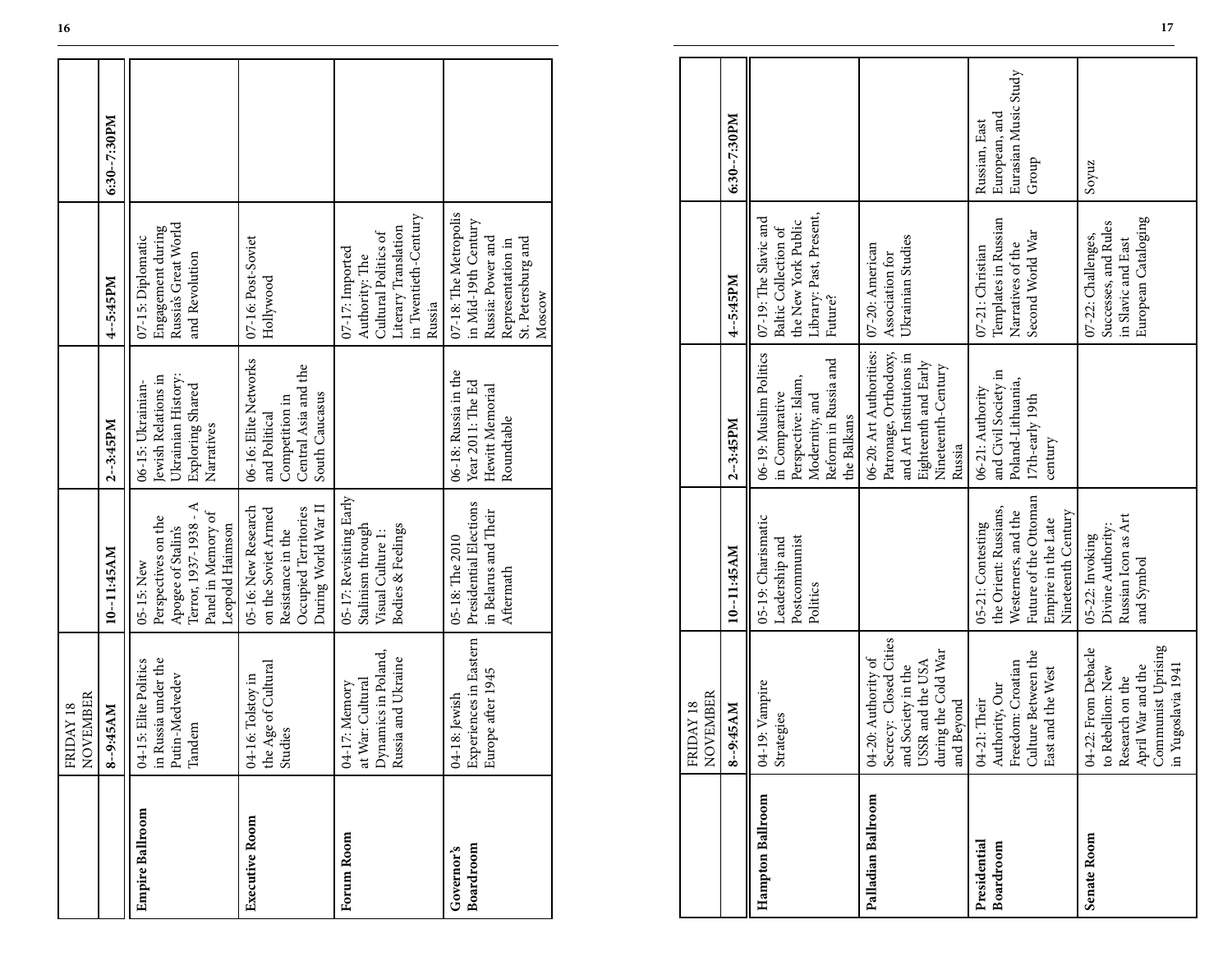| FRIDAY 18 NOVEMBER | 8--9:45AM | 10--11:45AM | 2--3:45PM | 4--5:45PM | 6:30--7:30PM |
|---|---|---|---|---|---|
| **Empire Ballroom** | 04-15: Elite Politics in Russia under the Putin-Medvedev Tandem | 05-15: New Perspectives on the Apogee of Stalin's Terror, 1937-1938 - A Panel in Memory of Leopold Haimson | 06-15: Ukrainian-Jewish Relations in Ukrainian History: Exploring Shared Narratives | 07-15: Diplomatic Engagement during Russia's Great World and Revolution | |
| **Executive Room** | 04-16: Tolstoy in the Age of Cultural Studies | 05-16: New Research on the Soviet Armed Resistance in the Occupied Territories During World War II | 06-16: Elite Networks and Political Competition in Central Asia and the South Caucasus | 07-16: Post-Soviet Hollywood | |
| **Forum Room** | 04-17: Memory at War: Cultural Dynamics in Poland, Russia and Ukraine | 05-17: Revisiting Early Stalinism through Visual Culture I: Bodies & Feelings | | 07-17: Imported Authority: The Cultural Politics of Literary Translation in Twentieth-Century Russia | |
| **Governor's Boardroom** | 04-18: Jewish Experiences in Eastern Europe after 1945 | 05-18: The 2010 Presidential Elections in Belarus and Their Aftermath | 06-18: Russia in the Year 2011: The Ed Hewitt Memorial Roundtable | 07-18: The Metropolis in Mid-19th Century Russia: Power and Representation in St. Petersburg and Moscow | |

| FRIDAY 18 NOVEMBER | 8--9:45AM | 10--11:45AM | 2--3:45PM | 4--5:45PM | 6:30--7:30PM |
|---|---|---|---|---|---|
| **Hampton Ballroom** | 04-19: Vampire Strategies | 05-19: Charismatic Leadership and Postcommunist Politics | 06-19: Muslim Politics in Comparative Perspective: Islam, Modernity, and Reform in Russia and the Balkans | 07-19: The Slavic and Baltic Collection of the New York Public Library: Past, Present, Future? | |
| **Palladian Ballroom** | 04-20: Authority of Secrecy: Closed Cities and Society in the USSR and the USA during the Cold War and Beyond | | 06-20: Art Authorities: Patronage, Orthodoxy, and Art Institutions in Eighteenth and Early Nineteenth-Century Russia | 07-20: American Association for Ukrainian Studies | |
| **Presidential Boardroom** | 04-21: Their Authority, Our Freedom: Croatian Culture Between the East and the West | 05-21: Contesting the Orient: Russians, Westerners, and the Future of the Ottoman Empire in the Late Nineteenth Century | 06-21: Authority and Civil Society in Poland-Lithuania, 17th-early 19th century | 07-21: Christian Templates in Russian Narratives of the Second World War | Russian, East European, and Eurasian Music Study Group |
| **Senate Room** | 04-22: From Debacle to Rebellion: New Research on the April War and the Communist Uprising in Yugoslavia 1941 | 05-22: Invoking Divine Authority: Russian Icon as Art and Symbol | | 07-22: Challenges, Successes, and Rules in Slavic and East European Cataloging | Soyuz |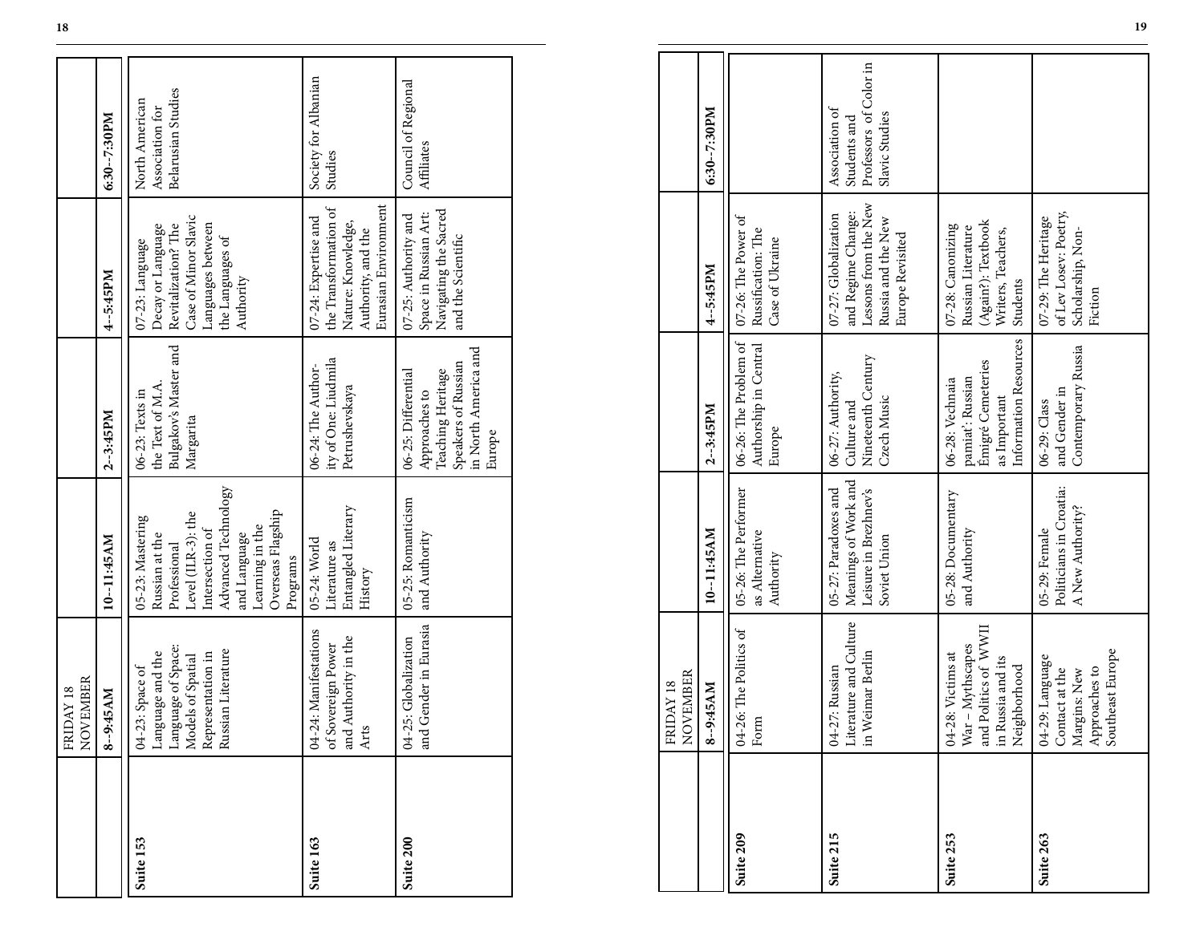| FRIDAY 18 NOVEMBER | 8--9:45AM | 10--11:45AM | 2--3:45PM | 4--5:45PM | 6:30--7:30PM |
|---|---|---|---|---|---|
| Suite 153 | 04-23: Space of Language and the Language of Space: Models of Spatial Representation in Russian Literature | 05-23: Mastering Russian at the Professional Level (ILR-3): the Intersection of Advanced Technology and Language Learning in the Overseas Flagship Programs | 06-23: Texts in the Text of M.A. Bulgakov's Master and Margarita | 07-23: Language Decay or Language Revitalization? The Case of Minor Slavic Languages between the Languages of Authority | North American Association for Belarusian Studies |
| Suite 163 | 04-24: Manifestations of Sovereign Power and Authority in the Arts | 05-24: World Literature as Entangled Literary History | 06-24: The Authority of One: Liudmila Petrushevskaya | 07-24: Expertise and the Transformation of Nature: Knowledge, Authority, and the Eurasian Environment | Society for Albanian Studies |
| Suite 200 | 04-25: Globalization and Gender in Eurasia | 05-25: Romanticism and Authority | 06-25: Differential Approaches to Teaching Heritage Speakers of Russian in North America and Europe | 07-25: Authority and Space in Russian Art: Navigating the Sacred and the Scientific | Council of Regional Affiliates |

| FRIDAY 18 NOVEMBER | 8--9:45AM | 10--11:45AM | 2--3:45PM | 4--5:45PM | 6:30--7:30PM |
|---|---|---|---|---|---|
| Suite 209 | 04-26: The Politics of Form | 05-26: The Performer as Alternative Authority | 06-26: The Problem of Authorship in Central Europe | 07-26: The Power of Russification: The Case of Ukraine | |
| Suite 215 | 04-27: Russian Literature and Culture in Weimar Berlin | 05-27: Paradoxes and Meanings of Work and Leisure in Brezhnev's Soviet Union | 06-27: Authority, Culture and Nineteenth Century Czech Music | 07-27: Globalization and Regime Change: Lessons from the New Russia and the New Europe Revisited | Association of Students and Professors of Color in Slavic Studies |
| Suite 253 | 04-28: Victims at War – Mythscapes and Politics of WWII in Russia and its Neighborhood | 05-28: Documentary and Authority | 06-28: Vechnaia pamiat': Russian Émigré Cemeteries as Important Information Resources | 07-28: Canonizing Russian Literature (Again?): Textbook Writers, Teachers, Students | |
| Suite 263 | 04-29: Language Contact at the Margins: New Approaches to Southeast Europe | 05-29: Female Politicians in Croatia: A New Authority? | 06-29: Class and Gender in Contemporary Russia | 07-29: The Heritage of Lev Losev: Poetry, Scholarship, Non-Fiction | |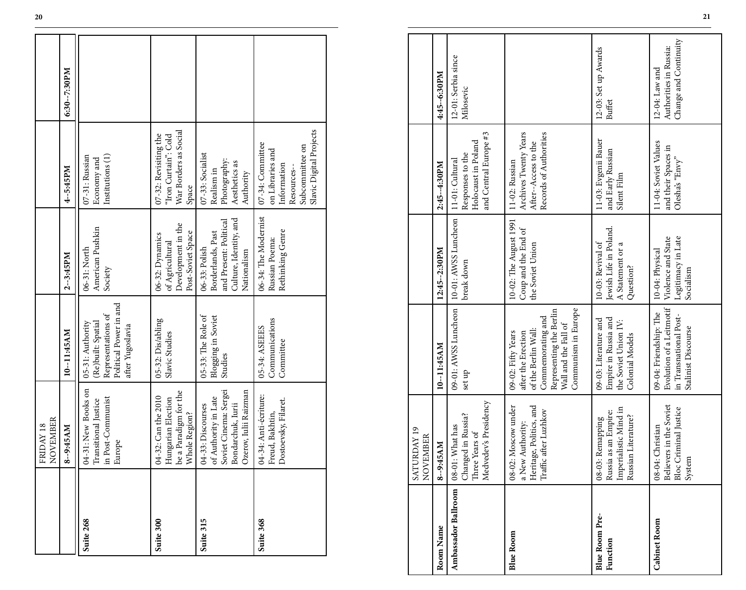| FRIDAY 18 NOVEMBER | 8--9:45AM | 10--11:45AM | 2--3:45PM | 4--5:45PM | 6:30--7:30PM |
|---|---|---|---|---|---|
| **Suite 268** | 04-31: New Books on Transitional Justice in Post-Communist Europe | 05-31: Authority (Re)built: Spatial Representations of Political Power in and after Yugoslavia | 06-31: North American Pushkin Society | 07-31: Russian Economy and Institutions (1) | |
| **Suite 300** | 04-32: Can the 2010 Hungarian Election be a Paradigm for the Whole Region? | 05-32: Dis/abling Slavic Studies | 06-32: Dynamics of Agricultural Development in the Post-Soviet Space | 07-32: Revisiting the "Iron Curtain": Cold War Borders as Social Space | |
| **Suite 315** | 04-33: Discourses of Authority in Late Soviet Cinema: Sergei Bondarchuk, Iurii Ozerov, Iulii Raizman | 05-33: The Role of Blogging in Soviet Studies | 06-33: Polish Borderlands, Past and Present: Political Culture, Identity, and Nationalism | 07-33: Socialist Realism in Photography: Aesthetics as Authority | |
| **Suite 368** | 04-34: Anti-écriture: Freud, Bakhtin, Dostoevsky, Filaret. | 05-34: ASEEES Communications Committee | 06-34: The Modernist Russian Poema: Rethinking Genre | 07-34: Committee on Libraries and Information Resources--Subcommittee on Slavic Digital Projects | |

| Room Name | SATURDAY 19 NOVEMBER 8--9:45AM | 10--11:45AM | 12:45--2:30PM | 2:45--4:30PM | 4:45--6:30PM |
|---|---|---|---|---|---|
| **Ambassador Ballroom** | 08-01: What has Changed in Russia? Three Years of Medvedev's Presidency | 09-01: AWSS Luncheon set up | 10-01: AWSS Luncheon break down | 11-01: Cultural Responses to the Holocaust in Poland and Central Europe #3 | 12-01: Serbia since Milosevic |
| **Blue Room** | 08-02: Moscow under a New Authority: Heritage, Politics, and Traffic after Luzhkov | 09-02: Fifty Years after the Erection of the Berlin Wall: Commemorating and Representing the Berlin Wall and the Fall of Communism in Europe | 10-02: The August 1991 Coup and the End of the Soviet Union | 11-02: Russian Archives Twenty Years After--Access to the Records of Authorities | |
| **Blue Room Pre-Function** | 08-03: Remapping Russia as an Empire: Imperialistic Mind in Russian Literature? | 09-03: Literature and Empire in Russia and the Soviet Union IV: Colonial Models | 10-03: Revival of Jewish Life in Poland. A Statement or a Question? | 11-03: Evgenii Bauer and Early Russian Silent Film | 12-03: Set up Awards Buffet |
| **Cabinet Room** | 08-04: Christian Believers in the Soviet Bloc Criminal Justice System | 09-04: Friendship: The Evolution of a Leitmotif in Transnational Post-Stalinist Discourse | 10-04: Physical Violence and State Legitimacy in Late Socialism | 11-04: Soviet Values and their Spaces in Olesha's "Envy" | 12-04: Law and Authorities in Russia: Change and Continuity |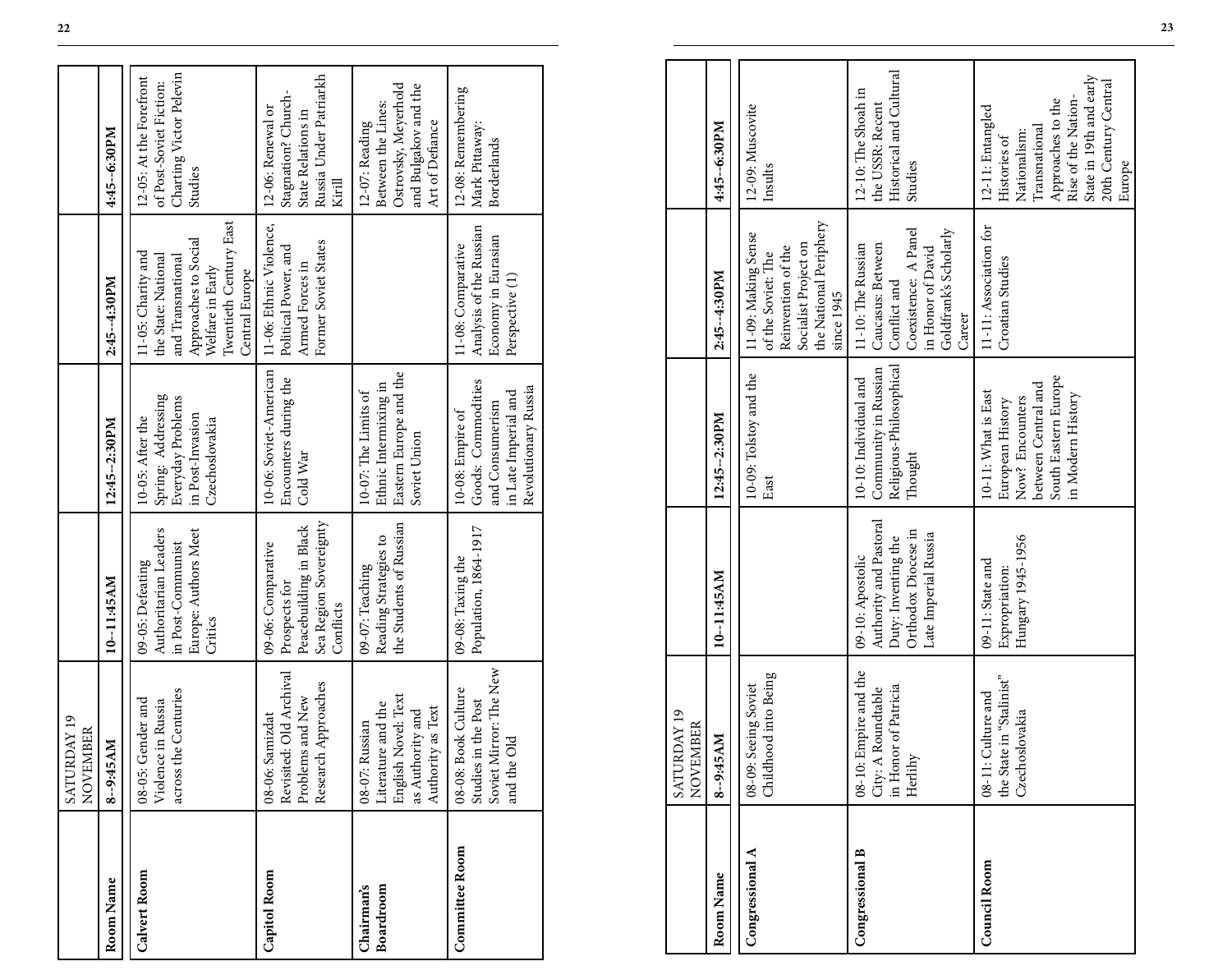| Room Name | SATURDAY 19 NOVEMBER 8--9:45AM | 10--11:45AM | 12:45--2:30PM | 2:45--4:30PM | 4:45--6:30PM |
|---|---|---|---|---|---|
| Calvert Room | 08-05: Gender and Violence in Russia across the Centuries | 09-05: Defeating Authoritarian Leaders in Post-Communist Europe: Authors Meet Critics | 10-05: After the Spring: Addressing Everyday Problems in Post-Invasion Czechoslovakia | 11-05: Charity and the State: National and Transnational Approaches to Social Welfare in Early Twentieth Century East Central Europe | 12-05: At the Forefront of Post-Soviet Fiction: Charting Victor Pelevin Studies |
| Capitol Room | 08-06: Samizdat Revisited: Old Archival Problems and New Research Approaches | 09-06: Comparative Prospects for Peacebuilding in Black Sea Region Sovereignty Conflicts | 10-06: Soviet-American Encounters during the Cold War | 11-06: Ethnic Violence, Political Power, and Armed Forces in Former Soviet States | 12-06: Renewal or Stagnation? Church-State Relations in Russia Under Patriarkh Kirill |
| Chairman's Boardroom | 08-07: Russian Literature and the English Novel: Text as Authority and Authority as Text | 09-07: Teaching Reading Strategies to the Students of Russian | 10-07: The Limits of Ethnic Intermixing in Eastern Europe and the Soviet Union | | 12-07: Reading Between the Lines: Ostrovsky, Meyerhold and Bulgakov and the Art of Defiance |
| Committee Room | 08-08: Book Culture Studies in the Post Soviet Mirror: The New and the Old | 09-08: Taxing the Population, 1864-1917 | 10-08: Empire of Goods: Commodities and Consumerism in Late Imperial and Revolutionary Russia | 11-08: Comparative Analysis of the Russian Economy in Eurasian Perspective (1) | 12-08: Remembering Mark Pittaway: Borderlands |

| Room Name | SATURDAY 19 NOVEMBER 8--9:45AM | 10--11:45AM | 12:45--2:30PM | 2:45--4:30PM | 4:45--6:30PM |
|---|---|---|---|---|---|
| Congressional A | 08-09: Seeing Soviet Childhood into Being | | 10-09: Tolstoy and the East | 11-09: Making Sense of the Soviet: The Reinvention of the Socialist Project on the National Periphery since 1945 | 12-09: Muscovite Insults |
| Congressional B | 08-10: Empire and the City: A Roundtable in Honor of Patricia Herlihy | 09-10: Apostolic Authority and Pastoral Duty: Inventing the Orthodox Diocese in Late Imperial Russia | 10-10: Individual and Community in Russian Religious-Philosophical Thought | 11-10: The Russian Caucasus: Between Conflict and Coexistence: A Panel in Honor of David Goldfrank's Scholarly Career | 12-10: The Shoah in the USSR: Recent Historical and Cultural Studies |
| Council Room | 08-11: Culture and the State in "Stalinist" Czechoslovakia | 09-11: State and Expropriation: Hungary 1945-1956 | 10-11: What is East European History Now? Encounters between Central and South Eastern Europe in Modern History | 11-11: Association for Croatian Studies | 12-11: Entangled Histories of Nationalism: Transnational Approaches to the Rise of the Nation-State in 19th and early 20th Century Central Europe |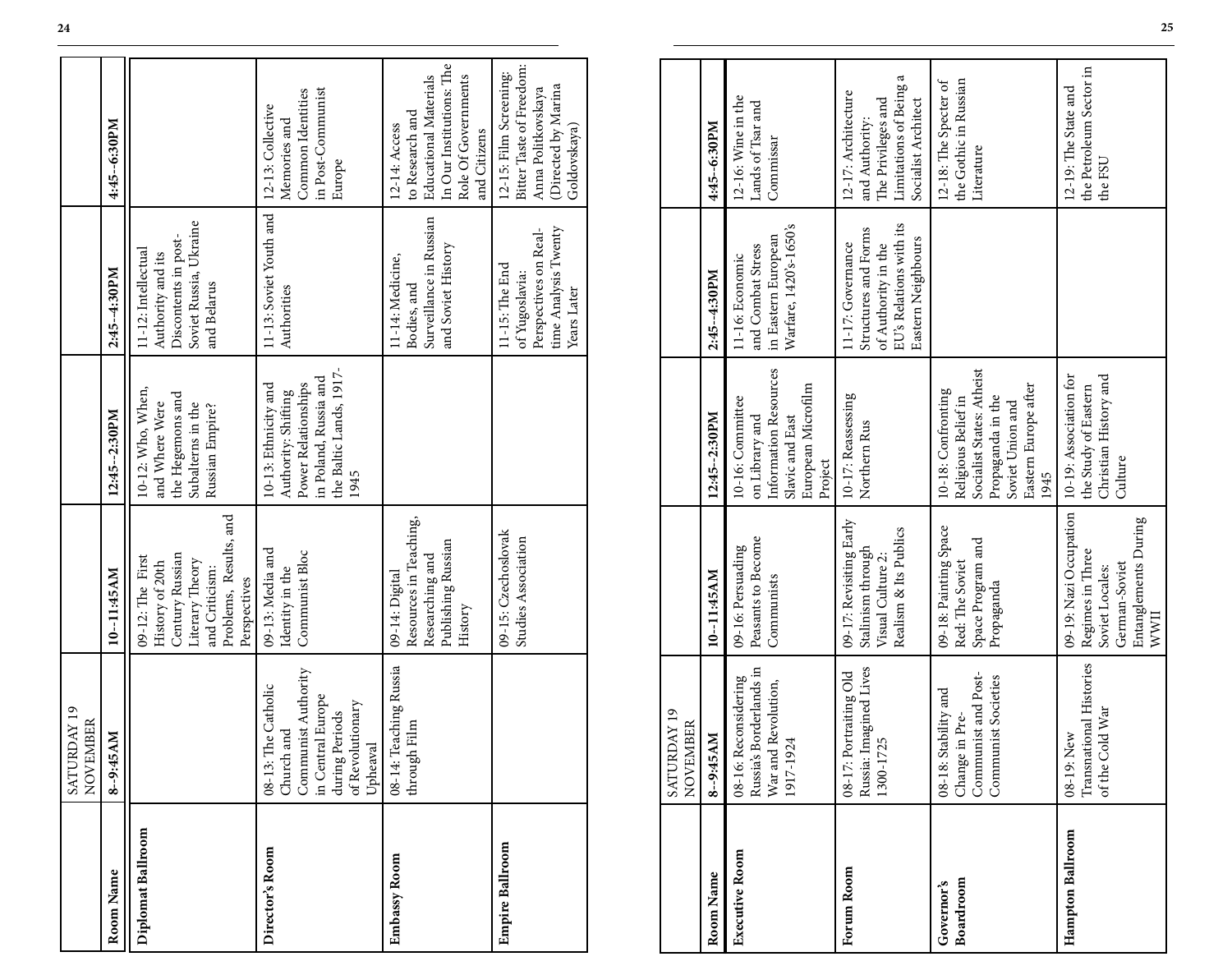| Room Name | SATURDAY 19 NOVEMBER 8–9:45AM | 10–11:45AM | 12:45–2:30PM | 2:45–4:30PM | 4:45–6:30PM |
|---|---|---|---|---|---|
| Diplomat Ballroom | | 09-12: The First History of 20th Century Russian Literary Theory and Criticism: Problems, Results, and Perspectives | 10-12: Who, When, and Where Were the Hegemons and Subalterns in the Russian Empire? | 11-12: Intellectual Authority and its Discontents in post-Soviet Russia, Ukraine and Belarus | |
| Director's Room | 08-13: The Catholic Church and Communist Authority in Central Europe during Periods of Revolutionary Upheaval | 09-13: Media and Identity in the Communist Bloc | 10-13: Ethnicity and Authority: Shifting Power Relationships in Poland, Russia and the Baltic Lands, 1917-1945 | 11-13: Soviet Youth and Authorities | 12-13: Collective Memories and Common Identities in Post-Communist Europe |
| Embassy Room | 08-14: Teaching Russia through Film | 09-14: Digital Resources in Teaching, Researching and Publishing Russian History | | 11-14: Medicine, Bodies, and Surveillance in Russian and Soviet History | 12-14: Access to Research and Educational Materials In Our Institutions: The Role Of Governments and Citizens |
| Empire Ballroom | | 09-15: Czechoslovak Studies Association | | 11-15: The End of Yugoslavia: Perspectives on Real-time Analysis Twenty Years Later | 12-15: Film Screening: Bitter Taste of Freedom: Anna Politkovskaya (Directed by Marina Goldovskaya) |

| Room Name | SATURDAY 19 NOVEMBER 8–9:45AM | 10–11:45AM | 12:45–2:30PM | 2:45–4:30PM | 4:45–6:30PM |
|---|---|---|---|---|---|
| Executive Room | 08-16: Reconsidering Russia's Borderlands in War and Revolution, 1917-1924 | 09-16: Persuading Peasants to Become Communists | 10-16: Committee on Library and Information Resources Slavic and East European Microfilm Project | 11-16: Economic and Combat Stress in Eastern European Warfare, 1420's-1650's | 12-16: Wine in the Lands of Tsar and Commissar |
| Forum Room | 08-17: Portraiting Old Russia: Imagined Lives 1300-1725 | 09-17: Revisiting Early Stalinism through Visual Culture 2: Realism & Its Publics | 10-17: Reassessing Northern Rus | 11-17: Governance Structures and Forms of Authority in the EU's Relations with its Eastern Neighbours | 12-17: Architecture and Authority: The Privileges and Limitations of Being a Socialist Architect |
| Governor's Boardroom | 08-18: Stability and Change in Pre-Communist and Post-Communist Societies | 09-18: Painting Space Red: The Soviet Space Program and Propaganda | 10-18: Confronting Religious Belief in Socialist States: Atheist Propaganda in the Soviet Union and Eastern Europe after 1945 | | 12-18: The Specter of the Gothic in Russian Literature |
| Hampton Ballroom | 08-19: New Transnational Histories of the Cold War | 09-19: Nazi Occupation Regimes in Three Soviet Locales: German-Soviet Entanglements During WWII | 10-19: Association for the Study of Eastern Christian History and Culture | | 12-19: The State and the Petroleum Sector in the FSU |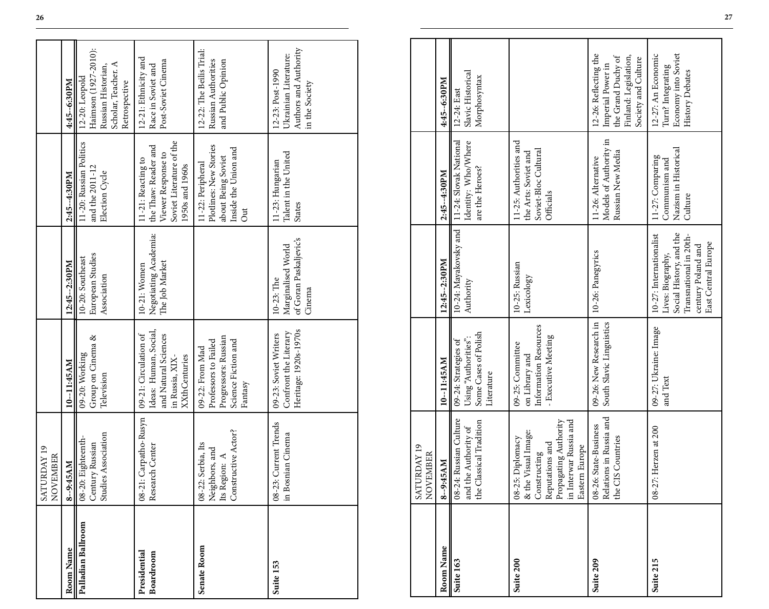| Room Name | SATURDAY 19 NOVEMBER 8--9:45AM | 10--11:45AM | 12:45--2:30PM | 2:45--4:30PM | 4:45--6:30PM |
| --- | --- | --- | --- | --- | --- |
| **Palladian Ballroom** | 08-20: Eighteenth-Century Russian Studies Association | 09-20: Working Group on Cinema & Television | 10-20: Southeast European Studies Association | 11-20: Russian Politics and the 2011-12 Election Cycle | 12-20: Leopold Haimson (1927-2010): Russian Historian, Scholar, Teacher. A Retrospective |
| **Presidential Boardroom** | 08-21: Carpatho-Rusyn Research Center | 09-21: Circulation of Ideas: Human, Social, and Natural Sciences in Russia, XIX-XXthCenturies | 10-21: Women Negotiating Academia: The Job Market | 11-21: Reacting to the Thaw: Reader and Viewer Response to Soviet Literature of the 1950s and 1960s | 12-21: Ethnicity and Race in Soviet and Post-Soviet Cinema |
| **Senate Room** | 08-22: Serbia, Its Neighbors, and Its Region: A Constructive Actor? | 09-22: From Mad Professors to Failed Progressors: Russian Science Fiction and Fantasy | | 11-22: Peripheral Plotlines: New Stories about Being Soviet Inside the Union and Out | 12-22: The Beilis Trial: Russian Authorities and Public Opinion |
| **Suite 153** | 08-23: Current Trends in Bosnian Cinema | 09-23: Soviet Writers Confront the Literary Heritage: 1920s-1970s | 10-23: The Marginalised World of Goran Paskaljević's Cinema | 11-23: Hungarian Talent in the United States | 12-23: Post-1990 Ukrainian Literature: Authors and Authority in the Society |

| Room Name | SATURDAY 19 NOVEMBER 8--9:45AM | 10--11:45AM | 12:45--2:30PM | 2:45--4:30PM | 4:45--6:30PM |
| --- | --- | --- | --- | --- | --- |
| **Suite 163** | 08-24: Russian Culture and the Authority of the Classical Tradition | 09-24: Strategies of Using "Authorities": Some Cases of Polish Literature | 10-24: Mayakovsky and Authority | 11-24: Slovak National Identity: Who/Where are the Heroes? | 12-24: East Slavic Historical Morphosyntax |
| **Suite 200** | 08-25: Diplomacy & the Visual Image: Constructing Reputations and Propagating Authority in Interwar Russia and Eastern Europe | 09-25: Committee on Library and Information Resources - Executive Meeting | 10-25: Russian Lexicology | 11-25: Authorities and the Arts: Soviet and Soviet-Bloc Cultural Officials | |
| **Suite 209** | 08-26: State-Business Relations in Russia and the CIS Countries | 09-26: New Research in South Slavic Linguistics | 10-26: Panegyrics | 11-26: Alternative Models of Authority in Russian New Media | 12-26: Reflecting the Imperial Power in the Grand Duchy of Finland: Legislation, Society and Culture |
| **Suite 215** | 08-27: Herzen at 200 | 09-27: Ukraine: Image and Text | 10-27: Internationalist Lives: Biography, Social History, and the Transnational in 20th-century Poland and East Central Europe | 11-27: Comparing Communism and Nazism in Historical Culture | 12-27: An Economic Turn? Integrating Economy into Soviet History Debates |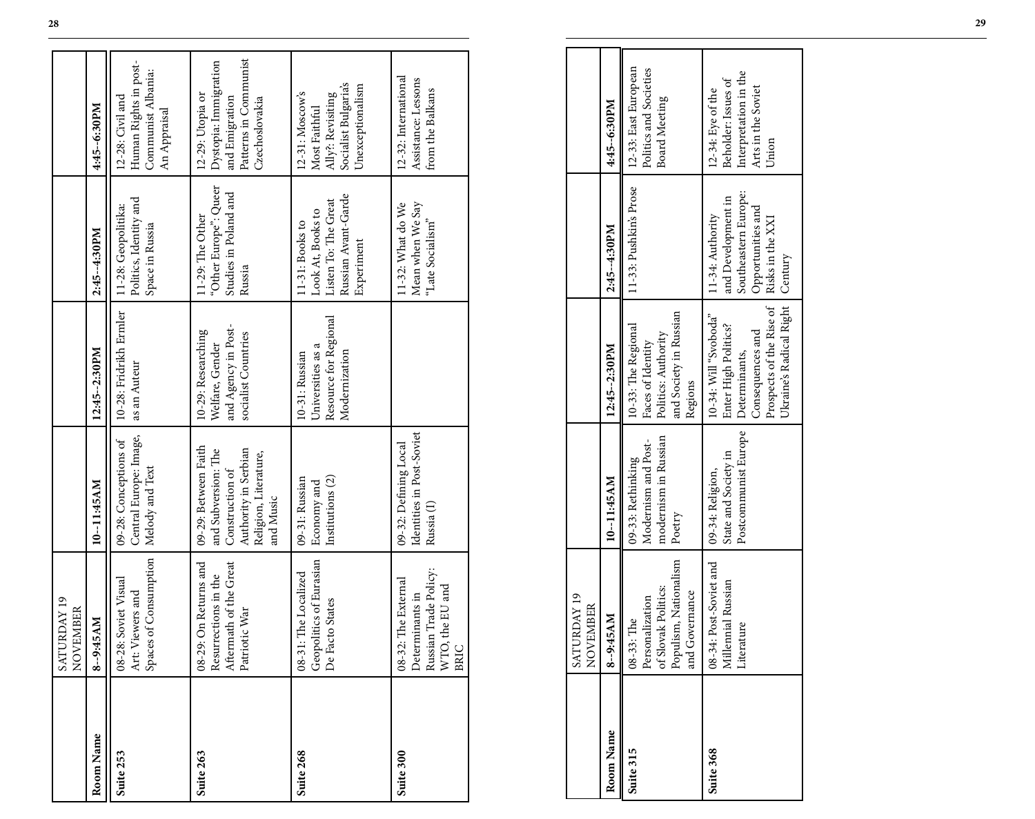| Room Name | SATURDAY 19 NOVEMBER 8--9:45AM | 10--11:45AM | 12:45--2:30PM | 2:45--4:30PM | 4:45--6:30PM |
|---|---|---|---|---|---|
| Suite 253 | 08-28: Soviet Visual Art: Viewers and Spaces of Consumption | 09-28: Conceptions of Central Europe: Image, Melody and Text | 10-28: Fridrikh Ermler as an Auteur | 11-28: Geopolitika: Politics, Identity and Space in Russia | 12-28: Civil and Human Rights in post-Communist Albania: An Appraisal |
| Suite 263 | 08-29: On Returns and Resurrections in the Aftermath of the Great Patriotic War | 09-29: Between Faith and Subversion: The Construction of Authority in Serbian Religion, Literature, and Music | 10-29: Researching Welfare, Gender and Agency in Post-socialist Countries | 11-29: The Other "Other Europe": Queer Studies in Poland and Russia | 12-29: Utopia or Dystopia: Immigration and Emigration Patterns in Communist Czechoslovakia |
| Suite 268 | 08-31: The Localized Geopolitics of Eurasian De Facto States | 09-31: Russian Economy and Institutions (2) | 10-31: Russian Universities as a Resource for Regional Modernization | 11-31: Books to Look At, Books to Listen To: The Great Russian Avant-Garde Experiment | 12-31: Moscow's Most Faithful Ally?: Revisiting Socialist Bulgaria's Unexceptionalism |
| Suite 300 | 08-32: The External Determinants in Russian Trade Policy: WTO, the EU and BRIC | 09-32: Defining Local Identities in Post-Soviet Russia (I) | | 11-32: What do We Mean when We Say "Late Socialism" | 12-32: International Assistance: Lessons from the Balkans |

| Room Name | SATURDAY 19 NOVEMBER 8--9:45AM | 10--11:45AM | 12:45--2:30PM | 2:45--4:30PM | 4:45--6:30PM |
|---|---|---|---|---|---|
| Suite 315 | 08-33: The Personalization of Slovak Politics: Populism, Nationalism and Governance | 09-33: Rethinking Modernism and Post-modernism in Russian Poetry | 10-33: The Regional Faces of Identity Politics: Authority and Society in Russian Regions | 11-33: Pushkin's Prose | 12-33: East European Politics and Societies Board Meeting |
| Suite 368 | 08-34: Post-Soviet and Millennial Russian Literature | 09-34: Religion, State and Society in Postcommunist Europe | 10-34: Will "Svoboda" Enter High Politics? Determinants, Consequences and Prospects of the Rise of Ukraine's Radical Right | 11-34: Authority and Development in Southeastern Europe: Opportunities and Risks in the XXI Century | 12-34: Eye of the Beholder: Issues of Interpretation in the Arts in the Soviet Union |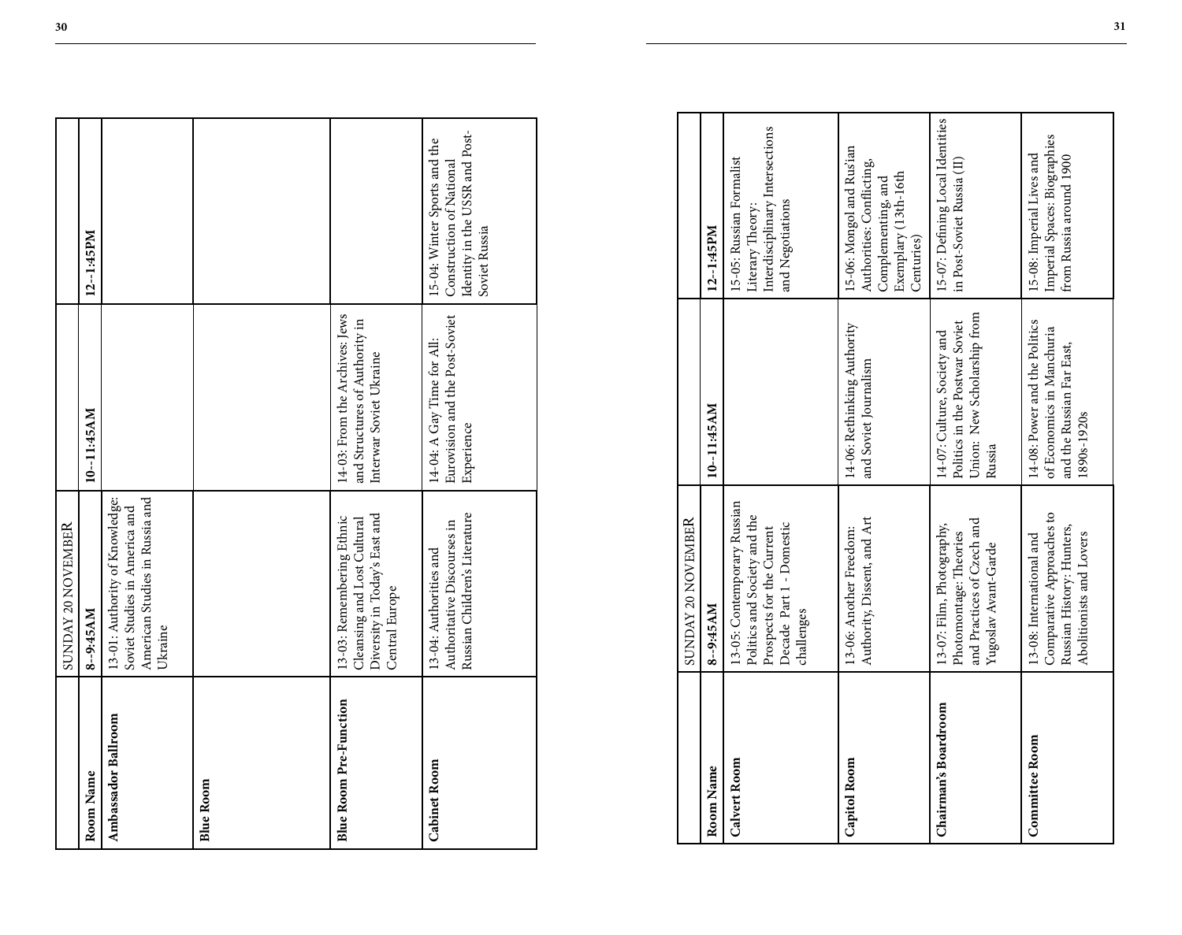| | SUNDAY 20 NOVEMBER | | |
|---|---|---|---|
| Room Name | 8--9:45AM | 10--11:45AM | 12--1:45PM |
| Ambassador Ballroom | 13-01: Authority of Knowledge: Soviet Studies in America and American Studies in Russia and Ukraine | | |
| Blue Room | | | |
| Blue Room Pre-Function | 13-03: Remembering Ethnic Cleansing and Lost Cultural Diversity in Today's East and Central Europe | 14-03: From the Archives: Jews and Structures of Authority in Interwar Soviet Ukraine | |
| Cabinet Room | 13-04: Authorities and Authoritative Discourses in Russian Children's Literature | 14-04: A Gay Time for All: Eurovision and the Post-Soviet Experience | 15-04: Winter Sports and the Construction of National Identity in the USSR and Post-Soviet Russia |

| | SUNDAY 20 NOVEMBER | | |
|---|---|---|---|
| Room Name | 8--9:45AM | 10--11:45AM | 12--1:45PM |
| Calvert Room | 13-05: Contemporary Russian Politics and Society and the Prospects for the Current Decade Part 1 - Domestic challenges | | 15-05: Russian Formalist Literary Theory: Interdisciplinary Intersections and Negotiations |
| Capitol Room | 13-06: Another Freedom: Authority, Dissent, and Art | 14-06: Rethinking Authority and Soviet Journalism | 15-06: Mongol and Rus'ian Authorities: Conflicting, Complementing, and Exemplary (13th-16th Centuries) |
| Chairman's Boardroom | 13-07: Film, Photography, Photomontage: Theories and Practices of Czech and Yugoslav Avant-Garde | 14-07: Culture, Society and Politics in the Postwar Soviet Union: New Scholarship from Russia | 15-07: Defining Local Identities in Post-Soviet Russia (II) |
| Committee Room | 13-08: International and Comparative Approaches to Russian History: Hunters, Abolitionists and Lovers | 14-08: Power and the Politics of Economics in Manchuria and the Russian Far East, 1890s-1920s | 15-08: Imperial Lives and Imperial Spaces: Biographies from Russia around 1900 |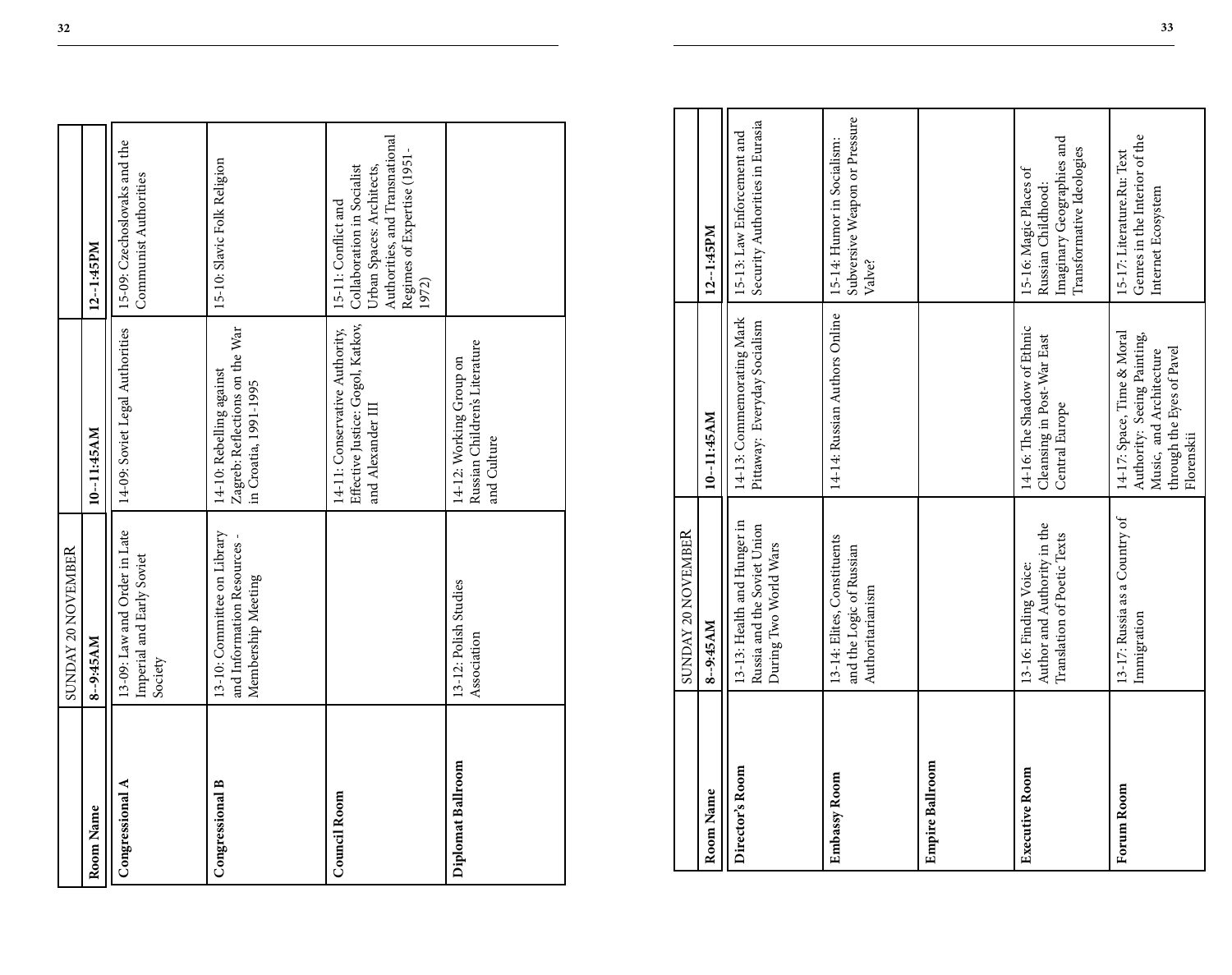| Room Name | SUNDAY 20 NOVEMBER 8--9:45AM | 10--11:45AM | 12--1:45PM |
|---|---|---|---|
| Congressional A | 13-09: Law and Order in Late Imperial and Early Soviet Society | 14-09: Soviet Legal Authorities | 15-09: Czechoslovaks and the Communist Authorities |
| Congressional B | 13-10: Committee on Library and Information Resources - Membership Meeting | 14-10: Rebelling against Zagreb: Reflections on the War in Croatia, 1991-1995 | 15-10: Slavic Folk Religion |
| Council Room | | 14-11: Conservative Authority, Effective Justice: Gogol, Katkov, and Alexander III | 15-11: Conflict and Collaboration in Socialist Urban Spaces: Architects, Authorities, and Transnational Regimes of Expertise (1951-1972) |
| Diplomat Ballroom | 13-12: Polish Studies Association | 14-12: Working Group on Russian Children's Literature and Culture | |

| Room Name | SUNDAY 20 NOVEMBER 8--9:45AM | 10--11:45AM | 12--1:45PM |
|---|---|---|---|
| Director's Room | 13-13: Health and Hunger in Russia and the Soviet Union During Two World Wars | 14-13: Commemorating Mark Pittaway: Everyday Socialism | 15-13: Law Enforcement and Security Authorities in Eurasia |
| Embassy Room | 13-14: Elites, Constituents and the Logic of Russian Authoritarianism | 14-14: Russian Authors Online | 15-14: Humor in Socialism: Subversive Weapon or Pressure Valve? |
| Empire Ballroom | | | |
| Executive Room | 13-16: Finding Voice: Author and Authority in the Translation of Poetic Texts | 14-16: The Shadow of Ethnic Cleansing in Post-War East Central Europe | 15-16: Magic Places of Russian Childhood: Imaginary Geographies and Transformative Ideologies |
| Forum Room | 13-17: Russia as a Country of Immigration | 14-17: Space, Time & Moral Authority: Seeing Painting, Music, and Architecture through the Eyes of Pavel Florenskii | 15-17: Literature.Ru: Text Genres in the Interior of the Internet Ecosystem |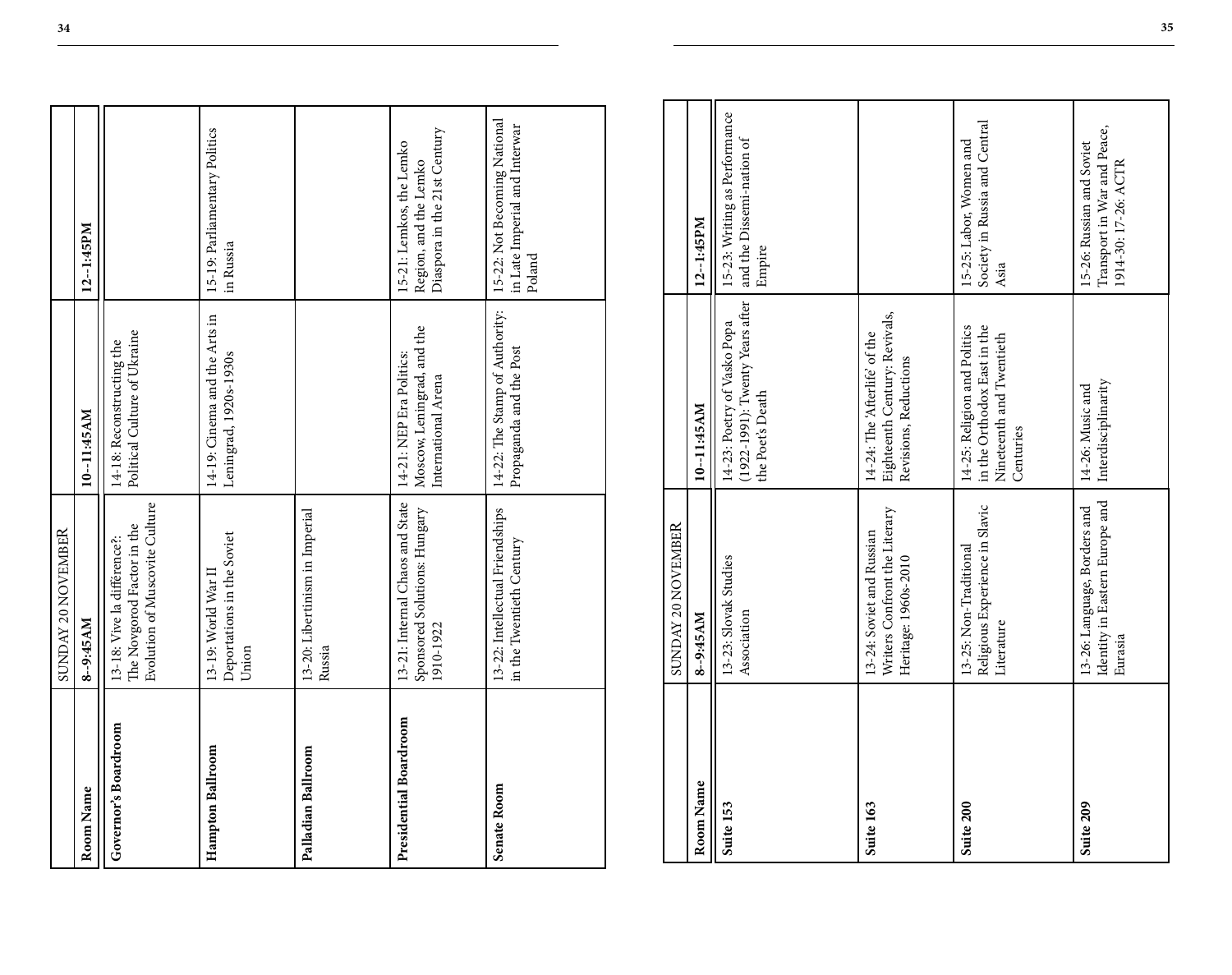| Room Name | SUNDAY 20 NOVEMBER 8--9:45AM | 10--11:45AM | 12--1:45PM |
|---|---|---|---|
| **Governor's Boardroom** | 13-18: Vive la différence?: The Novgorod Factor in the Evolution of Muscovite Culture | 14-18: Reconstructing the Political Culture of Ukraine | |
| **Hampton Ballroom** | 13-19: World War II Deportations in the Soviet Union | 14-19: Cinema and the Arts in Leningrad, 1920s-1930s | 15-19: Parliamentary Politics in Russia |
| **Palladian Ballroom** | 13-20: Libertinism in Imperial Russia | | |
| **Presidential Boardroom** | 13-21: Internal Chaos and State Sponsored Solutions: Hungary 1910-1922 | 14-21: NEP Era Politics: Moscow, Leningrad, and the International Arena | 15-21: Lemkos, the Lemko Region, and the Lemko Diaspora in the 21st Century |
| **Senate Room** | 13-22: Intellectual Friendships in the Twentieth Century | 14-22: The Stamp of Authority: Propaganda and the Post | 15-22: Not Becoming National in Late Imperial and Interwar Poland |

| Room Name | SUNDAY 20 NOVEMBER 8--9:45AM | 10--11:45AM | 12--1:45PM |
|---|---|---|---|
| **Suite 153** | 13-23: Slovak Studies Association | 14-23: Poetry of Vasko Popa (1922-1991): Twenty Years after the Poet's Death | 15-23: Writing as Performance and the Dissemi-nation of Empire |
| **Suite 163** | 13-24: Soviet and Russian Writers Confront the Literary Heritage: 1960s-2010 | 14-24: The 'Afterlife' of the Eighteenth Century: Revivals, Revisions, Reductions | |
| **Suite 200** | 13-25: Non-Traditional Religious Experience in Slavic Literature | 14-25: Religion and Politics in the Orthodox East in the Nineteenth and Twentieth Centuries | 15-25: Labor, Women and Society in Russia and Central Asia |
| **Suite 209** | 13-26: Language, Borders and Identity in Eastern Europe and Eurasia | 14-26: Music and Interdisciplinarity | 15-26: Russian and Soviet Transport in War and Peace, 1914-30: 17-26: ACTR |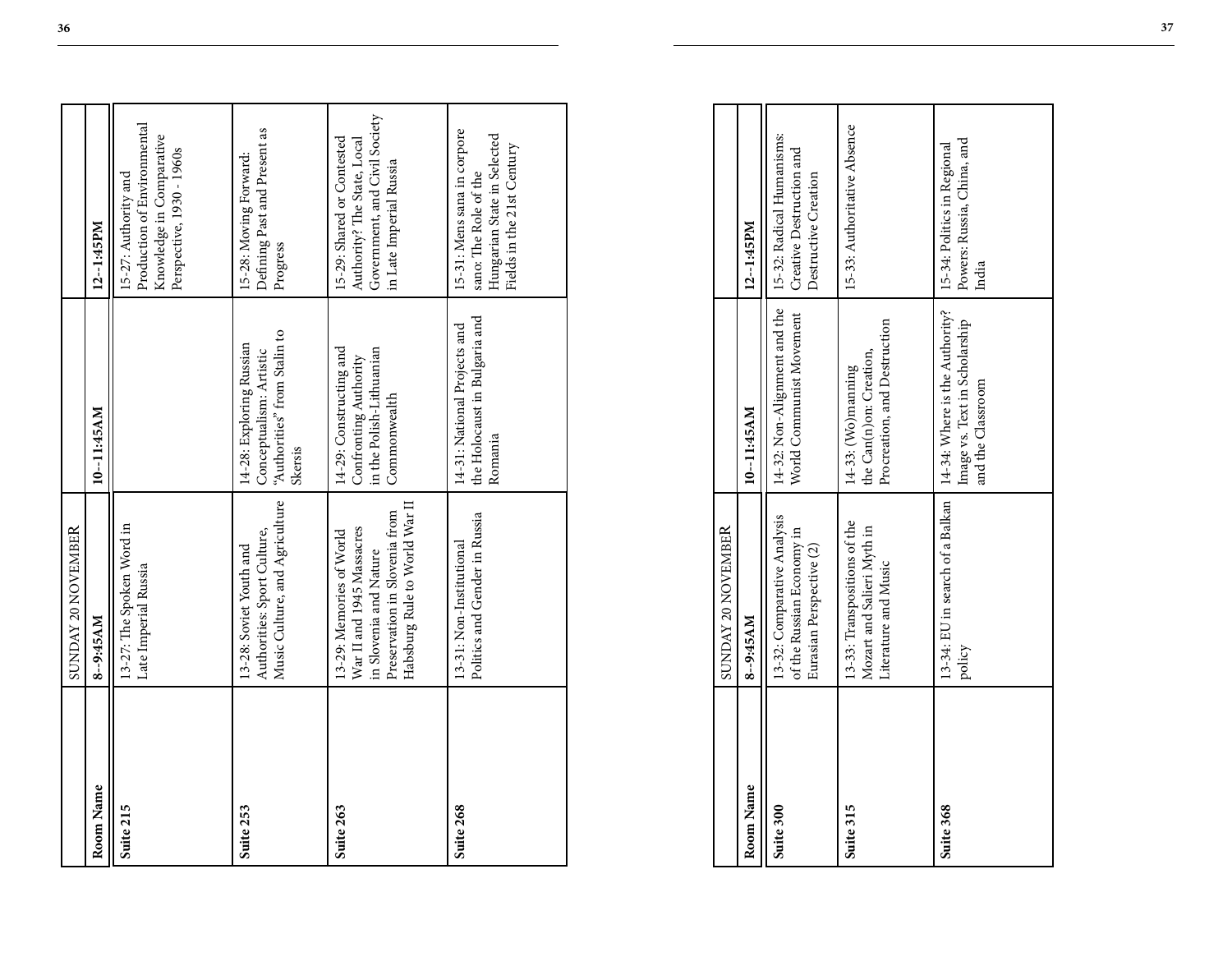| Room Name | SUNDAY 20 NOVEMBER 8--9:45AM | 10--11:45AM | 12--1:45PM |
|---|---|---|---|
| Suite 215 | 13-27: The Spoken Word in Late Imperial Russia | | 15-27: Authority and Production of Environmental Knowledge in Comparative Perspective, 1930 - 1960s |
| Suite 253 | 13-28: Soviet Youth and Authorities: Sport Culture, Music Culture, and Agriculture | 14-28: Exploring Russian Conceptualism: Artistic "Authorities" from Stalin to Skersis | 15-28: Moving Forward: Defining Past and Present as Progress |
| Suite 263 | 13-29: Memories of World War II and 1945 Massacres in Slovenia and Nature Preservation in Slovenia from Habsburg Rule to World War II | 14-29: Constructing and Confronting Authority in the Polish-Lithuanian Commonwealth | 15-29: Shared or Contested Authority? The State, Local Government, and Civil Society in Late Imperial Russia |
| Suite 268 | 13-31: Non-Institutional Politics and Gender in Russia | 14-31: National Projects and the Holocaust in Bulgaria and Romania | 15-31: Mens sana in corpore sano: The Role of the Hungarian State in Selected Fields in the 21st Century |

| Room Name | SUNDAY 20 NOVEMBER 8--9:45AM | 10--11:45AM | 12--1:45PM |
|---|---|---|---|
| Suite 300 | 13-32: Comparative Analysis of the Russian Economy in Eurasian Perspective (2) | 14-32: Non-Alignment and the World Communist Movement | 15-32: Radical Humanisms: Creative Destruction and Destructive Creation |
| Suite 315 | 13-33: Transpositions of the Mozart and Salieri Myth in Literature and Music | 14-33: (Wo)manning the Can(n)on: Creation, Procreation, and Destruction | 15-33: Authoritative Absence |
| Suite 368 | 13-34: EU in search of a Balkan policy | 14-34: Where is the Authority? Image vs. Text in Scholarship and the Classroom | 15-34: Politics in Regional Powers: Russia, China, and India |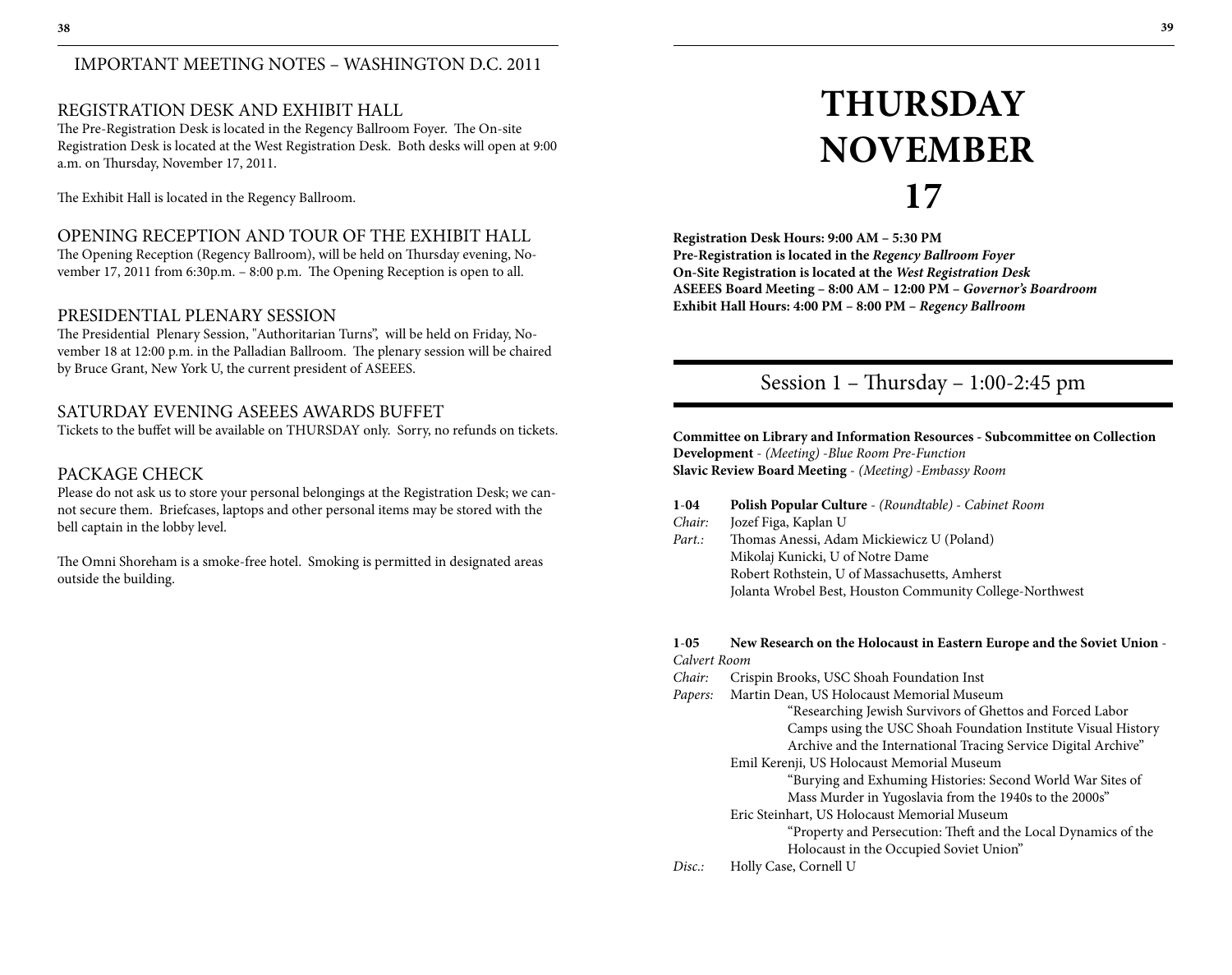# IMPORTANT MEETING NOTES – WASHINGTON D.C. 2011

## REGISTRATION DESK AND EXHIBIT HALL

The Pre-Registration Desk is located in the Regency Ballroom Foyer. The On-site Registration Desk is located at the West Registration Desk. Both desks will open at 9:00 a.m. on Thursday, November 17, 2011.

The Exhibit Hall is located in the Regency Ballroom.

## OPENING RECEPTION AND TOUR OF THE EXHIBIT HALL

The Opening Reception (Regency Ballroom), will be held on Thursday evening, November 17, 2011 from 6:30p.m. – 8:00 p.m. The Opening Reception is open to all.

## PRESIDENTIAL PLENARY SESSION

The Presidential Plenary Session, "Authoritarian Turns", will be held on Friday, November 18 at 12:00 p.m. in the Palladian Ballroom. The plenary session will be chaired by Bruce Grant, New York U, the current president of ASEEES.

## SATURDAY EVENING ASEEES AWARDS BUFFET

Tickets to the buffet will be available on THURSDAY only. Sorry, no refunds on tickets.

## PACKAGE CHECK

Please do not ask us to store your personal belongings at the Registration Desk; we cannot secure them. Briefcases, laptops and other personal items may be stored with the bell captain in the lobby level.

The Omni Shoreham is a smoke-free hotel. Smoking is permitted in designated areas outside the building.

# THURSDAY NOVEMBER 17

**Registration Desk Hours: 9:00 AM – 5:30 PM**
**Pre-Registration is located in the *Regency Ballroom Foyer***
**On-Site Registration is located at the *West Registration Desk***
**ASEEES Board Meeting – 8:00 AM – 12:00 PM – *Governor's Boardroom***
**Exhibit Hall Hours: 4:00 PM – 8:00 PM – *Regency Ballroom***

## Session 1 – Thursday – 1:00-2:45 pm

**Committee on Library and Information Resources - Subcommittee on Collection Development** - *(Meeting) -Blue Room Pre-Function*
**Slavic Review Board Meeting** - *(Meeting) -Embassy Room*

**1-04 Polish Popular Culture** - *(Roundtable) - Cabinet Room*
*Chair:* Jozef Figa, Kaplan U
*Part.:* Thomas Anessi, Adam Mickiewicz U (Poland)
Mikolaj Kunicki, U of Notre Dame
Robert Rothstein, U of Massachusetts, Amherst
Jolanta Wrobel Best, Houston Community College-Northwest

**1-05 New Research on the Holocaust in Eastern Europe and the Soviet Union** - *Calvert Room*
*Chair:* Crispin Brooks, USC Shoah Foundation Inst
*Papers:* Martin Dean, US Holocaust Memorial Museum
"Researching Jewish Survivors of Ghettos and Forced Labor Camps using the USC Shoah Foundation Institute Visual History Archive and the International Tracing Service Digital Archive"
Emil Kerenji, US Holocaust Memorial Museum
"Burying and Exhuming Histories: Second World War Sites of Mass Murder in Yugoslavia from the 1940s to the 2000s"
Eric Steinhart, US Holocaust Memorial Museum
"Property and Persecution: Theft and the Local Dynamics of the Holocaust in the Occupied Soviet Union"
*Disc.:* Holly Case, Cornell U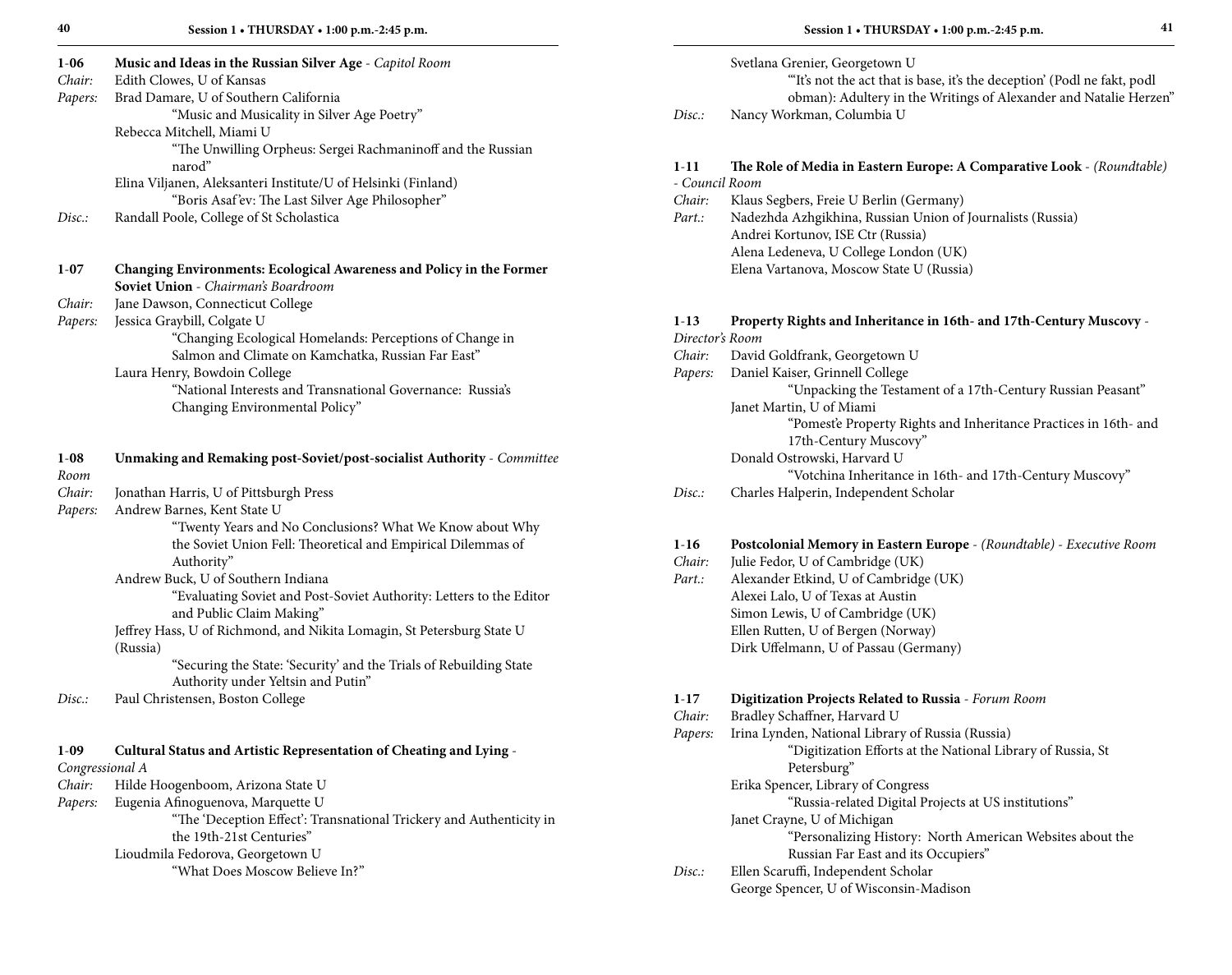**1-06 Music and Ideas in the Russian Silver Age** - *Capitol Room*

*Chair:* Edith Clowes, U of Kansas

*Papers:* Brad Damare, U of Southern California

"Music and Musicality in Silver Age Poetry"

Rebecca Mitchell, Miami U

"The Unwilling Orpheus: Sergei Rachmaninoff and the Russian narod"

Elina Viljanen, Aleksanteri Institute/U of Helsinki (Finland)

"Boris Asaf'ev: The Last Silver Age Philosopher"

*Disc.:* Randall Poole, College of St Scholastica

**1-07 Changing Environments: Ecological Awareness and Policy in the Former Soviet Union** - *Chairman's Boardroom*

*Chair:* Jane Dawson, Connecticut College

*Papers:* Jessica Graybill, Colgate U

"Changing Ecological Homelands: Perceptions of Change in Salmon and Climate on Kamchatka, Russian Far East"

Laura Henry, Bowdoin College

"National Interests and Transnational Governance: Russia's Changing Environmental Policy"

**1-08 Unmaking and Remaking post-Soviet/post-socialist Authority** - *Committee Room*

*Chair:* Jonathan Harris, U of Pittsburgh Press

*Papers:* Andrew Barnes, Kent State U

"Twenty Years and No Conclusions? What We Know about Why the Soviet Union Fell: Theoretical and Empirical Dilemmas of Authority"

Andrew Buck, U of Southern Indiana

"Evaluating Soviet and Post-Soviet Authority: Letters to the Editor and Public Claim Making"

Jeffrey Hass, U of Richmond, and Nikita Lomagin, St Petersburg State U (Russia)

"Securing the State: 'Security' and the Trials of Rebuilding State Authority under Yeltsin and Putin"

*Disc.:* Paul Christensen, Boston College

**1-09 Cultural Status and Artistic Representation of Cheating and Lying** - *Congressional A*

*Chair:* Hilde Hoogenboom, Arizona State U

*Papers:* Eugenia Afinoguenova, Marquette U

"The 'Deception Effect': Transnational Trickery and Authenticity in the 19th-21st Centuries"

Lioudmila Fedorova, Georgetown U

"What Does Moscow Believe In?"

Svetlana Grenier, Georgetown U

"'It's not the act that is base, it's the deception' (Podl ne fakt, podl obman): Adultery in the Writings of Alexander and Natalie Herzen"

*Disc.:* Nancy Workman, Columbia U

**1-11 The Role of Media in Eastern Europe: A Comparative Look** - *(Roundtable)* - *Council Room*

*Chair:* Klaus Segbers, Freie U Berlin (Germany)

*Part.:* Nadezhda Azhgikhina, Russian Union of Journalists (Russia)

Andrei Kortunov, ISE Ctr (Russia)

Alena Ledeneva, U College London (UK)

Elena Vartanova, Moscow State U (Russia)

**1-13 Property Rights and Inheritance in 16th- and 17th-Century Muscovy** - *Director's Room*

*Chair:* David Goldfrank, Georgetown U

*Papers:* Daniel Kaiser, Grinnell College

"Unpacking the Testament of a 17th-Century Russian Peasant"

Janet Martin, U of Miami

"Pomest'e Property Rights and Inheritance Practices in 16th- and 17th-Century Muscovy"

Donald Ostrowski, Harvard U

"Votchina Inheritance in 16th- and 17th-Century Muscovy"

*Disc.:* Charles Halperin, Independent Scholar

**1-16 Postcolonial Memory in Eastern Europe** - *(Roundtable)* - *Executive Room*

*Chair:* Julie Fedor, U of Cambridge (UK)

*Part.:* Alexander Etkind, U of Cambridge (UK)

Alexei Lalo, U of Texas at Austin

Simon Lewis, U of Cambridge (UK)

Ellen Rutten, U of Bergen (Norway)

Dirk Uffelmann, U of Passau (Germany)

**1-17 Digitization Projects Related to Russia** - *Forum Room*

*Chair:* Bradley Schaffner, Harvard U

*Papers:* Irina Lynden, National Library of Russia (Russia)

"Digitization Efforts at the National Library of Russia, St Petersburg"

Erika Spencer, Library of Congress

"Russia-related Digital Projects at US institutions"

Janet Crayne, U of Michigan

"Personalizing History: North American Websites about the Russian Far East and its Occupiers"

*Disc.:* Ellen Scaruffi, Independent Scholar

George Spencer, U of Wisconsin-Madison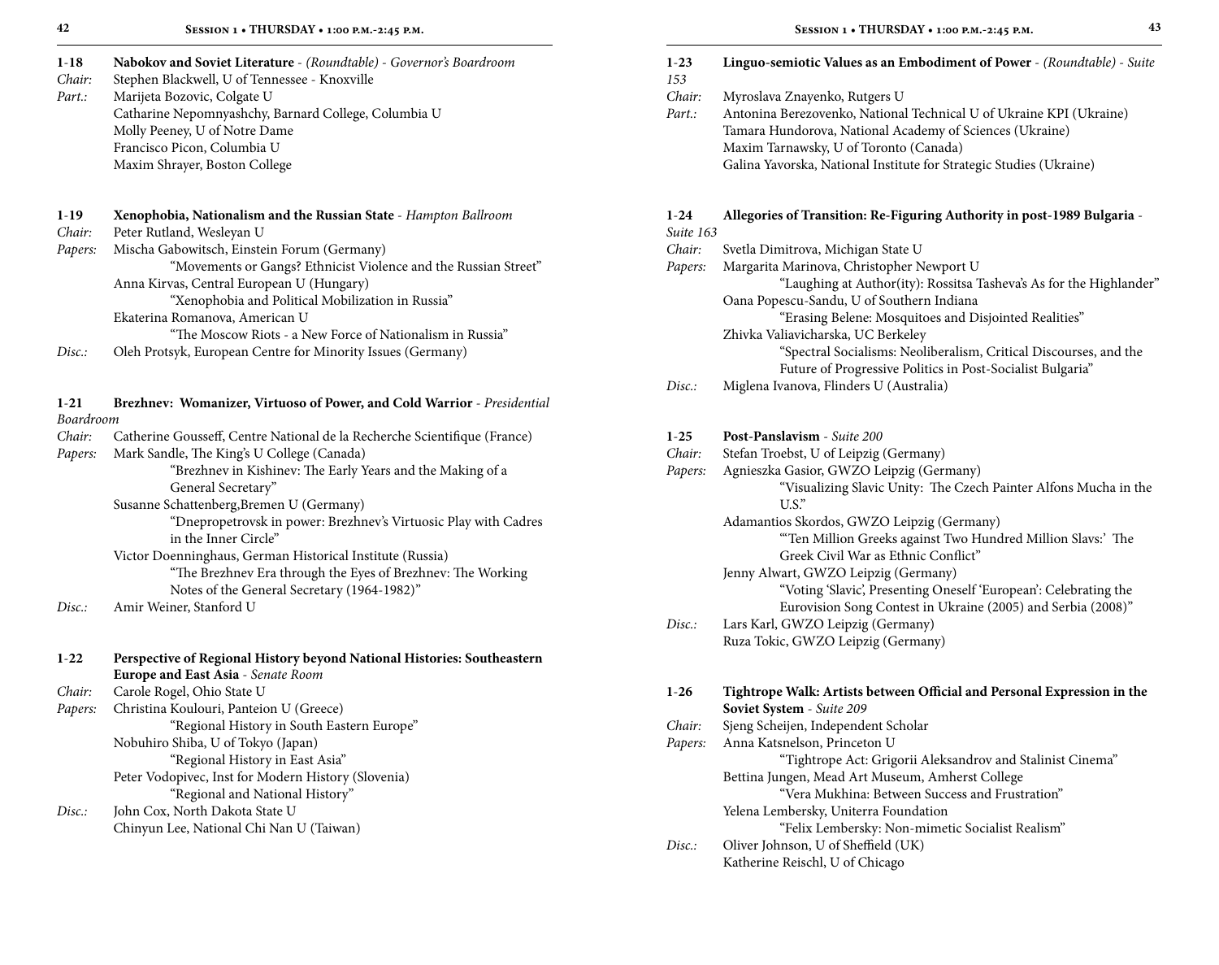**1-18 Nabokov and Soviet Literature** - *(Roundtable)* - *Governor's Boardroom*

*Chair:* Stephen Blackwell, U of Tennessee - Knoxville

*Part.:* Marijeta Bozovic, Colgate U
Catharine Nepomnyashchy, Barnard College, Columbia U
Molly Peeney, U of Notre Dame
Francisco Picon, Columbia U
Maxim Shrayer, Boston College

**1-19 Xenophobia, Nationalism and the Russian State** - *Hampton Ballroom*

*Chair:* Peter Rutland, Wesleyan U

*Papers:* Mischa Gabowitsch, Einstein Forum (Germany)
"Movements or Gangs? Ethnicist Violence and the Russian Street"
Anna Kirvas, Central European U (Hungary)
"Xenophobia and Political Mobilization in Russia"
Ekaterina Romanova, American U
"The Moscow Riots - a New Force of Nationalism in Russia"

*Disc.:* Oleh Protsyk, European Centre for Minority Issues (Germany)

**1-21 Brezhnev: Womanizer, Virtuoso of Power, and Cold Warrior** - *Presidential Boardroom*

*Chair:* Catherine Gousseff, Centre National de la Recherche Scientifique (France)

*Papers:* Mark Sandle, The King's U College (Canada)
"Brezhnev in Kishinev: The Early Years and the Making of a General Secretary"
Susanne Schattenberg,Bremen U (Germany)
"Dnepropetrovsk in power: Brezhnev's Virtuosic Play with Cadres in the Inner Circle"
Victor Doenninghaus, German Historical Institute (Russia)
"The Brezhnev Era through the Eyes of Brezhnev: The Working Notes of the General Secretary (1964-1982)"

*Disc.:* Amir Weiner, Stanford U

**1-22 Perspective of Regional History beyond National Histories: Southeastern Europe and East Asia** - *Senate Room*

*Chair:* Carole Rogel, Ohio State U

*Papers:* Christina Koulouri, Panteion U (Greece)
"Regional History in South Eastern Europe"
Nobuhiro Shiba, U of Tokyo (Japan)
"Regional History in East Asia"
Peter Vodopivec, Inst for Modern History (Slovenia)
"Regional and National History"

*Disc.:* John Cox, North Dakota State U
Chinyun Lee, National Chi Nan U (Taiwan)

**1-23 Linguo-semiotic Values as an Embodiment of Power** - *(Roundtable)* - *Suite 153*

*Chair:* Myroslava Znayenko, Rutgers U

*Part.:* Antonina Berezovenko, National Technical U of Ukraine KPI (Ukraine)
Tamara Hundorova, National Academy of Sciences (Ukraine)
Maxim Tarnawsky, U of Toronto (Canada)
Galina Yavorska, National Institute for Strategic Studies (Ukraine)

**1-24 Allegories of Transition: Re-Figuring Authority in post-1989 Bulgaria** - *Suite 163*

*Chair:* Svetla Dimitrova, Michigan State U

*Papers:* Margarita Marinova, Christopher Newport U
"Laughing at Author(ity): Rossitsa Tasheva's As for the Highlander"
Oana Popescu-Sandu, U of Southern Indiana
"Erasing Belene: Mosquitoes and Disjointed Realities"
Zhivka Valiavicharska, UC Berkeley
"Spectral Socialisms: Neoliberalism, Critical Discourses, and the Future of Progressive Politics in Post-Socialist Bulgaria"

*Disc.:* Miglena Ivanova, Flinders U (Australia)

**1-25 Post-Panslavism** - *Suite 200*

*Chair:* Stefan Troebst, U of Leipzig (Germany)

*Papers:* Agnieszka Gasior, GWZO Leipzig (Germany)
"Visualizing Slavic Unity: The Czech Painter Alfons Mucha in the U.S."
Adamantios Skordos, GWZO Leipzig (Germany)
"'Ten Million Greeks against Two Hundred Million Slavs:' The Greek Civil War as Ethnic Conflict"
Jenny Alwart, GWZO Leipzig (Germany)
"Voting 'Slavic', Presenting Oneself 'European': Celebrating the Eurovision Song Contest in Ukraine (2005) and Serbia (2008)"

*Disc.:* Lars Karl, GWZO Leipzig (Germany)
Ruza Tokic, GWZO Leipzig (Germany)

**1-26 Tightrope Walk: Artists between Official and Personal Expression in the Soviet System** - *Suite 209*

*Chair:* Sjeng Scheijen, Independent Scholar

*Papers:* Anna Katsnelson, Princeton U
"Tightrope Act: Grigorii Aleksandrov and Stalinist Cinema"
Bettina Jungen, Mead Art Museum, Amherst College
"Vera Mukhina: Between Success and Frustration"
Yelena Lembersky, Uniterra Foundation
"Felix Lembersky: Non-mimetic Socialist Realism"

*Disc.:* Oliver Johnson, U of Sheffield (UK)
Katherine Reischl, U of Chicago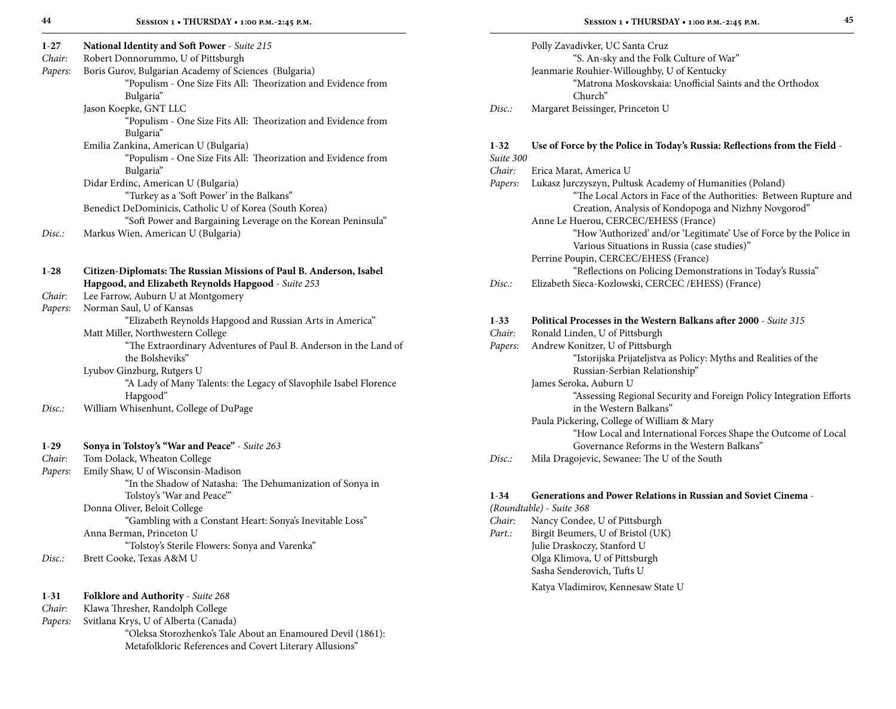**1-27 National Identity and Soft Power** - *Suite 215*

*Chair:* Robert Donnorummo, U of Pittsburgh

*Papers:* Boris Gurov, Bulgarian Academy of Sciences (Bulgaria)
"Populism - One Size Fits All: Theorization and Evidence from Bulgaria"
Jason Koepke, GNT LLC
"Populism - One Size Fits All: Theorization and Evidence from Bulgaria"
Emilia Zankina, American U (Bulgaria)
"Populism - One Size Fits All: Theorization and Evidence from Bulgaria"
Didar Erdinc, American U (Bulgaria)
"Turkey as a 'Soft Power' in the Balkans"
Benedict DeDominicis, Catholic U of Korea (South Korea)
"Soft Power and Bargaining Leverage on the Korean Peninsula"

*Disc.:* Markus Wien, American U (Bulgaria)

**1-28 Citizen-Diplomats: The Russian Missions of Paul B. Anderson, Isabel Hapgood, and Elizabeth Reynolds Hapgood** - *Suite 253*

*Chair:* Lee Farrow, Auburn U at Montgomery

*Papers:* Norman Saul, U of Kansas
"Elizabeth Reynolds Hapgood and Russian Arts in America"
Matt Miller, Northwestern College
"The Extraordinary Adventures of Paul B. Anderson in the Land of the Bolsheviks"
Lyubov Ginzburg, Rutgers U
"A Lady of Many Talents: the Legacy of Slavophile Isabel Florence Hapgood"

*Disc.:* William Whisenhunt, College of DuPage

**1-29 Sonya in Tolstoy's "War and Peace"** - *Suite 263*

*Chair:* Tom Dolack, Wheaton College

*Papers:* Emily Shaw, U of Wisconsin-Madison
"In the Shadow of Natasha: The Dehumanization of Sonya in Tolstoy's 'War and Peace'"
Donna Oliver, Beloit College
"Gambling with a Constant Heart: Sonya's Inevitable Loss"
Anna Berman, Princeton U
"Tolstoy's Sterile Flowers: Sonya and Varenka"

*Disc.:* Brett Cooke, Texas A&M U

**1-31 Folklore and Authority** - *Suite 268*

*Chair:* Klawa Thresher, Randolph College

*Papers:* Svitlana Krys, U of Alberta (Canada)
"Oleksa Storozhenko's Tale About an Enamoured Devil (1861): Metafolkloric References and Covert Literary Allusions"
Polly Zavadivker, UC Santa Cruz
"S. An-sky and the Folk Culture of War"
Jeanmarie Rouhier-Willoughby, U of Kentucky
"Matrona Moskovskaia: Unofficial Saints and the Orthodox Church"

*Disc.:* Margaret Beissinger, Princeton U

**1-32 Use of Force by the Police in Today's Russia: Reflections from the Field** - *Suite 300*

*Chair:* Erica Marat, America U

*Papers:* Lukasz Jurczyszyn, Pultusk Academy of Humanities (Poland)
"The Local Actors in Face of the Authorities: Between Rupture and Creation, Analysis of Kondopoga and Nizhny Novgorod"
Anne Le Huerou, CERCEC/EHESS (France)
"How 'Authorized' and/or 'Legitimate' Use of Force by the Police in Various Situations in Russia (case studies)"
Perrine Poupin, CERCEC/EHESS (France)
"Reflections on Policing Demonstrations in Today's Russia"

*Disc.:* Elizabeth Sieca-Kozlowski, CERCEC /EHESS) (France)

**1-33 Political Processes in the Western Balkans after 2000** - *Suite 315*

*Chair:* Ronald Linden, U of Pittsburgh

*Papers:* Andrew Konitzer, U of Pittsburgh
"Istorijska Prijateljstva as Policy: Myths and Realities of the Russian-Serbian Relationship"
James Seroka, Auburn U
"Assessing Regional Security and Foreign Policy Integration Efforts in the Western Balkans"
Paula Pickering, College of William & Mary
"How Local and International Forces Shape the Outcome of Local Governance Reforms in the Western Balkans"

*Disc.:* Mila Dragojevic, Sewanee: The U of the South

**1-34 Generations and Power Relations in Russian and Soviet Cinema** - *(Roundtable) - Suite 368*

*Chair:* Nancy Condee, U of Pittsburgh

*Part.:* Birgit Beumers, U of Bristol (UK)
Julie Draskoczy, Stanford U
Olga Klimova, U of Pittsburgh
Sasha Senderovich, Tufts U
Katya Vladimirov, Kennesaw State U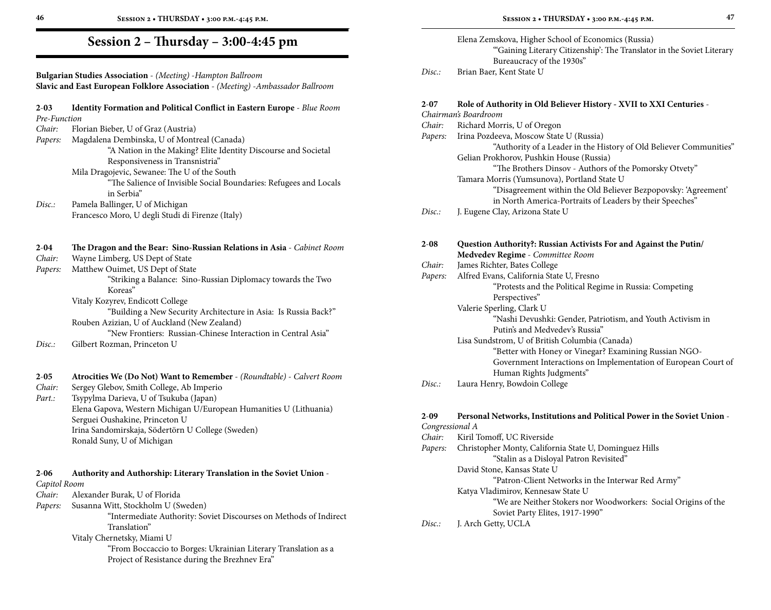# Session 2 – Thursday – 3:00-4:45 pm

**Bulgarian Studies Association** - *(Meeting) -Hampton Ballroom*
**Slavic and East European Folklore Association** - *(Meeting) -Ambassador Ballroom*

**2-03 Identity Formation and Political Conflict in Eastern Europe** - *Blue Room Pre-Function*

*Chair:* Florian Bieber, U of Graz (Austria)
*Papers:* Magdalena Dembinska, U of Montreal (Canada)
"A Nation in the Making? Elite Identity Discourse and Societal Responsiveness in Transnistria"
Mila Dragojevic, Sewanee: The U of the South
"The Salience of Invisible Social Boundaries: Refugees and Locals in Serbia"
*Disc.:* Pamela Ballinger, U of Michigan
Francesco Moro, U degli Studi di Firenze (Italy)

**2-04 The Dragon and the Bear: Sino-Russian Relations in Asia** - *Cabinet Room*

*Chair:* Wayne Limberg, US Dept of State
*Papers:* Matthew Ouimet, US Dept of State
"Striking a Balance: Sino-Russian Diplomacy towards the Two Koreas"
Vitaly Kozyrev, Endicott College
"Building a New Security Architecture in Asia: Is Russia Back?"
Rouben Azizian, U of Auckland (New Zealand)
"New Frontiers: Russian-Chinese Interaction in Central Asia"
*Disc.:* Gilbert Rozman, Princeton U

**2-05 Atrocities We (Do Not) Want to Remember** - *(Roundtable) - Calvert Room*

*Chair:* Sergey Glebov, Smith College, Ab Imperio
*Part.:* Tsypylma Darieva, U of Tsukuba (Japan)
Elena Gapova, Western Michigan U/European Humanities U (Lithuania)
Serguei Oushakine, Princeton U
Irina Sandomirskaja, Södertörn U College (Sweden)
Ronald Suny, U of Michigan

**2-06 Authority and Authorship: Literary Translation in the Soviet Union** - *Capitol Room*

*Chair:* Alexander Burak, U of Florida
*Papers:* Susanna Witt, Stockholm U (Sweden)
"Intermediate Authority: Soviet Discourses on Methods of Indirect Translation"
Vitaly Chernetsky, Miami U
"From Boccaccio to Borges: Ukrainian Literary Translation as a Project of Resistance during the Brezhnev Era"
Elena Zemskova, Higher School of Economics (Russia)
"'Gaining Literary Citizenship': The Translator in the Soviet Literary Bureaucracy of the 1930s"
*Disc.:* Brian Baer, Kent State U

**2-07 Role of Authority in Old Believer History - XVII to XXI Centuries** - *Chairman's Boardroom*

*Chair:* Richard Morris, U of Oregon
*Papers:* Irina Pozdeeva, Moscow State U (Russia)
"Authority of a Leader in the History of Old Believer Communities"
Gelian Prokhorov, Pushkin House (Russia)
"The Brothers Dinsov - Authors of the Pomorsky Otvety"
Tamara Morris (Yumsunova), Portland State U
"Disagreement within the Old Believer Bezpopovsky: 'Agreement' in North America-Portraits of Leaders by their Speeches"
*Disc.:* J. Eugene Clay, Arizona State U

**2-08 Question Authority?: Russian Activists For and Against the Putin/ Medvedev Regime** - *Committee Room*

*Chair:* James Richter, Bates College
*Papers:* Alfred Evans, California State U, Fresno
"Protests and the Political Regime in Russia: Competing Perspectives"
Valerie Sperling, Clark U
"Nashi Devushki: Gender, Patriotism, and Youth Activism in Putin's and Medvedev's Russia"
Lisa Sundstrom, U of British Columbia (Canada)
"Better with Honey or Vinegar? Examining Russian NGO-Government Interactions on Implementation of European Court of Human Rights Judgments"
*Disc.:* Laura Henry, Bowdoin College

**2-09 Personal Networks, Institutions and Political Power in the Soviet Union** - *Congressional A*

*Chair:* Kiril Tomoff, UC Riverside
*Papers:* Christopher Monty, California State U, Dominguez Hills
"Stalin as a Disloyal Patron Revisited"
David Stone, Kansas State U
"Patron-Client Networks in the Interwar Red Army"
Katya Vladimirov, Kennesaw State U
"We are Neither Stokers nor Woodworkers: Social Origins of the Soviet Party Elites, 1917-1990"
*Disc.:* J. Arch Getty, UCLA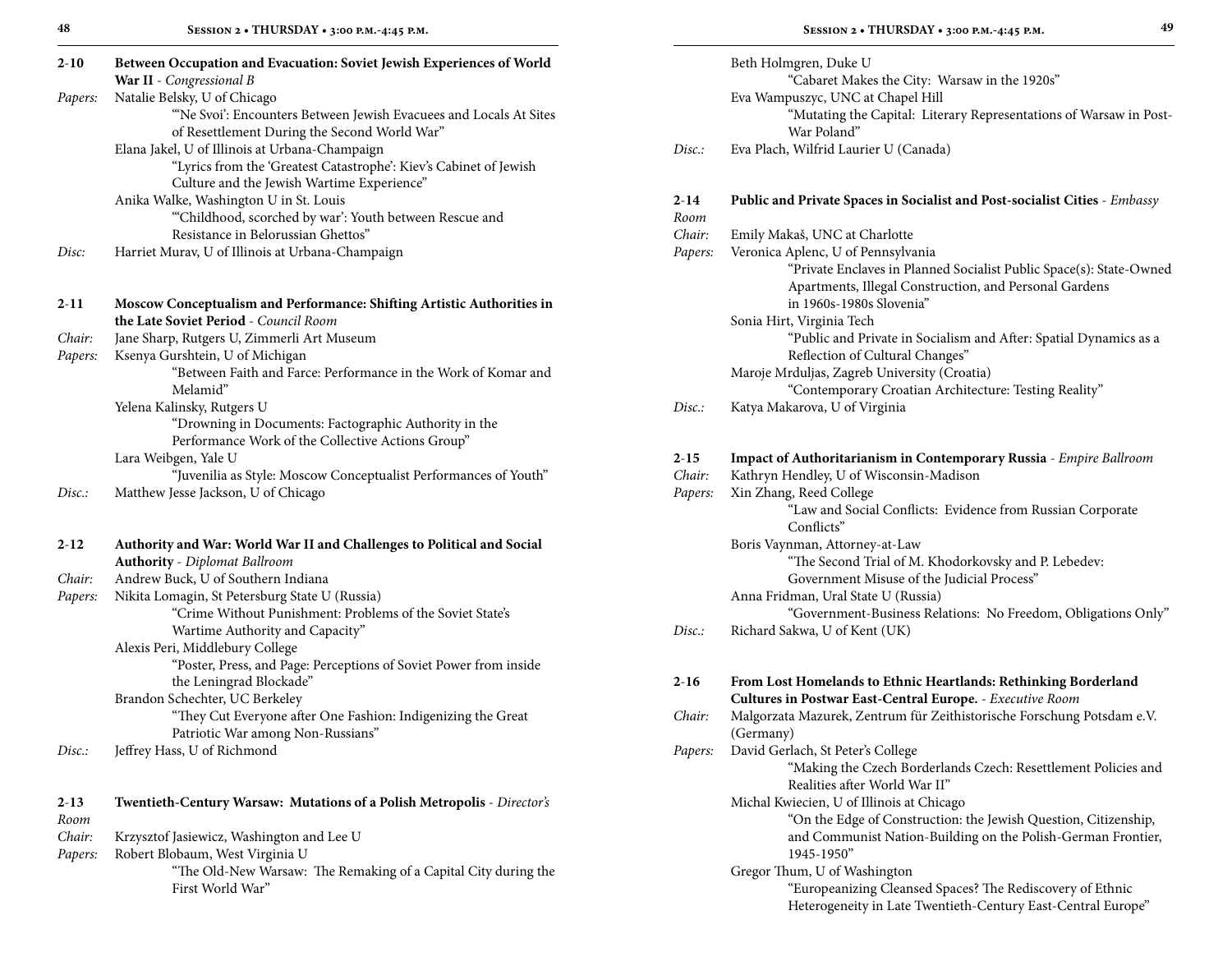**2-10 Between Occupation and Evacuation: Soviet Jewish Experiences of World War II** - *Congressional B*

*Papers:* Natalie Belsky, U of Chicago
"'Ne Svoi': Encounters Between Jewish Evacuees and Locals At Sites of Resettlement During the Second World War"
Elana Jakel, U of Illinois at Urbana-Champaign
"Lyrics from the 'Greatest Catastrophe': Kiev's Cabinet of Jewish Culture and the Jewish Wartime Experience"
Anika Walke, Washington U in St. Louis
"'Childhood, scorched by war': Youth between Rescue and Resistance in Belorussian Ghettos"

*Disc:* Harriet Murav, U of Illinois at Urbana-Champaign

**2-11 Moscow Conceptualism and Performance: Shifting Artistic Authorities in the Late Soviet Period** - *Council Room*

*Chair:* Jane Sharp, Rutgers U, Zimmerli Art Museum

*Papers:* Ksenya Gurshtein, U of Michigan
"Between Faith and Farce: Performance in the Work of Komar and Melamid"
Yelena Kalinsky, Rutgers U
"Drowning in Documents: Factographic Authority in the Performance Work of the Collective Actions Group"
Lara Weibgen, Yale U
"Juvenilia as Style: Moscow Conceptualist Performances of Youth"

*Disc.:* Matthew Jesse Jackson, U of Chicago

**2-12 Authority and War: World War II and Challenges to Political and Social Authority** - *Diplomat Ballroom*

*Chair:* Andrew Buck, U of Southern Indiana

*Papers:* Nikita Lomagin, St Petersburg State U (Russia)
"Crime Without Punishment: Problems of the Soviet State's Wartime Authority and Capacity"
Alexis Peri, Middlebury College
"Poster, Press, and Page: Perceptions of Soviet Power from inside the Leningrad Blockade"
Brandon Schechter, UC Berkeley
"They Cut Everyone after One Fashion: Indigenizing the Great Patriotic War among Non-Russians"

*Disc.:* Jeffrey Hass, U of Richmond

**2-13 Twentieth-Century Warsaw: Mutations of a Polish Metropolis** - *Director's Room*

*Chair:* Krzysztof Jasiewicz, Washington and Lee U

*Papers:* Robert Blobaum, West Virginia U
"The Old-New Warsaw: The Remaking of a Capital City during the First World War"
Beth Holmgren, Duke U
"Cabaret Makes the City: Warsaw in the 1920s"
Eva Wampuszyc, UNC at Chapel Hill
"Mutating the Capital: Literary Representations of Warsaw in Post-War Poland"

*Disc.:* Eva Plach, Wilfrid Laurier U (Canada)

**2-14 Public and Private Spaces in Socialist and Post-socialist Cities** - *Embassy Room*

*Chair:* Emily Makaš, UNC at Charlotte

*Papers:* Veronica Aplenc, U of Pennsylvania
"Private Enclaves in Planned Socialist Public Space(s): State-Owned Apartments, Illegal Construction, and Personal Gardens in 1960s-1980s Slovenia"
Sonia Hirt, Virginia Tech
"Public and Private in Socialism and After: Spatial Dynamics as a Reflection of Cultural Changes"
Maroje Mrduljas, Zagreb University (Croatia)
"Contemporary Croatian Architecture: Testing Reality"

*Disc.:* Katya Makarova, U of Virginia

**2-15 Impact of Authoritarianism in Contemporary Russia** - *Empire Ballroom*

*Chair:* Kathryn Hendley, U of Wisconsin-Madison

*Papers:* Xin Zhang, Reed College
"Law and Social Conflicts: Evidence from Russian Corporate Conflicts"
Boris Vaynman, Attorney-at-Law
"The Second Trial of M. Khodorkovsky and P. Lebedev: Government Misuse of the Judicial Process"
Anna Fridman, Ural State U (Russia)
"Government-Business Relations: No Freedom, Obligations Only"

*Disc.:* Richard Sakwa, U of Kent (UK)

**2-16 From Lost Homelands to Ethnic Heartlands: Rethinking Borderland Cultures in Postwar East-Central Europe.** - *Executive Room*

*Chair:* Malgorzata Mazurek, Zentrum für Zeithistorische Forschung Potsdam e.V. (Germany)

*Papers:* David Gerlach, St Peter's College
"Making the Czech Borderlands Czech: Resettlement Policies and Realities after World War II"
Michal Kwiecien, U of Illinois at Chicago
"On the Edge of Construction: the Jewish Question, Citizenship, and Communist Nation-Building on the Polish-German Frontier, 1945-1950"
Gregor Thum, U of Washington
"Europeanizing Cleansed Spaces? The Rediscovery of Ethnic Heterogeneity in Late Twentieth-Century East-Central Europe"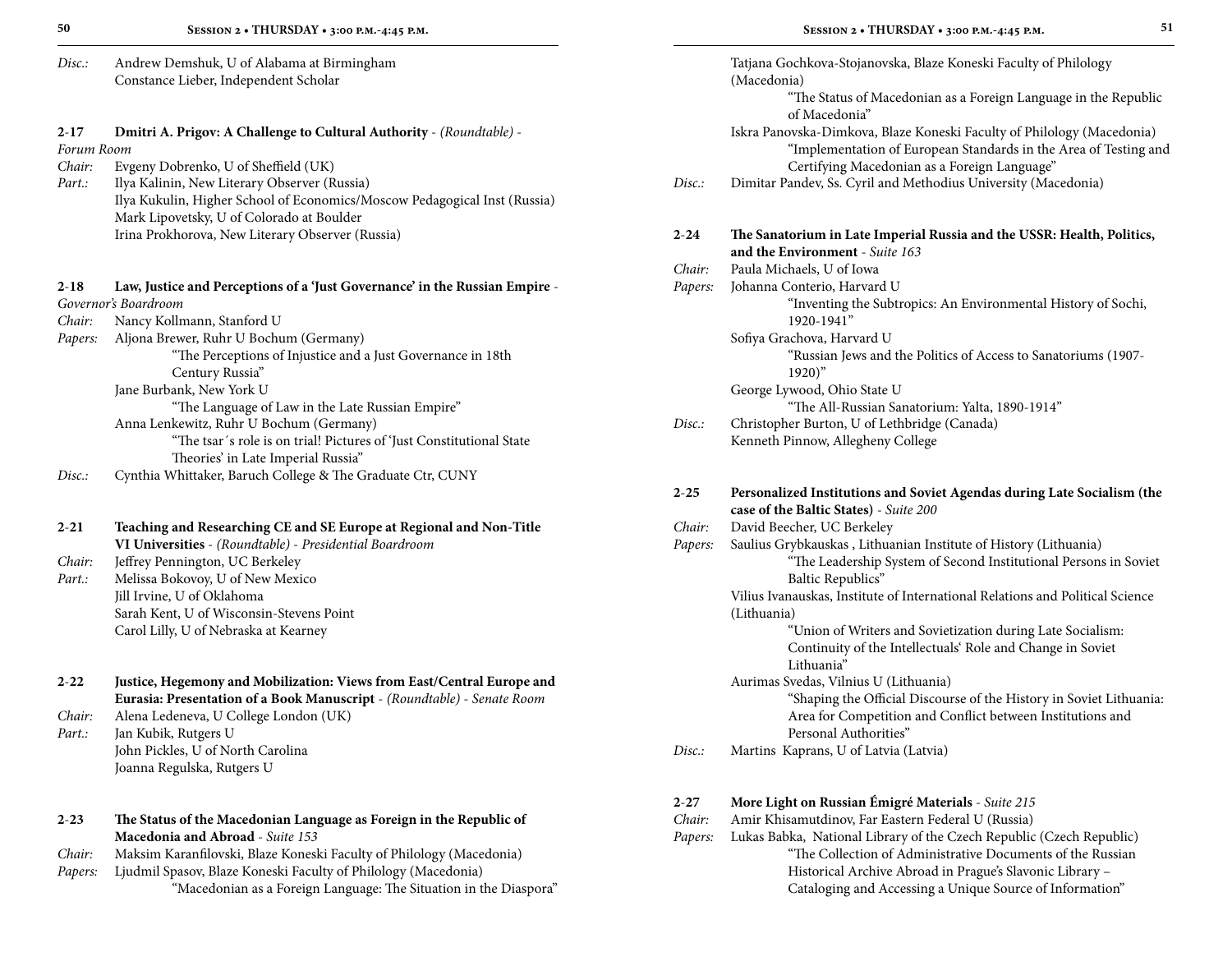*Disc.:* Andrew Demshuk, U of Alabama at Birmingham
Constance Lieber, Independent Scholar

**2-17 Dmitri A. Prigov: A Challenge to Cultural Authority** - *(Roundtable)* - *Forum Room*

*Chair:* Evgeny Dobrenko, U of Sheffield (UK)

*Part.:* Ilya Kalinin, New Literary Observer (Russia)
Ilya Kukulin, Higher School of Economics/Moscow Pedagogical Inst (Russia)
Mark Lipovetsky, U of Colorado at Boulder
Irina Prokhorova, New Literary Observer (Russia)

**2-18 Law, Justice and Perceptions of a 'Just Governance' in the Russian Empire** - *Governor's Boardroom*

*Chair:* Nancy Kollmann, Stanford U

*Papers:* Aljona Brewer, Ruhr U Bochum (Germany)
"The Perceptions of Injustice and a Just Governance in 18th Century Russia"
Jane Burbank, New York U
"The Language of Law in the Late Russian Empire"
Anna Lenkewitz, Ruhr U Bochum (Germany)
"The tsar´s role is on trial! Pictures of 'Just Constitutional State Theories' in Late Imperial Russia"

*Disc.:* Cynthia Whittaker, Baruch College & The Graduate Ctr, CUNY

**2-21 Teaching and Researching CE and SE Europe at Regional and Non-Title VI Universities** - *(Roundtable)* - *Presidential Boardroom*

*Chair:* Jeffrey Pennington, UC Berkeley

*Part.:* Melissa Bokovoy, U of New Mexico
Jill Irvine, U of Oklahoma
Sarah Kent, U of Wisconsin-Stevens Point
Carol Lilly, U of Nebraska at Kearney

**2-22 Justice, Hegemony and Mobilization: Views from East/Central Europe and Eurasia: Presentation of a Book Manuscript** - *(Roundtable)* - *Senate Room*

*Chair:* Alena Ledeneva, U College London (UK)

*Part.:* Jan Kubik, Rutgers U
John Pickles, U of North Carolina
Joanna Regulska, Rutgers U

**2-23 The Status of the Macedonian Language as Foreign in the Republic of Macedonia and Abroad** - *Suite 153*

*Chair:* Maksim Karanfilovski, Blaze Koneski Faculty of Philology (Macedonia)

*Papers:* Ljudmil Spasov, Blaze Koneski Faculty of Philology (Macedonia)
"Macedonian as a Foreign Language: The Situation in the Diaspora"
Tatjana Gochkova-Stojanovska, Blaze Koneski Faculty of Philology (Macedonia)
"The Status of Macedonian as a Foreign Language in the Republic of Macedonia"
Iskra Panovska-Dimkova, Blaze Koneski Faculty of Philology (Macedonia)
"Implementation of European Standards in the Area of Testing and Certifying Macedonian as a Foreign Language"

*Disc.:* Dimitar Pandev, Ss. Cyril and Methodius University (Macedonia)

**2-24 The Sanatorium in Late Imperial Russia and the USSR: Health, Politics, and the Environment** - *Suite 163*

*Chair:* Paula Michaels, U of Iowa

*Papers:* Johanna Conterio, Harvard U
"Inventing the Subtropics: An Environmental History of Sochi, 1920-1941"
Sofiya Grachova, Harvard U
"Russian Jews and the Politics of Access to Sanatoriums (1907-1920)"
George Lywood, Ohio State U
"The All-Russian Sanatorium: Yalta, 1890-1914"

*Disc.:* Christopher Burton, U of Lethbridge (Canada)
Kenneth Pinnow, Allegheny College

**2-25 Personalized Institutions and Soviet Agendas during Late Socialism (the case of the Baltic States)** - *Suite 200*

*Chair:* David Beecher, UC Berkeley

*Papers:* Saulius Grybkauskas , Lithuanian Institute of History (Lithuania)
"The Leadership System of Second Institutional Persons in Soviet Baltic Republics"
Vilius Ivanauskas, Institute of International Relations and Political Science (Lithuania)
"Union of Writers and Sovietization during Late Socialism: Continuity of the Intellectuals' Role and Change in Soviet Lithuania"
Aurimas Svedas, Vilnius U (Lithuania)
"Shaping the Official Discourse of the History in Soviet Lithuania: Area for Competition and Conflict between Institutions and Personal Authorities"

*Disc.:* Martins Kaprans, U of Latvia (Latvia)

**2-27 More Light on Russian Émigré Materials** - *Suite 215*

*Chair:* Amir Khisamutdinov, Far Eastern Federal U (Russia)

*Papers:* Lukas Babka, National Library of the Czech Republic (Czech Republic)
"The Collection of Administrative Documents of the Russian Historical Archive Abroad in Prague's Slavonic Library – Cataloging and Accessing a Unique Source of Information"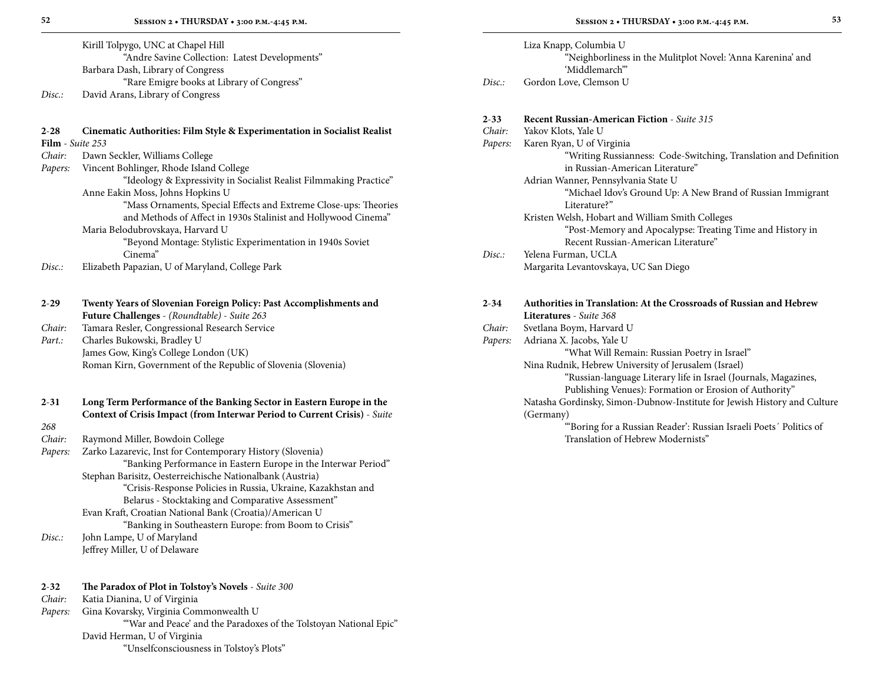Kirill Tolpygo, UNC at Chapel Hill

"Andre Savine Collection: Latest Developments"

Barbara Dash, Library of Congress

"Rare Emigre books at Library of Congress"

*Disc.:* David Arans, Library of Congress

**2-28 Cinematic Authorities: Film Style & Experimentation in Socialist Realist Film** - *Suite 253*

*Chair:* Dawn Seckler, Williams College

*Papers:* Vincent Bohlinger, Rhode Island College

"Ideology & Expressivity in Socialist Realist Filmmaking Practice"

Anne Eakin Moss, Johns Hopkins U

"Mass Ornaments, Special Effects and Extreme Close-ups: Theories and Methods of Affect in 1930s Stalinist and Hollywood Cinema"

Maria Belodubrovskaya, Harvard U

"Beyond Montage: Stylistic Experimentation in 1940s Soviet Cinema"

*Disc.:* Elizabeth Papazian, U of Maryland, College Park

**2-29 Twenty Years of Slovenian Foreign Policy: Past Accomplishments and Future Challenges** - *(Roundtable) - Suite 263*

*Chair:* Tamara Resler, Congressional Research Service

*Part.:* Charles Bukowski, Bradley U

James Gow, King's College London (UK)

Roman Kirn, Government of the Republic of Slovenia (Slovenia)

**2-31 Long Term Performance of the Banking Sector in Eastern Europe in the Context of Crisis Impact (from Interwar Period to Current Crisis)** - *Suite 268*

*Chair:* Raymond Miller, Bowdoin College

*Papers:* Zarko Lazarevic, Inst for Contemporary History (Slovenia)

"Banking Performance in Eastern Europe in the Interwar Period"

Stephan Barisitz, Oesterreichische Nationalbank (Austria)

"Crisis-Response Policies in Russia, Ukraine, Kazakhstan and Belarus - Stocktaking and Comparative Assessment"

Evan Kraft, Croatian National Bank (Croatia)/American U

"Banking in Southeastern Europe: from Boom to Crisis"

*Disc.:* John Lampe, U of Maryland

Jeffrey Miller, U of Delaware

**2-32 The Paradox of Plot in Tolstoy's Novels** - *Suite 300*

*Chair:* Katia Dianina, U of Virginia

*Papers:* Gina Kovarsky, Virginia Commonwealth U

"'War and Peace' and the Paradoxes of the Tolstoyan National Epic"

David Herman, U of Virginia

"Unselfconsciousness in Tolstoy's Plots"

Liza Knapp, Columbia U

"Neighborliness in the Mulitplot Novel: 'Anna Karenina' and 'Middlemarch'"

*Disc.:* Gordon Love, Clemson U

**2-33 Recent Russian-American Fiction** - *Suite 315*

*Chair:* Yakov Klots, Yale U

*Papers:* Karen Ryan, U of Virginia

"Writing Russianness: Code-Switching, Translation and Definition in Russian-American Literature"

Adrian Wanner, Pennsylvania State U

"Michael Idov's Ground Up: A New Brand of Russian Immigrant Literature?"

Kristen Welsh, Hobart and William Smith Colleges

"Post-Memory and Apocalypse: Treating Time and History in Recent Russian-American Literature"

*Disc.:* Yelena Furman, UCLA

Margarita Levantovskaya, UC San Diego

**2-34 Authorities in Translation: At the Crossroads of Russian and Hebrew Literatures** - *Suite 368*

*Chair:* Svetlana Boym, Harvard U

*Papers:* Adriana X. Jacobs, Yale U

"What Will Remain: Russian Poetry in Israel"

Nina Rudnik, Hebrew University of Jerusalem (Israel)

"Russian-language Literary life in Israel (Journals, Magazines, Publishing Venues): Formation or Erosion of Authority"

Natasha Gordinsky, Simon-Dubnow-Institute for Jewish History and Culture (Germany)

"'Boring for a Russian Reader': Russian Israeli Poets´ Politics of Translation of Hebrew Modernists"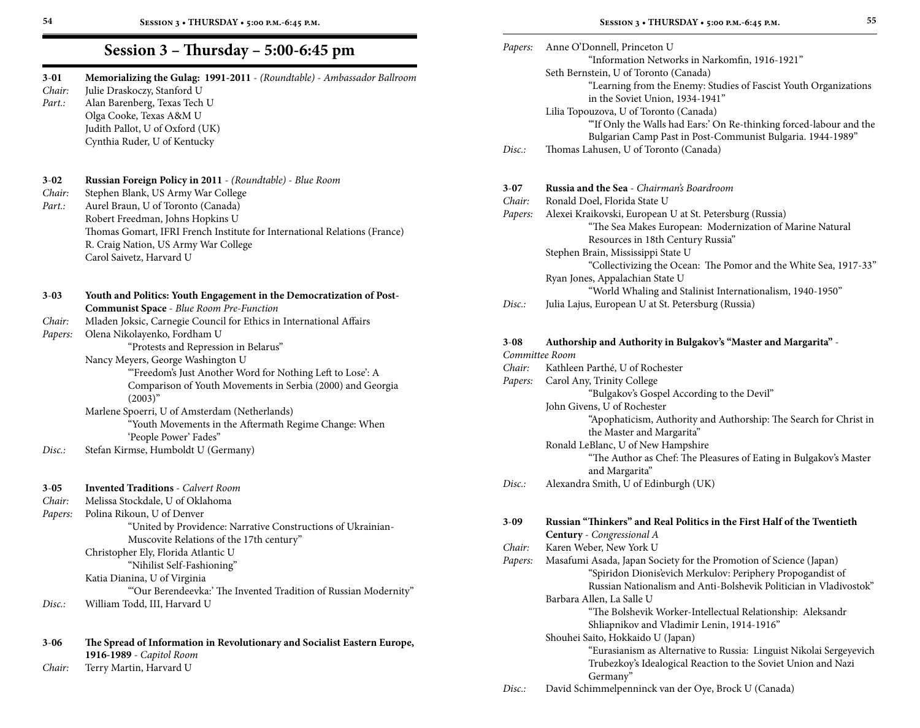## Session 3 – Thursday – 5:00-6:45 pm

**3-01** **Memorializing the Gulag: 1991-2011** - *(Roundtable) - Ambassador Ballroom*
*Chair:* Julie Draskoczy, Stanford U
*Part.:* Alan Barenberg, Texas Tech U
Olga Cooke, Texas A&M U
Judith Pallot, U of Oxford (UK)
Cynthia Ruder, U of Kentucky

**3-02** **Russian Foreign Policy in 2011** - *(Roundtable) - Blue Room*
*Chair:* Stephen Blank, US Army War College
*Part.:* Aurel Braun, U of Toronto (Canada)
Robert Freedman, Johns Hopkins U
Thomas Gomart, IFRI French Institute for International Relations (France)
R. Craig Nation, US Army War College
Carol Saivetz, Harvard U

**3-03** **Youth and Politics: Youth Engagement in the Democratization of Post-Communist Space** - *Blue Room Pre-Function*
*Chair:* Mladen Joksic, Carnegie Council for Ethics in International Affairs
*Papers:* Olena Nikolayenko, Fordham U
"Protests and Repression in Belarus"
Nancy Meyers, George Washington U
"'Freedom's Just Another Word for Nothing Left to Lose': A Comparison of Youth Movements in Serbia (2000) and Georgia (2003)"
Marlene Spoerri, U of Amsterdam (Netherlands)
"Youth Movements in the Aftermath Regime Change: When 'People Power' Fades"
*Disc.:* Stefan Kirmse, Humboldt U (Germany)

**3-05** **Invented Traditions** - *Calvert Room*
*Chair:* Melissa Stockdale, U of Oklahoma
*Papers:* Polina Rikoun, U of Denver
"United by Providence: Narrative Constructions of Ukrainian-Muscovite Relations of the 17th century"
Christopher Ely, Florida Atlantic U
"Nihilist Self-Fashioning"
Katia Dianina, U of Virginia
"'Our Berendeevka:' The Invented Tradition of Russian Modernity"
*Disc.:* William Todd, III, Harvard U

**3-06** **The Spread of Information in Revolutionary and Socialist Eastern Europe, 1916-1989** - *Capitol Room*
*Chair:* Terry Martin, Harvard U
*Papers:* Anne O'Donnell, Princeton U
"Information Networks in Narkomfin, 1916-1921"
Seth Bernstein, U of Toronto (Canada)
"Learning from the Enemy: Studies of Fascist Youth Organizations in the Soviet Union, 1934-1941"
Lilia Topouzova, U of Toronto (Canada)
"'If Only the Walls had Ears:' On Re-thinking forced-labour and the Bulgarian Camp Past in Post-Communist Bulgaria. 1944-1989"
*Disc.:* Thomas Lahusen, U of Toronto (Canada)

**3-07** **Russia and the Sea** - *Chairman's Boardroom*
*Chair:* Ronald Doel, Florida State U
*Papers:* Alexei Kraikovski, European U at St. Petersburg (Russia)
"The Sea Makes European: Modernization of Marine Natural Resources in 18th Century Russia"
Stephen Brain, Mississippi State U
"Collectivizing the Ocean: The Pomor and the White Sea, 1917-33"
Ryan Jones, Appalachian State U
"World Whaling and Stalinist Internationalism, 1940-1950"
*Disc.:* Julia Lajus, European U at St. Petersburg (Russia)

**3-08** **Authorship and Authority in Bulgakov's "Master and Margarita"** - *Committee Room*
*Chair:* Kathleen Parthé, U of Rochester
*Papers:* Carol Any, Trinity College
"Bulgakov's Gospel According to the Devil"
John Givens, U of Rochester
"Apophaticism, Authority and Authorship: The Search for Christ in the Master and Margarita"
Ronald LeBlanc, U of New Hampshire
"The Author as Chef: The Pleasures of Eating in Bulgakov's Master and Margarita"
*Disc.:* Alexandra Smith, U of Edinburgh (UK)

**3-09** **Russian "Thinkers" and Real Politics in the First Half of the Twentieth Century** - *Congressional A*
*Chair:* Karen Weber, New York U
*Papers:* Masafumi Asada, Japan Society for the Promotion of Science (Japan)
"Spiridon Dionis'evich Merkulov: Periphery Propogandist of Russian Nationalism and Anti-Bolshevik Politician in Vladivostok"
Barbara Allen, La Salle U
"The Bolshevik Worker-Intellectual Relationship: Aleksandr Shliapnikov and Vladimir Lenin, 1914-1916"
Shouhei Saito, Hokkaido U (Japan)
"Eurasianism as Alternative to Russia: Linguist Nikolai Sergeyevich Trubezkoy's Idealogical Reaction to the Soviet Union and Nazi Germany"
*Disc.:* David Schimmelpenninck van der Oye, Brock U (Canada)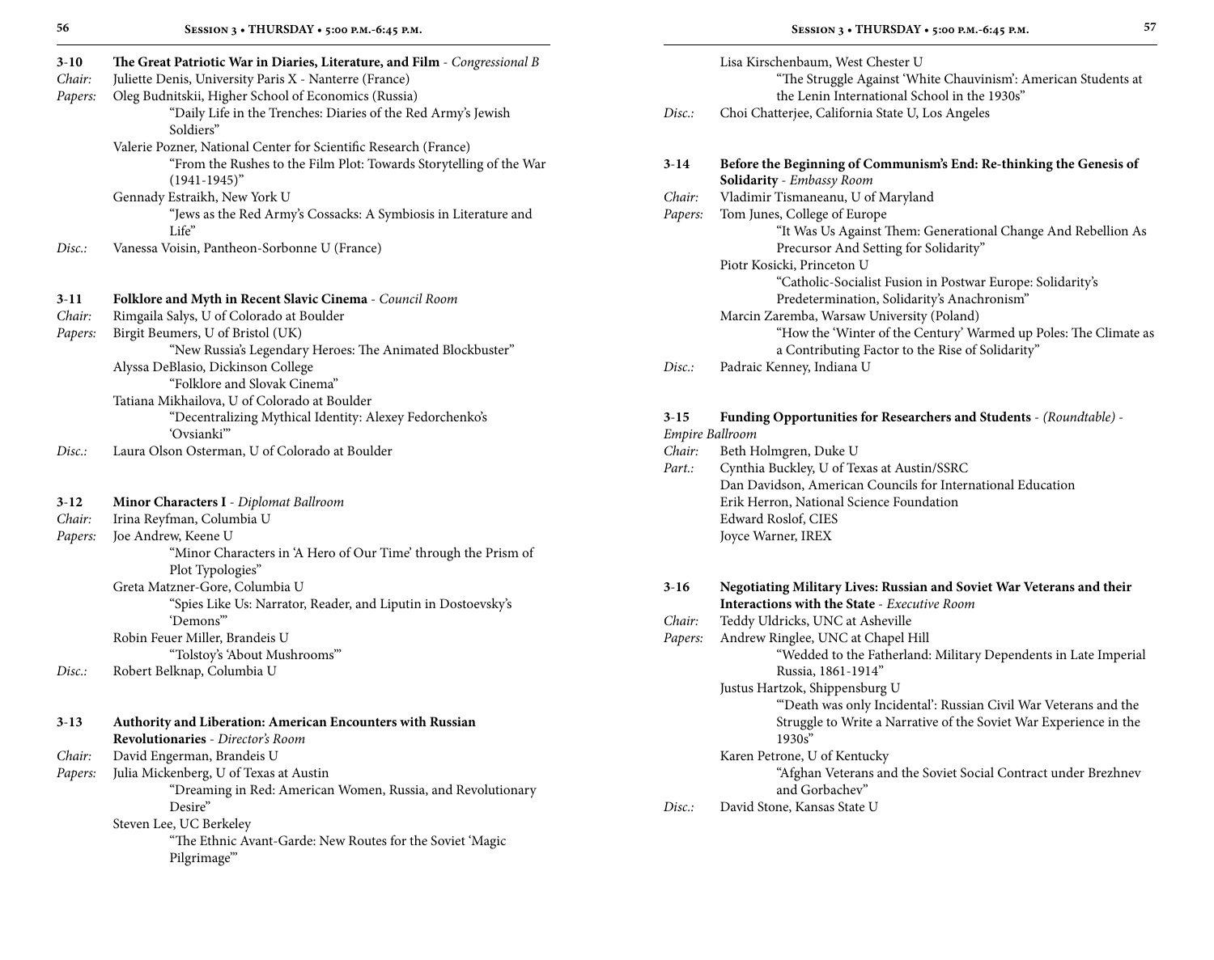**3-10** **The Great Patriotic War in Diaries, Literature, and Film** - *Congressional B*

*Chair:* Juliette Denis, University Paris X - Nanterre (France)

*Papers:* Oleg Budnitskii, Higher School of Economics (Russia)
"Daily Life in the Trenches: Diaries of the Red Army's Jewish Soldiers"

Valerie Pozner, National Center for Scientific Research (France)
"From the Rushes to the Film Plot: Towards Storytelling of the War (1941-1945)"

Gennady Estraikh, New York U
"Jews as the Red Army's Cossacks: A Symbiosis in Literature and Life"

*Disc.:* Vanessa Voisin, Pantheon-Sorbonne U (France)

**3-11** **Folklore and Myth in Recent Slavic Cinema** - *Council Room*

*Chair:* Rimgaila Salys, U of Colorado at Boulder

*Papers:* Birgit Beumers, U of Bristol (UK)
"New Russia's Legendary Heroes: The Animated Blockbuster"

Alyssa DeBlasio, Dickinson College
"Folklore and Slovak Cinema"

Tatiana Mikhailova, U of Colorado at Boulder
"Decentralizing Mythical Identity: Alexey Fedorchenko's 'Ovsianki'"

*Disc.:* Laura Olson Osterman, U of Colorado at Boulder

**3-12** **Minor Characters I** - *Diplomat Ballroom*

*Chair:* Irina Reyfman, Columbia U

*Papers:* Joe Andrew, Keene U
"Minor Characters in 'A Hero of Our Time' through the Prism of Plot Typologies"

Greta Matzner-Gore, Columbia U
"Spies Like Us: Narrator, Reader, and Liputin in Dostoevsky's 'Demons'"

Robin Feuer Miller, Brandeis U
"Tolstoy's 'About Mushrooms'"

*Disc.:* Robert Belknap, Columbia U

**3-13** **Authority and Liberation: American Encounters with Russian Revolutionaries** - *Director's Room*

*Chair:* David Engerman, Brandeis U

*Papers:* Julia Mickenberg, U of Texas at Austin
"Dreaming in Red: American Women, Russia, and Revolutionary Desire"

Steven Lee, UC Berkeley
"The Ethnic Avant-Garde: New Routes for the Soviet 'Magic Pilgrimage'"

Lisa Kirschenbaum, West Chester U
"The Struggle Against 'White Chauvinism': American Students at the Lenin International School in the 1930s"

*Disc.:* Choi Chatterjee, California State U, Los Angeles

**3-14** **Before the Beginning of Communism's End: Re-thinking the Genesis of Solidarity** - *Embassy Room*

*Chair:* Vladimir Tismaneanu, U of Maryland

*Papers:* Tom Junes, College of Europe
"It Was Us Against Them: Generational Change And Rebellion As Precursor And Setting for Solidarity"

Piotr Kosicki, Princeton U
"Catholic-Socialist Fusion in Postwar Europe: Solidarity's Predetermination, Solidarity's Anachronism"

Marcin Zaremba, Warsaw University (Poland)
"How the 'Winter of the Century' Warmed up Poles: The Climate as a Contributing Factor to the Rise of Solidarity"

*Disc.:* Padraic Kenney, Indiana U

**3-15** **Funding Opportunities for Researchers and Students** - *(Roundtable)* - *Empire Ballroom*

*Chair:* Beth Holmgren, Duke U

*Part.:* Cynthia Buckley, U of Texas at Austin/SSRC
Dan Davidson, American Councils for International Education
Erik Herron, National Science Foundation
Edward Roslof, CIES
Joyce Warner, IREX

**3-16** **Negotiating Military Lives: Russian and Soviet War Veterans and their Interactions with the State** - *Executive Room*

*Chair:* Teddy Uldricks, UNC at Asheville

*Papers:* Andrew Ringlee, UNC at Chapel Hill
"Wedded to the Fatherland: Military Dependents in Late Imperial Russia, 1861-1914"

Justus Hartzok, Shippensburg U
"'Death was only Incidental': Russian Civil War Veterans and the Struggle to Write a Narrative of the Soviet War Experience in the 1930s"

Karen Petrone, U of Kentucky
"Afghan Veterans and the Soviet Social Contract under Brezhnev and Gorbachev"

*Disc.:* David Stone, Kansas State U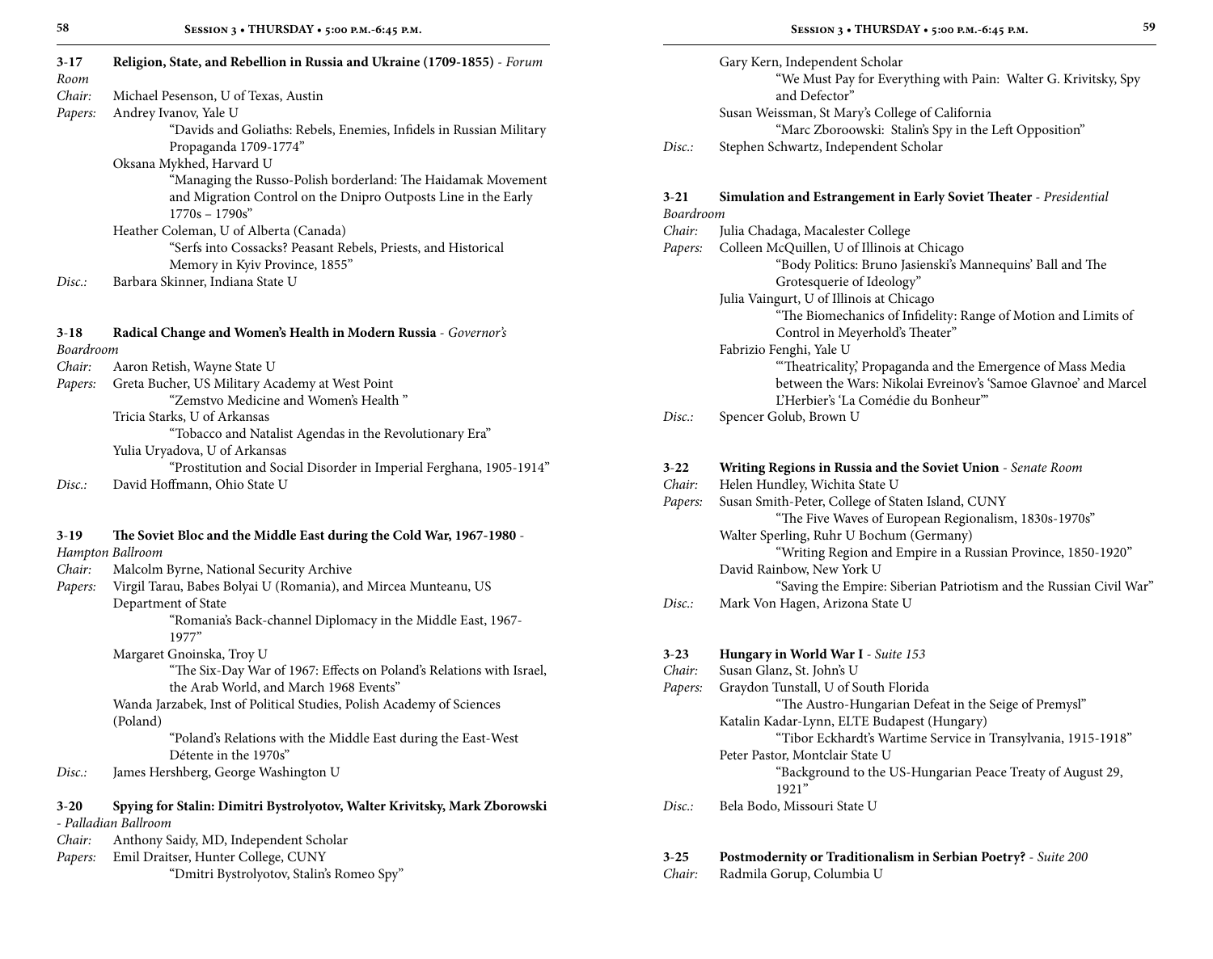**3-17 Religion, State, and Rebellion in Russia and Ukraine (1709-1855)** - *Forum Room*

*Chair:* Michael Pesenson, U of Texas, Austin

*Papers:* Andrey Ivanov, Yale U
"Davids and Goliaths: Rebels, Enemies, Infidels in Russian Military Propaganda 1709-1774"

Oksana Mykhed, Harvard U
"Managing the Russo-Polish borderland: The Haidamak Movement and Migration Control on the Dnipro Outposts Line in the Early 1770s – 1790s"

Heather Coleman, U of Alberta (Canada)
"Serfs into Cossacks? Peasant Rebels, Priests, and Historical Memory in Kyiv Province, 1855"

*Disc.:* Barbara Skinner, Indiana State U

**3-18 Radical Change and Women's Health in Modern Russia** - *Governor's Boardroom*

*Chair:* Aaron Retish, Wayne State U

*Papers:* Greta Bucher, US Military Academy at West Point
"Zemstvo Medicine and Women's Health "

Tricia Starks, U of Arkansas
"Tobacco and Natalist Agendas in the Revolutionary Era"

Yulia Uryadova, U of Arkansas
"Prostitution and Social Disorder in Imperial Ferghana, 1905-1914"

*Disc.:* David Hoffmann, Ohio State U

**3-19 The Soviet Bloc and the Middle East during the Cold War, 1967-1980** - *Hampton Ballroom*

*Chair:* Malcolm Byrne, National Security Archive

*Papers:* Virgil Tarau, Babes Bolyai U (Romania), and Mircea Munteanu, US Department of State
"Romania's Back-channel Diplomacy in the Middle East, 1967-1977"

Margaret Gnoinska, Troy U
"The Six-Day War of 1967: Effects on Poland's Relations with Israel, the Arab World, and March 1968 Events"

Wanda Jarzabek, Inst of Political Studies, Polish Academy of Sciences (Poland)
"Poland's Relations with the Middle East during the East-West Détente in the 1970s"

*Disc.:* James Hershberg, George Washington U

**3-20 Spying for Stalin: Dimitri Bystrolyotov, Walter Krivitsky, Mark Zborowski** - *Palladian Ballroom*

*Chair:* Anthony Saidy, MD, Independent Scholar

*Papers:* Emil Draitser, Hunter College, CUNY
"Dmitri Bystrolyotov, Stalin's Romeo Spy"

Gary Kern, Independent Scholar
"We Must Pay for Everything with Pain: Walter G. Krivitsky, Spy and Defector"

Susan Weissman, St Mary's College of California
"Marc Zboroowski: Stalin's Spy in the Left Opposition"

*Disc.:* Stephen Schwartz, Independent Scholar

**3-21 Simulation and Estrangement in Early Soviet Theater** - *Presidential Boardroom*

*Chair:* Julia Chadaga, Macalester College

*Papers:* Colleen McQuillen, U of Illinois at Chicago
"Body Politics: Bruno Jasienski's Mannequins' Ball and The Grotesquerie of Ideology"

Julia Vaingurt, U of Illinois at Chicago
"The Biomechanics of Infidelity: Range of Motion and Limits of Control in Meyerhold's Theater"

Fabrizio Fenghi, Yale U
"'Theatricality,' Propaganda and the Emergence of Mass Media between the Wars: Nikolai Evreinov's 'Samoe Glavnoe' and Marcel L'Herbier's 'La Comédie du Bonheur'"

*Disc.:* Spencer Golub, Brown U

**3-22 Writing Regions in Russia and the Soviet Union** - *Senate Room*

*Chair:* Helen Hundley, Wichita State U

*Papers:* Susan Smith-Peter, College of Staten Island, CUNY
"The Five Waves of European Regionalism, 1830s-1970s"

Walter Sperling, Ruhr U Bochum (Germany)
"Writing Region and Empire in a Russian Province, 1850-1920"

David Rainbow, New York U
"Saving the Empire: Siberian Patriotism and the Russian Civil War"

*Disc.:* Mark Von Hagen, Arizona State U

**3-23 Hungary in World War I** - *Suite 153*

*Chair:* Susan Glanz, St. John's U

*Papers:* Graydon Tunstall, U of South Florida
"The Austro-Hungarian Defeat in the Seige of Premysl"

Katalin Kadar-Lynn, ELTE Budapest (Hungary)
"Tibor Eckhardt's Wartime Service in Transylvania, 1915-1918"

Peter Pastor, Montclair State U
"Background to the US-Hungarian Peace Treaty of August 29, 1921"

*Disc.:* Bela Bodo, Missouri State U

**3-25 Postmodernity or Traditionalism in Serbian Poetry?** - *Suite 200*

*Chair:* Radmila Gorup, Columbia U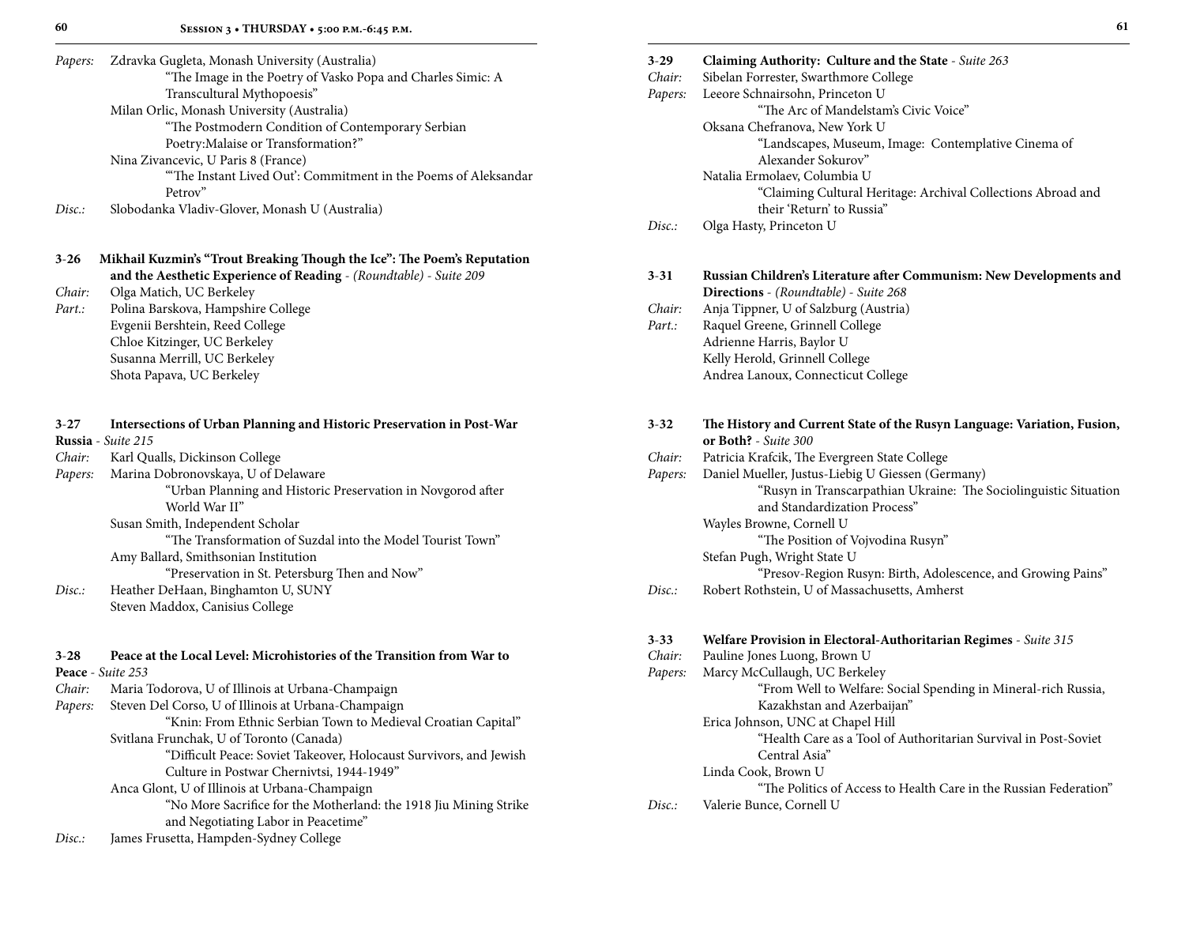*Papers:* Zdravka Gugleta, Monash University (Australia)
"The Image in the Poetry of Vasko Popa and Charles Simic: A Transcultural Mythopoesis"
Milan Orlic, Monash University (Australia)
"The Postmodern Condition of Contemporary Serbian Poetry:Malaise or Transformation?"
Nina Zivancevic, U Paris 8 (France)
"'The Instant Lived Out': Commitment in the Poems of Aleksandar Petrov"
*Disc.:* Slobodanka Vladiv-Glover, Monash U (Australia)

**3-26 Mikhail Kuzmin's "Trout Breaking Though the Ice": The Poem's Reputation and the Aesthetic Experience of Reading** - *(Roundtable) - Suite 209*
*Chair:* Olga Matich, UC Berkeley
*Part.:* Polina Barskova, Hampshire College
Evgenii Bershtein, Reed College
Chloe Kitzinger, UC Berkeley
Susanna Merrill, UC Berkeley
Shota Papava, UC Berkeley

**3-27 Intersections of Urban Planning and Historic Preservation in Post-War Russia** - *Suite 215*
*Chair:* Karl Qualls, Dickinson College
*Papers:* Marina Dobronovskaya, U of Delaware
"Urban Planning and Historic Preservation in Novgorod after World War II"
Susan Smith, Independent Scholar
"The Transformation of Suzdal into the Model Tourist Town"
Amy Ballard, Smithsonian Institution
"Preservation in St. Petersburg Then and Now"
*Disc.:* Heather DeHaan, Binghamton U, SUNY
Steven Maddox, Canisius College

**3-28 Peace at the Local Level: Microhistories of the Transition from War to Peace** - *Suite 253*
*Chair:* Maria Todorova, U of Illinois at Urbana-Champaign
*Papers:* Steven Del Corso, U of Illinois at Urbana-Champaign
"Knin: From Ethnic Serbian Town to Medieval Croatian Capital"
Svitlana Frunchak, U of Toronto (Canada)
"Difficult Peace: Soviet Takeover, Holocaust Survivors, and Jewish Culture in Postwar Chernivtsi, 1944-1949"
Anca Glont, U of Illinois at Urbana-Champaign
"No More Sacrifice for the Motherland: the 1918 Jiu Mining Strike and Negotiating Labor in Peacetime"
*Disc.:* James Frusetta, Hampden-Sydney College

**3-29 Claiming Authority: Culture and the State** - *Suite 263*
*Chair:* Sibelan Forrester, Swarthmore College
*Papers:* Leeore Schnairsohn, Princeton U
"The Arc of Mandelstam's Civic Voice"
Oksana Chefranova, New York U
"Landscapes, Museum, Image: Contemplative Cinema of Alexander Sokurov"
Natalia Ermolaev, Columbia U
"Claiming Cultural Heritage: Archival Collections Abroad and their 'Return' to Russia"
*Disc.:* Olga Hasty, Princeton U

**3-31 Russian Children's Literature after Communism: New Developments and Directions** - *(Roundtable) - Suite 268*
*Chair:* Anja Tippner, U of Salzburg (Austria)
*Part.:* Raquel Greene, Grinnell College
Adrienne Harris, Baylor U
Kelly Herold, Grinnell College
Andrea Lanoux, Connecticut College

**3-32 The History and Current State of the Rusyn Language: Variation, Fusion, or Both?** - *Suite 300*
*Chair:* Patricia Krafcik, The Evergreen State College
*Papers:* Daniel Mueller, Justus-Liebig U Giessen (Germany)
"Rusyn in Transcarpathian Ukraine: The Sociolinguistic Situation and Standardization Process"
Wayles Browne, Cornell U
"The Position of Vojvodina Rusyn"
Stefan Pugh, Wright State U
"Presov-Region Rusyn: Birth, Adolescence, and Growing Pains"
*Disc.:* Robert Rothstein, U of Massachusetts, Amherst

**3-33 Welfare Provision in Electoral-Authoritarian Regimes** - *Suite 315*
*Chair:* Pauline Jones Luong, Brown U
*Papers:* Marcy McCullaugh, UC Berkeley
"From Well to Welfare: Social Spending in Mineral-rich Russia, Kazakhstan and Azerbaijan"
Erica Johnson, UNC at Chapel Hill
"Health Care as a Tool of Authoritarian Survival in Post-Soviet Central Asia"
Linda Cook, Brown U
"The Politics of Access to Health Care in the Russian Federation"
*Disc.:* Valerie Bunce, Cornell U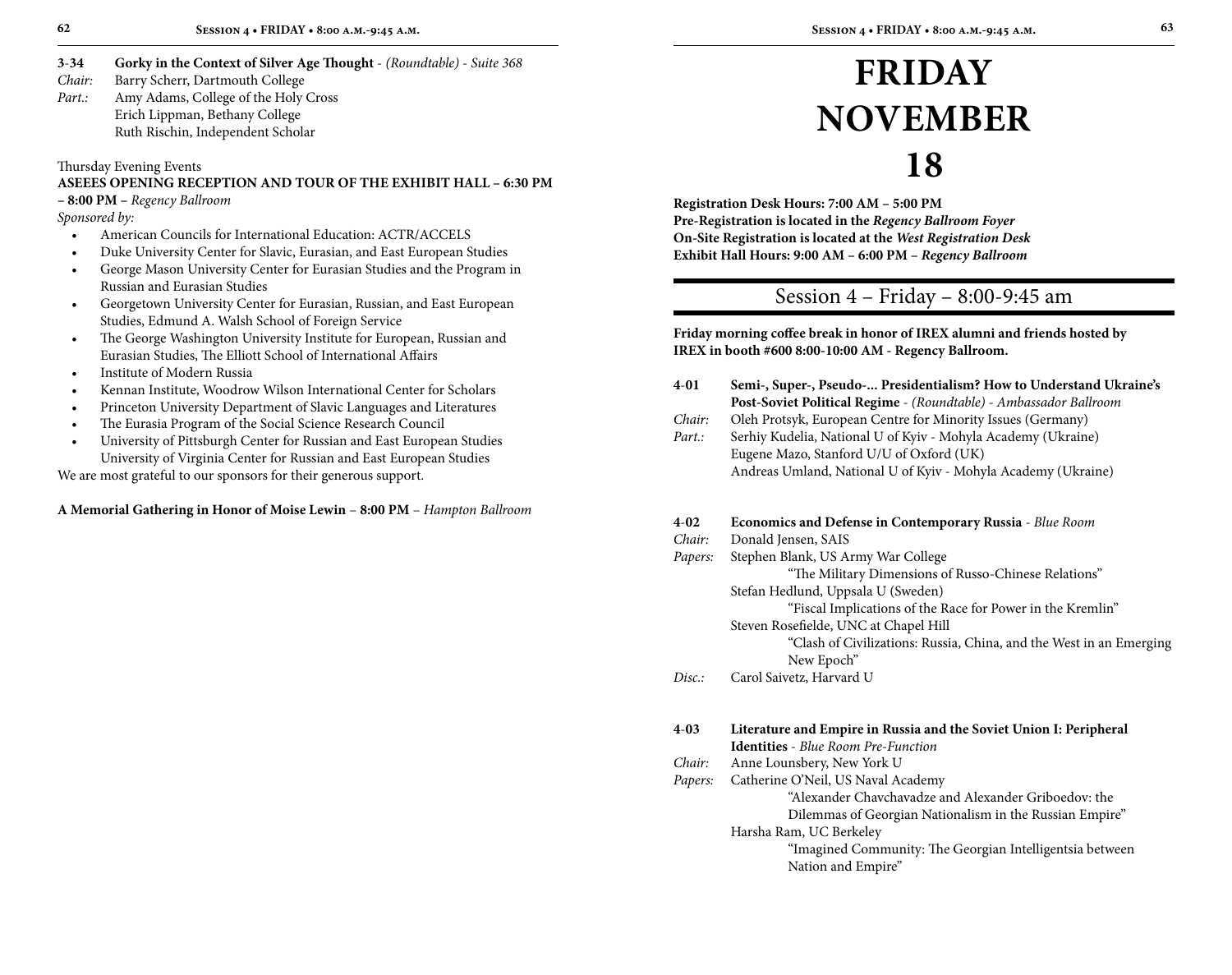**3-34 Gorky in the Context of Silver Age Thought** - *(Roundtable) - Suite 368*

*Chair:* Barry Scherr, Dartmouth College

*Part.:* Amy Adams, College of the Holy Cross
Erich Lippman, Bethany College
Ruth Rischin, Independent Scholar

Thursday Evening Events

**ASEEES OPENING RECEPTION AND TOUR OF THE EXHIBIT HALL – 6:30 PM – 8:00 PM –** *Regency Ballroom*

*Sponsored by:*

- American Councils for International Education: ACTR/ACCELS
- Duke University Center for Slavic, Eurasian, and East European Studies
- George Mason University Center for Eurasian Studies and the Program in Russian and Eurasian Studies
- Georgetown University Center for Eurasian, Russian, and East European Studies, Edmund A. Walsh School of Foreign Service
- The George Washington University Institute for European, Russian and Eurasian Studies, The Elliott School of International Affairs
- Institute of Modern Russia
- Kennan Institute, Woodrow Wilson International Center for Scholars
- Princeton University Department of Slavic Languages and Literatures
- The Eurasia Program of the Social Science Research Council
- University of Pittsburgh Center for Russian and East European Studies
  University of Virginia Center for Russian and East European Studies

We are most grateful to our sponsors for their generous support.

**A Memorial Gathering in Honor of Moise Lewin – 8:00 PM** – *Hampton Ballroom*

# FRIDAY NOVEMBER 18

**Registration Desk Hours: 7:00 AM – 5:00 PM**
**Pre-Registration is located in the *Regency Ballroom Foyer***
**On-Site Registration is located at the *West Registration Desk***
**Exhibit Hall Hours: 9:00 AM – 6:00 PM – *Regency Ballroom***

## Session 4 – Friday – 8:00-9:45 am

**Friday morning coffee break in honor of IREX alumni and friends hosted by IREX in booth #600 8:00-10:00 AM - Regency Ballroom.**

**4-01 Semi-, Super-, Pseudo-... Presidentialism? How to Understand Ukraine's Post-Soviet Political Regime** - *(Roundtable) - Ambassador Ballroom*

*Chair:* Oleh Protsyk, European Centre for Minority Issues (Germany)

*Part.:* Serhiy Kudelia, National U of Kyiv - Mohyla Academy (Ukraine)
Eugene Mazo, Stanford U/U of Oxford (UK)
Andreas Umland, National U of Kyiv - Mohyla Academy (Ukraine)

**4-02 Economics and Defense in Contemporary Russia** - *Blue Room*

*Chair:* Donald Jensen, SAIS

*Papers:* Stephen Blank, US Army War College
"The Military Dimensions of Russo-Chinese Relations"
Stefan Hedlund, Uppsala U (Sweden)
"Fiscal Implications of the Race for Power in the Kremlin"
Steven Rosefielde, UNC at Chapel Hill
"Clash of Civilizations: Russia, China, and the West in an Emerging New Epoch"

*Disc.:* Carol Saivetz, Harvard U

**4-03 Literature and Empire in Russia and the Soviet Union I: Peripheral Identities** - *Blue Room Pre-Function*

*Chair:* Anne Lounsbery, New York U

*Papers:* Catherine O'Neil, US Naval Academy
"Alexander Chavchavadze and Alexander Griboedov: the Dilemmas of Georgian Nationalism in the Russian Empire"
Harsha Ram, UC Berkeley
"Imagined Community: The Georgian Intelligentsia between Nation and Empire"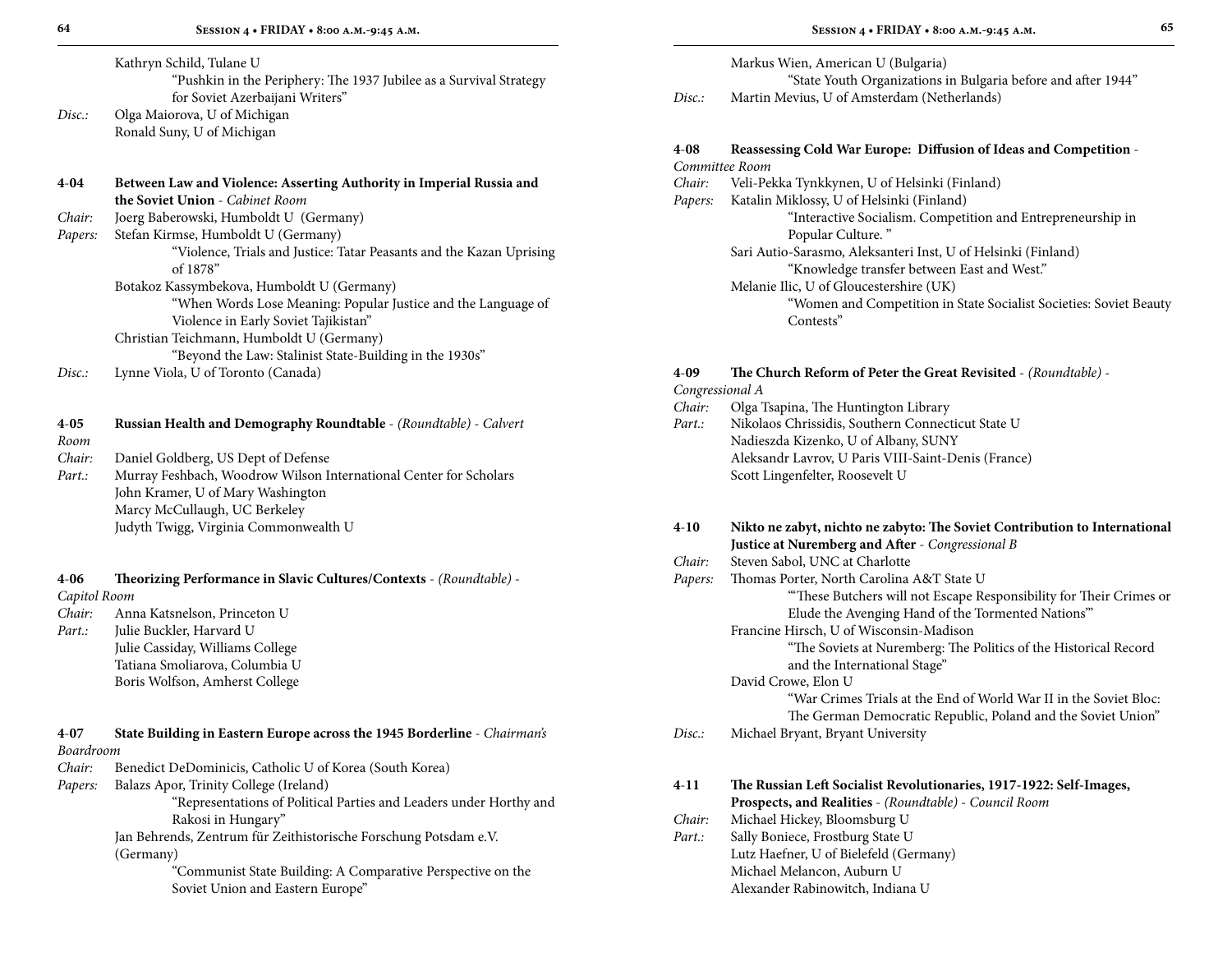Kathryn Schild, Tulane U

"Pushkin in the Periphery: The 1937 Jubilee as a Survival Strategy for Soviet Azerbaijani Writers"

*Disc.:* Olga Maiorova, U of Michigan
Ronald Suny, U of Michigan

**4-04 Between Law and Violence: Asserting Authority in Imperial Russia and the Soviet Union** - *Cabinet Room*

*Chair:* Joerg Baberowski, Humboldt U (Germany)

*Papers:* Stefan Kirmse, Humboldt U (Germany)

"Violence, Trials and Justice: Tatar Peasants and the Kazan Uprising of 1878"

Botakoz Kassymbekova, Humboldt U (Germany)

"When Words Lose Meaning: Popular Justice and the Language of Violence in Early Soviet Tajikistan"

Christian Teichmann, Humboldt U (Germany)

"Beyond the Law: Stalinist State-Building in the 1930s"

*Disc.:* Lynne Viola, U of Toronto (Canada)

**4-05 Russian Health and Demography Roundtable** - *(Roundtable) - Calvert Room*

*Chair:* Daniel Goldberg, US Dept of Defense

*Part.:* Murray Feshbach, Woodrow Wilson International Center for Scholars
John Kramer, U of Mary Washington
Marcy McCullaugh, UC Berkeley
Judyth Twigg, Virginia Commonwealth U

**4-06 Theorizing Performance in Slavic Cultures/Contexts** - *(Roundtable) - Capitol Room*

*Chair:* Anna Katsnelson, Princeton U

*Part.:* Julie Buckler, Harvard U
Julie Cassiday, Williams College
Tatiana Smoliarova, Columbia U
Boris Wolfson, Amherst College

**4-07 State Building in Eastern Europe across the 1945 Borderline** - *Chairman's Boardroom*

*Chair:* Benedict DeDominicis, Catholic U of Korea (South Korea)

*Papers:* Balazs Apor, Trinity College (Ireland)

"Representations of Political Parties and Leaders under Horthy and Rakosi in Hungary"

Jan Behrends, Zentrum für Zeithistorische Forschung Potsdam e.V. (Germany)

"Communist State Building: A Comparative Perspective on the Soviet Union and Eastern Europe"

Markus Wien, American U (Bulgaria)

"State Youth Organizations in Bulgaria before and after 1944"

*Disc.:* Martin Mevius, U of Amsterdam (Netherlands)

**4-08 Reassessing Cold War Europe: Diffusion of Ideas and Competition** - *Committee Room*

*Chair:* Veli-Pekka Tynkkynen, U of Helsinki (Finland)

*Papers:* Katalin Miklossy, U of Helsinki (Finland)

"Interactive Socialism. Competition and Entrepreneurship in Popular Culture. "

Sari Autio-Sarasmo, Aleksanteri Inst, U of Helsinki (Finland)

"Knowledge transfer between East and West."

Melanie Ilic, U of Gloucestershire (UK)

"Women and Competition in State Socialist Societies: Soviet Beauty Contests"

**4-09 The Church Reform of Peter the Great Revisited** - *(Roundtable) - Congressional A*

*Chair:* Olga Tsapina, The Huntington Library

*Part.:* Nikolaos Chrissidis, Southern Connecticut State U
Nadieszda Kizenko, U of Albany, SUNY
Aleksandr Lavrov, U Paris VIII-Saint-Denis (France)
Scott Lingenfelter, Roosevelt U

**4-10 Nikto ne zabyt, nichto ne zabyto: The Soviet Contribution to International Justice at Nuremberg and After** - *Congressional B*

*Chair:* Steven Sabol, UNC at Charlotte

*Papers:* Thomas Porter, North Carolina A&T State U

"'These Butchers will not Escape Responsibility for Their Crimes or Elude the Avenging Hand of the Tormented Nations'"

Francine Hirsch, U of Wisconsin-Madison

"The Soviets at Nuremberg: The Politics of the Historical Record and the International Stage"

David Crowe, Elon U

"War Crimes Trials at the End of World War II in the Soviet Bloc: The German Democratic Republic, Poland and the Soviet Union"

*Disc.:* Michael Bryant, Bryant University

**4-11 The Russian Left Socialist Revolutionaries, 1917-1922: Self-Images, Prospects, and Realities** - *(Roundtable) - Council Room*

*Chair:* Michael Hickey, Bloomsburg U

*Part.:* Sally Boniece, Frostburg State U
Lutz Haefner, U of Bielefeld (Germany)
Michael Melancon, Auburn U
Alexander Rabinowitch, Indiana U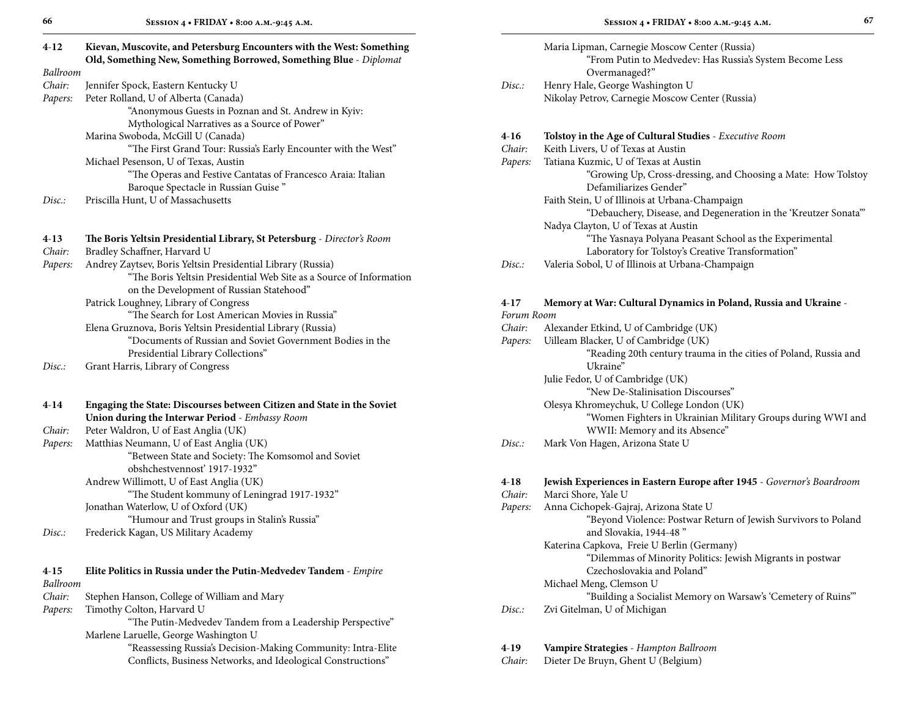**4-12 Kievan, Muscovite, and Petersburg Encounters with the West: Something Old, Something New, Something Borrowed, Something Blue** - *Diplomat Ballroom*

*Chair:* Jennifer Spock, Eastern Kentucky U

*Papers:* Peter Rolland, U of Alberta (Canada)
"Anonymous Guests in Poznan and St. Andrew in Kyiv: Mythological Narratives as a Source of Power"

Marina Swoboda, McGill U (Canada)
"The First Grand Tour: Russia's Early Encounter with the West"

Michael Pesenson, U of Texas, Austin
"The Operas and Festive Cantatas of Francesco Araia: Italian Baroque Spectacle in Russian Guise "

*Disc.:* Priscilla Hunt, U of Massachusetts

**4-13 The Boris Yeltsin Presidential Library, St Petersburg** - *Director's Room*

*Chair:* Bradley Schaffner, Harvard U

*Papers:* Andrey Zaytsev, Boris Yeltsin Presidential Library (Russia)
"The Boris Yeltsin Presidential Web Site as a Source of Information on the Development of Russian Statehood"

Patrick Loughney, Library of Congress
"The Search for Lost American Movies in Russia"

Elena Gruznova, Boris Yeltsin Presidential Library (Russia)
"Documents of Russian and Soviet Government Bodies in the Presidential Library Collections"

*Disc.:* Grant Harris, Library of Congress

**4-14 Engaging the State: Discourses between Citizen and State in the Soviet Union during the Interwar Period** - *Embassy Room*

*Chair:* Peter Waldron, U of East Anglia (UK)

*Papers:* Matthias Neumann, U of East Anglia (UK)
"Between State and Society: The Komsomol and Soviet obshchestvennost' 1917-1932"

Andrew Willimott, U of East Anglia (UK)
"The Student kommuny of Leningrad 1917-1932"

Jonathan Waterlow, U of Oxford (UK)
"Humour and Trust groups in Stalin's Russia"

*Disc.:* Frederick Kagan, US Military Academy

**4-15 Elite Politics in Russia under the Putin-Medvedev Tandem** - *Empire Ballroom*

*Chair:* Stephen Hanson, College of William and Mary

*Papers:* Timothy Colton, Harvard U
"The Putin-Medvedev Tandem from a Leadership Perspective"

Marlene Laruelle, George Washington U
"Reassessing Russia's Decision-Making Community: Intra-Elite Conflicts, Business Networks, and Ideological Constructions"

Maria Lipman, Carnegie Moscow Center (Russia)
"From Putin to Medvedev: Has Russia's System Become Less Overmanaged?"

*Disc.:* Henry Hale, George Washington U
Nikolay Petrov, Carnegie Moscow Center (Russia)

**4-16 Tolstoy in the Age of Cultural Studies** - *Executive Room*

*Chair:* Keith Livers, U of Texas at Austin

*Papers:* Tatiana Kuzmic, U of Texas at Austin
"Growing Up, Cross-dressing, and Choosing a Mate: How Tolstoy Defamiliarizes Gender"

Faith Stein, U of Illinois at Urbana-Champaign
"Debauchery, Disease, and Degeneration in the 'Kreutzer Sonata'"

Nadya Clayton, U of Texas at Austin
"The Yasnaya Polyana Peasant School as the Experimental Laboratory for Tolstoy's Creative Transformation"

*Disc.:* Valeria Sobol, U of Illinois at Urbana-Champaign

**4-17 Memory at War: Cultural Dynamics in Poland, Russia and Ukraine** - *Forum Room*

*Chair:* Alexander Etkind, U of Cambridge (UK)

*Papers:* Uilleam Blacker, U of Cambridge (UK)
"Reading 20th century trauma in the cities of Poland, Russia and Ukraine"

Julie Fedor, U of Cambridge (UK)
"New De-Stalinisation Discourses"

Olesya Khromeychuk, U College London (UK)
"Women Fighters in Ukrainian Military Groups during WWI and WWII: Memory and its Absence"

*Disc.:* Mark Von Hagen, Arizona State U

**4-18 Jewish Experiences in Eastern Europe after 1945** - *Governor's Boardroom*

*Chair:* Marci Shore, Yale U

*Papers:* Anna Cichopek-Gajraj, Arizona State U
"Beyond Violence: Postwar Return of Jewish Survivors to Poland and Slovakia, 1944-48 "

Katerina Capkova, Freie U Berlin (Germany)
"Dilemmas of Minority Politics: Jewish Migrants in postwar Czechoslovakia and Poland"

Michael Meng, Clemson U
"Building a Socialist Memory on Warsaw's 'Cemetery of Ruins'"

*Disc.:* Zvi Gitelman, U of Michigan

**4-19 Vampire Strategies** - *Hampton Ballroom*

*Chair:* Dieter De Bruyn, Ghent U (Belgium)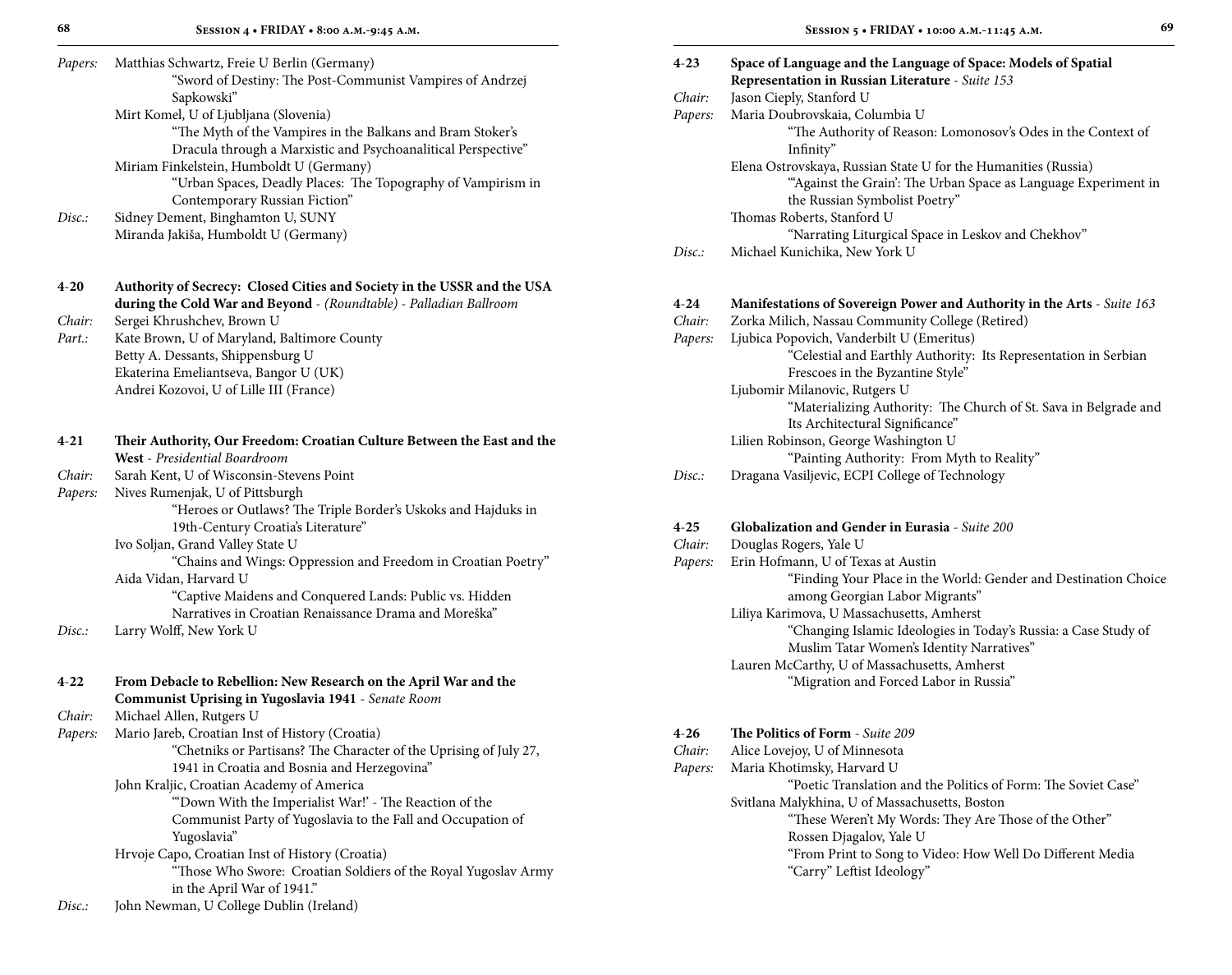*Papers:* Matthias Schwartz, Freie U Berlin (Germany)
"Sword of Destiny: The Post-Communist Vampires of Andrzej Sapkowski"
Mirt Komel, U of Ljubljana (Slovenia)
"The Myth of the Vampires in the Balkans and Bram Stoker's Dracula through a Marxistic and Psychoanalitical Perspective"
Miriam Finkelstein, Humboldt U (Germany)
"Urban Spaces, Deadly Places: The Topography of Vampirism in Contemporary Russian Fiction"
*Disc.:* Sidney Dement, Binghamton U, SUNY
Miranda Jakiša, Humboldt U (Germany)

**4-20 Authority of Secrecy: Closed Cities and Society in the USSR and the USA during the Cold War and Beyond** - *(Roundtable) - Palladian Ballroom*
*Chair:* Sergei Khrushchev, Brown U
*Part.:* Kate Brown, U of Maryland, Baltimore County
Betty A. Dessants, Shippensburg U
Ekaterina Emeliantseva, Bangor U (UK)
Andrei Kozovoi, U of Lille III (France)

**4-21 Their Authority, Our Freedom: Croatian Culture Between the East and the West** - *Presidential Boardroom*
*Chair:* Sarah Kent, U of Wisconsin-Stevens Point
*Papers:* Nives Rumenjak, U of Pittsburgh
"Heroes or Outlaws? The Triple Border's Uskoks and Hajduks in 19th-Century Croatia's Literature"
Ivo Soljan, Grand Valley State U
"Chains and Wings: Oppression and Freedom in Croatian Poetry"
Aida Vidan, Harvard U
"Captive Maidens and Conquered Lands: Public vs. Hidden Narratives in Croatian Renaissance Drama and Moreška"
*Disc.:* Larry Wolff, New York U

**4-22 From Debacle to Rebellion: New Research on the April War and the Communist Uprising in Yugoslavia 1941** - *Senate Room*
*Chair:* Michael Allen, Rutgers U
*Papers:* Mario Jareb, Croatian Inst of History (Croatia)
"Chetniks or Partisans? The Character of the Uprising of July 27, 1941 in Croatia and Bosnia and Herzegovina"
John Kraljic, Croatian Academy of America
"'Down With the Imperialist War!' - The Reaction of the Communist Party of Yugoslavia to the Fall and Occupation of Yugoslavia"
Hrvoje Capo, Croatian Inst of History (Croatia)
"Those Who Swore: Croatian Soldiers of the Royal Yugoslav Army in the April War of 1941."
*Disc.:* John Newman, U College Dublin (Ireland)

**4-23 Space of Language and the Language of Space: Models of Spatial Representation in Russian Literature** - *Suite 153*
*Chair:* Jason Cieply, Stanford U
*Papers:* Maria Doubrovskaia, Columbia U
"The Authority of Reason: Lomonosov's Odes in the Context of Infinity"
Elena Ostrovskaya, Russian State U for the Humanities (Russia)
"'Against the Grain': The Urban Space as Language Experiment in the Russian Symbolist Poetry"
Thomas Roberts, Stanford U
"Narrating Liturgical Space in Leskov and Chekhov"
*Disc.:* Michael Kunichika, New York U

**4-24 Manifestations of Sovereign Power and Authority in the Arts** - *Suite 163*
*Chair:* Zorka Milich, Nassau Community College (Retired)
*Papers:* Ljubica Popovich, Vanderbilt U (Emeritus)
"Celestial and Earthly Authority: Its Representation in Serbian Frescoes in the Byzantine Style"
Ljubomir Milanovic, Rutgers U
"Materializing Authority: The Church of St. Sava in Belgrade and Its Architectural Significance"
Lilien Robinson, George Washington U
"Painting Authority: From Myth to Reality"
*Disc.:* Dragana Vasiljevic, ECPI College of Technology

**4-25 Globalization and Gender in Eurasia** - *Suite 200*
*Chair:* Douglas Rogers, Yale U
*Papers:* Erin Hofmann, U of Texas at Austin
"Finding Your Place in the World: Gender and Destination Choice among Georgian Labor Migrants"
Liliya Karimova, U Massachusetts, Amherst
"Changing Islamic Ideologies in Today's Russia: a Case Study of Muslim Tatar Women's Identity Narratives"
Lauren McCarthy, U of Massachusetts, Amherst
"Migration and Forced Labor in Russia"

**4-26 The Politics of Form** - *Suite 209*
*Chair:* Alice Lovejoy, U of Minnesota
*Papers:* Maria Khotimsky, Harvard U
"Poetic Translation and the Politics of Form: The Soviet Case"
Svitlana Malykhina, U of Massachusetts, Boston
"These Weren't My Words: They Are Those of the Other"
Rossen Djagalov, Yale U
"From Print to Song to Video: How Well Do Different Media "Carry" Leftist Ideology"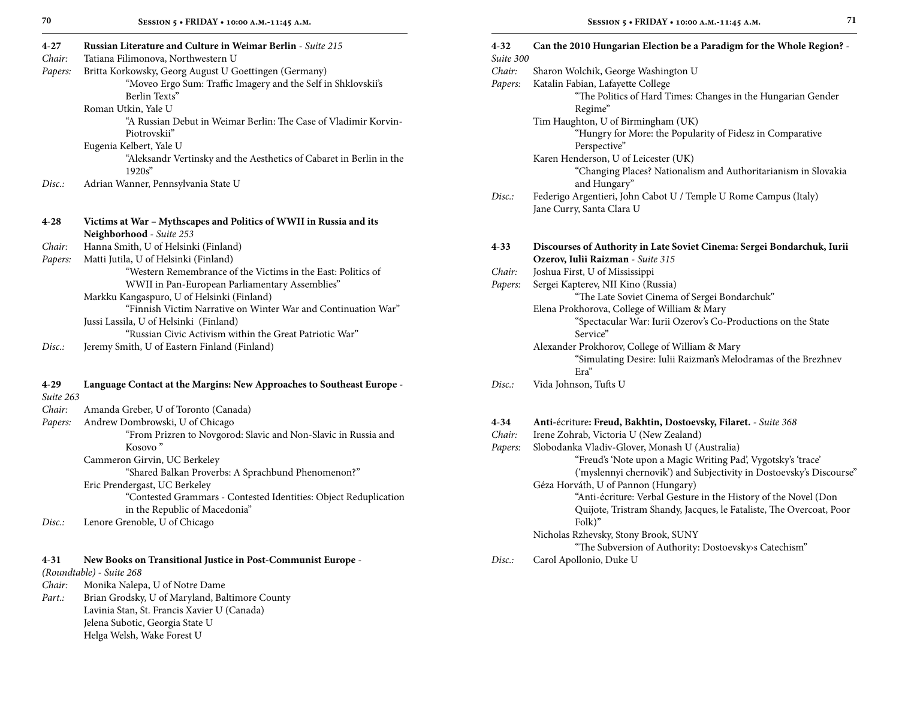**4-27 Russian Literature and Culture in Weimar Berlin** - *Suite 215*

*Chair:* Tatiana Filimonova, Northwestern U

*Papers:* Britta Korkowsky, Georg August U Goettingen (Germany)
"Moveo Ergo Sum: Traffic Imagery and the Self in Shklovskii's Berlin Texts"
Roman Utkin, Yale U
"A Russian Debut in Weimar Berlin: The Case of Vladimir Korvin-Piotrovskii"
Eugenia Kelbert, Yale U
"Aleksandr Vertinsky and the Aesthetics of Cabaret in Berlin in the 1920s"

*Disc.:* Adrian Wanner, Pennsylvania State U

**4-28 Victims at War – Mythscapes and Politics of WWII in Russia and its Neighborhood** - *Suite 253*

*Chair:* Hanna Smith, U of Helsinki (Finland)

*Papers:* Matti Jutila, U of Helsinki (Finland)
"Western Remembrance of the Victims in the East: Politics of WWII in Pan-European Parliamentary Assemblies"
Markku Kangaspuro, U of Helsinki (Finland)
"Finnish Victim Narrative on Winter War and Continuation War"
Jussi Lassila, U of Helsinki (Finland)
"Russian Civic Activism within the Great Patriotic War"

*Disc.:* Jeremy Smith, U of Eastern Finland (Finland)

**4-29 Language Contact at the Margins: New Approaches to Southeast Europe** - *Suite 263*

*Chair:* Amanda Greber, U of Toronto (Canada)

*Papers:* Andrew Dombrowski, U of Chicago
"From Prizren to Novgorod: Slavic and Non-Slavic in Russia and Kosovo "
Cammeron Girvin, UC Berkeley
"Shared Balkan Proverbs: A Sprachbund Phenomenon?"
Eric Prendergast, UC Berkeley
"Contested Grammars - Contested Identities: Object Reduplication in the Republic of Macedonia"

*Disc.:* Lenore Grenoble, U of Chicago

**4-31 New Books on Transitional Justice in Post-Communist Europe** - *(Roundtable) - Suite 268*

*Chair:* Monika Nalepa, U of Notre Dame

*Part.:* Brian Grodsky, U of Maryland, Baltimore County
Lavinia Stan, St. Francis Xavier U (Canada)
Jelena Subotic, Georgia State U
Helga Welsh, Wake Forest U

**4-32 Can the 2010 Hungarian Election be a Paradigm for the Whole Region?** - *Suite 300*

*Chair:* Sharon Wolchik, George Washington U

*Papers:* Katalin Fabian, Lafayette College
"The Politics of Hard Times: Changes in the Hungarian Gender Regime"
Tim Haughton, U of Birmingham (UK)
"Hungry for More: the Popularity of Fidesz in Comparative Perspective"
Karen Henderson, U of Leicester (UK)
"Changing Places? Nationalism and Authoritarianism in Slovakia and Hungary"

*Disc.:* Federigo Argentieri, John Cabot U / Temple U Rome Campus (Italy)
Jane Curry, Santa Clara U

**4-33 Discourses of Authority in Late Soviet Cinema: Sergei Bondarchuk, Iurii Ozerov, Iulii Raizman** - *Suite 315*

*Chair:* Joshua First, U of Mississippi

*Papers:* Sergei Kapterev, NII Kino (Russia)
"The Late Soviet Cinema of Sergei Bondarchuk"
Elena Prokhorova, College of William & Mary
"Spectacular War: Iurii Ozerov's Co-Productions on the State Service"
Alexander Prokhorov, College of William & Mary
"Simulating Desire: Iulii Raizman's Melodramas of the Brezhnev Era"

*Disc.:* Vida Johnson, Tufts U

**4-34 Anti-**écriture**: Freud, Bakhtin, Dostoevsky, Filaret.** - *Suite 368*

*Chair:* Irene Zohrab, Victoria U (New Zealand)

*Papers:* Slobodanka Vladiv-Glover, Monash U (Australia)
"Freud's 'Note upon a Magic Writing Pad', Vygotsky's 'trace' ('myslennyi chernovik') and Subjectivity in Dostoevsky's Discourse"
Géza Horváth, U of Pannon (Hungary)
"Anti-écriture: Verbal Gesture in the History of the Novel (Don Quijote, Tristram Shandy, Jacques, le Fataliste, The Overcoat, Poor Folk)"
Nicholas Rzhevsky, Stony Brook, SUNY
"The Subversion of Authority: Dostoevsky›s Catechism"

*Disc.:* Carol Apollonio, Duke U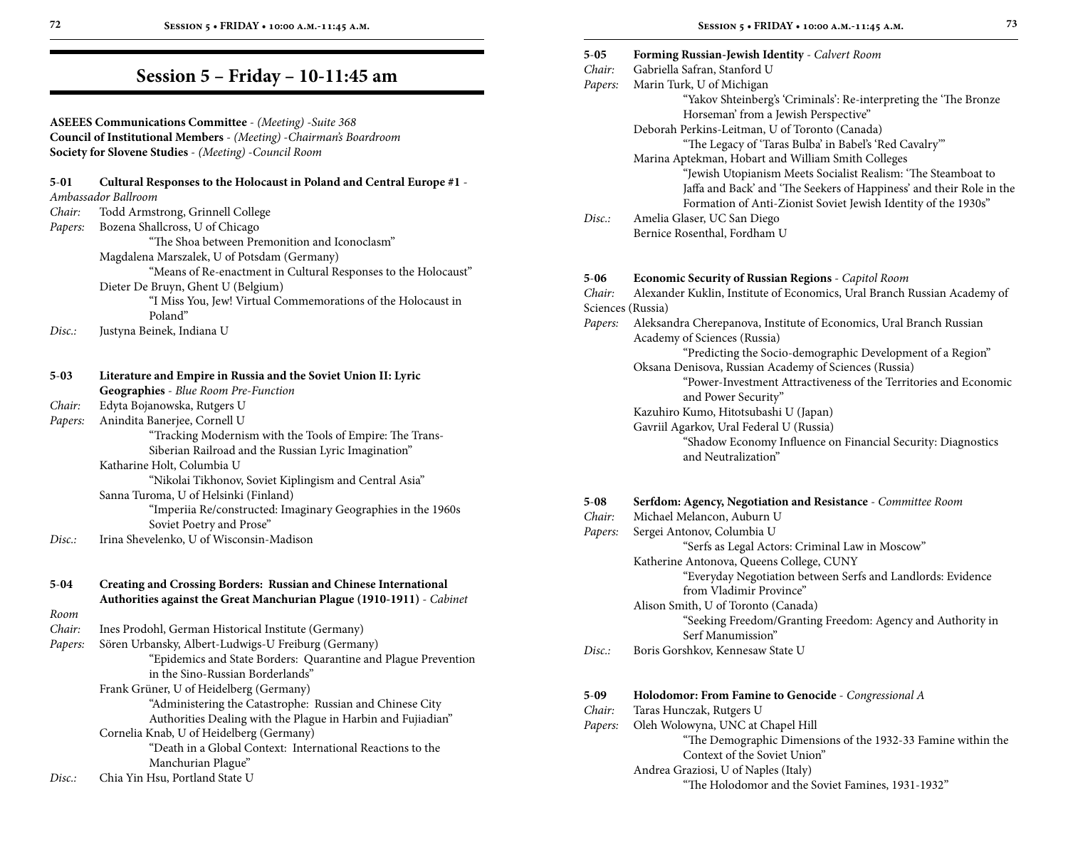# Session 5 – Friday – 10-11:45 am

**ASEEES Communications Committee** - *(Meeting) -Suite 368*
**Council of Institutional Members** - *(Meeting) -Chairman's Boardroom*
**Society for Slovene Studies** - *(Meeting) -Council Room*

**5-01 Cultural Responses to the Holocaust in Poland and Central Europe #1** - *Ambassador Ballroom*

*Chair:* Todd Armstrong, Grinnell College
*Papers:* Bozena Shallcross, U of Chicago
"The Shoa between Premonition and Iconoclasm"
Magdalena Marszalek, U of Potsdam (Germany)
"Means of Re-enactment in Cultural Responses to the Holocaust"
Dieter De Bruyn, Ghent U (Belgium)
"I Miss You, Jew! Virtual Commemorations of the Holocaust in Poland"
*Disc.:* Justyna Beinek, Indiana U

**5-03 Literature and Empire in Russia and the Soviet Union II: Lyric Geographies** - *Blue Room Pre-Function*

*Chair:* Edyta Bojanowska, Rutgers U
*Papers:* Anindita Banerjee, Cornell U
"Tracking Modernism with the Tools of Empire: The Trans-Siberian Railroad and the Russian Lyric Imagination"
Katharine Holt, Columbia U
"Nikolai Tikhonov, Soviet Kiplingism and Central Asia"
Sanna Turoma, U of Helsinki (Finland)
"Imperiia Re/constructed: Imaginary Geographies in the 1960s Soviet Poetry and Prose"
*Disc.:* Irina Shevelenko, U of Wisconsin-Madison

**5-04 Creating and Crossing Borders: Russian and Chinese International Authorities against the Great Manchurian Plague (1910-1911)** - *Cabinet Room*

*Chair:* Ines Prodohl, German Historical Institute (Germany)
*Papers:* Sören Urbansky, Albert-Ludwigs-U Freiburg (Germany)
"Epidemics and State Borders: Quarantine and Plague Prevention in the Sino-Russian Borderlands"
Frank Grüner, U of Heidelberg (Germany)
"Administering the Catastrophe: Russian and Chinese City Authorities Dealing with the Plague in Harbin and Fujiadian"
Cornelia Knab, U of Heidelberg (Germany)
"Death in a Global Context: International Reactions to the Manchurian Plague"
*Disc.:* Chia Yin Hsu, Portland State U

**5-05 Forming Russian-Jewish Identity** - *Calvert Room*

*Chair:* Gabriella Safran, Stanford U
*Papers:* Marin Turk, U of Michigan
"Yakov Shteinberg's 'Criminals': Re-interpreting the 'The Bronze Horseman' from a Jewish Perspective"
Deborah Perkins-Leitman, U of Toronto (Canada)
"The Legacy of 'Taras Bulba' in Babel's 'Red Cavalry'"
Marina Aptekman, Hobart and William Smith Colleges
"Jewish Utopianism Meets Socialist Realism: 'The Steamboat to Jaffa and Back' and 'The Seekers of Happiness' and their Role in the Formation of Anti-Zionist Soviet Jewish Identity of the 1930s"
*Disc.:* Amelia Glaser, UC San Diego
Bernice Rosenthal, Fordham U

**5-06 Economic Security of Russian Regions** - *Capitol Room*

*Chair:* Alexander Kuklin, Institute of Economics, Ural Branch Russian Academy of Sciences (Russia)
*Papers:* Aleksandra Cherepanova, Institute of Economics, Ural Branch Russian Academy of Sciences (Russia)
"Predicting the Socio-demographic Development of a Region"
Oksana Denisova, Russian Academy of Sciences (Russia)
"Power-Investment Attractiveness of the Territories and Economic and Power Security"
Kazuhiro Kumo, Hitotsubashi U (Japan)
Gavriil Agarkov, Ural Federal U (Russia)
"Shadow Economy Influence on Financial Security: Diagnostics and Neutralization"

**5-08 Serfdom: Agency, Negotiation and Resistance** - *Committee Room*

*Chair:* Michael Melancon, Auburn U
*Papers:* Sergei Antonov, Columbia U
"Serfs as Legal Actors: Criminal Law in Moscow"
Katherine Antonova, Queens College, CUNY
"Everyday Negotiation between Serfs and Landlords: Evidence from Vladimir Province"
Alison Smith, U of Toronto (Canada)
"Seeking Freedom/Granting Freedom: Agency and Authority in Serf Manumission"
*Disc.:* Boris Gorshkov, Kennesaw State U

**5-09 Holodomor: From Famine to Genocide** - *Congressional A*

*Chair:* Taras Hunczak, Rutgers U
*Papers:* Oleh Wolowyna, UNC at Chapel Hill
"The Demographic Dimensions of the 1932-33 Famine within the Context of the Soviet Union"
Andrea Graziosi, U of Naples (Italy)
"The Holodomor and the Soviet Famines, 1931-1932"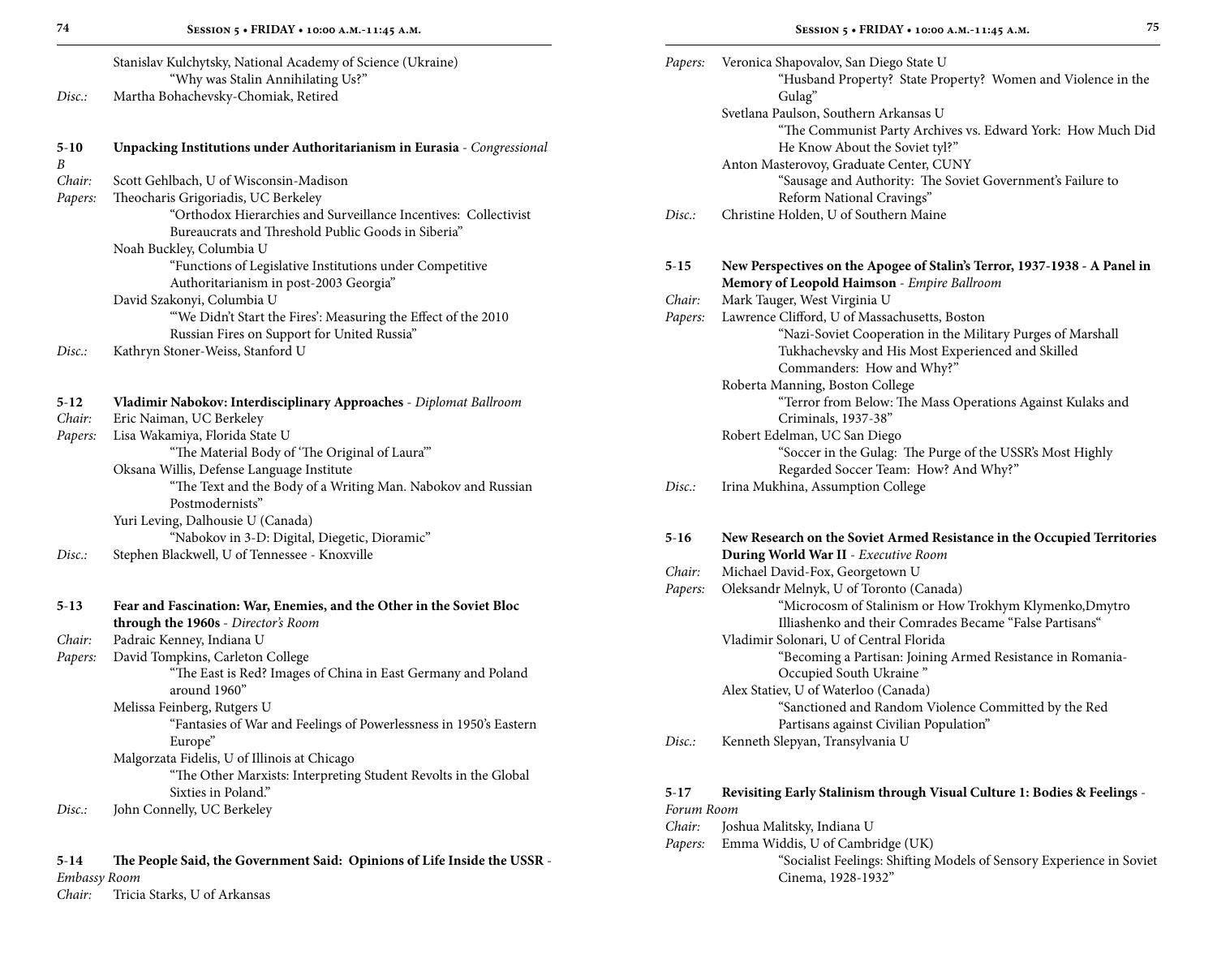Stanislav Kulchytsky, National Academy of Science (Ukraine)
"Why was Stalin Annihilating Us?"

*Disc.:* Martha Bohachevsky-Chomiak, Retired

**5-10 Unpacking Institutions under Authoritarianism in Eurasia** - *Congressional B*

*Chair:* Scott Gehlbach, U of Wisconsin-Madison

*Papers:* Theocharis Grigoriadis, UC Berkeley
"Orthodox Hierarchies and Surveillance Incentives: Collectivist Bureaucrats and Threshold Public Goods in Siberia"

Noah Buckley, Columbia U
"Functions of Legislative Institutions under Competitive Authoritarianism in post-2003 Georgia"

David Szakonyi, Columbia U
"'We Didn't Start the Fires': Measuring the Effect of the 2010 Russian Fires on Support for United Russia"

*Disc.:* Kathryn Stoner-Weiss, Stanford U

**5-12 Vladimir Nabokov: Interdisciplinary Approaches** - *Diplomat Ballroom*

*Chair:* Eric Naiman, UC Berkeley

*Papers:* Lisa Wakamiya, Florida State U
"The Material Body of 'The Original of Laura'"

Oksana Willis, Defense Language Institute
"The Text and the Body of a Writing Man. Nabokov and Russian Postmodernists"

Yuri Leving, Dalhousie U (Canada)
"Nabokov in 3-D: Digital, Diegetic, Dioramic"

*Disc.:* Stephen Blackwell, U of Tennessee - Knoxville

**5-13 Fear and Fascination: War, Enemies, and the Other in the Soviet Bloc through the 1960s** - *Director's Room*

*Chair:* Padraic Kenney, Indiana U

*Papers:* David Tompkins, Carleton College
"The East is Red? Images of China in East Germany and Poland around 1960"

Melissa Feinberg, Rutgers U
"Fantasies of War and Feelings of Powerlessness in 1950's Eastern Europe"

Malgorzata Fidelis, U of Illinois at Chicago
"The Other Marxists: Interpreting Student Revolts in the Global Sixties in Poland."

*Disc.:* John Connelly, UC Berkeley

**5-14 The People Said, the Government Said: Opinions of Life Inside the USSR** - *Embassy Room*

*Chair:* Tricia Starks, U of Arkansas

*Papers:* Veronica Shapovalov, San Diego State U
"Husband Property? State Property? Women and Violence in the Gulag"

Svetlana Paulson, Southern Arkansas U
"The Communist Party Archives vs. Edward York: How Much Did He Know About the Soviet tyl?"

Anton Masterovoy, Graduate Center, CUNY
"Sausage and Authority: The Soviet Government's Failure to Reform National Cravings"

*Disc.:* Christine Holden, U of Southern Maine

**5-15 New Perspectives on the Apogee of Stalin's Terror, 1937-1938 - A Panel in Memory of Leopold Haimson** - *Empire Ballroom*

*Chair:* Mark Tauger, West Virginia U

*Papers:* Lawrence Clifford, U of Massachusetts, Boston
"Nazi-Soviet Cooperation in the Military Purges of Marshall Tukhachevsky and His Most Experienced and Skilled Commanders: How and Why?"

Roberta Manning, Boston College
"Terror from Below: The Mass Operations Against Kulaks and Criminals, 1937-38"

Robert Edelman, UC San Diego
"Soccer in the Gulag: The Purge of the USSR's Most Highly Regarded Soccer Team: How? And Why?"

*Disc.:* Irina Mukhina, Assumption College

**5-16 New Research on the Soviet Armed Resistance in the Occupied Territories During World War II** - *Executive Room*

*Chair:* Michael David-Fox, Georgetown U

*Papers:* Oleksandr Melnyk, U of Toronto (Canada)
"Microcosm of Stalinism or How Trokhym Klymenko,Dmytro Illiashenko and their Comrades Became "False Partisans"

Vladimir Solonari, U of Central Florida
"Becoming a Partisan: Joining Armed Resistance in Romania-Occupied South Ukraine "

Alex Statiev, U of Waterloo (Canada)
"Sanctioned and Random Violence Committed by the Red Partisans against Civilian Population"

*Disc.:* Kenneth Slepyan, Transylvania U

**5-17 Revisiting Early Stalinism through Visual Culture 1: Bodies & Feelings** - *Forum Room*

*Chair:* Joshua Malitsky, Indiana U

*Papers:* Emma Widdis, U of Cambridge (UK)
"Socialist Feelings: Shifting Models of Sensory Experience in Soviet Cinema, 1928-1932"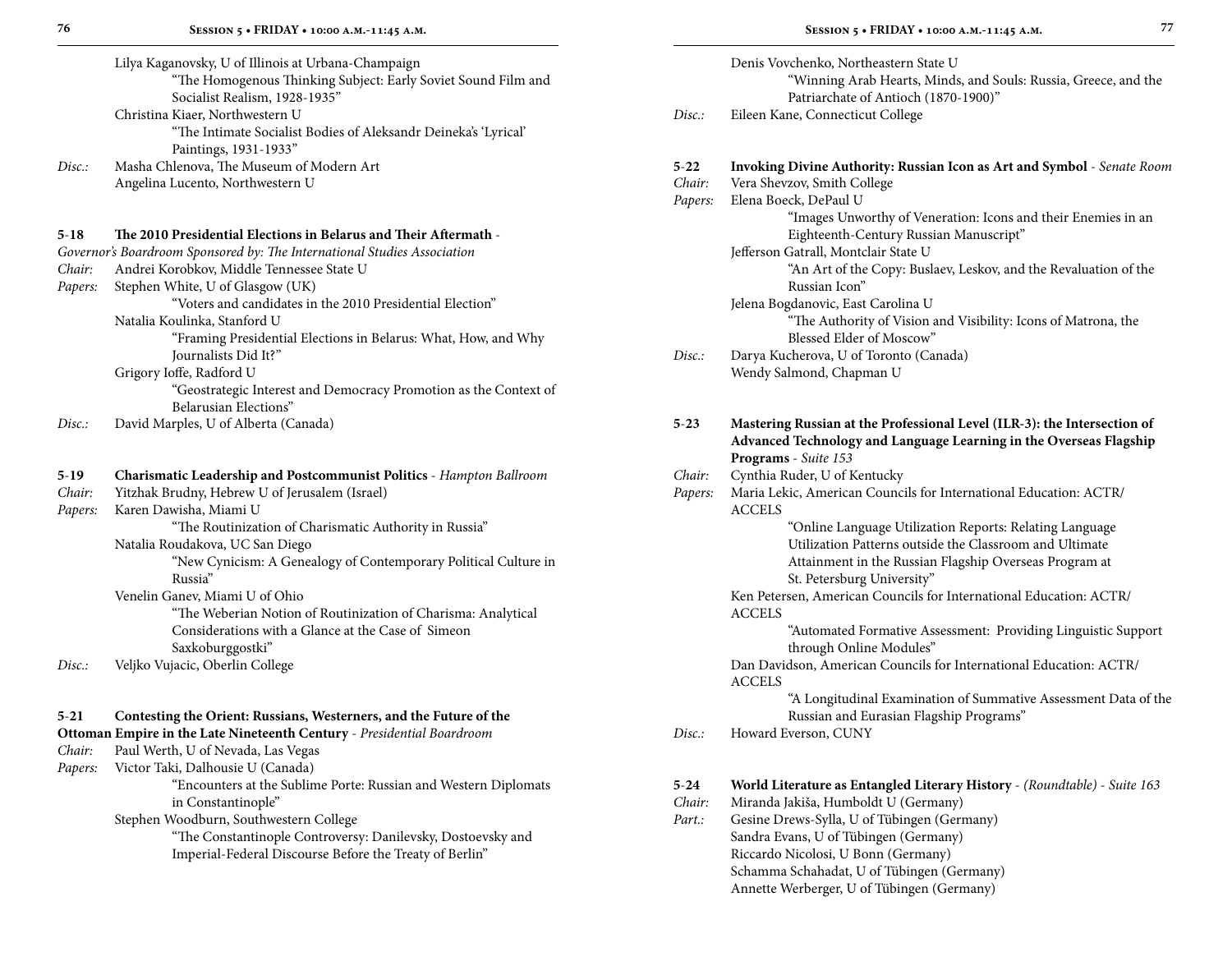Lilya Kaganovsky, U of Illinois at Urbana-Champaign
"The Homogenous Thinking Subject: Early Soviet Sound Film and Socialist Realism, 1928-1935"
Christina Kiaer, Northwestern U
"The Intimate Socialist Bodies of Aleksandr Deineka's 'Lyrical' Paintings, 1931-1933"

*Disc.:* Masha Chlenova, The Museum of Modern Art
Angelina Lucento, Northwestern U

**5-18 The 2010 Presidential Elections in Belarus and Their Aftermath** - *Governor's Boardroom Sponsored by: The International Studies Association*

*Chair:* Andrei Korobkov, Middle Tennessee State U

*Papers:* Stephen White, U of Glasgow (UK)
"Voters and candidates in the 2010 Presidential Election"
Natalia Koulinka, Stanford U
"Framing Presidential Elections in Belarus: What, How, and Why Journalists Did It?"
Grigory Ioffe, Radford U
"Geostrategic Interest and Democracy Promotion as the Context of Belarusian Elections"

*Disc.:* David Marples, U of Alberta (Canada)

**5-19 Charismatic Leadership and Postcommunist Politics** - *Hampton Ballroom*

*Chair:* Yitzhak Brudny, Hebrew U of Jerusalem (Israel)

*Papers:* Karen Dawisha, Miami U
"The Routinization of Charismatic Authority in Russia"
Natalia Roudakova, UC San Diego
"New Cynicism: A Genealogy of Contemporary Political Culture in Russia"
Venelin Ganev, Miami U of Ohio
"The Weberian Notion of Routinization of Charisma: Analytical Considerations with a Glance at the Case of Simeon Saxkoburggostki"

*Disc.:* Veljko Vujacic, Oberlin College

**5-21 Contesting the Orient: Russians, Westerners, and the Future of the Ottoman Empire in the Late Nineteenth Century** - *Presidential Boardroom*

*Chair:* Paul Werth, U of Nevada, Las Vegas

*Papers:* Victor Taki, Dalhousie U (Canada)
"Encounters at the Sublime Porte: Russian and Western Diplomats in Constantinople"
Stephen Woodburn, Southwestern College
"The Constantinople Controversy: Danilevsky, Dostoevsky and Imperial-Federal Discourse Before the Treaty of Berlin"
Denis Vovchenko, Northeastern State U
"Winning Arab Hearts, Minds, and Souls: Russia, Greece, and the Patriarchate of Antioch (1870-1900)"

*Disc.:* Eileen Kane, Connecticut College

**5-22 Invoking Divine Authority: Russian Icon as Art and Symbol** - *Senate Room*

*Chair:* Vera Shevzov, Smith College

*Papers:* Elena Boeck, DePaul U
"Images Unworthy of Veneration: Icons and their Enemies in an Eighteenth-Century Russian Manuscript"
Jefferson Gatrall, Montclair State U
"An Art of the Copy: Buslaev, Leskov, and the Revaluation of the Russian Icon"
Jelena Bogdanovic, East Carolina U
"The Authority of Vision and Visibility: Icons of Matrona, the Blessed Elder of Moscow"

*Disc.:* Darya Kucherova, U of Toronto (Canada)
Wendy Salmond, Chapman U

**5-23 Mastering Russian at the Professional Level (ILR-3): the Intersection of Advanced Technology and Language Learning in the Overseas Flagship Programs** - *Suite 153*

*Chair:* Cynthia Ruder, U of Kentucky

*Papers:* Maria Lekic, American Councils for International Education: ACTR/ACCELS
"Online Language Utilization Reports: Relating Language Utilization Patterns outside the Classroom and Ultimate Attainment in the Russian Flagship Overseas Program at St. Petersburg University"
Ken Petersen, American Councils for International Education: ACTR/ACCELS
"Automated Formative Assessment: Providing Linguistic Support through Online Modules"
Dan Davidson, American Councils for International Education: ACTR/ACCELS
"A Longitudinal Examination of Summative Assessment Data of the Russian and Eurasian Flagship Programs"

*Disc.:* Howard Everson, CUNY

**5-24 World Literature as Entangled Literary History** - *(Roundtable) - Suite 163*

*Chair:* Miranda Jakiša, Humboldt U (Germany)

*Part.:* Gesine Drews-Sylla, U of Tübingen (Germany)
Sandra Evans, U of Tübingen (Germany)
Riccardo Nicolosi, U Bonn (Germany)
Schamma Schahadat, U of Tübingen (Germany)
Annette Werberger, U of Tübingen (Germany)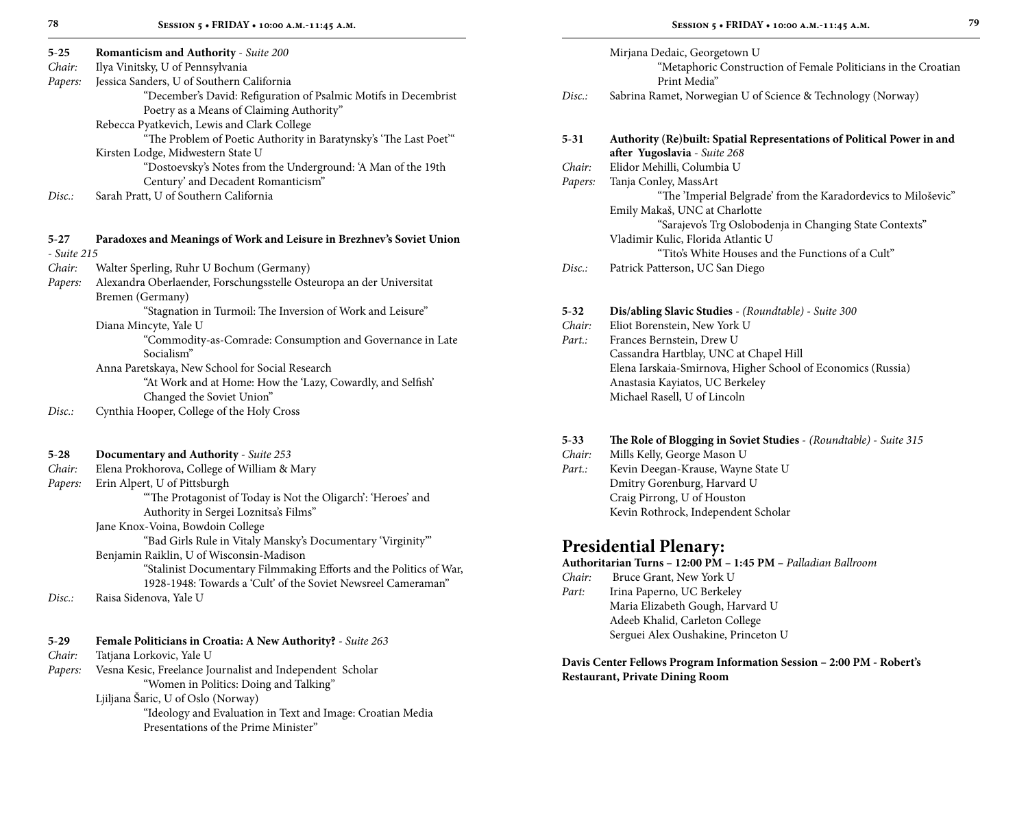**5-25 Romanticism and Authority** - *Suite 200*

*Chair:* Ilya Vinitsky, U of Pennsylvania

*Papers:* Jessica Sanders, U of Southern California
"December's David: Refiguration of Psalmic Motifs in Decembrist Poetry as a Means of Claiming Authority"
Rebecca Pyatkevich, Lewis and Clark College
"'The Problem of Poetic Authority in Baratynsky's 'The Last Poet'"
Kirsten Lodge, Midwestern State U
"Dostoevsky's Notes from the Underground: 'A Man of the 19th Century' and Decadent Romanticism"

*Disc.:* Sarah Pratt, U of Southern California

**5-27 Paradoxes and Meanings of Work and Leisure in Brezhnev's Soviet Union** *- Suite 215*

*Chair:* Walter Sperling, Ruhr U Bochum (Germany)

*Papers:* Alexandra Oberlaender, Forschungsstelle Osteuropa an der Universitat Bremen (Germany)
"Stagnation in Turmoil: The Inversion of Work and Leisure"
Diana Mincyte, Yale U
"Commodity-as-Comrade: Consumption and Governance in Late Socialism"
Anna Paretskaya, New School for Social Research
"At Work and at Home: How the 'Lazy, Cowardly, and Selfish' Changed the Soviet Union"

*Disc.:* Cynthia Hooper, College of the Holy Cross

**5-28 Documentary and Authority** - *Suite 253*

*Chair:* Elena Prokhorova, College of William & Mary

*Papers:* Erin Alpert, U of Pittsburgh
"'The Protagonist of Today is Not the Oligarch': 'Heroes' and Authority in Sergei Loznitsa's Films"
Jane Knox-Voina, Bowdoin College
"Bad Girls Rule in Vitaly Mansky's Documentary 'Virginity'"
Benjamin Raiklin, U of Wisconsin-Madison
"Stalinist Documentary Filmmaking Efforts and the Politics of War, 1928-1948: Towards a 'Cult' of the Soviet Newsreel Cameraman"

*Disc.:* Raisa Sidenova, Yale U

**5-29 Female Politicians in Croatia: A New Authority?** - *Suite 263*

*Chair:* Tatjana Lorkovic, Yale U

*Papers:* Vesna Kesic, Freelance Journalist and Independent Scholar
"Women in Politics: Doing and Talking"
Ljiljana Šaric, U of Oslo (Norway)
"Ideology and Evaluation in Text and Image: Croatian Media Presentations of the Prime Minister"
Mirjana Dedaic, Georgetown U
"Metaphoric Construction of Female Politicians in the Croatian Print Media"

*Disc.:* Sabrina Ramet, Norwegian U of Science & Technology (Norway)

**5-31 Authority (Re)built: Spatial Representations of Political Power in and after Yugoslavia** - *Suite 268*

*Chair:* Elidor Mehilli, Columbia U

*Papers:* Tanja Conley, MassArt
"The 'Imperial Belgrade' from the Karadordevics to Miloševic"
Emily Makaš, UNC at Charlotte
"Sarajevo's Trg Oslobodenja in Changing State Contexts"
Vladimir Kulic, Florida Atlantic U
"Tito's White Houses and the Functions of a Cult"

*Disc.:* Patrick Patterson, UC San Diego

**5-32 Dis/abling Slavic Studies** - *(Roundtable) - Suite 300*

*Chair:* Eliot Borenstein, New York U

*Part.:* Frances Bernstein, Drew U
Cassandra Hartblay, UNC at Chapel Hill
Elena Iarskaia-Smirnova, Higher School of Economics (Russia)
Anastasia Kayiatos, UC Berkeley
Michael Rasell, U of Lincoln

**5-33 The Role of Blogging in Soviet Studies** - *(Roundtable) - Suite 315*

*Chair:* Mills Kelly, George Mason U

*Part.:* Kevin Deegan-Krause, Wayne State U
Dmitry Gorenburg, Harvard U
Craig Pirrong, U of Houston
Kevin Rothrock, Independent Scholar

## Presidential Plenary:

**Authoritarian Turns – 12:00 PM – 1:45 PM –** *Palladian Ballroom*

*Chair:* Bruce Grant, New York U

*Part:* Irina Paperno, UC Berkeley
Maria Elizabeth Gough, Harvard U
Adeeb Khalid, Carleton College
Serguei Alex Oushakine, Princeton U

**Davis Center Fellows Program Information Session – 2:00 PM - Robert's Restaurant, Private Dining Room**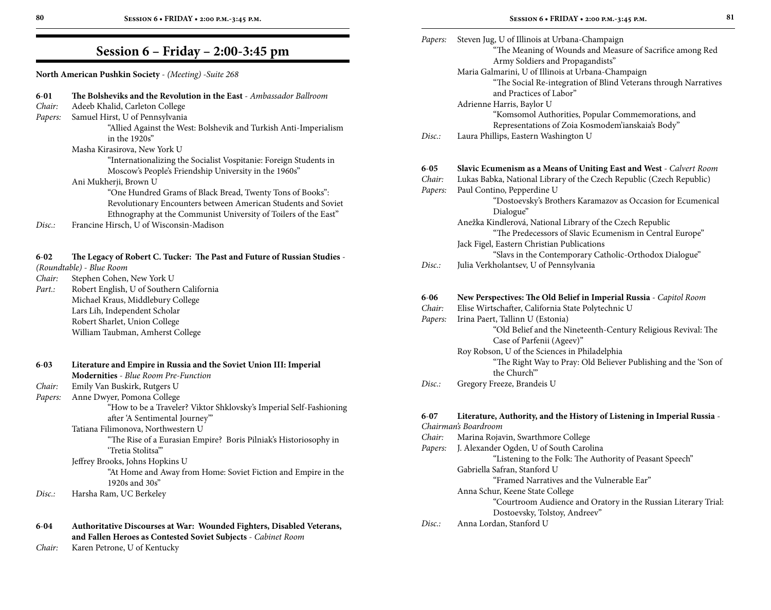## Session 6 – Friday – 2:00-3:45 pm

**North American Pushkin Society** - *(Meeting)* -*Suite 268*

**6-01 The Bolsheviks and the Revolution in the East** - *Ambassador Ballroom*

*Chair:* Adeeb Khalid, Carleton College

*Papers:* Samuel Hirst, U of Pennsylvania
"Allied Against the West: Bolshevik and Turkish Anti-Imperialism in the 1920s"
Masha Kirasirova, New York U
"Internationalizing the Socialist Vospitanie: Foreign Students in Moscow's People's Friendship University in the 1960s"
Ani Mukherji, Brown U
"One Hundred Grams of Black Bread, Twenty Tons of Books": Revolutionary Encounters between American Students and Soviet Ethnography at the Communist University of Toilers of the East"

*Disc.:* Francine Hirsch, U of Wisconsin-Madison

**6-02 The Legacy of Robert C. Tucker: The Past and Future of Russian Studies** - *(Roundtable)* - *Blue Room*

*Chair:* Stephen Cohen, New York U

*Part.:* Robert English, U of Southern California
Michael Kraus, Middlebury College
Lars Lih, Independent Scholar
Robert Sharlet, Union College
William Taubman, Amherst College

**6-03 Literature and Empire in Russia and the Soviet Union III: Imperial Modernities** - *Blue Room Pre-Function*

*Chair:* Emily Van Buskirk, Rutgers U

*Papers:* Anne Dwyer, Pomona College
"How to be a Traveler? Viktor Shklovsky's Imperial Self-Fashioning after 'A Sentimental Journey'"
Tatiana Filimonova, Northwestern U
"The Rise of a Eurasian Empire? Boris Pilniak's Historiosophy in 'Tretia Stolitsa'"
Jeffrey Brooks, Johns Hopkins U
"At Home and Away from Home: Soviet Fiction and Empire in the 1920s and 30s"

*Disc.:* Harsha Ram, UC Berkeley

**6-04 Authoritative Discourses at War: Wounded Fighters, Disabled Veterans, and Fallen Heroes as Contested Soviet Subjects** - *Cabinet Room*

*Chair:* Karen Petrone, U of Kentucky

*Papers:* Steven Jug, U of Illinois at Urbana-Champaign
"The Meaning of Wounds and Measure of Sacrifice among Red Army Soldiers and Propagandists"
Maria Galmarini, U of Illinois at Urbana-Champaign
"The Social Re-integration of Blind Veterans through Narratives and Practices of Labor"
Adrienne Harris, Baylor U
"Komsomol Authorities, Popular Commemorations, and Representations of Zoia Kosmodem'ianskaia's Body"

*Disc.:* Laura Phillips, Eastern Washington U

**6-05 Slavic Ecumenism as a Means of Uniting East and West** - *Calvert Room*

*Chair:* Lukas Babka, National Library of the Czech Republic (Czech Republic)

*Papers:* Paul Contino, Pepperdine U
"Dostoevsky's Brothers Karamazov as Occasion for Ecumenical Dialogue"
Anežka Kindlerová, National Library of the Czech Republic
"The Predecessors of Slavic Ecumenism in Central Europe"
Jack Figel, Eastern Christian Publications
"Slavs in the Contemporary Catholic-Orthodox Dialogue"

*Disc.:* Julia Verkholantsev, U of Pennsylvania

**6-06 New Perspectives: The Old Belief in Imperial Russia** - *Capitol Room*

*Chair:* Elise Wirtschafter, California State Polytechnic U

*Papers:* Irina Paert, Tallinn U (Estonia)
"Old Belief and the Nineteenth-Century Religious Revival: The Case of Parfenii (Ageev)"
Roy Robson, U of the Sciences in Philadelphia
"The Right Way to Pray: Old Believer Publishing and the 'Son of the Church'"

*Disc.:* Gregory Freeze, Brandeis U

**6-07 Literature, Authority, and the History of Listening in Imperial Russia** - *Chairman's Boardroom*

*Chair:* Marina Rojavin, Swarthmore College

*Papers:* J. Alexander Ogden, U of South Carolina
"Listening to the Folk: The Authority of Peasant Speech"
Gabriella Safran, Stanford U
"Framed Narratives and the Vulnerable Ear"
Anna Schur, Keene State College
"Courtroom Audience and Oratory in the Russian Literary Trial: Dostoevsky, Tolstoy, Andreev"

*Disc.:* Anna Lordan, Stanford U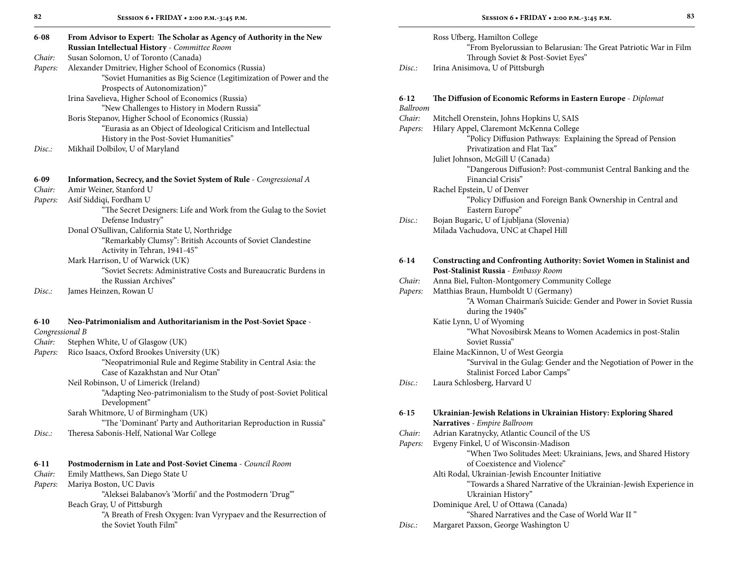**6-08 From Advisor to Expert: The Scholar as Agency of Authority in the New Russian Intellectual History** - *Committee Room*

*Chair:* Susan Solomon, U of Toronto (Canada)

*Papers:* Alexander Dmitriev, Higher School of Economics (Russia)
"Soviet Humanities as Big Science (Legitimization of Power and the Prospects of Autonomization)"
Irina Savelieva, Higher School of Economics (Russia)
"New Challenges to History in Modern Russia"
Boris Stepanov, Higher School of Economics (Russia)
"Eurasia as an Object of Ideological Criticism and Intellectual History in the Post-Soviet Humanities"

*Disc.:* Mikhail Dolbilov, U of Maryland

**6-09 Information, Secrecy, and the Soviet System of Rule** - *Congressional A*

*Chair:* Amir Weiner, Stanford U

*Papers:* Asif Siddiqi, Fordham U
"The Secret Designers: Life and Work from the Gulag to the Soviet Defense Industry"
Donal O'Sullivan, California State U, Northridge
"'Remarkably Clumsy': British Accounts of Soviet Clandestine Activity in Tehran, 1941-45"
Mark Harrison, U of Warwick (UK)
"Soviet Secrets: Administrative Costs and Bureaucratic Burdens in the Russian Archives"

*Disc.:* James Heinzen, Rowan U

**6-10 Neo-Patrimonialism and Authoritarianism in the Post-Soviet Space** - *Congressional B*

*Chair:* Stephen White, U of Glasgow (UK)

*Papers:* Rico Isaacs, Oxford Brookes University (UK)
"Neopatrimonial Rule and Regime Stability in Central Asia: the Case of Kazakhstan and Nur Otan"
Neil Robinson, U of Limerick (Ireland)
"Adapting Neo-patrimonialism to the Study of post-Soviet Political Development"
Sarah Whitmore, U of Birmingham (UK)
"The 'Dominant' Party and Authoritarian Reproduction in Russia"

*Disc.:* Theresa Sabonis-Helf, National War College

**6-11 Postmodernism in Late and Post-Soviet Cinema** - *Council Room*

*Chair:* Emily Matthews, San Diego State U

*Papers:* Mariya Boston, UC Davis
"Aleksei Balabanov's 'Morfii' and the Postmodern 'Drug'"
Beach Gray, U of Pittsburgh
"A Breath of Fresh Oxygen: Ivan Vyrypaev and the Resurrection of the Soviet Youth Film"
Ross Ufberg, Hamilton College
"From Byelorussian to Belarusian: The Great Patriotic War in Film Through Soviet & Post-Soviet Eyes"

*Disc.:* Irina Anisimova, U of Pittsburgh

**6-12 The Diffusion of Economic Reforms in Eastern Europe** - *Diplomat Ballroom*

*Chair:* Mitchell Orenstein, Johns Hopkins U, SAIS

*Papers:* Hilary Appel, Claremont McKenna College
"Policy Diffusion Pathways: Explaining the Spread of Pension Privatization and Flat Tax"
Juliet Johnson, McGill U (Canada)
"Dangerous Diffusion?: Post-communist Central Banking and the Financial Crisis"
Rachel Epstein, U of Denver
"Policy Diffusion and Foreign Bank Ownership in Central and Eastern Europe"

*Disc.:* Bojan Bugaric, U of Ljubljana (Slovenia)
Milada Vachudova, UNC at Chapel Hill

**6-14 Constructing and Confronting Authority: Soviet Women in Stalinist and Post-Stalinist Russia** - *Embassy Room*

*Chair:* Anna Biel, Fulton-Montgomery Community College

*Papers:* Matthias Braun, Humboldt U (Germany)
"A Woman Chairman's Suicide: Gender and Power in Soviet Russia during the 1940s"
Katie Lynn, U of Wyoming
"What Novosibirsk Means to Women Academics in post-Stalin Soviet Russia"
Elaine MacKinnon, U of West Georgia
"Survival in the Gulag: Gender and the Negotiation of Power in the Stalinist Forced Labor Camps"

*Disc.:* Laura Schlosberg, Harvard U

**6-15 Ukrainian-Jewish Relations in Ukrainian History: Exploring Shared Narratives** - *Empire Ballroom*

*Chair:* Adrian Karatnycky, Atlantic Council of the US

*Papers:* Evgeny Finkel, U of Wisconsin-Madison
"When Two Solitudes Meet: Ukrainians, Jews, and Shared History of Coexistence and Violence"
Alti Rodal, Ukrainian-Jewish Encounter Initiative
"Towards a Shared Narrative of the Ukrainian-Jewish Experience in Ukrainian History"
Dominique Arel, U of Ottawa (Canada)
"Shared Narratives and the Case of World War II "

*Disc.:* Margaret Paxson, George Washington U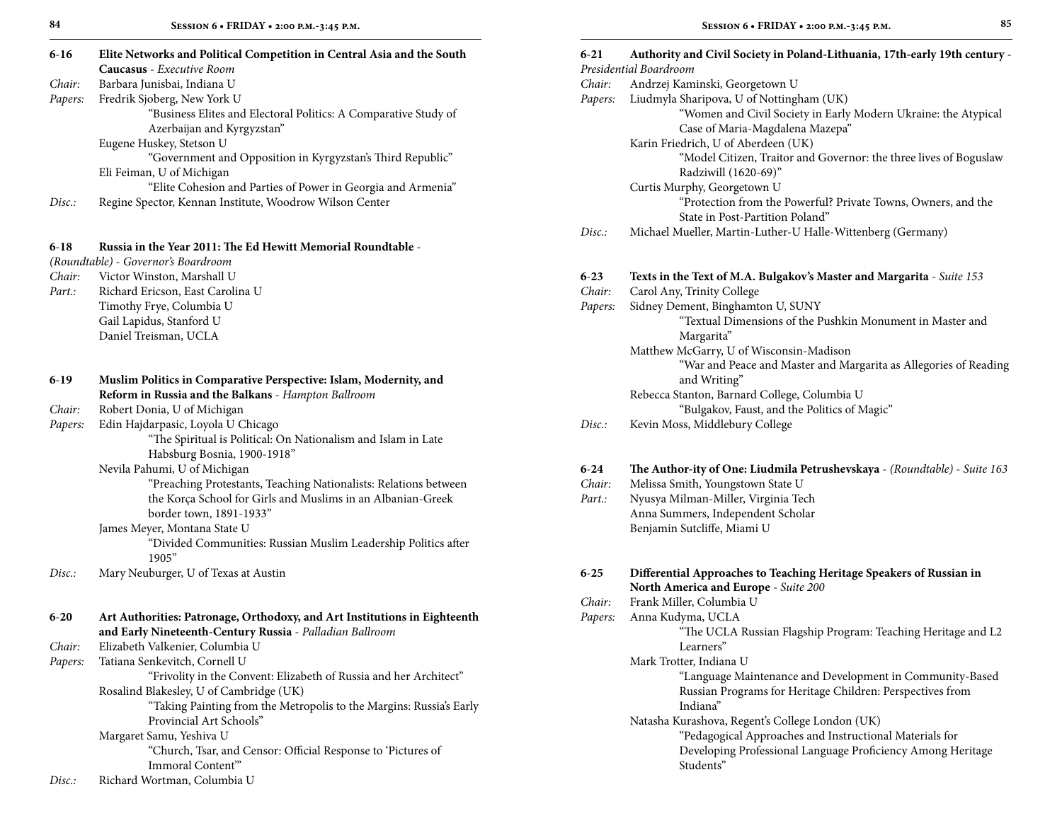**6-16 Elite Networks and Political Competition in Central Asia and the South Caucasus** - *Executive Room*

*Chair:* Barbara Junisbai, Indiana U

*Papers:* Fredrik Sjoberg, New York U
"Business Elites and Electoral Politics: A Comparative Study of Azerbaijan and Kyrgyzstan"
Eugene Huskey, Stetson U
"Government and Opposition in Kyrgyzstan's Third Republic"
Eli Feiman, U of Michigan
"Elite Cohesion and Parties of Power in Georgia and Armenia"

*Disc.:* Regine Spector, Kennan Institute, Woodrow Wilson Center

**6-18 Russia in the Year 2011: The Ed Hewitt Memorial Roundtable** - *(Roundtable) - Governor's Boardroom*

*Chair:* Victor Winston, Marshall U

*Part.:* Richard Ericson, East Carolina U
Timothy Frye, Columbia U
Gail Lapidus, Stanford U
Daniel Treisman, UCLA

**6-19 Muslim Politics in Comparative Perspective: Islam, Modernity, and Reform in Russia and the Balkans** - *Hampton Ballroom*

*Chair:* Robert Donia, U of Michigan

*Papers:* Edin Hajdarpasic, Loyola U Chicago
"The Spiritual is Political: On Nationalism and Islam in Late Habsburg Bosnia, 1900-1918"
Nevila Pahumi, U of Michigan
"Preaching Protestants, Teaching Nationalists: Relations between the Korça School for Girls and Muslims in an Albanian-Greek border town, 1891-1933"
James Meyer, Montana State U
"Divided Communities: Russian Muslim Leadership Politics after 1905"

*Disc.:* Mary Neuburger, U of Texas at Austin

**6-20 Art Authorities: Patronage, Orthodoxy, and Art Institutions in Eighteenth and Early Nineteenth-Century Russia** - *Palladian Ballroom*

*Chair:* Elizabeth Valkenier, Columbia U

*Papers:* Tatiana Senkevitch, Cornell U
"Frivolity in the Convent: Elizabeth of Russia and her Architect"
Rosalind Blakesley, U of Cambridge (UK)
"Taking Painting from the Metropolis to the Margins: Russia's Early Provincial Art Schools"
Margaret Samu, Yeshiva U
"Church, Tsar, and Censor: Official Response to 'Pictures of Immoral Content'"

*Disc.:* Richard Wortman, Columbia U

**6-21 Authority and Civil Society in Poland-Lithuania, 17th-early 19th century** - *Presidential Boardroom*

*Chair:* Andrzej Kaminski, Georgetown U

*Papers:* Liudmyla Sharipova, U of Nottingham (UK)
"Women and Civil Society in Early Modern Ukraine: the Atypical Case of Maria-Magdalena Mazepa"
Karin Friedrich, U of Aberdeen (UK)
"Model Citizen, Traitor and Governor: the three lives of Boguslaw Radziwill (1620-69)"
Curtis Murphy, Georgetown U
"Protection from the Powerful? Private Towns, Owners, and the State in Post-Partition Poland"

*Disc.:* Michael Mueller, Martin-Luther-U Halle-Wittenberg (Germany)

**6-23 Texts in the Text of M.A. Bulgakov's Master and Margarita** - *Suite 153*

*Chair:* Carol Any, Trinity College

*Papers:* Sidney Dement, Binghamton U, SUNY
"Textual Dimensions of the Pushkin Monument in Master and Margarita"
Matthew McGarry, U of Wisconsin-Madison
"War and Peace and Master and Margarita as Allegories of Reading and Writing"
Rebecca Stanton, Barnard College, Columbia U
"Bulgakov, Faust, and the Politics of Magic"

*Disc.:* Kevin Moss, Middlebury College

**6-24 The Author-ity of One: Liudmila Petrushevskaya** - *(Roundtable) - Suite 163*

*Chair:* Melissa Smith, Youngstown State U

*Part.:* Nyusya Milman-Miller, Virginia Tech
Anna Summers, Independent Scholar
Benjamin Sutcliffe, Miami U

**6-25 Differential Approaches to Teaching Heritage Speakers of Russian in North America and Europe** - *Suite 200*

*Chair:* Frank Miller, Columbia U

*Papers:* Anna Kudyma, UCLA
"The UCLA Russian Flagship Program: Teaching Heritage and L2 Learners"
Mark Trotter, Indiana U
"Language Maintenance and Development in Community-Based Russian Programs for Heritage Children: Perspectives from Indiana"
Natasha Kurashova, Regent's College London (UK)
"Pedagogical Approaches and Instructional Materials for Developing Professional Language Proficiency Among Heritage Students"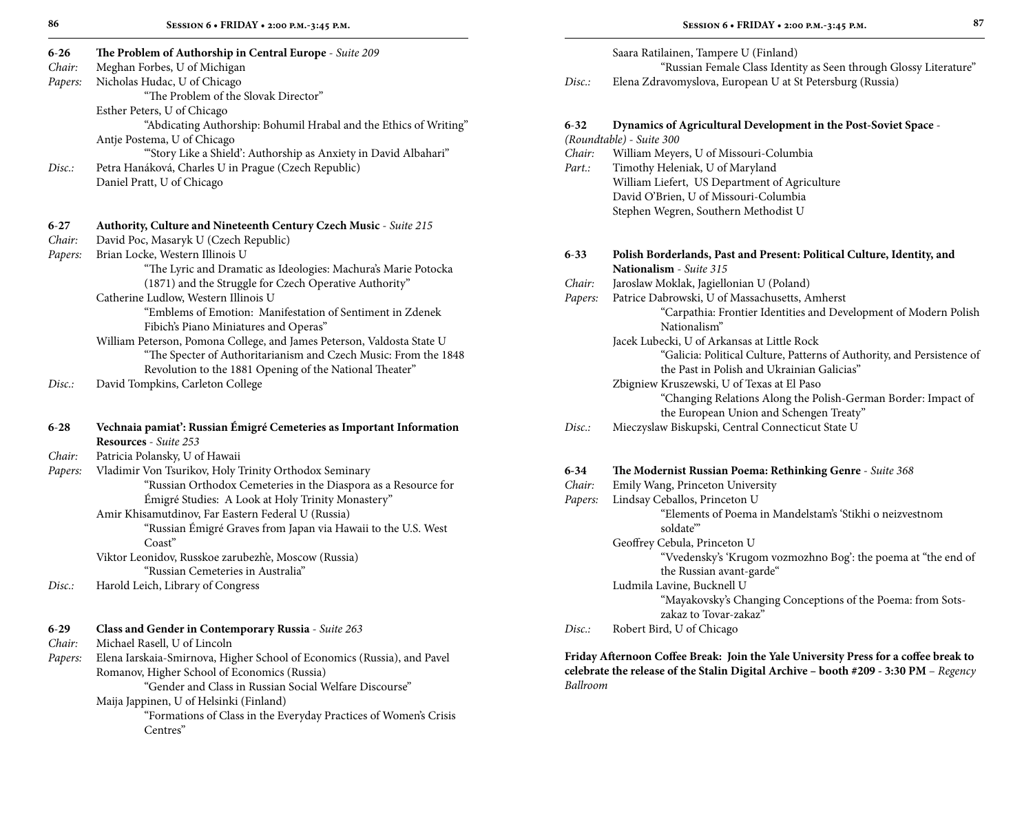**6-26 The Problem of Authorship in Central Europe** - *Suite 209*

*Chair:* Meghan Forbes, U of Michigan

*Papers:* Nicholas Hudac, U of Chicago
"The Problem of the Slovak Director"
Esther Peters, U of Chicago
"Abdicating Authorship: Bohumil Hrabal and the Ethics of Writing"
Antje Postema, U of Chicago
"'Story Like a Shield': Authorship as Anxiety in David Albahari"

*Disc.:* Petra Hanáková, Charles U in Prague (Czech Republic)
Daniel Pratt, U of Chicago

**6-27 Authority, Culture and Nineteenth Century Czech Music** - *Suite 215*

*Chair:* David Poc, Masaryk U (Czech Republic)

*Papers:* Brian Locke, Western Illinois U
"The Lyric and Dramatic as Ideologies: Machura's Marie Potocka (1871) and the Struggle for Czech Operative Authority"
Catherine Ludlow, Western Illinois U
"Emblems of Emotion: Manifestation of Sentiment in Zdenek Fibich's Piano Miniatures and Operas"
William Peterson, Pomona College, and James Peterson, Valdosta State U
"The Specter of Authoritarianism and Czech Music: From the 1848 Revolution to the 1881 Opening of the National Theater"

*Disc.:* David Tompkins, Carleton College

**6-28 Vechnaia pamiat': Russian Émigré Cemeteries as Important Information Resources** - *Suite 253*

*Chair:* Patricia Polansky, U of Hawaii

*Papers:* Vladimir Von Tsurikov, Holy Trinity Orthodox Seminary
"Russian Orthodox Cemeteries in the Diaspora as a Resource for Émigré Studies: A Look at Holy Trinity Monastery"
Amir Khisamutdinov, Far Eastern Federal U (Russia)
"Russian Émigré Graves from Japan via Hawaii to the U.S. West Coast"
Viktor Leonidov, Russkoe zarubezh'e, Moscow (Russia)
"Russian Cemeteries in Australia"

*Disc.:* Harold Leich, Library of Congress

**6-29 Class and Gender in Contemporary Russia** - *Suite 263*

*Chair:* Michael Rasell, U of Lincoln

*Papers:* Elena Iarskaia-Smirnova, Higher School of Economics (Russia), and Pavel Romanov, Higher School of Economics (Russia)
"Gender and Class in Russian Social Welfare Discourse"
Maija Jappinen, U of Helsinki (Finland)
"Formations of Class in the Everyday Practices of Women's Crisis Centres"
Saara Ratilainen, Tampere U (Finland)
"Russian Female Class Identity as Seen through Glossy Literature"

*Disc.:* Elena Zdravomyslova, European U at St Petersburg (Russia)

**6-32 Dynamics of Agricultural Development in the Post-Soviet Space** - *(Roundtable) - Suite 300*

*Chair:* William Meyers, U of Missouri-Columbia

*Part.:* Timothy Heleniak, U of Maryland
William Liefert, US Department of Agriculture
David O'Brien, U of Missouri-Columbia
Stephen Wegren, Southern Methodist U

**6-33 Polish Borderlands, Past and Present: Political Culture, Identity, and Nationalism** - *Suite 315*

*Chair:* Jaroslaw Moklak, Jagiellonian U (Poland)

*Papers:* Patrice Dabrowski, U of Massachusetts, Amherst
"Carpathia: Frontier Identities and Development of Modern Polish Nationalism"
Jacek Lubecki, U of Arkansas at Little Rock
"Galicia: Political Culture, Patterns of Authority, and Persistence of the Past in Polish and Ukrainian Galicias"
Zbigniew Kruszewski, U of Texas at El Paso
"Changing Relations Along the Polish-German Border: Impact of the European Union and Schengen Treaty"

*Disc.:* Mieczyslaw Biskupski, Central Connecticut State U

**6-34 The Modernist Russian Poema: Rethinking Genre** - *Suite 368*

*Chair:* Emily Wang, Princeton University

*Papers:* Lindsay Ceballos, Princeton U
"Elements of Poema in Mandelstam's 'Stikhi o neizvestnom soldate'"
Geoffrey Cebula, Princeton U
"Vvedensky's 'Krugom vozmozhno Bog': the poema at "the end of the Russian avant-garde"
Ludmila Lavine, Bucknell U
"Mayakovsky's Changing Conceptions of the Poema: from Sots-zakaz to Tovar-zakaz"

*Disc.:* Robert Bird, U of Chicago

**Friday Afternoon Coffee Break: Join the Yale University Press for a coffee break to celebrate the release of the Stalin Digital Archive – booth #209 - 3:30 PM** – *Regency Ballroom*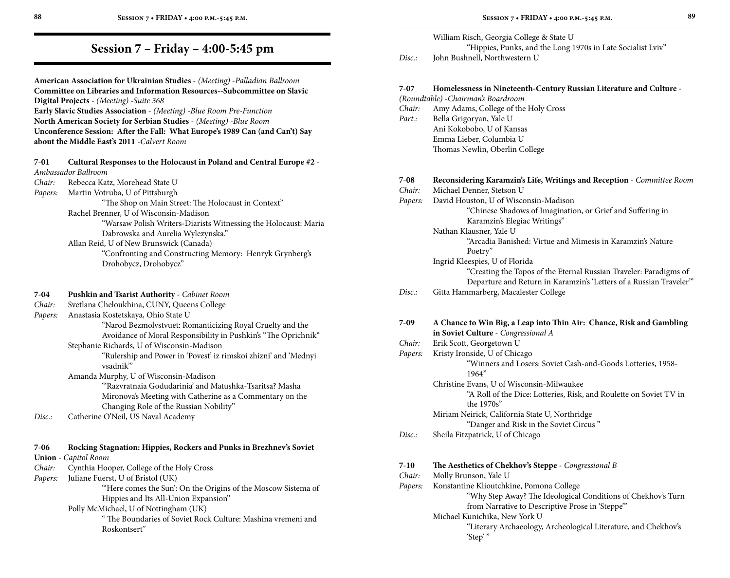# Session 7 – Friday – 4:00-5:45 pm

**American Association for Ukrainian Studies** - *(Meeting) -Palladian Ballroom*
**Committee on Libraries and Information Resources--Subcommittee on Slavic Digital Projects** - *(Meeting) -Suite 368*
**Early Slavic Studies Association** - *(Meeting) -Blue Room Pre-Function*
**North American Society for Serbian Studies** - *(Meeting) -Blue Room*
**Unconference Session: After the Fall: What Europe's 1989 Can (and Can't) Say about the Middle East's 2011** -*Calvert Room*

**7-01 Cultural Responses to the Holocaust in Poland and Central Europe #2** - *Ambassador Ballroom*
*Chair:* Rebecca Katz, Morehead State U
*Papers:* Martin Votruba, U of Pittsburgh
"The Shop on Main Street: The Holocaust in Context"
Rachel Brenner, U of Wisconsin-Madison
"Warsaw Polish Writers-Diarists Witnessing the Holocaust: Maria Dabrowska and Aurelia Wylezynska."
Allan Reid, U of New Brunswick (Canada)
"Confronting and Constructing Memory: Henryk Grynberg's Drohobycz, Drohobycz"

**7-04 Pushkin and Tsarist Authority** - *Cabinet Room*
*Chair:* Svetlana Cheloukhina, CUNY, Queens College
*Papers:* Anastasia Kostetskaya, Ohio State U
"Narod Bezmolvstvuet: Romanticizing Royal Cruelty and the Avoidance of Moral Responsibility in Pushkin's "The Oprichnik"
Stephanie Richards, U of Wisconsin-Madison
"Rulership and Power in 'Povest' iz rimskoi zhizni' and 'Mednyi vsadnik'"
Amanda Murphy, U of Wisconsin-Madison
"'Razvratnaia Godudarinia' and Matushka-Tsaritsa? Masha Mironova's Meeting with Catherine as a Commentary on the Changing Role of the Russian Nobility"
*Disc.:* Catherine O'Neil, US Naval Academy

**7-06 Rocking Stagnation: Hippies, Rockers and Punks in Brezhnev's Soviet Union** - *Capitol Room*
*Chair:* Cynthia Hooper, College of the Holy Cross
*Papers:* Juliane Fuerst, U of Bristol (UK)
"'Here comes the Sun': On the Origins of the Moscow Sistema of Hippies and Its All-Union Expansion"
Polly McMichael, U of Nottingham (UK)
" The Boundaries of Soviet Rock Culture: Mashina vremeni and Roskontsert"
William Risch, Georgia College & State U
"Hippies, Punks, and the Long 1970s in Late Socialist Lviv"
*Disc.:* John Bushnell, Northwestern U

**7-07 Homelessness in Nineteenth-Century Russian Literature and Culture** - *(Roundtable) -Chairman's Boardroom*
*Chair:* Amy Adams, College of the Holy Cross
*Part.:* Bella Grigoryan, Yale U
Ani Kokobobo, U of Kansas
Emma Lieber, Columbia U
Thomas Newlin, Oberlin College

**7-08 Reconsidering Karamzin's Life, Writings and Reception** - *Committee Room*
*Chair:* Michael Denner, Stetson U
*Papers:* David Houston, U of Wisconsin-Madison
"Chinese Shadows of Imagination, or Grief and Suffering in Karamzin's Elegiac Writings"
Nathan Klausner, Yale U
"Arcadia Banished: Virtue and Mimesis in Karamzin's Nature Poetry"
Ingrid Kleespies, U of Florida
"Creating the Topos of the Eternal Russian Traveler: Paradigms of Departure and Return in Karamzin's 'Letters of a Russian Traveler'"
*Disc.:* Gitta Hammarberg, Macalester College

**7-09 A Chance to Win Big, a Leap into Thin Air: Chance, Risk and Gambling in Soviet Culture** - *Congressional A*
*Chair:* Erik Scott, Georgetown U
*Papers:* Kristy Ironside, U of Chicago
"Winners and Losers: Soviet Cash-and-Goods Lotteries, 1958-1964"
Christine Evans, U of Wisconsin-Milwaukee
"A Roll of the Dice: Lotteries, Risk, and Roulette on Soviet TV in the 1970s"
Miriam Neirick, California State U, Northridge
"Danger and Risk in the Soviet Circus "
*Disc.:* Sheila Fitzpatrick, U of Chicago

**7-10 The Aesthetics of Chekhov's Steppe** - *Congressional B*
*Chair:* Molly Brunson, Yale U
*Papers:* Konstantine Klioutchkine, Pomona College
"Why Step Away? The Ideological Conditions of Chekhov's Turn from Narrative to Descriptive Prose in 'Steppe'"
Michael Kunichika, New York U
"Literary Archaeology, Archeological Literature, and Chekhov's 'Step' "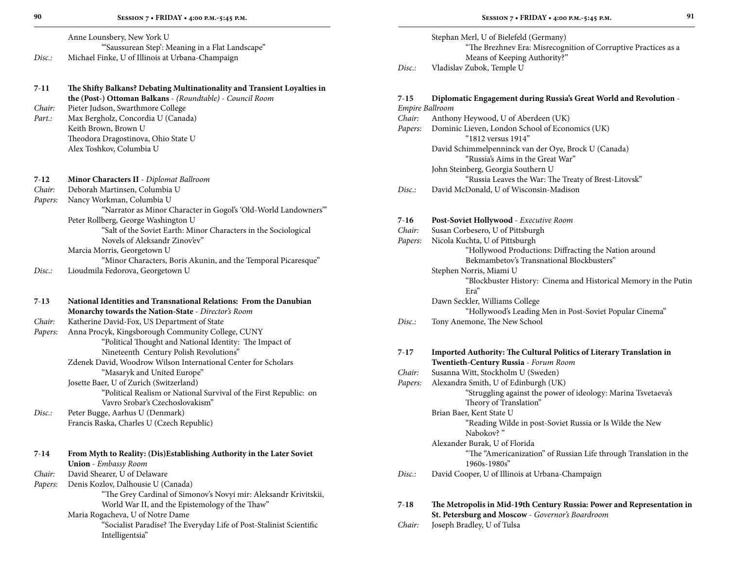Anne Lounsbery, New York U
"'Saussurean Step': Meaning in a Flat Landscape"
*Disc.:* Michael Finke, U of Illinois at Urbana-Champaign

**7-11 The Shifty Balkans? Debating Multinationality and Transient Loyalties in the (Post-) Ottoman Balkans** - *(Roundtable) - Council Room*
*Chair:* Pieter Judson, Swarthmore College
*Part.:* Max Bergholz, Concordia U (Canada)
Keith Brown, Brown U
Theodora Dragostinova, Ohio State U
Alex Toshkov, Columbia U

**7-12 Minor Characters II** - *Diplomat Ballroom*
*Chair:* Deborah Martinsen, Columbia U
*Papers:* Nancy Workman, Columbia U
"Narrator as Minor Character in Gogol's 'Old-World Landowners'"
Peter Rollberg, George Washington U
"Salt of the Soviet Earth: Minor Characters in the Sociological Novels of Aleksandr Zinov'ev"
Marcia Morris, Georgetown U
"Minor Characters, Boris Akunin, and the Temporal Picaresque"
*Disc.:* Lioudmila Fedorova, Georgetown U

**7-13 National Identities and Transnational Relations: From the Danubian Monarchy towards the Nation-State** - *Director's Room*
*Chair:* Katherine David-Fox, US Department of State
*Papers:* Anna Procyk, Kingsborough Community College, CUNY
"Political Thought and National Identity: The Impact of Nineteenth Century Polish Revolutions"
Zdenek David, Woodrow Wilson International Center for Scholars
"Masaryk and United Europe"
Josette Baer, U of Zurich (Switzerland)
"Political Realism or National Survival of the First Republic: on Vavro Srobar's Czechoslovakism"
*Disc.:* Peter Bugge, Aarhus U (Denmark)
Francis Raska, Charles U (Czech Republic)

**7-14 From Myth to Reality: (Dis)Establishing Authority in the Later Soviet Union** - *Embassy Room*
*Chair:* David Shearer, U of Delaware
*Papers:* Denis Kozlov, Dalhousie U (Canada)
"The Grey Cardinal of Simonov's Novyi mir: Aleksandr Krivitskii, World War II, and the Epistemology of the Thaw"
Maria Rogacheva, U of Notre Dame
"Socialist Paradise? The Everyday Life of Post-Stalinist Scientific Intelligentsia"
Stephan Merl, U of Bielefeld (Germany)
"The Brezhnev Era: Misrecognition of Corruptive Practices as a Means of Keeping Authority?"
*Disc.:* Vladislav Zubok, Temple U

**7-15 Diplomatic Engagement during Russia's Great World and Revolution** - *Empire Ballroom*
*Chair:* Anthony Heywood, U of Aberdeen (UK)
*Papers:* Dominic Lieven, London School of Economics (UK)
"1812 versus 1914"
David Schimmelpenninck van der Oye, Brock U (Canada)
"Russia's Aims in the Great War"
John Steinberg, Georgia Southern U
"Russia Leaves the War: The Treaty of Brest-Litovsk"
*Disc.:* David McDonald, U of Wisconsin-Madison

**7-16 Post-Soviet Hollywood** - *Executive Room*
*Chair:* Susan Corbesero, U of Pittsburgh
*Papers:* Nicola Kuchta, U of Pittsburgh
"Hollywood Productions: Diffracting the Nation around Bekmambetov's Transnational Blockbusters"
Stephen Norris, Miami U
"Blockbuster History: Cinema and Historical Memory in the Putin Era"
Dawn Seckler, Williams College
"Hollywood's Leading Men in Post-Soviet Popular Cinema"
*Disc.:* Tony Anemone, The New School

**7-17 Imported Authority: The Cultural Politics of Literary Translation in Twentieth-Century Russia** - *Forum Room*
*Chair:* Susanna Witt, Stockholm U (Sweden)
*Papers:* Alexandra Smith, U of Edinburgh (UK)
"Struggling against the power of ideology: Marina Tsvetaeva's Theory of Translation"
Brian Baer, Kent State U
"Reading Wilde in post-Soviet Russia or Is Wilde the New Nabokov? "
Alexander Burak, U of Florida
"The "Americanization" of Russian Life through Translation in the 1960s-1980s"
*Disc.:* David Cooper, U of Illinois at Urbana-Champaign

**7-18 The Metropolis in Mid-19th Century Russia: Power and Representation in St. Petersburg and Moscow** - *Governor's Boardroom*
*Chair:* Joseph Bradley, U of Tulsa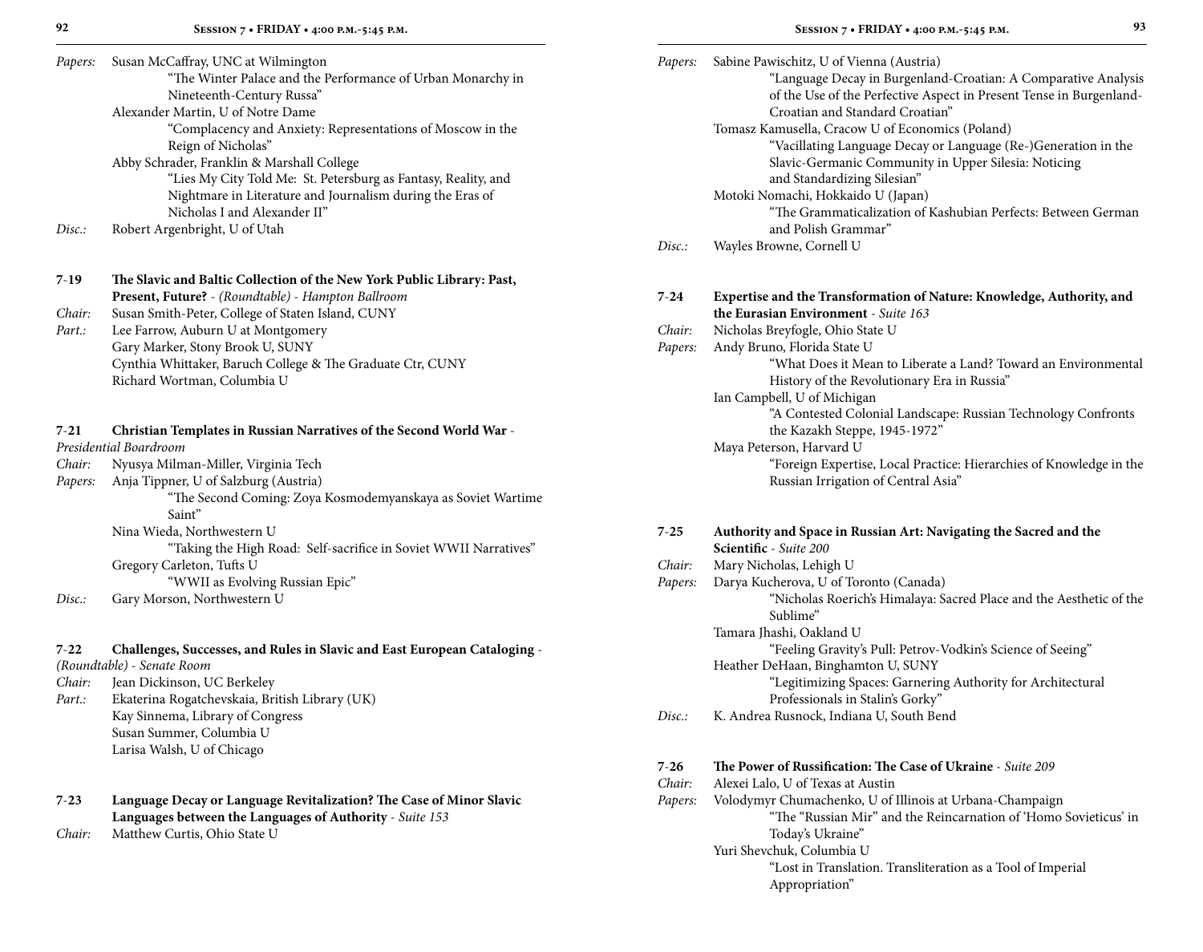*Papers:* Susan McCaffray, UNC at Wilmington
"The Winter Palace and the Performance of Urban Monarchy in Nineteenth-Century Russa"
Alexander Martin, U of Notre Dame
"Complacency and Anxiety: Representations of Moscow in the Reign of Nicholas"
Abby Schrader, Franklin & Marshall College
"Lies My City Told Me: St. Petersburg as Fantasy, Reality, and Nightmare in Literature and Journalism during the Eras of Nicholas I and Alexander II"
*Disc.:* Robert Argenbright, U of Utah

**7-19 The Slavic and Baltic Collection of the New York Public Library: Past, Present, Future?** - *(Roundtable) - Hampton Ballroom*
*Chair:* Susan Smith-Peter, College of Staten Island, CUNY
*Part.:* Lee Farrow, Auburn U at Montgomery
Gary Marker, Stony Brook U, SUNY
Cynthia Whittaker, Baruch College & The Graduate Ctr, CUNY
Richard Wortman, Columbia U

**7-21 Christian Templates in Russian Narratives of the Second World War** - *Presidential Boardroom*
*Chair:* Nyusya Milman-Miller, Virginia Tech
*Papers:* Anja Tippner, U of Salzburg (Austria)
"The Second Coming: Zoya Kosmodemyanskaya as Soviet Wartime Saint"
Nina Wieda, Northwestern U
"Taking the High Road: Self-sacrifice in Soviet WWII Narratives"
Gregory Carleton, Tufts U
"WWII as Evolving Russian Epic"
*Disc.:* Gary Morson, Northwestern U

**7-22 Challenges, Successes, and Rules in Slavic and East European Cataloging** - *(Roundtable) - Senate Room*
*Chair:* Jean Dickinson, UC Berkeley
*Part.:* Ekaterina Rogatchevskaia, British Library (UK)
Kay Sinnema, Library of Congress
Susan Summer, Columbia U
Larisa Walsh, U of Chicago

**7-23 Language Decay or Language Revitalization? The Case of Minor Slavic Languages between the Languages of Authority** - *Suite 153*
*Chair:* Matthew Curtis, Ohio State U
*Papers:* Sabine Pawischitz, U of Vienna (Austria)
"Language Decay in Burgenland-Croatian: A Comparative Analysis of the Use of the Perfective Aspect in Present Tense in Burgenland-Croatian and Standard Croatian"
Tomasz Kamusella, Cracow U of Economics (Poland)
"Vacillating Language Decay or Language (Re-)Generation in the Slavic-Germanic Community in Upper Silesia: Noticing and Standardizing Silesian"
Motoki Nomachi, Hokkaido U (Japan)
"The Grammaticalization of Kashubian Perfects: Between German and Polish Grammar"
*Disc.:* Wayles Browne, Cornell U

**7-24 Expertise and the Transformation of Nature: Knowledge, Authority, and the Eurasian Environment** - *Suite 163*
*Chair:* Nicholas Breyfogle, Ohio State U
*Papers:* Andy Bruno, Florida State U
"What Does it Mean to Liberate a Land? Toward an Environmental History of the Revolutionary Era in Russia"
Ian Campbell, U of Michigan
"A Contested Colonial Landscape: Russian Technology Confronts the Kazakh Steppe, 1945-1972"
Maya Peterson, Harvard U
"Foreign Expertise, Local Practice: Hierarchies of Knowledge in the Russian Irrigation of Central Asia"

**7-25 Authority and Space in Russian Art: Navigating the Sacred and the Scientific** - *Suite 200*
*Chair:* Mary Nicholas, Lehigh U
*Papers:* Darya Kucherova, U of Toronto (Canada)
"Nicholas Roerich's Himalaya: Sacred Place and the Aesthetic of the Sublime"
Tamara Jhashi, Oakland U
"Feeling Gravity's Pull: Petrov-Vodkin's Science of Seeing"
Heather DeHaan, Binghamton U, SUNY
"Legitimizing Spaces: Garnering Authority for Architectural Professionals in Stalin's Gorky"
*Disc.:* K. Andrea Rusnock, Indiana U, South Bend

**7-26 The Power of Russification: The Case of Ukraine** - *Suite 209*
*Chair:* Alexei Lalo, U of Texas at Austin
*Papers:* Volodymyr Chumachenko, U of Illinois at Urbana-Champaign
"The "Russian Mir" and the Reincarnation of 'Homo Sovieticus' in Today's Ukraine"
Yuri Shevchuk, Columbia U
"Lost in Translation. Transliteration as a Tool of Imperial Appropriation"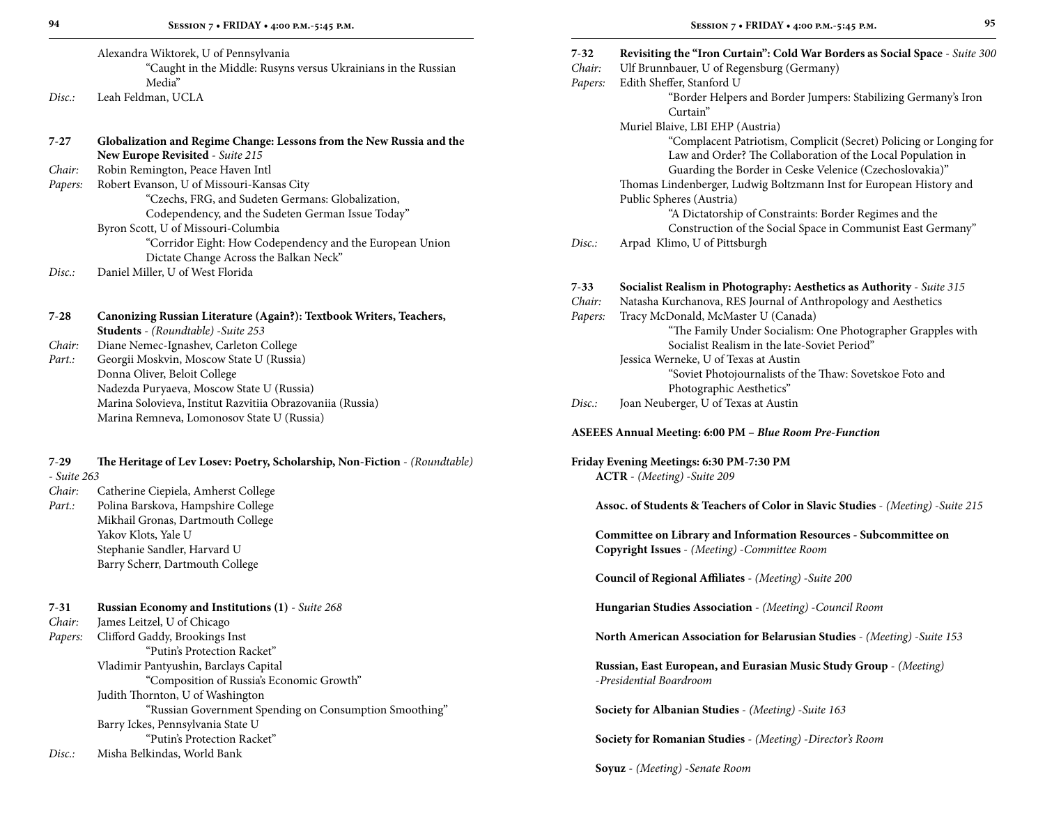Alexandra Wiktorek, U of Pennsylvania
"Caught in the Middle: Rusyns versus Ukrainians in the Russian Media"

*Disc.:* Leah Feldman, UCLA

**7-27 Globalization and Regime Change: Lessons from the New Russia and the New Europe Revisited** - *Suite 215*

*Chair:* Robin Remington, Peace Haven Intl

*Papers:* Robert Evanson, U of Missouri-Kansas City
"Czechs, FRG, and Sudeten Germans: Globalization, Codependency, and the Sudeten German Issue Today"

Byron Scott, U of Missouri-Columbia
"Corridor Eight: How Codependency and the European Union Dictate Change Across the Balkan Neck"

*Disc.:* Daniel Miller, U of West Florida

**7-28 Canonizing Russian Literature (Again?): Textbook Writers, Teachers, Students** - *(Roundtable) -Suite 253*

*Chair:* Diane Nemec-Ignashev, Carleton College

*Part.:* Georgii Moskvin, Moscow State U (Russia)
Donna Oliver, Beloit College
Nadezda Puryaeva, Moscow State U (Russia)
Marina Solovieva, Institut Razvitiia Obrazovaniia (Russia)
Marina Remneva, Lomonosov State U (Russia)

**7-29 The Heritage of Lev Losev: Poetry, Scholarship, Non-Fiction** - *(Roundtable) - Suite 263*

*Chair:* Catherine Ciepiela, Amherst College

*Part.:* Polina Barskova, Hampshire College
Mikhail Gronas, Dartmouth College
Yakov Klots, Yale U
Stephanie Sandler, Harvard U
Barry Scherr, Dartmouth College

**7-31 Russian Economy and Institutions (1)** - *Suite 268*

*Chair:* James Leitzel, U of Chicago

*Papers:* Clifford Gaddy, Brookings Inst
"Putin's Protection Racket"

Vladimir Pantyushin, Barclays Capital
"Composition of Russia's Economic Growth"

Judith Thornton, U of Washington
"Russian Government Spending on Consumption Smoothing"

Barry Ickes, Pennsylvania State U
"Putin's Protection Racket"

*Disc.:* Misha Belkindas, World Bank

**7-32 Revisiting the "Iron Curtain": Cold War Borders as Social Space** - *Suite 300*

*Chair:* Ulf Brunnbauer, U of Regensburg (Germany)

*Papers:* Edith Sheffer, Stanford U
"Border Helpers and Border Jumpers: Stabilizing Germany's Iron Curtain"

Muriel Blaive, LBI EHP (Austria)
"Complacent Patriotism, Complicit (Secret) Policing or Longing for Law and Order? The Collaboration of the Local Population in Guarding the Border in Ceske Velenice (Czechoslovakia)"

Thomas Lindenberger, Ludwig Boltzmann Inst for European History and Public Spheres (Austria)
"A Dictatorship of Constraints: Border Regimes and the Construction of the Social Space in Communist East Germany"

*Disc.:* Arpad Klimo, U of Pittsburgh

**7-33 Socialist Realism in Photography: Aesthetics as Authority** - *Suite 315*

*Chair:* Natasha Kurchanova, RES Journal of Anthropology and Aesthetics

*Papers:* Tracy McDonald, McMaster U (Canada)
"The Family Under Socialism: One Photographer Grapples with Socialist Realism in the late-Soviet Period"

Jessica Werneke, U of Texas at Austin
"Soviet Photojournalists of the Thaw: Sovetskoe Foto and Photographic Aesthetics"

*Disc.:* Joan Neuberger, U of Texas at Austin

**ASEEES Annual Meeting: 6:00 PM – *Blue Room Pre-Function***

**Friday Evening Meetings: 6:30 PM-7:30 PM**

**ACTR** - *(Meeting) -Suite 209*

**Assoc. of Students & Teachers of Color in Slavic Studies** - *(Meeting) -Suite 215*

**Committee on Library and Information Resources - Subcommittee on Copyright Issues** - *(Meeting) -Committee Room*

**Council of Regional Affiliates** - *(Meeting) -Suite 200*

**Hungarian Studies Association** - *(Meeting) -Council Room*

**North American Association for Belarusian Studies** - *(Meeting) -Suite 153*

**Russian, East European, and Eurasian Music Study Group** - *(Meeting) -Presidential Boardroom*

**Society for Albanian Studies** - *(Meeting) -Suite 163*

**Society for Romanian Studies** - *(Meeting) -Director's Room*

**Soyuz** - *(Meeting) -Senate Room*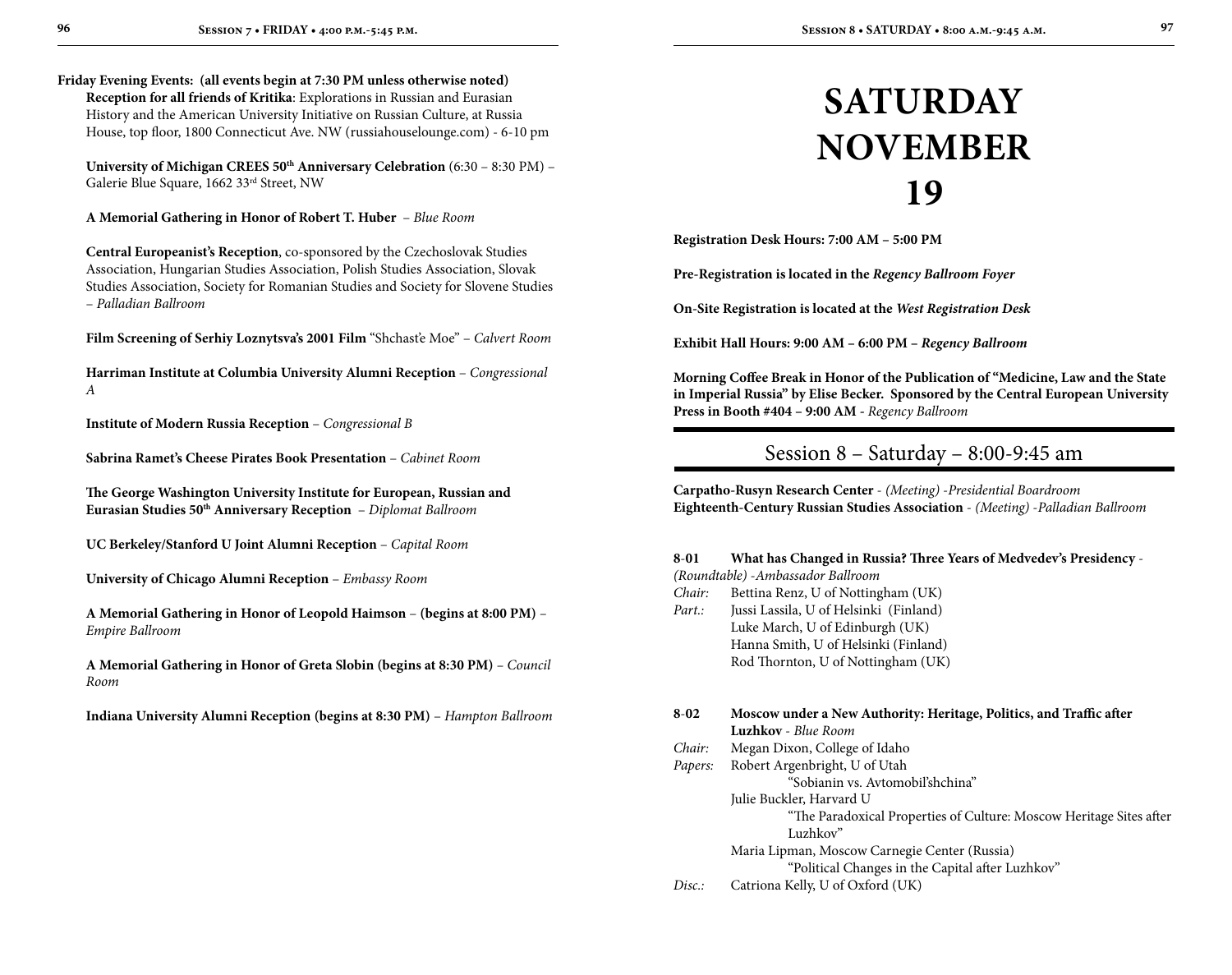**Friday Evening Events: (all events begin at 7:30 PM unless otherwise noted)**

**Reception for all friends of Kritika**: Explorations in Russian and Eurasian History and the American University Initiative on Russian Culture, at Russia House, top floor, 1800 Connecticut Ave. NW (russiahouselounge.com) - 6-10 pm

**University of Michigan CREES 50th Anniversary Celebration** (6:30 – 8:30 PM) – Galerie Blue Square, 1662 33rd Street, NW

**A Memorial Gathering in Honor of Robert T. Huber** – *Blue Room*

**Central Europeanist's Reception**, co-sponsored by the Czechoslovak Studies Association, Hungarian Studies Association, Polish Studies Association, Slovak Studies Association, Society for Romanian Studies and Society for Slovene Studies – *Palladian Ballroom*

**Film Screening of Serhiy Loznytsva's 2001 Film** "Shchast'e Moe" – *Calvert Room*

**Harriman Institute at Columbia University Alumni Reception** – *Congressional A*

**Institute of Modern Russia Reception** – *Congressional B*

**Sabrina Ramet's Cheese Pirates Book Presentation** – *Cabinet Room*

**The George Washington University Institute for European, Russian and Eurasian Studies 50th Anniversary Reception** – *Diplomat Ballroom*

**UC Berkeley/Stanford U Joint Alumni Reception** – *Capital Room*

**University of Chicago Alumni Reception** – *Embassy Room*

**A Memorial Gathering in Honor of Leopold Haimson** – **(begins at 8:00 PM)** – *Empire Ballroom*

**A Memorial Gathering in Honor of Greta Slobin (begins at 8:30 PM)** – *Council Room*

**Indiana University Alumni Reception (begins at 8:30 PM)** – *Hampton Ballroom*

# SATURDAY NOVEMBER 19

**Registration Desk Hours: 7:00 AM – 5:00 PM**

**Pre-Registration is located in the *Regency Ballroom Foyer***

**On-Site Registration is located at the *West Registration Desk***

**Exhibit Hall Hours: 9:00 AM – 6:00 PM – *Regency Ballroom***

**Morning Coffee Break in Honor of the Publication of "Medicine, Law and the State in Imperial Russia" by Elise Becker. Sponsored by the Central European University Press in Booth #404 – 9:00 AM** - *Regency Ballroom*

## Session 8 – Saturday – 8:00-9:45 am

**Carpatho-Rusyn Research Center** - *(Meeting) -Presidential Boardroom*
**Eighteenth-Century Russian Studies Association** - *(Meeting) -Palladian Ballroom*

**8-01 What has Changed in Russia? Three Years of Medvedev's Presidency** - *(Roundtable) -Ambassador Ballroom*
*Chair:* Bettina Renz, U of Nottingham (UK)
*Part.:* Jussi Lassila, U of Helsinki (Finland)
Luke March, U of Edinburgh (UK)
Hanna Smith, U of Helsinki (Finland)
Rod Thornton, U of Nottingham (UK)

**8-02 Moscow under a New Authority: Heritage, Politics, and Traffic after Luzhkov** - *Blue Room*
*Chair:* Megan Dixon, College of Idaho
*Papers:* Robert Argenbright, U of Utah
"Sobianin vs. Avtomobil'shchina"
Julie Buckler, Harvard U
"The Paradoxical Properties of Culture: Moscow Heritage Sites after Luzhkov"
Maria Lipman, Moscow Carnegie Center (Russia)
"Political Changes in the Capital after Luzhkov"
*Disc.:* Catriona Kelly, U of Oxford (UK)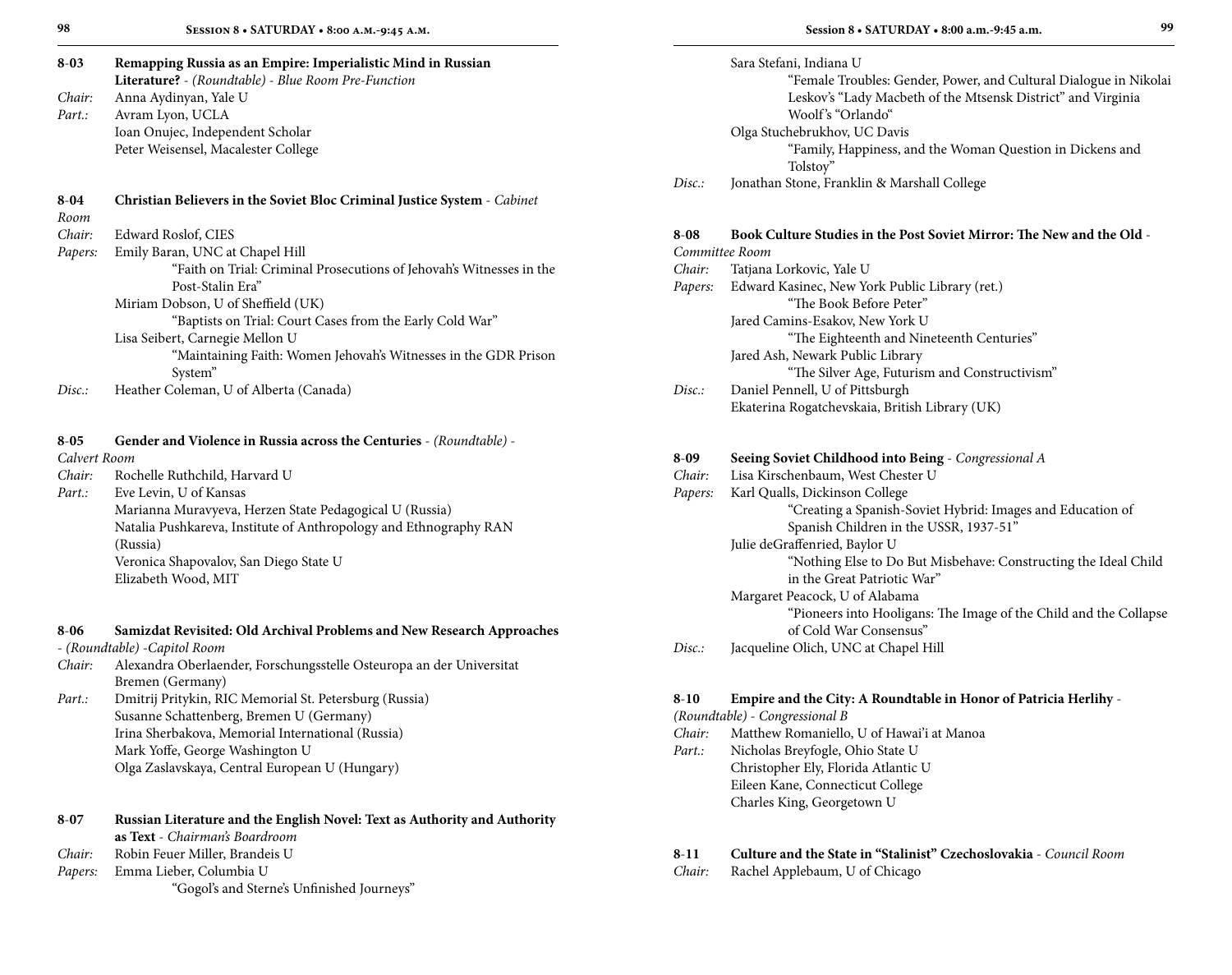**8-03 Remapping Russia as an Empire: Imperialistic Mind in Russian Literature?** - *(Roundtable) - Blue Room Pre-Function*

*Chair:* Anna Aydinyan, Yale U
*Part.:* Avram Lyon, UCLA
Ioan Onujec, Independent Scholar
Peter Weisensel, Macalester College

**8-04 Christian Believers in the Soviet Bloc Criminal Justice System** - *Cabinet Room*

*Chair:* Edward Roslof, CIES
*Papers:* Emily Baran, UNC at Chapel Hill
"Faith on Trial: Criminal Prosecutions of Jehovah's Witnesses in the Post-Stalin Era"
Miriam Dobson, U of Sheffield (UK)
"Baptists on Trial: Court Cases from the Early Cold War"
Lisa Seibert, Carnegie Mellon U
"Maintaining Faith: Women Jehovah's Witnesses in the GDR Prison System"
*Disc.:* Heather Coleman, U of Alberta (Canada)

**8-05 Gender and Violence in Russia across the Centuries** - *(Roundtable) - Calvert Room*

*Chair:* Rochelle Ruthchild, Harvard U
*Part.:* Eve Levin, U of Kansas
Marianna Muravyeva, Herzen State Pedagogical U (Russia)
Natalia Pushkareva, Institute of Anthropology and Ethnography RAN (Russia)
Veronica Shapovalov, San Diego State U
Elizabeth Wood, MIT

**8-06 Samizdat Revisited: Old Archival Problems and New Research Approaches** - *(Roundtable) -Capitol Room*

*Chair:* Alexandra Oberlaender, Forschungsstelle Osteuropa an der Universitat Bremen (Germany)
*Part.:* Dmitrij Pritykin, RIC Memorial St. Petersburg (Russia)
Susanne Schattenberg, Bremen U (Germany)
Irina Sherbakova, Memorial International (Russia)
Mark Yoffe, George Washington U
Olga Zaslavskaya, Central European U (Hungary)

**8-07 Russian Literature and the English Novel: Text as Authority and Authority as Text** - *Chairman's Boardroom*

*Chair:* Robin Feuer Miller, Brandeis U
*Papers:* Emma Lieber, Columbia U
"Gogol's and Sterne's Unfinished Journeys"
Sara Stefani, Indiana U
"Female Troubles: Gender, Power, and Cultural Dialogue in Nikolai Leskov's "Lady Macbeth of the Mtsensk District" and Virginia Woolf's "Orlando"
Olga Stuchebrukhov, UC Davis
"Family, Happiness, and the Woman Question in Dickens and Tolstoy"
*Disc.:* Jonathan Stone, Franklin & Marshall College

**8-08 Book Culture Studies in the Post Soviet Mirror: The New and the Old** - *Committee Room*

*Chair:* Tatjana Lorkovic, Yale U
*Papers:* Edward Kasinec, New York Public Library (ret.)
"The Book Before Peter"
Jared Camins-Esakov, New York U
"The Eighteenth and Nineteenth Centuries"
Jared Ash, Newark Public Library
"The Silver Age, Futurism and Constructivism"
*Disc.:* Daniel Pennell, U of Pittsburgh
Ekaterina Rogatchevskaia, British Library (UK)

**8-09 Seeing Soviet Childhood into Being** - *Congressional A*

*Chair:* Lisa Kirschenbaum, West Chester U
*Papers:* Karl Qualls, Dickinson College
"Creating a Spanish-Soviet Hybrid: Images and Education of Spanish Children in the USSR, 1937-51"
Julie deGraffenried, Baylor U
"Nothing Else to Do But Misbehave: Constructing the Ideal Child in the Great Patriotic War"
Margaret Peacock, U of Alabama
"Pioneers into Hooligans: The Image of the Child and the Collapse of Cold War Consensus"
*Disc.:* Jacqueline Olich, UNC at Chapel Hill

**8-10 Empire and the City: A Roundtable in Honor of Patricia Herlihy** - *(Roundtable) - Congressional B*

*Chair:* Matthew Romaniello, U of Hawai'i at Manoa
*Part.:* Nicholas Breyfogle, Ohio State U
Christopher Ely, Florida Atlantic U
Eileen Kane, Connecticut College
Charles King, Georgetown U

**8-11 Culture and the State in "Stalinist" Czechoslovakia** - *Council Room*

*Chair:* Rachel Applebaum, U of Chicago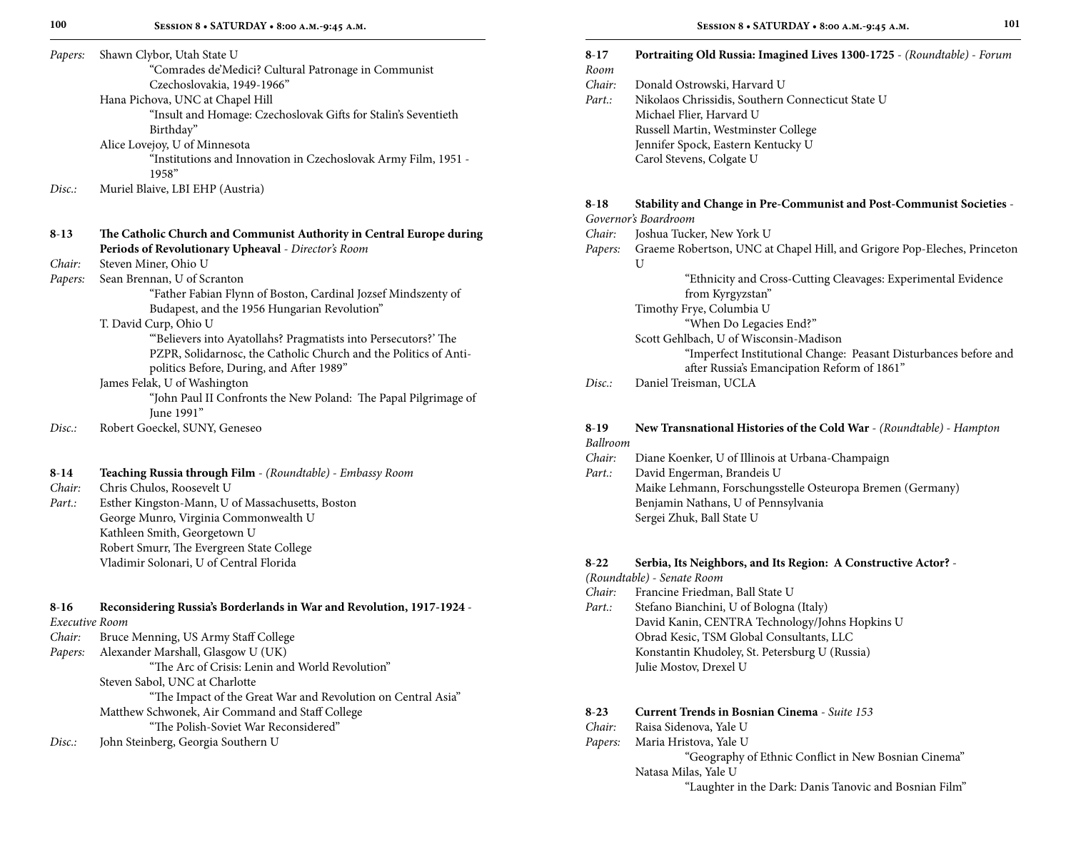*Papers:* Shawn Clybor, Utah State U
"Comrades de'Medici? Cultural Patronage in Communist Czechoslovakia, 1949-1966"
Hana Pichova, UNC at Chapel Hill
"Insult and Homage: Czechoslovak Gifts for Stalin's Seventieth Birthday"
Alice Lovejoy, U of Minnesota
"Institutions and Innovation in Czechoslovak Army Film, 1951 - 1958"
*Disc.:* Muriel Blaive, LBI EHP (Austria)

**8-13 The Catholic Church and Communist Authority in Central Europe during Periods of Revolutionary Upheaval** - *Director's Room*
*Chair:* Steven Miner, Ohio U
*Papers:* Sean Brennan, U of Scranton
"Father Fabian Flynn of Boston, Cardinal Jozsef Mindszenty of Budapest, and the 1956 Hungarian Revolution"
T. David Curp, Ohio U
"'Believers into Ayatollahs? Pragmatists into Persecutors?' The PZPR, Solidarnosc, the Catholic Church and the Politics of Anti-politics Before, During, and After 1989"
James Felak, U of Washington
"John Paul II Confronts the New Poland: The Papal Pilgrimage of June 1991"
*Disc.:* Robert Goeckel, SUNY, Geneseo

**8-14 Teaching Russia through Film** - *(Roundtable) - Embassy Room*
*Chair:* Chris Chulos, Roosevelt U
*Part.:* Esther Kingston-Mann, U of Massachusetts, Boston
George Munro, Virginia Commonwealth U
Kathleen Smith, Georgetown U
Robert Smurr, The Evergreen State College
Vladimir Solonari, U of Central Florida

**8-16 Reconsidering Russia's Borderlands in War and Revolution, 1917-1924** - *Executive Room*
*Chair:* Bruce Menning, US Army Staff College
*Papers:* Alexander Marshall, Glasgow U (UK)
"The Arc of Crisis: Lenin and World Revolution"
Steven Sabol, UNC at Charlotte
"The Impact of the Great War and Revolution on Central Asia"
Matthew Schwonek, Air Command and Staff College
"The Polish-Soviet War Reconsidered"
*Disc.:* John Steinberg, Georgia Southern U

**8-17 Portraiting Old Russia: Imagined Lives 1300-1725** - *(Roundtable) - Forum Room*
*Chair:* Donald Ostrowski, Harvard U
*Part.:* Nikolaos Chrissidis, Southern Connecticut State U
Michael Flier, Harvard U
Russell Martin, Westminster College
Jennifer Spock, Eastern Kentucky U
Carol Stevens, Colgate U

**8-18 Stability and Change in Pre-Communist and Post-Communist Societies** - *Governor's Boardroom*
*Chair:* Joshua Tucker, New York U
*Papers:* Graeme Robertson, UNC at Chapel Hill, and Grigore Pop-Eleches, Princeton U
"Ethnicity and Cross-Cutting Cleavages: Experimental Evidence from Kyrgyzstan"
Timothy Frye, Columbia U
"When Do Legacies End?"
Scott Gehlbach, U of Wisconsin-Madison
"Imperfect Institutional Change: Peasant Disturbances before and after Russia's Emancipation Reform of 1861"
*Disc.:* Daniel Treisman, UCLA

**8-19 New Transnational Histories of the Cold War** - *(Roundtable) - Hampton Ballroom*
*Chair:* Diane Koenker, U of Illinois at Urbana-Champaign
*Part.:* David Engerman, Brandeis U
Maike Lehmann, Forschungsstelle Osteuropa Bremen (Germany)
Benjamin Nathans, U of Pennsylvania
Sergei Zhuk, Ball State U

**8-22 Serbia, Its Neighbors, and Its Region: A Constructive Actor?** - *(Roundtable) - Senate Room*
*Chair:* Francine Friedman, Ball State U
*Part.:* Stefano Bianchini, U of Bologna (Italy)
David Kanin, CENTRA Technology/Johns Hopkins U
Obrad Kesic, TSM Global Consultants, LLC
Konstantin Khudoley, St. Petersburg U (Russia)
Julie Mostov, Drexel U

**8-23 Current Trends in Bosnian Cinema** - *Suite 153*
*Chair:* Raisa Sidenova, Yale U
*Papers:* Maria Hristova, Yale U
"Geography of Ethnic Conflict in New Bosnian Cinema"
Natasa Milas, Yale U
"Laughter in the Dark: Danis Tanovic and Bosnian Film"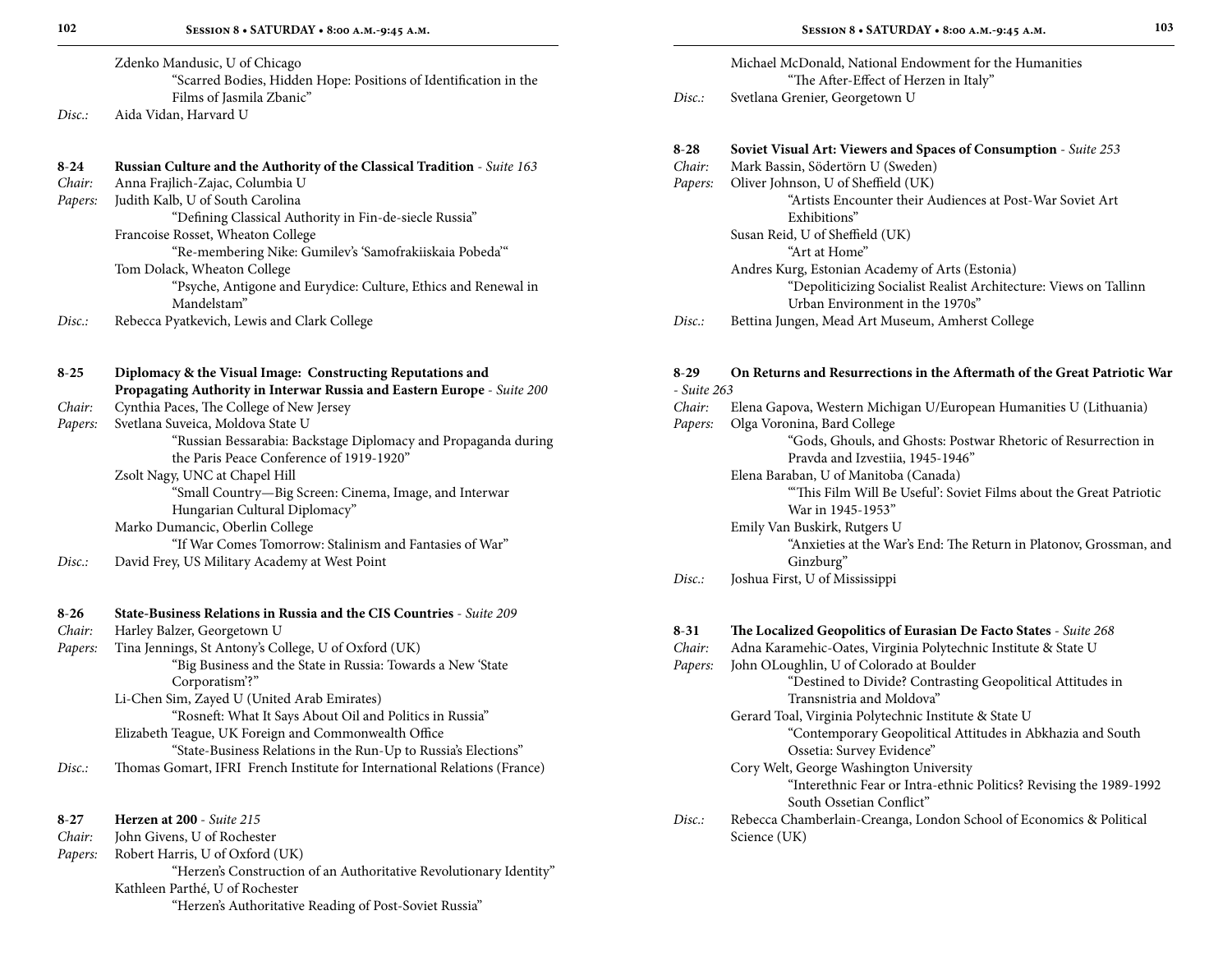Zdenko Mandusic, U of Chicago
"Scarred Bodies, Hidden Hope: Positions of Identification in the Films of Jasmila Zbanic"

*Disc.:* Aida Vidan, Harvard U

**8-24 Russian Culture and the Authority of the Classical Tradition** - *Suite 163*

*Chair:* Anna Frajlich-Zajac, Columbia U

*Papers:* Judith Kalb, U of South Carolina
"Defining Classical Authority in Fin-de-siecle Russia"

Francoise Rosset, Wheaton College
"Re-membering Nike: Gumilev's 'Samofrakiiskaia Pobeda'"

Tom Dolack, Wheaton College
"Psyche, Antigone and Eurydice: Culture, Ethics and Renewal in Mandelstam"

*Disc.:* Rebecca Pyatkevich, Lewis and Clark College

**8-25 Diplomacy & the Visual Image: Constructing Reputations and Propagating Authority in Interwar Russia and Eastern Europe** - *Suite 200*

*Chair:* Cynthia Paces, The College of New Jersey

*Papers:* Svetlana Suveica, Moldova State U
"Russian Bessarabia: Backstage Diplomacy and Propaganda during the Paris Peace Conference of 1919-1920"

Zsolt Nagy, UNC at Chapel Hill
"Small Country—Big Screen: Cinema, Image, and Interwar Hungarian Cultural Diplomacy"

Marko Dumancic, Oberlin College
"If War Comes Tomorrow: Stalinism and Fantasies of War"

*Disc.:* David Frey, US Military Academy at West Point

**8-26 State-Business Relations in Russia and the CIS Countries** - *Suite 209*

*Chair:* Harley Balzer, Georgetown U

*Papers:* Tina Jennings, St Antony's College, U of Oxford (UK)
"Big Business and the State in Russia: Towards a New 'State Corporatism'?"

Li-Chen Sim, Zayed U (United Arab Emirates)
"Rosneft: What It Says About Oil and Politics in Russia"

Elizabeth Teague, UK Foreign and Commonwealth Office
"State-Business Relations in the Run-Up to Russia's Elections"

*Disc.:* Thomas Gomart, IFRI French Institute for International Relations (France)

**8-27 Herzen at 200** - *Suite 215*

*Chair:* John Givens, U of Rochester

*Papers:* Robert Harris, U of Oxford (UK)
"Herzen's Construction of an Authoritative Revolutionary Identity"

Kathleen Parthé, U of Rochester
"Herzen's Authoritative Reading of Post-Soviet Russia"

Michael McDonald, National Endowment for the Humanities
"The After-Effect of Herzen in Italy"

*Disc.:* Svetlana Grenier, Georgetown U

**8-28 Soviet Visual Art: Viewers and Spaces of Consumption** - *Suite 253*

*Chair:* Mark Bassin, Södertörn U (Sweden)

*Papers:* Oliver Johnson, U of Sheffield (UK)
"Artists Encounter their Audiences at Post-War Soviet Art Exhibitions"

Susan Reid, U of Sheffield (UK)
"Art at Home"

Andres Kurg, Estonian Academy of Arts (Estonia)
"Depoliticizing Socialist Realist Architecture: Views on Tallinn Urban Environment in the 1970s"

*Disc.:* Bettina Jungen, Mead Art Museum, Amherst College

**8-29 On Returns and Resurrections in the Aftermath of the Great Patriotic War** - *Suite 263*

*Chair:* Elena Gapova, Western Michigan U/European Humanities U (Lithuania)

*Papers:* Olga Voronina, Bard College
"Gods, Ghouls, and Ghosts: Postwar Rhetoric of Resurrection in Pravda and Izvestiia, 1945-1946"

Elena Baraban, U of Manitoba (Canada)
"'This Film Will Be Useful': Soviet Films about the Great Patriotic War in 1945-1953"

Emily Van Buskirk, Rutgers U
"Anxieties at the War's End: The Return in Platonov, Grossman, and Ginzburg"

*Disc.:* Joshua First, U of Mississippi

**8-31 The Localized Geopolitics of Eurasian De Facto States** - *Suite 268*

*Chair:* Adna Karamehic-Oates, Virginia Polytechnic Institute & State U

*Papers:* John OLoughlin, U of Colorado at Boulder
"Destined to Divide? Contrasting Geopolitical Attitudes in Transnistria and Moldova"

Gerard Toal, Virginia Polytechnic Institute & State U
"Contemporary Geopolitical Attitudes in Abkhazia and South Ossetia: Survey Evidence"

Cory Welt, George Washington University
"Interethnic Fear or Intra-ethnic Politics? Revising the 1989-1992 South Ossetian Conflict"

*Disc.:* Rebecca Chamberlain-Creanga, London School of Economics & Political Science (UK)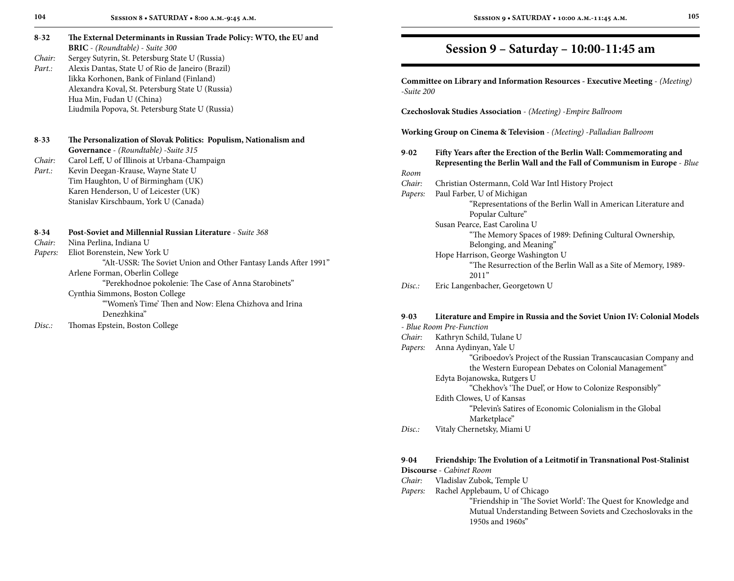**8-32 The External Determinants in Russian Trade Policy: WTO, the EU and BRIC** - *(Roundtable)* - *Suite 300*

*Chair:* Sergey Sutyrin, St. Petersburg State U (Russia)
*Part.:* Alexis Dantas, State U of Rio de Janeiro (Brazil)
Iikka Korhonen, Bank of Finland (Finland)
Alexandra Koval, St. Petersburg State U (Russia)
Hua Min, Fudan U (China)
Liudmila Popova, St. Petersburg State U (Russia)

**8-33 The Personalization of Slovak Politics: Populism, Nationalism and Governance** - *(Roundtable)* -*Suite 315*

*Chair:* Carol Leff, U of Illinois at Urbana-Champaign
*Part.:* Kevin Deegan-Krause, Wayne State U
Tim Haughton, U of Birmingham (UK)
Karen Henderson, U of Leicester (UK)
Stanislav Kirschbaum, York U (Canada)

**8-34 Post-Soviet and Millennial Russian Literature** - *Suite 368*

*Chair:* Nina Perlina, Indiana U
*Papers:* Eliot Borenstein, New York U
"Alt-USSR: The Soviet Union and Other Fantasy Lands After 1991"
Arlene Forman, Oberlin College
"Perekhodnoe pokolenie: The Case of Anna Starobinets"
Cynthia Simmons, Boston College
"'Women's Time' Then and Now: Elena Chizhova and Irina Denezhkina"
*Disc.:* Thomas Epstein, Boston College

# Session 9 – Saturday – 10:00-11:45 am

**Committee on Library and Information Resources - Executive Meeting** - *(Meeting)* -*Suite 200*

**Czechoslovak Studies Association** - *(Meeting)* -*Empire Ballroom*

**Working Group on Cinema & Television** - *(Meeting)* -*Palladian Ballroom*

**9-02 Fifty Years after the Erection of the Berlin Wall: Commemorating and Representing the Berlin Wall and the Fall of Communism in Europe** - *Blue Room*

*Chair:* Christian Ostermann, Cold War Intl History Project
*Papers:* Paul Farber, U of Michigan
"Representations of the Berlin Wall in American Literature and Popular Culture"
Susan Pearce, East Carolina U
"The Memory Spaces of 1989: Defining Cultural Ownership, Belonging, and Meaning"
Hope Harrison, George Washington U
"The Resurrection of the Berlin Wall as a Site of Memory, 1989-2011"
*Disc.:* Eric Langenbacher, Georgetown U

**9-03 Literature and Empire in Russia and the Soviet Union IV: Colonial Models** - *Blue Room Pre-Function*

*Chair:* Kathryn Schild, Tulane U
*Papers:* Anna Aydinyan, Yale U
"Griboedov's Project of the Russian Transcaucasian Company and the Western European Debates on Colonial Management"
Edyta Bojanowska, Rutgers U
"Chekhov's 'The Duel', or How to Colonize Responsibly"
Edith Clowes, U of Kansas
"Pelevin's Satires of Economic Colonialism in the Global Marketplace"
*Disc.:* Vitaly Chernetsky, Miami U

**9-04 Friendship: The Evolution of a Leitmotif in Transnational Post-Stalinist Discourse** - *Cabinet Room*

*Chair:* Vladislav Zubok, Temple U
*Papers:* Rachel Applebaum, U of Chicago
"Friendship in 'The Soviet World': The Quest for Knowledge and Mutual Understanding Between Soviets and Czechoslovaks in the 1950s and 1960s"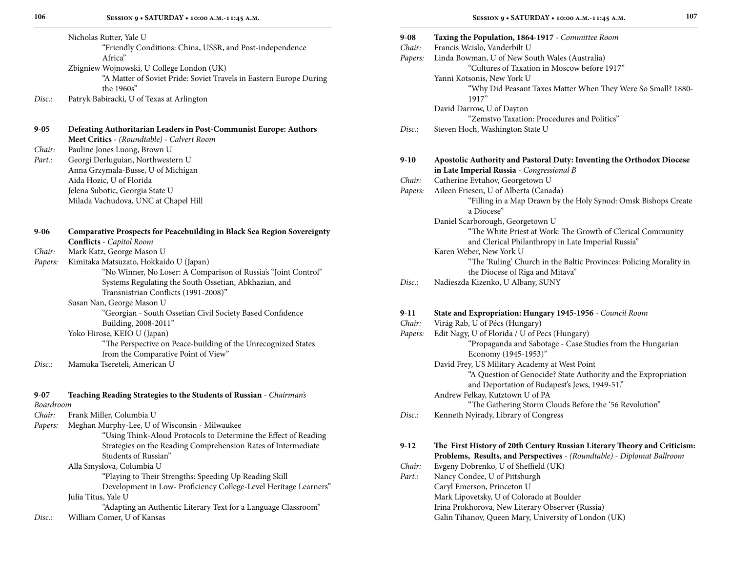Nicholas Rutter, Yale U
"Friendly Conditions: China, USSR, and Post-independence Africa"
Zbigniew Wojnowski, U College London (UK)
"A Matter of Soviet Pride: Soviet Travels in Eastern Europe During the 1960s"

*Disc.:* Patryk Babiracki, U of Texas at Arlington

**9-05 Defeating Authoritarian Leaders in Post-Communist Europe: Authors Meet Critics** - *(Roundtable) - Calvert Room*

*Chair:* Pauline Jones Luong, Brown U

*Part.:* Georgi Derluguian, Northwestern U
Anna Grzymala-Busse, U of Michigan
Aida Hozic, U of Florida
Jelena Subotic, Georgia State U
Milada Vachudova, UNC at Chapel Hill

**9-06 Comparative Prospects for Peacebuilding in Black Sea Region Sovereignty Conflicts** - *Capitol Room*

*Chair:* Mark Katz, George Mason U

*Papers:* Kimitaka Matsuzato, Hokkaido U (Japan)
"No Winner, No Loser: A Comparison of Russia's "Joint Control" Systems Regulating the South Ossetian, Abkhazian, and Transnistrian Conflicts (1991-2008)"
Susan Nan, George Mason U
"Georgian - South Ossetian Civil Society Based Confidence Building, 2008-2011"
Yoko Hirose, KEIO U (Japan)
"The Perspective on Peace-building of the Unrecognized States from the Comparative Point of View"

*Disc.:* Mamuka Tsereteli, American U

**9-07 Teaching Reading Strategies to the Students of Russian** - *Chairman's Boardroom*

*Chair:* Frank Miller, Columbia U

*Papers:* Meghan Murphy-Lee, U of Wisconsin - Milwaukee
"Using Think-Aloud Protocols to Determine the Effect of Reading Strategies on the Reading Comprehension Rates of Intermediate Students of Russian"
Alla Smyslova, Columbia U
"Playing to Their Strengths: Speeding Up Reading Skill Development in Low- Proficiency College-Level Heritage Learners"
Julia Titus, Yale U
"Adapting an Authentic Literary Text for a Language Classroom"

*Disc.:* William Comer, U of Kansas

**9-08 Taxing the Population, 1864-1917** - *Committee Room*

*Chair:* Francis Wcislo, Vanderbilt U

*Papers:* Linda Bowman, U of New South Wales (Australia)
"Cultures of Taxation in Moscow before 1917"
Yanni Kotsonis, New York U
"Why Did Peasant Taxes Matter When They Were So Small? 1880-1917"
David Darrow, U of Dayton
"Zemstvo Taxation: Procedures and Politics"

*Disc.:* Steven Hoch, Washington State U

**9-10 Apostolic Authority and Pastoral Duty: Inventing the Orthodox Diocese in Late Imperial Russia** - *Congressional B*

*Chair:* Catherine Evtuhov, Georgetown U

*Papers:* Aileen Friesen, U of Alberta (Canada)
"Filling in a Map Drawn by the Holy Synod: Omsk Bishops Create a Diocese"
Daniel Scarborough, Georgetown U
"The White Priest at Work: The Growth of Clerical Community and Clerical Philanthropy in Late Imperial Russia"
Karen Weber, New York U
"The 'Ruling' Church in the Baltic Provinces: Policing Morality in the Diocese of Riga and Mitava"

*Disc.:* Nadieszda Kizenko, U Albany, SUNY

**9-11 State and Expropriation: Hungary 1945-1956** - *Council Room*

*Chair:* Virág Rab, U of Pécs (Hungary)

*Papers:* Edit Nagy, U of Florida / U of Pecs (Hungary)
"Propaganda and Sabotage - Case Studies from the Hungarian Economy (1945-1953)"
David Frey, US Military Academy at West Point
"A Question of Genocide? State Authority and the Expropriation and Deportation of Budapest's Jews, 1949-51."
Andrew Felkay, Kutztown U of PA
"The Gathering Storm Clouds Before the '56 Revolution"

*Disc.:* Kenneth Nyirady, Library of Congress

**9-12 The First History of 20th Century Russian Literary Theory and Criticism: Problems, Results, and Perspectives** - *(Roundtable) - Diplomat Ballroom*

*Chair:* Evgeny Dobrenko, U of Sheffield (UK)

*Part.:* Nancy Condee, U of Pittsburgh
Caryl Emerson, Princeton U
Mark Lipovetsky, U of Colorado at Boulder
Irina Prokhorova, New Literary Observer (Russia)
Galin Tihanov, Queen Mary, University of London (UK)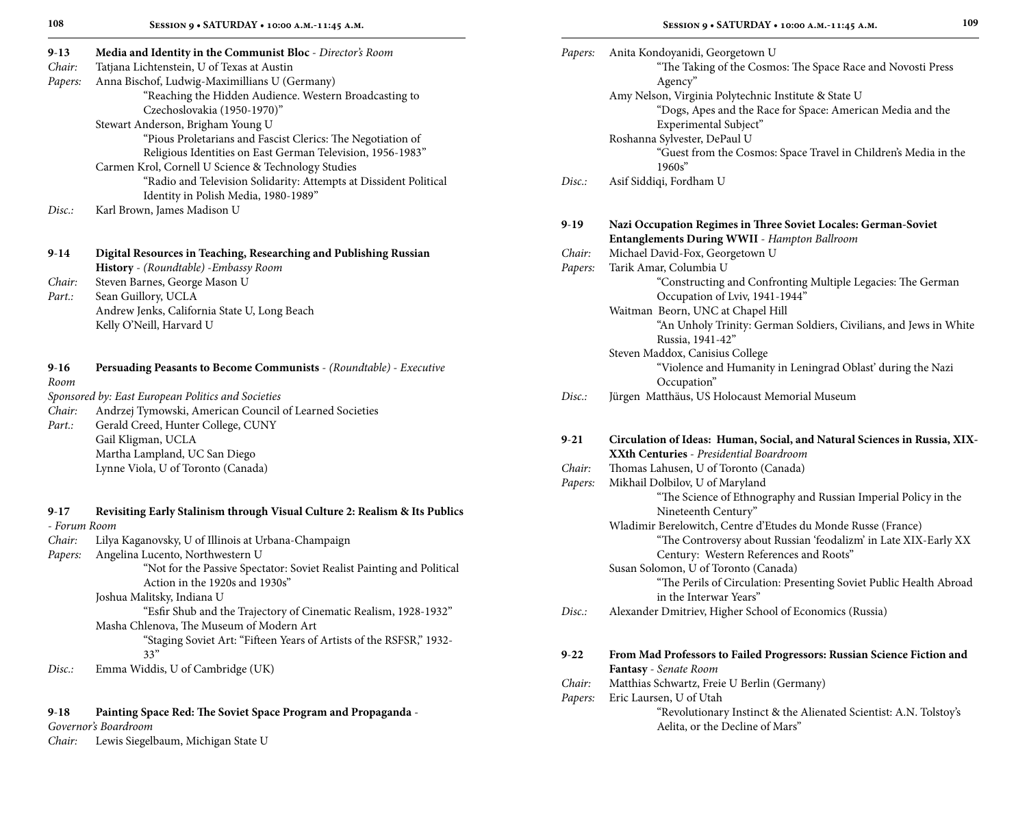**9-13 Media and Identity in the Communist Bloc** - *Director's Room*

*Chair:* Tatjana Lichtenstein, U of Texas at Austin

*Papers:* Anna Bischof, Ludwig-Maximillians U (Germany)
"Reaching the Hidden Audience. Western Broadcasting to Czechoslovakia (1950-1970)"
Stewart Anderson, Brigham Young U
"Pious Proletarians and Fascist Clerics: The Negotiation of Religious Identities on East German Television, 1956-1983"
Carmen Krol, Cornell U Science & Technology Studies
"Radio and Television Solidarity: Attempts at Dissident Political Identity in Polish Media, 1980-1989"

*Disc.:* Karl Brown, James Madison U

**9-14 Digital Resources in Teaching, Researching and Publishing Russian History** - *(Roundtable) -Embassy Room*

*Chair:* Steven Barnes, George Mason U

*Part.:* Sean Guillory, UCLA
Andrew Jenks, California State U, Long Beach
Kelly O'Neill, Harvard U

**9-16 Persuading Peasants to Become Communists** - *(Roundtable) - Executive Room*

*Sponsored by: East European Politics and Societies*

*Chair:* Andrzej Tymowski, American Council of Learned Societies

*Part.:* Gerald Creed, Hunter College, CUNY
Gail Kligman, UCLA
Martha Lampland, UC San Diego
Lynne Viola, U of Toronto (Canada)

**9-17 Revisiting Early Stalinism through Visual Culture 2: Realism & Its Publics** - *Forum Room*

*Chair:* Lilya Kaganovsky, U of Illinois at Urbana-Champaign

*Papers:* Angelina Lucento, Northwestern U
"Not for the Passive Spectator: Soviet Realist Painting and Political Action in the 1920s and 1930s"
Joshua Malitsky, Indiana U
"Esfir Shub and the Trajectory of Cinematic Realism, 1928-1932"
Masha Chlenova, The Museum of Modern Art
"Staging Soviet Art: "Fifteen Years of Artists of the RSFSR," 1932-33"

*Disc.:* Emma Widdis, U of Cambridge (UK)

**9-18 Painting Space Red: The Soviet Space Program and Propaganda** - *Governor's Boardroom*

*Chair:* Lewis Siegelbaum, Michigan State U

*Papers:* Anita Kondoyanidi, Georgetown U
"The Taking of the Cosmos: The Space Race and Novosti Press Agency"
Amy Nelson, Virginia Polytechnic Institute & State U
"Dogs, Apes and the Race for Space: American Media and the Experimental Subject"
Roshanna Sylvester, DePaul U
"Guest from the Cosmos: Space Travel in Children's Media in the 1960s"

*Disc.:* Asif Siddiqi, Fordham U

**9-19 Nazi Occupation Regimes in Three Soviet Locales: German-Soviet Entanglements During WWII** - *Hampton Ballroom*

*Chair:* Michael David-Fox, Georgetown U

*Papers:* Tarik Amar, Columbia U
"Constructing and Confronting Multiple Legacies: The German Occupation of Lviv, 1941-1944"
Waitman Beorn, UNC at Chapel Hill
"An Unholy Trinity: German Soldiers, Civilians, and Jews in White Russia, 1941-42"
Steven Maddox, Canisius College
"Violence and Humanity in Leningrad Oblast' during the Nazi Occupation"

*Disc.:* Jürgen Matthäus, US Holocaust Memorial Museum

**9-21 Circulation of Ideas: Human, Social, and Natural Sciences in Russia, XIX-XXth Centuries** - *Presidential Boardroom*

*Chair:* Thomas Lahusen, U of Toronto (Canada)

*Papers:* Mikhail Dolbilov, U of Maryland
"The Science of Ethnography and Russian Imperial Policy in the Nineteenth Century"
Wladimir Berelowitch, Centre d'Etudes du Monde Russe (France)
"The Controversy about Russian 'feodalizm' in Late XIX-Early XX Century: Western References and Roots"
Susan Solomon, U of Toronto (Canada)
"The Perils of Circulation: Presenting Soviet Public Health Abroad in the Interwar Years"

*Disc.:* Alexander Dmitriev, Higher School of Economics (Russia)

**9-22 From Mad Professors to Failed Progressors: Russian Science Fiction and Fantasy** - *Senate Room*

*Chair:* Matthias Schwartz, Freie U Berlin (Germany)

*Papers:* Eric Laursen, U of Utah
"Revolutionary Instinct & the Alienated Scientist: A.N. Tolstoy's Aelita, or the Decline of Mars"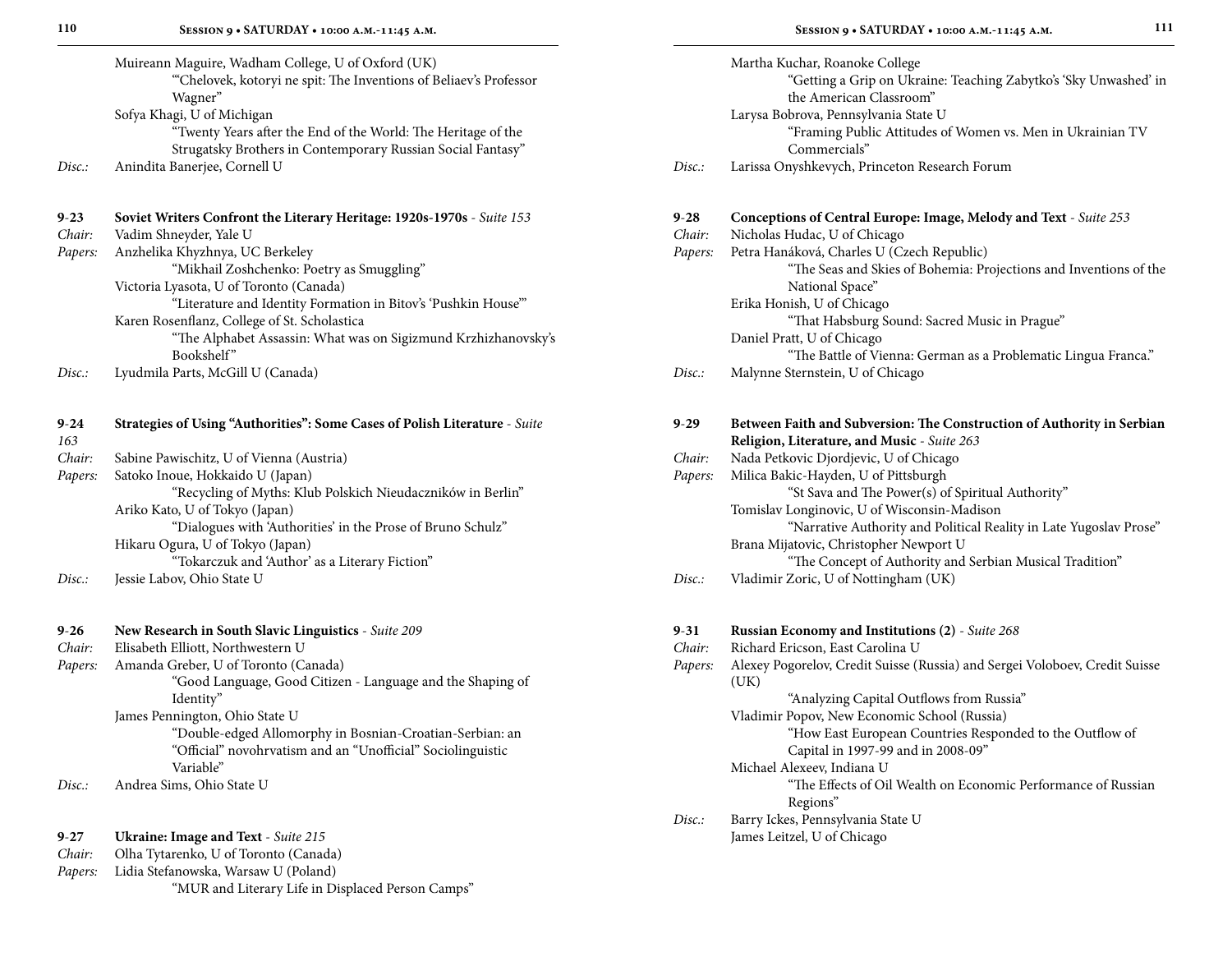Muireann Maguire, Wadham College, U of Oxford (UK)
"'Chelovek, kotoryi ne spit: The Inventions of Beliaev's Professor Wagner"

Sofya Khagi, U of Michigan
"Twenty Years after the End of the World: The Heritage of the Strugatsky Brothers in Contemporary Russian Social Fantasy"

*Disc.:* Anindita Banerjee, Cornell U

**9-23 Soviet Writers Confront the Literary Heritage: 1920s-1970s** - *Suite 153*

*Chair:* Vadim Shneyder, Yale U

*Papers:* Anzhelika Khyzhnya, UC Berkeley
"Mikhail Zoshchenko: Poetry as Smuggling"

Victoria Lyasota, U of Toronto (Canada)
"Literature and Identity Formation in Bitov's 'Pushkin House'"

Karen Rosenflanz, College of St. Scholastica
"The Alphabet Assassin: What was on Sigizmund Krzhizhanovsky's Bookshelf"

*Disc.:* Lyudmila Parts, McGill U (Canada)

**9-24 Strategies of Using "Authorities": Some Cases of Polish Literature** - *Suite 163*

*Chair:* Sabine Pawischitz, U of Vienna (Austria)

*Papers:* Satoko Inoue, Hokkaido U (Japan)
"Recycling of Myths: Klub Polskich Nieudaczników in Berlin"

Ariko Kato, U of Tokyo (Japan)
"Dialogues with 'Authorities' in the Prose of Bruno Schulz"

Hikaru Ogura, U of Tokyo (Japan)
"Tokarczuk and 'Author' as a Literary Fiction"

*Disc.:* Jessie Labov, Ohio State U

**9-26 New Research in South Slavic Linguistics** - *Suite 209*

*Chair:* Elisabeth Elliott, Northwestern U

*Papers:* Amanda Greber, U of Toronto (Canada)
"Good Language, Good Citizen - Language and the Shaping of Identity"

James Pennington, Ohio State U
"Double-edged Allomorphy in Bosnian-Croatian-Serbian: an "Official" novohrvatism and an "Unofficial" Sociolinguistic Variable"

*Disc.:* Andrea Sims, Ohio State U

**9-27 Ukraine: Image and Text** - *Suite 215*

*Chair:* Olha Tytarenko, U of Toronto (Canada)

*Papers:* Lidia Stefanowska, Warsaw U (Poland)
"MUR and Literary Life in Displaced Person Camps"

Martha Kuchar, Roanoke College
"Getting a Grip on Ukraine: Teaching Zabytko's 'Sky Unwashed' in the American Classroom"

Larysa Bobrova, Pennsylvania State U
"Framing Public Attitudes of Women vs. Men in Ukrainian TV Commercials"

*Disc.:* Larissa Onyshkevych, Princeton Research Forum

**9-28 Conceptions of Central Europe: Image, Melody and Text** - *Suite 253*

*Chair:* Nicholas Hudac, U of Chicago

*Papers:* Petra Hanáková, Charles U (Czech Republic)
"The Seas and Skies of Bohemia: Projections and Inventions of the National Space"

Erika Honish, U of Chicago
"That Habsburg Sound: Sacred Music in Prague"

Daniel Pratt, U of Chicago
"The Battle of Vienna: German as a Problematic Lingua Franca."

*Disc.:* Malynne Sternstein, U of Chicago

**9-29 Between Faith and Subversion: The Construction of Authority in Serbian Religion, Literature, and Music** - *Suite 263*

*Chair:* Nada Petkovic Djordjevic, U of Chicago

*Papers:* Milica Bakic-Hayden, U of Pittsburgh
"St Sava and The Power(s) of Spiritual Authority"

Tomislav Longinovic, U of Wisconsin-Madison
"Narrative Authority and Political Reality in Late Yugoslav Prose"

Brana Mijatovic, Christopher Newport U
"The Concept of Authority and Serbian Musical Tradition"

*Disc.:* Vladimir Zoric, U of Nottingham (UK)

**9-31 Russian Economy and Institutions (2)** - *Suite 268*

*Chair:* Richard Ericson, East Carolina U

*Papers:* Alexey Pogorelov, Credit Suisse (Russia) and Sergei Voloboev, Credit Suisse (UK)
"Analyzing Capital Outflows from Russia"

Vladimir Popov, New Economic School (Russia)
"How East European Countries Responded to the Outflow of Capital in 1997-99 and in 2008-09"

Michael Alexeev, Indiana U
"The Effects of Oil Wealth on Economic Performance of Russian Regions"

*Disc.:* Barry Ickes, Pennsylvania State U
James Leitzel, U of Chicago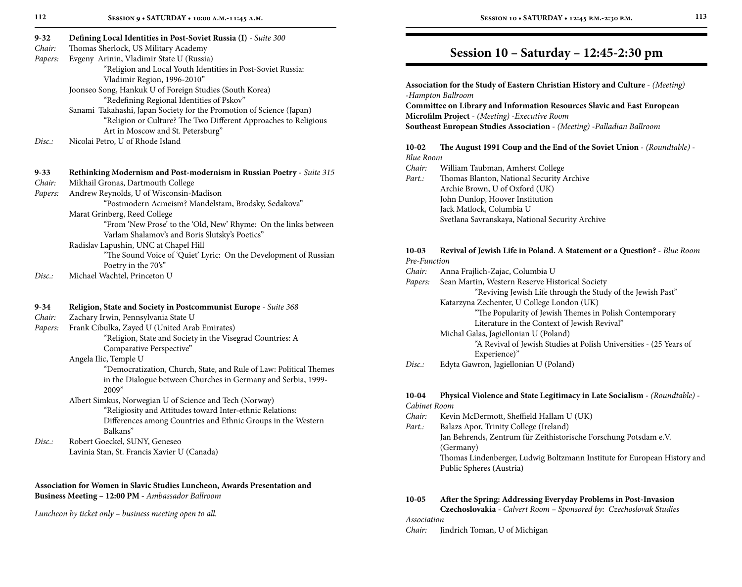**9-32 Defining Local Identities in Post-Soviet Russia (I)** - *Suite 300*

*Chair:* Thomas Sherlock, US Military Academy

*Papers:* Evgeny Arinin, Vladimir State U (Russia)
"Religion and Local Youth Identities in Post-Soviet Russia: Vladimir Region, 1996-2010"

Joonseo Song, Hankuk U of Foreign Studies (South Korea)
"Redefining Regional Identities of Pskov"

Sanami Takahashi, Japan Society for the Promotion of Science (Japan)
"Religion or Culture? The Two Different Approaches to Religious Art in Moscow and St. Petersburg"

*Disc.:* Nicolai Petro, U of Rhode Island

**9-33 Rethinking Modernism and Post-modernism in Russian Poetry** - *Suite 315*

*Chair:* Mikhail Gronas, Dartmouth College

*Papers:* Andrew Reynolds, U of Wisconsin-Madison
"Postmodern Acmeism? Mandelstam, Brodsky, Sedakova"

Marat Grinberg, Reed College
"From 'New Prose' to the 'Old, New' Rhyme: On the links between Varlam Shalamov's and Boris Slutsky's Poetics"

Radislav Lapushin, UNC at Chapel Hill
"The Sound Voice of 'Quiet' Lyric: On the Development of Russian Poetry in the 70's"

*Disc.:* Michael Wachtel, Princeton U

**9-34 Religion, State and Society in Postcommunist Europe** - *Suite 368*

*Chair:* Zachary Irwin, Pennsylvania State U

*Papers:* Frank Cibulka, Zayed U (United Arab Emirates)
"Religion, State and Society in the Visegrad Countries: A Comparative Perspective"

Angela Ilic, Temple U
"Democratization, Church, State, and Rule of Law: Political Themes in the Dialogue between Churches in Germany and Serbia, 1999-2009"

Albert Simkus, Norwegian U of Science and Tech (Norway)
"Religiosity and Attitudes toward Inter-ethnic Relations: Differences among Countries and Ethnic Groups in the Western Balkans"

*Disc.:* Robert Goeckel, SUNY, Geneseo
Lavinia Stan, St. Francis Xavier U (Canada)

**Association for Women in Slavic Studies Luncheon, Awards Presentation and Business Meeting – 12:00 PM** - *Ambassador Ballroom*

*Luncheon by ticket only – business meeting open to all.*

# Session 10 – Saturday – 12:45-2:30 pm

**Association for the Study of Eastern Christian History and Culture** - *(Meeting) -Hampton Ballroom*

**Committee on Library and Information Resources Slavic and East European Microfilm Project** - *(Meeting) -Executive Room*

**Southeast European Studies Association** - *(Meeting) -Palladian Ballroom*

**10-02 The August 1991 Coup and the End of the Soviet Union** - *(Roundtable) - Blue Room*

*Chair:* William Taubman, Amherst College

*Part.:* Thomas Blanton, National Security Archive
Archie Brown, U of Oxford (UK)
John Dunlop, Hoover Institution
Jack Matlock, Columbia U
Svetlana Savranskaya, National Security Archive

**10-03 Revival of Jewish Life in Poland. A Statement or a Question?** - *Blue Room Pre-Function*

*Chair:* Anna Frajlich-Zajac, Columbia U

*Papers:* Sean Martin, Western Reserve Historical Society
"Reviving Jewish Life through the Study of the Jewish Past"

Katarzyna Zechenter, U College London (UK)
"The Popularity of Jewish Themes in Polish Contemporary Literature in the Context of Jewish Revival"

Michal Galas, Jagiellonian U (Poland)
"A Revival of Jewish Studies at Polish Universities - (25 Years of Experience)"

*Disc.:* Edyta Gawron, Jagiellonian U (Poland)

**10-04 Physical Violence and State Legitimacy in Late Socialism** - *(Roundtable) - Cabinet Room*

*Chair:* Kevin McDermott, Sheffield Hallam U (UK)

*Part.:* Balazs Apor, Trinity College (Ireland)
Jan Behrends, Zentrum für Zeithistorische Forschung Potsdam e.V. (Germany)
Thomas Lindenberger, Ludwig Boltzmann Institute for European History and Public Spheres (Austria)

**10-05 After the Spring: Addressing Everyday Problems in Post-Invasion Czechoslovakia** - *Calvert Room – Sponsored by: Czechoslovak Studies Association*

*Chair:* Jindrich Toman, U of Michigan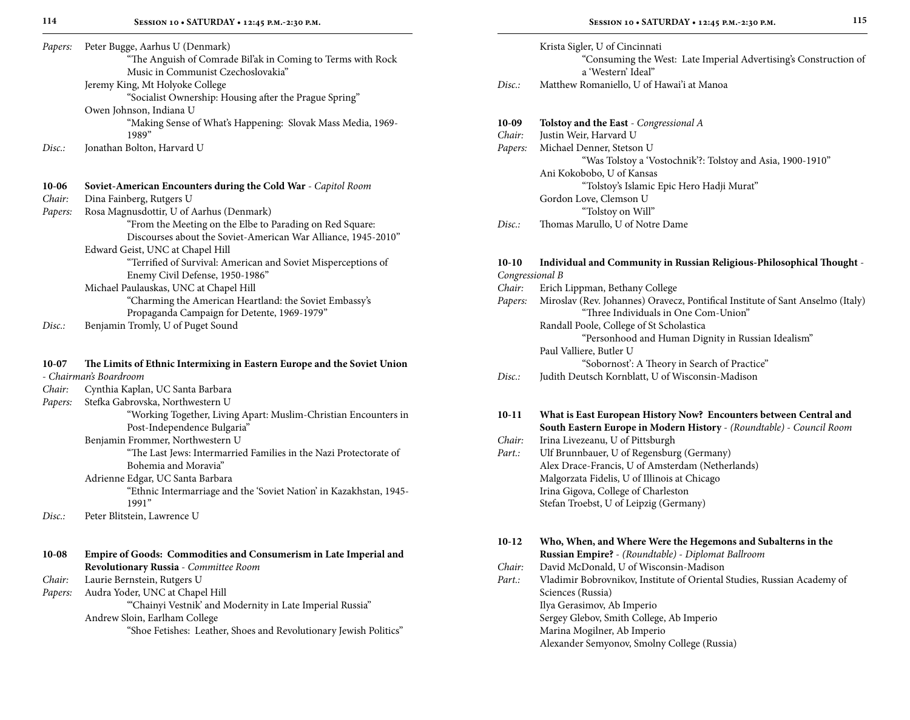*Papers:* Peter Bugge, Aarhus U (Denmark)
"The Anguish of Comrade Bil'ak in Coming to Terms with Rock Music in Communist Czechoslovakia"
Jeremy King, Mt Holyoke College
"Socialist Ownership: Housing after the Prague Spring"
Owen Johnson, Indiana U
"Making Sense of What's Happening: Slovak Mass Media, 1969-1989"

*Disc.:* Jonathan Bolton, Harvard U

**10-06 Soviet-American Encounters during the Cold War** - *Capitol Room*

*Chair:* Dina Fainberg, Rutgers U

*Papers:* Rosa Magnusdottir, U of Aarhus (Denmark)
"From the Meeting on the Elbe to Parading on Red Square: Discourses about the Soviet-American War Alliance, 1945-2010"
Edward Geist, UNC at Chapel Hill
"Terrified of Survival: American and Soviet Misperceptions of Enemy Civil Defense, 1950-1986"
Michael Paulauskas, UNC at Chapel Hill
"Charming the American Heartland: the Soviet Embassy's Propaganda Campaign for Detente, 1969-1979"

*Disc.:* Benjamin Tromly, U of Puget Sound

**10-07 The Limits of Ethnic Intermixing in Eastern Europe and the Soviet Union** - *Chairman's Boardroom*

*Chair:* Cynthia Kaplan, UC Santa Barbara

*Papers:* Stefka Gabrovska, Northwestern U
"Working Together, Living Apart: Muslim-Christian Encounters in Post-Independence Bulgaria"
Benjamin Frommer, Northwestern U
"The Last Jews: Intermarried Families in the Nazi Protectorate of Bohemia and Moravia"
Adrienne Edgar, UC Santa Barbara
"Ethnic Intermarriage and the 'Soviet Nation' in Kazakhstan, 1945-1991"

*Disc.:* Peter Blitstein, Lawrence U

**10-08 Empire of Goods: Commodities and Consumerism in Late Imperial and Revolutionary Russia** - *Committee Room*

*Chair:* Laurie Bernstein, Rutgers U

*Papers:* Audra Yoder, UNC at Chapel Hill
"'Chainyi Vestnik' and Modernity in Late Imperial Russia"
Andrew Sloin, Earlham College
"Shoe Fetishes: Leather, Shoes and Revolutionary Jewish Politics"
Krista Sigler, U of Cincinnati
"Consuming the West: Late Imperial Advertising's Construction of a 'Western' Ideal"

*Disc.:* Matthew Romaniello, U of Hawai'i at Manoa

**10-09 Tolstoy and the East** - *Congressional A*

*Chair:* Justin Weir, Harvard U

*Papers:* Michael Denner, Stetson U
"Was Tolstoy a 'Vostochnik'?: Tolstoy and Asia, 1900-1910"
Ani Kokobobo, U of Kansas
"Tolstoy's Islamic Epic Hero Hadji Murat"
Gordon Love, Clemson U
"Tolstoy on Will"

*Disc.:* Thomas Marullo, U of Notre Dame

**10-10 Individual and Community in Russian Religious-Philosophical Thought** - *Congressional B*

*Chair:* Erich Lippman, Bethany College

*Papers:* Miroslav (Rev. Johannes) Oravecz, Pontifical Institute of Sant Anselmo (Italy)
"Three Individuals in One Com-Union"
Randall Poole, College of St Scholastica
"Personhood and Human Dignity in Russian Idealism"
Paul Valliere, Butler U
"'Sobornost': A Theory in Search of Practice"

*Disc.:* Judith Deutsch Kornblatt, U of Wisconsin-Madison

**10-11 What is East European History Now? Encounters between Central and South Eastern Europe in Modern History** - *(Roundtable) - Council Room*

*Chair:* Irina Livezeanu, U of Pittsburgh

*Part.:* Ulf Brunnbauer, U of Regensburg (Germany)
Alex Drace-Francis, U of Amsterdam (Netherlands)
Malgorzata Fidelis, U of Illinois at Chicago
Irina Gigova, College of Charleston
Stefan Troebst, U of Leipzig (Germany)

**10-12 Who, When, and Where Were the Hegemons and Subalterns in the Russian Empire?** - *(Roundtable) - Diplomat Ballroom*

*Chair:* David McDonald, U of Wisconsin-Madison

*Part.:* Vladimir Bobrovnikov, Institute of Oriental Studies, Russian Academy of Sciences (Russia)
Ilya Gerasimov, Ab Imperio
Sergey Glebov, Smith College, Ab Imperio
Marina Mogilner, Ab Imperio
Alexander Semyonov, Smolny College (Russia)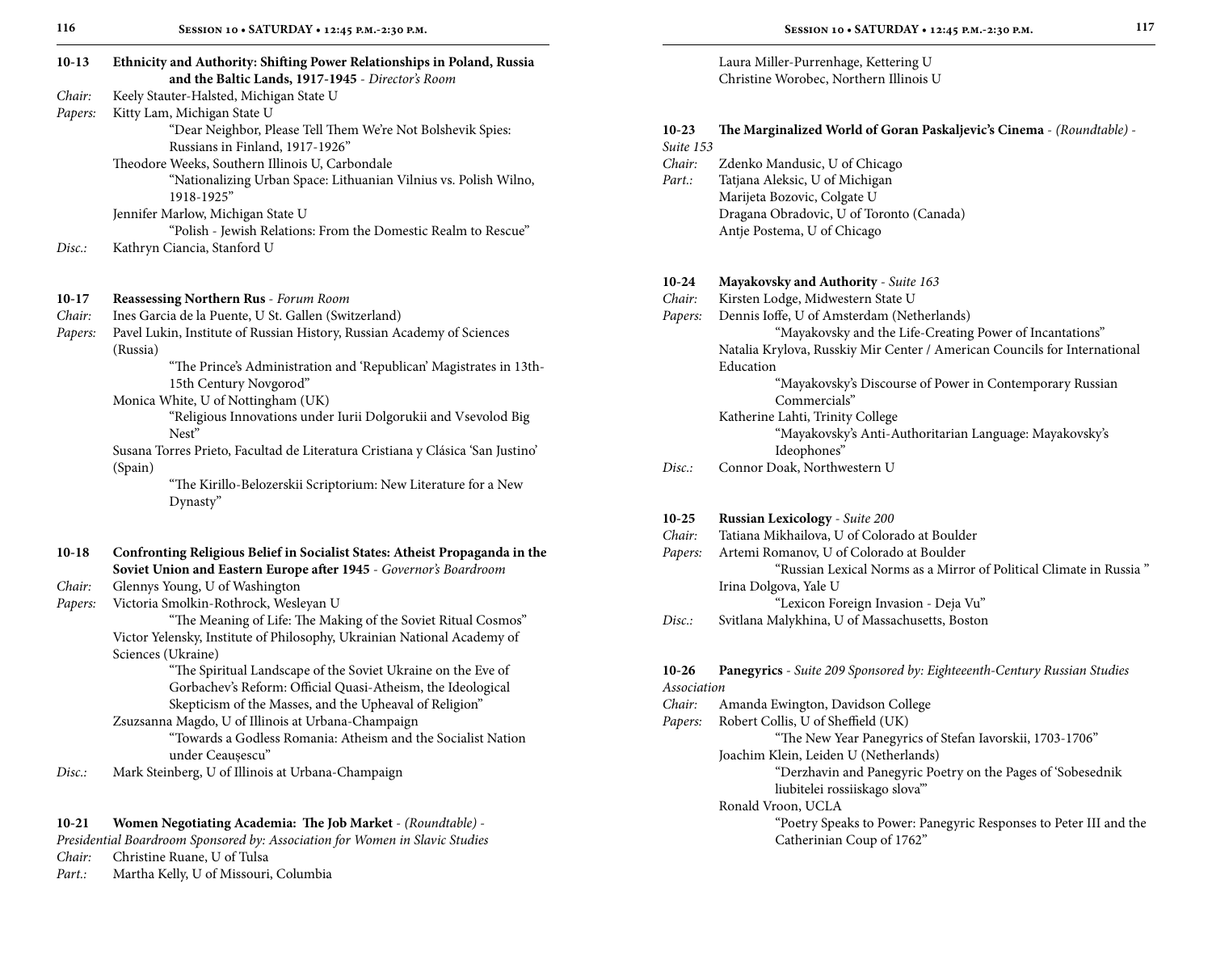**10-13 Ethnicity and Authority: Shifting Power Relationships in Poland, Russia and the Baltic Lands, 1917-1945** - *Director's Room*

*Chair:* Keely Stauter-Halsted, Michigan State U

*Papers:* Kitty Lam, Michigan State U
"Dear Neighbor, Please Tell Them We're Not Bolshevik Spies: Russians in Finland, 1917-1926"
Theodore Weeks, Southern Illinois U, Carbondale
"Nationalizing Urban Space: Lithuanian Vilnius vs. Polish Wilno, 1918-1925"
Jennifer Marlow, Michigan State U
"Polish - Jewish Relations: From the Domestic Realm to Rescue"

*Disc.:* Kathryn Ciancia, Stanford U

**10-17 Reassessing Northern Rus** - *Forum Room*

*Chair:* Ines Garcia de la Puente, U St. Gallen (Switzerland)

*Papers:* Pavel Lukin, Institute of Russian History, Russian Academy of Sciences (Russia)
"The Prince's Administration and 'Republican' Magistrates in 13th-15th Century Novgorod"
Monica White, U of Nottingham (UK)
"Religious Innovations under Iurii Dolgorukii and Vsevolod Big Nest"
Susana Torres Prieto, Facultad de Literatura Cristiana y Clásica 'San Justino' (Spain)
"The Kirillo-Belozerskii Scriptorium: New Literature for a New Dynasty"

**10-18 Confronting Religious Belief in Socialist States: Atheist Propaganda in the Soviet Union and Eastern Europe after 1945** - *Governor's Boardroom*

*Chair:* Glennys Young, U of Washington

*Papers:* Victoria Smolkin-Rothrock, Wesleyan U
"The Meaning of Life: The Making of the Soviet Ritual Cosmos"
Victor Yelensky, Institute of Philosophy, Ukrainian National Academy of Sciences (Ukraine)
"The Spiritual Landscape of the Soviet Ukraine on the Eve of Gorbachev's Reform: Official Quasi-Atheism, the Ideological Skepticism of the Masses, and the Upheaval of Religion"
Zsuzsanna Magdo, U of Illinois at Urbana-Champaign
"Towards a Godless Romania: Atheism and the Socialist Nation under Ceaușescu"

*Disc.:* Mark Steinberg, U of Illinois at Urbana-Champaign

**10-21 Women Negotiating Academia: The Job Market** - *(Roundtable)* - *Presidential Boardroom Sponsored by: Association for Women in Slavic Studies*

*Chair:* Christine Ruane, U of Tulsa

*Part.:* Martha Kelly, U of Missouri, Columbia
Laura Miller-Purrenhage, Kettering U
Christine Worobec, Northern Illinois U

**10-23 The Marginalized World of Goran Paskaljevic's Cinema** - *(Roundtable)* - *Suite 153*

*Chair:* Zdenko Mandusic, U of Chicago

*Part.:* Tatjana Aleksic, U of Michigan
Marijeta Bozovic, Colgate U
Dragana Obradovic, U of Toronto (Canada)
Antje Postema, U of Chicago

**10-24 Mayakovsky and Authority** - *Suite 163*

*Chair:* Kirsten Lodge, Midwestern State U

*Papers:* Dennis Ioffe, U of Amsterdam (Netherlands)
"Mayakovsky and the Life-Creating Power of Incantations"
Natalia Krylova, Russkiy Mir Center / American Councils for International Education
"Mayakovsky's Discourse of Power in Contemporary Russian Commercials"
Katherine Lahti, Trinity College
"Mayakovsky's Anti-Authoritarian Language: Mayakovsky's Ideophones"

*Disc.:* Connor Doak, Northwestern U

**10-25 Russian Lexicology** - *Suite 200*

*Chair:* Tatiana Mikhailova, U of Colorado at Boulder

*Papers:* Artemi Romanov, U of Colorado at Boulder
"Russian Lexical Norms as a Mirror of Political Climate in Russia "
Irina Dolgova, Yale U
"Lexicon Foreign Invasion - Deja Vu"

*Disc.:* Svitlana Malykhina, U of Massachusetts, Boston

**10-26 Panegyrics** - *Suite 209 Sponsored by: Eighteeenth-Century Russian Studies Association*

*Chair:* Amanda Ewington, Davidson College

*Papers:* Robert Collis, U of Sheffield (UK)
"The New Year Panegyrics of Stefan Iavorskii, 1703-1706"
Joachim Klein, Leiden U (Netherlands)
"Derzhavin and Panegyric Poetry on the Pages of 'Sobesednik liubitelei rossiiskago slova'"
Ronald Vroon, UCLA
"Poetry Speaks to Power: Panegyric Responses to Peter III and the Catherinian Coup of 1762"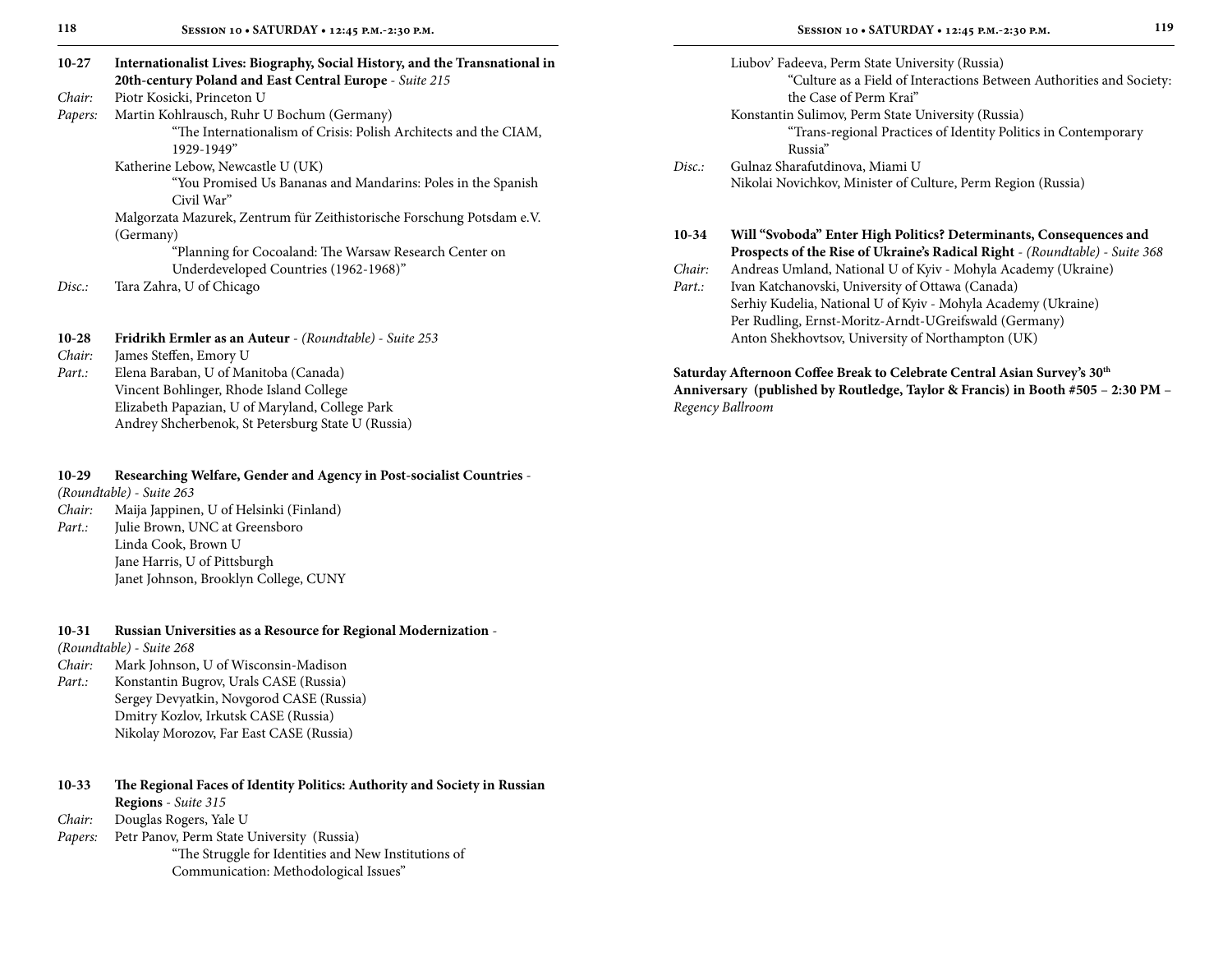**10-27 Internationalist Lives: Biography, Social History, and the Transnational in 20th-century Poland and East Central Europe** - *Suite 215*

*Chair:* Piotr Kosicki, Princeton U

*Papers:* Martin Kohlrausch, Ruhr U Bochum (Germany)
"The Internationalism of Crisis: Polish Architects and the CIAM, 1929-1949"

Katherine Lebow, Newcastle U (UK)
"You Promised Us Bananas and Mandarins: Poles in the Spanish Civil War"

Malgorzata Mazurek, Zentrum für Zeithistorische Forschung Potsdam e.V. (Germany)
"Planning for Cocoaland: The Warsaw Research Center on Underdeveloped Countries (1962-1968)"

*Disc.:* Tara Zahra, U of Chicago

**10-28 Fridrikh Ermler as an Auteur** - *(Roundtable) - Suite 253*

*Chair:* James Steffen, Emory U

*Part.:* Elena Baraban, U of Manitoba (Canada)
Vincent Bohlinger, Rhode Island College
Elizabeth Papazian, U of Maryland, College Park
Andrey Shcherbenok, St Petersburg State U (Russia)

**10-29 Researching Welfare, Gender and Agency in Post-socialist Countries** - *(Roundtable) - Suite 263*

*Chair:* Maija Jappinen, U of Helsinki (Finland)

*Part.:* Julie Brown, UNC at Greensboro
Linda Cook, Brown U
Jane Harris, U of Pittsburgh
Janet Johnson, Brooklyn College, CUNY

**10-31 Russian Universities as a Resource for Regional Modernization** - *(Roundtable) - Suite 268*

*Chair:* Mark Johnson, U of Wisconsin-Madison

*Part.:* Konstantin Bugrov, Urals CASE (Russia)
Sergey Devyatkin, Novgorod CASE (Russia)
Dmitry Kozlov, Irkutsk CASE (Russia)
Nikolay Morozov, Far East CASE (Russia)

**10-33 The Regional Faces of Identity Politics: Authority and Society in Russian Regions** - *Suite 315*

*Chair:* Douglas Rogers, Yale U

*Papers:* Petr Panov, Perm State University (Russia)
"The Struggle for Identities and New Institutions of Communication: Methodological Issues"

Liubov' Fadeeva, Perm State University (Russia)
"Culture as a Field of Interactions Between Authorities and Society: the Case of Perm Krai"

Konstantin Sulimov, Perm State University (Russia)
"Trans-regional Practices of Identity Politics in Contemporary Russia"

*Disc.:* Gulnaz Sharafutdinova, Miami U
Nikolai Novichkov, Minister of Culture, Perm Region (Russia)

**10-34 Will "Svoboda" Enter High Politics? Determinants, Consequences and Prospects of the Rise of Ukraine's Radical Right** - *(Roundtable) - Suite 368*

*Chair:* Andreas Umland, National U of Kyiv - Mohyla Academy (Ukraine)

*Part.:* Ivan Katchanovski, University of Ottawa (Canada)
Serhiy Kudelia, National U of Kyiv - Mohyla Academy (Ukraine)
Per Rudling, Ernst-Moritz-Arndt-UGreifswald (Germany)
Anton Shekhovtsov, University of Northampton (UK)

**Saturday Afternoon Coffee Break to Celebrate Central Asian Survey's 30th Anniversary (published by Routledge, Taylor & Francis) in Booth #505 – 2:30 PM –** *Regency Ballroom*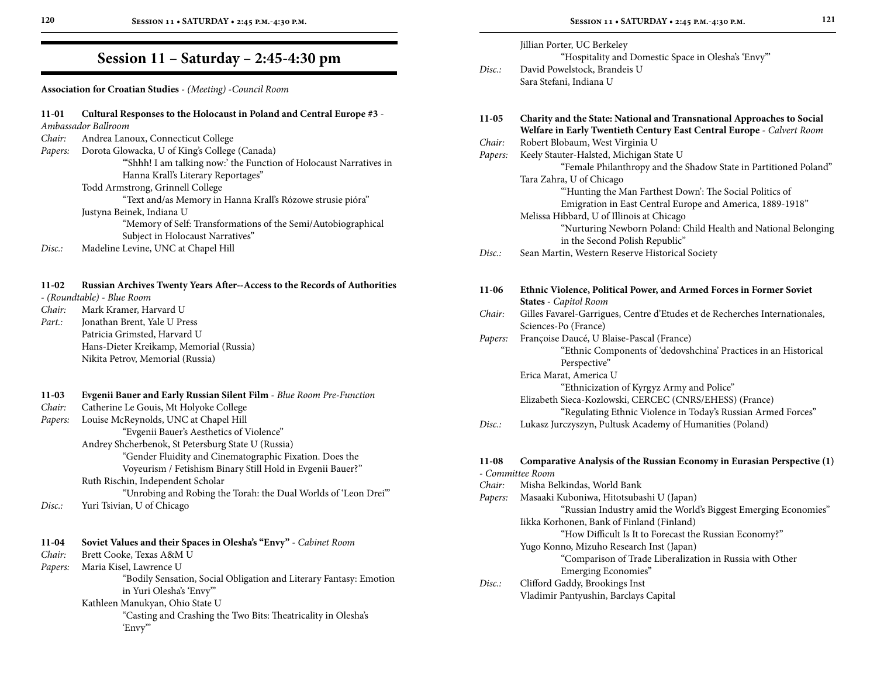# Session 11 – Saturday – 2:45-4:30 pm

**Association for Croatian Studies** - *(Meeting) -Council Room*

**11-01 Cultural Responses to the Holocaust in Poland and Central Europe #3** - *Ambassador Ballroom*

*Chair:* Andrea Lanoux, Connecticut College

*Papers:* Dorota Glowacka, U of King's College (Canada)
"'Shhh! I am talking now:' the Function of Holocaust Narratives in Hanna Krall's Literary Reportages"
Todd Armstrong, Grinnell College
"Text and/as Memory in Hanna Krall's Rózowe strusie pióra"
Justyna Beinek, Indiana U
"Memory of Self: Transformations of the Semi/Autobiographical Subject in Holocaust Narratives"

*Disc.:* Madeline Levine, UNC at Chapel Hill

**11-02 Russian Archives Twenty Years After--Access to the Records of Authorities** - *(Roundtable) - Blue Room*

*Chair:* Mark Kramer, Harvard U

*Part.:* Jonathan Brent, Yale U Press
Patricia Grimsted, Harvard U
Hans-Dieter Kreikamp, Memorial (Russia)
Nikita Petrov, Memorial (Russia)

**11-03 Evgenii Bauer and Early Russian Silent Film** - *Blue Room Pre-Function*

*Chair:* Catherine Le Gouis, Mt Holyoke College

*Papers:* Louise McReynolds, UNC at Chapel Hill
"Evgenii Bauer's Aesthetics of Violence"
Andrey Shcherbenok, St Petersburg State U (Russia)
"Gender Fluidity and Cinematographic Fixation. Does the Voyeurism / Fetishism Binary Still Hold in Evgenii Bauer?"
Ruth Rischin, Independent Scholar
"Unrobing and Robing the Torah: the Dual Worlds of 'Leon Drei'"

*Disc.:* Yuri Tsivian, U of Chicago

**11-04 Soviet Values and their Spaces in Olesha's "Envy"** - *Cabinet Room*

*Chair:* Brett Cooke, Texas A&M U

*Papers:* Maria Kisel, Lawrence U
"Bodily Sensation, Social Obligation and Literary Fantasy: Emotion in Yuri Olesha's 'Envy'"
Kathleen Manukyan, Ohio State U
"Casting and Crashing the Two Bits: Theatricality in Olesha's 'Envy'"
Jillian Porter, UC Berkeley
"Hospitality and Domestic Space in Olesha's 'Envy'"

*Disc.:* David Powelstock, Brandeis U
Sara Stefani, Indiana U

**11-05 Charity and the State: National and Transnational Approaches to Social Welfare in Early Twentieth Century East Central Europe** - *Calvert Room*

*Chair:* Robert Blobaum, West Virginia U

*Papers:* Keely Stauter-Halsted, Michigan State U
"Female Philanthropy and the Shadow State in Partitioned Poland"
Tara Zahra, U of Chicago
"'Hunting the Man Farthest Down': The Social Politics of Emigration in East Central Europe and America, 1889-1918"
Melissa Hibbard, U of Illinois at Chicago
"Nurturing Newborn Poland: Child Health and National Belonging in the Second Polish Republic"

*Disc.:* Sean Martin, Western Reserve Historical Society

**11-06 Ethnic Violence, Political Power, and Armed Forces in Former Soviet States** - *Capitol Room*

*Chair:* Gilles Favarel-Garrigues, Centre d'Etudes et de Recherches Internationales, Sciences-Po (France)

*Papers:* Françoise Daucé, U Blaise-Pascal (France)
"Ethnic Components of 'dedovshchina' Practices in an Historical Perspective"
Erica Marat, America U
"Ethnicization of Kyrgyz Army and Police"
Elizabeth Sieca-Kozlowski, CERCEC (CNRS/EHESS) (France)
"Regulating Ethnic Violence in Today's Russian Armed Forces"

*Disc.:* Lukasz Jurczyszyn, Pultusk Academy of Humanities (Poland)

**11-08 Comparative Analysis of the Russian Economy in Eurasian Perspective (1)** - *Committee Room*

*Chair:* Misha Belkindas, World Bank

*Papers:* Masaaki Kuboniwa, Hitotsubashi U (Japan)
"Russian Industry amid the World's Biggest Emerging Economies"
Iikka Korhonen, Bank of Finland (Finland)
"How Difficult Is It to Forecast the Russian Economy?"
Yugo Konno, Mizuho Research Inst (Japan)
"Comparison of Trade Liberalization in Russia with Other Emerging Economies"

*Disc.:* Clifford Gaddy, Brookings Inst
Vladimir Pantyushin, Barclays Capital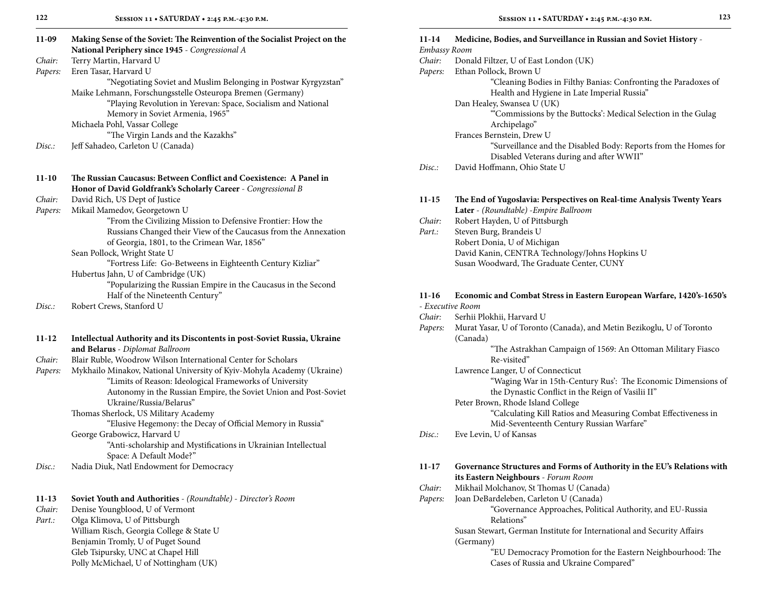**11-09 Making Sense of the Soviet: The Reinvention of the Socialist Project on the National Periphery since 1945** - *Congressional A*

*Chair:* Terry Martin, Harvard U

*Papers:* Eren Tasar, Harvard U
"Negotiating Soviet and Muslim Belonging in Postwar Kyrgyzstan"
Maike Lehmann, Forschungsstelle Osteuropa Bremen (Germany)
"Playing Revolution in Yerevan: Space, Socialism and National Memory in Soviet Armenia, 1965"
Michaela Pohl, Vassar College
"The Virgin Lands and the Kazakhs"

*Disc.:* Jeff Sahadeo, Carleton U (Canada)

**11-10 The Russian Caucasus: Between Conflict and Coexistence: A Panel in Honor of David Goldfrank's Scholarly Career** - *Congressional B*

*Chair:* David Rich, US Dept of Justice

*Papers:* Mikail Mamedov, Georgetown U
"From the Civilizing Mission to Defensive Frontier: How the Russians Changed their View of the Caucasus from the Annexation of Georgia, 1801, to the Crimean War, 1856"
Sean Pollock, Wright State U
"Fortress Life: Go-Betweens in Eighteenth Century Kizliar"
Hubertus Jahn, U of Cambridge (UK)
"Popularizing the Russian Empire in the Caucasus in the Second Half of the Nineteenth Century"

*Disc.:* Robert Crews, Stanford U

**11-12 Intellectual Authority and its Discontents in post-Soviet Russia, Ukraine and Belarus** - *Diplomat Ballroom*

*Chair:* Blair Ruble, Woodrow Wilson International Center for Scholars

*Papers:* Mykhailo Minakov, National University of Kyiv-Mohyla Academy (Ukraine)
"Limits of Reason: Ideological Frameworks of University Autonomy in the Russian Empire, the Soviet Union and Post-Soviet Ukraine/Russia/Belarus"
Thomas Sherlock, US Military Academy
"Elusive Hegemony: the Decay of Official Memory in Russia"
George Grabowicz, Harvard U
"Anti-scholarship and Mystifications in Ukrainian Intellectual Space: A Default Mode?"

*Disc.:* Nadia Diuk, Natl Endowment for Democracy

**11-13 Soviet Youth and Authorities** - *(Roundtable) - Director's Room*

*Chair:* Denise Youngblood, U of Vermont

*Part.:* Olga Klimova, U of Pittsburgh
William Risch, Georgia College & State U
Benjamin Tromly, U of Puget Sound
Gleb Tsipursky, UNC at Chapel Hill
Polly McMichael, U of Nottingham (UK)

**11-14 Medicine, Bodies, and Surveillance in Russian and Soviet History** - *Embassy Room*

*Chair:* Donald Filtzer, U of East London (UK)

*Papers:* Ethan Pollock, Brown U
"Cleaning Bodies in Filthy Banias: Confronting the Paradoxes of Health and Hygiene in Late Imperial Russia"
Dan Healey, Swansea U (UK)
"'Commissions by the Buttocks': Medical Selection in the Gulag Archipelago"
Frances Bernstein, Drew U
"Surveillance and the Disabled Body: Reports from the Homes for Disabled Veterans during and after WWII"

*Disc.:* David Hoffmann, Ohio State U

**11-15 The End of Yugoslavia: Perspectives on Real-time Analysis Twenty Years Later** - *(Roundtable) -Empire Ballroom*

*Chair:* Robert Hayden, U of Pittsburgh

*Part.:* Steven Burg, Brandeis U
Robert Donia, U of Michigan
David Kanin, CENTRA Technology/Johns Hopkins U
Susan Woodward, The Graduate Center, CUNY

**11-16 Economic and Combat Stress in Eastern European Warfare, 1420's-1650's** - *Executive Room*

*Chair:* Serhii Plokhii, Harvard U

*Papers:* Murat Yasar, U of Toronto (Canada), and Metin Bezikoglu, U of Toronto (Canada)
"The Astrakhan Campaign of 1569: An Ottoman Military Fiasco Re-visited"
Lawrence Langer, U of Connecticut
"Waging War in 15th-Century Rus': The Economic Dimensions of the Dynastic Conflict in the Reign of Vasilii II"
Peter Brown, Rhode Island College
"Calculating Kill Ratios and Measuring Combat Effectiveness in Mid-Seventeenth Century Russian Warfare"

*Disc.:* Eve Levin, U of Kansas

**11-17 Governance Structures and Forms of Authority in the EU's Relations with its Eastern Neighbours** - *Forum Room*

*Chair:* Mikhail Molchanov, St Thomas U (Canada)

*Papers:* Joan DeBardeleben, Carleton U (Canada)
"Governance Approaches, Political Authority, and EU-Russia Relations"
Susan Stewart, German Institute for International and Security Affairs (Germany)
"EU Democracy Promotion for the Eastern Neighbourhood: The Cases of Russia and Ukraine Compared"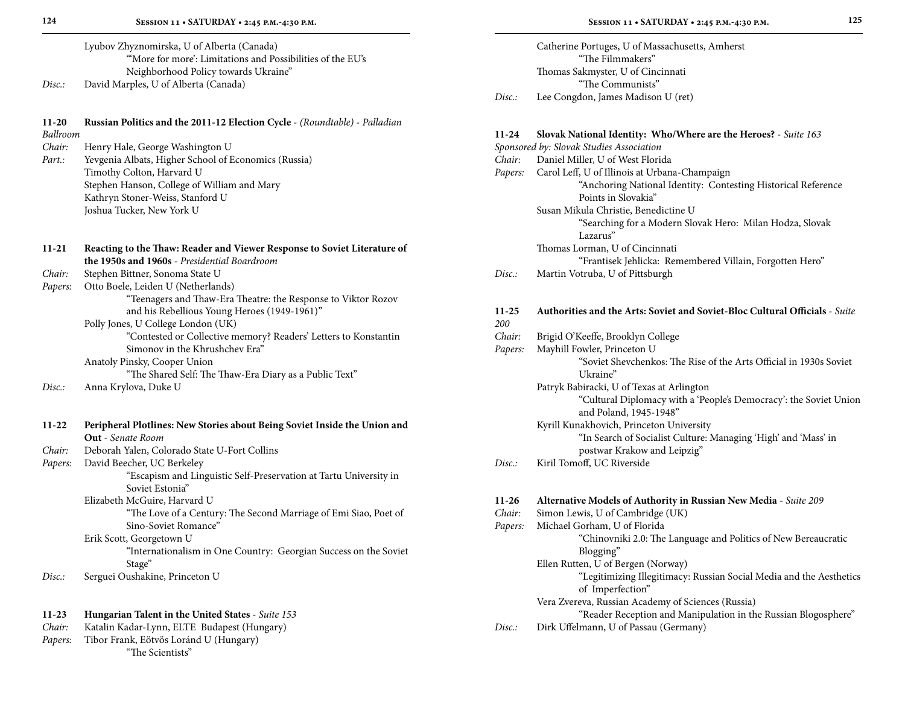Lyubov Zhyznomirska, U of Alberta (Canada)
"'More for more': Limitations and Possibilities of the EU's Neighborhood Policy towards Ukraine"

*Disc.:* David Marples, U of Alberta (Canada)

**11-20 Russian Politics and the 2011-12 Election Cycle** - *(Roundtable)* - *Palladian Ballroom*

*Chair:* Henry Hale, George Washington U

*Part.:* Yevgenia Albats, Higher School of Economics (Russia)
Timothy Colton, Harvard U
Stephen Hanson, College of William and Mary
Kathryn Stoner-Weiss, Stanford U
Joshua Tucker, New York U

**11-21 Reacting to the Thaw: Reader and Viewer Response to Soviet Literature of the 1950s and 1960s** - *Presidential Boardroom*

*Chair:* Stephen Bittner, Sonoma State U

*Papers:* Otto Boele, Leiden U (Netherlands)
"Teenagers and Thaw-Era Theatre: the Response to Viktor Rozov and his Rebellious Young Heroes (1949-1961)"
Polly Jones, U College London (UK)
"Contested or Collective memory? Readers' Letters to Konstantin Simonov in the Khrushchev Era"
Anatoly Pinsky, Cooper Union
"The Shared Self: The Thaw-Era Diary as a Public Text"

*Disc.:* Anna Krylova, Duke U

**11-22 Peripheral Plotlines: New Stories about Being Soviet Inside the Union and Out** - *Senate Room*

*Chair:* Deborah Yalen, Colorado State U-Fort Collins

*Papers:* David Beecher, UC Berkeley
"Escapism and Linguistic Self-Preservation at Tartu University in Soviet Estonia"
Elizabeth McGuire, Harvard U
"The Love of a Century: The Second Marriage of Emi Siao, Poet of Sino-Soviet Romance"
Erik Scott, Georgetown U
"Internationalism in One Country: Georgian Success on the Soviet Stage"

*Disc.:* Serguei Oushakine, Princeton U

**11-23 Hungarian Talent in the United States** - *Suite 153*

*Chair:* Katalin Kadar-Lynn, ELTE Budapest (Hungary)

*Papers:* Tibor Frank, Eötvös Loránd U (Hungary)
"The Scientists"
Catherine Portuges, U of Massachusetts, Amherst
"The Filmmakers"
Thomas Sakmyster, U of Cincinnati
"The Communists"

*Disc.:* Lee Congdon, James Madison U (ret)

**11-24 Slovak National Identity: Who/Where are the Heroes?** - *Suite 163*

*Sponsored by: Slovak Studies Association*

*Chair:* Daniel Miller, U of West Florida

*Papers:* Carol Leff, U of Illinois at Urbana-Champaign
"Anchoring National Identity: Contesting Historical Reference Points in Slovakia"
Susan Mikula Christie, Benedictine U
"Searching for a Modern Slovak Hero: Milan Hodza, Slovak Lazarus"
Thomas Lorman, U of Cincinnati
"Frantisek Jehlicka: Remembered Villain, Forgotten Hero"

*Disc.:* Martin Votruba, U of Pittsburgh

**11-25 Authorities and the Arts: Soviet and Soviet-Bloc Cultural Officials** - *Suite 200*

*Chair:* Brigid O'Keeffe, Brooklyn College

*Papers:* Mayhill Fowler, Princeton U
"Soviet Shevchenkos: The Rise of the Arts Official in 1930s Soviet Ukraine"
Patryk Babiracki, U of Texas at Arlington
"Cultural Diplomacy with a 'People's Democracy': the Soviet Union and Poland, 1945-1948"
Kyrill Kunakhovich, Princeton University
"In Search of Socialist Culture: Managing 'High' and 'Mass' in postwar Krakow and Leipzig"

*Disc.:* Kiril Tomoff, UC Riverside

**11-26 Alternative Models of Authority in Russian New Media** - *Suite 209*

*Chair:* Simon Lewis, U of Cambridge (UK)

*Papers:* Michael Gorham, U of Florida
"Chinovniki 2.0: The Language and Politics of New Bereaucratic Blogging"
Ellen Rutten, U of Bergen (Norway)
"Legitimizing Illegitimacy: Russian Social Media and the Aesthetics of Imperfection"
Vera Zvereva, Russian Academy of Sciences (Russia)
"Reader Reception and Manipulation in the Russian Blogosphere"

*Disc.:* Dirk Uffelmann, U of Passau (Germany)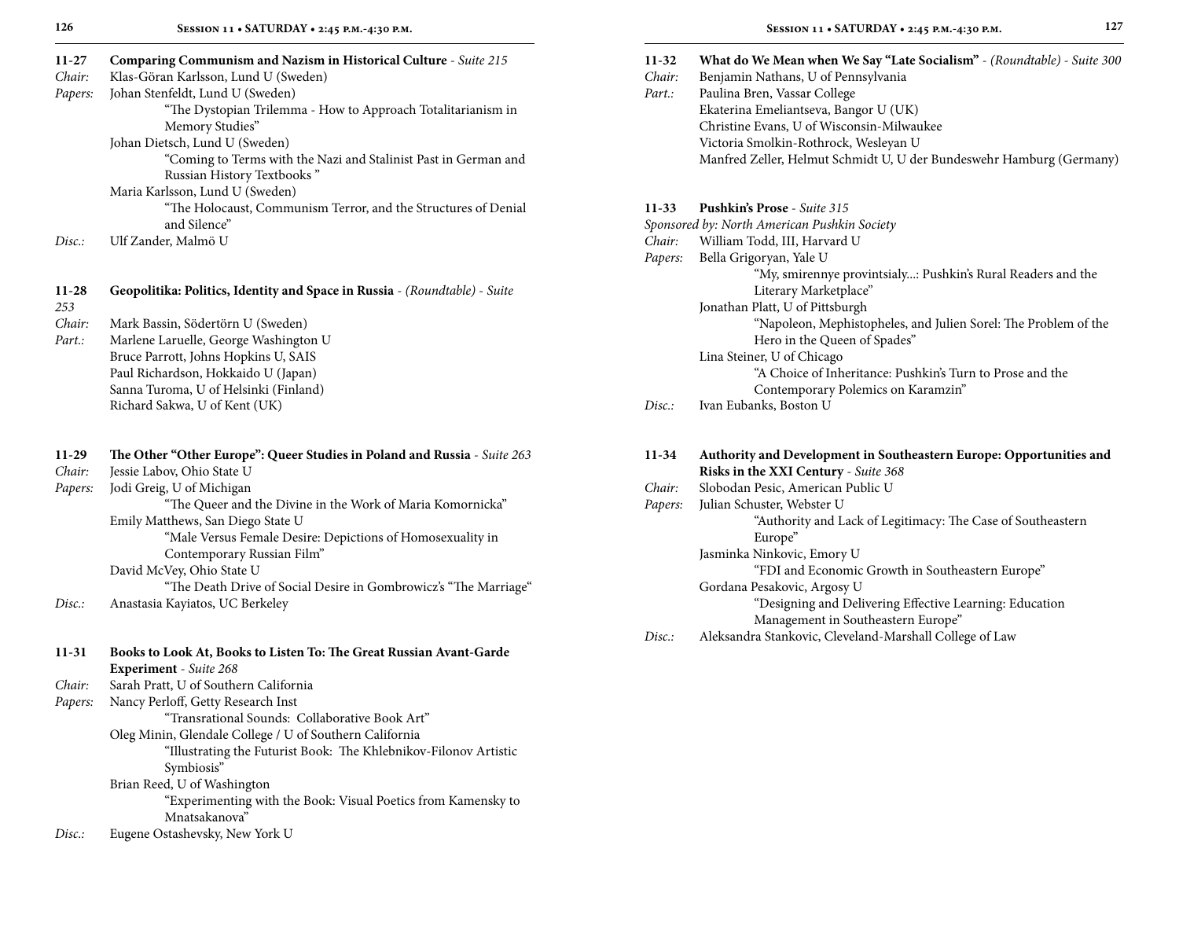**11-27 Comparing Communism and Nazism in Historical Culture** - *Suite 215*

*Chair:* Klas-Göran Karlsson, Lund U (Sweden)

*Papers:* Johan Stenfeldt, Lund U (Sweden)
"The Dystopian Trilemma - How to Approach Totalitarianism in Memory Studies"
Johan Dietsch, Lund U (Sweden)
"Coming to Terms with the Nazi and Stalinist Past in German and Russian History Textbooks "
Maria Karlsson, Lund U (Sweden)
"The Holocaust, Communism Terror, and the Structures of Denial and Silence"

*Disc.:* Ulf Zander, Malmö U

**11-28 Geopolitika: Politics, Identity and Space in Russia** - *(Roundtable) - Suite 253*

*Chair:* Mark Bassin, Södertörn U (Sweden)

*Part.:* Marlene Laruelle, George Washington U
Bruce Parrott, Johns Hopkins U, SAIS
Paul Richardson, Hokkaido U (Japan)
Sanna Turoma, U of Helsinki (Finland)
Richard Sakwa, U of Kent (UK)

**11-29 The Other "Other Europe": Queer Studies in Poland and Russia** - *Suite 263*

*Chair:* Jessie Labov, Ohio State U

*Papers:* Jodi Greig, U of Michigan
"The Queer and the Divine in the Work of Maria Komornicka"
Emily Matthews, San Diego State U
"Male Versus Female Desire: Depictions of Homosexuality in Contemporary Russian Film"
David McVey, Ohio State U
"The Death Drive of Social Desire in Gombrowicz's "The Marriage"

*Disc.:* Anastasia Kayiatos, UC Berkeley

**11-31 Books to Look At, Books to Listen To: The Great Russian Avant-Garde Experiment** - *Suite 268*

*Chair:* Sarah Pratt, U of Southern California

*Papers:* Nancy Perloff, Getty Research Inst
"Transrational Sounds: Collaborative Book Art"
Oleg Minin, Glendale College / U of Southern California
"Illustrating the Futurist Book: The Khlebnikov-Filonov Artistic Symbiosis"
Brian Reed, U of Washington
"Experimenting with the Book: Visual Poetics from Kamensky to Mnatsakanova"

*Disc.:* Eugene Ostashevsky, New York U

**11-32 What do We Mean when We Say "Late Socialism"** - *(Roundtable) - Suite 300*

*Chair:* Benjamin Nathans, U of Pennsylvania

*Part.:* Paulina Bren, Vassar College
Ekaterina Emeliantseva, Bangor U (UK)
Christine Evans, U of Wisconsin-Milwaukee
Victoria Smolkin-Rothrock, Wesleyan U
Manfred Zeller, Helmut Schmidt U, U der Bundeswehr Hamburg (Germany)

**11-33 Pushkin's Prose** - *Suite 315*

*Sponsored by: North American Pushkin Society*

*Chair:* William Todd, III, Harvard U

*Papers:* Bella Grigoryan, Yale U
"My, smirennye provintsialy...: Pushkin's Rural Readers and the Literary Marketplace"
Jonathan Platt, U of Pittsburgh
"Napoleon, Mephistopheles, and Julien Sorel: The Problem of the Hero in the Queen of Spades"
Lina Steiner, U of Chicago
"A Choice of Inheritance: Pushkin's Turn to Prose and the Contemporary Polemics on Karamzin"

*Disc.:* Ivan Eubanks, Boston U

**11-34 Authority and Development in Southeastern Europe: Opportunities and Risks in the XXI Century** - *Suite 368*

*Chair:* Slobodan Pesic, American Public U

*Papers:* Julian Schuster, Webster U
"Authority and Lack of Legitimacy: The Case of Southeastern Europe"
Jasminka Ninkovic, Emory U
"FDI and Economic Growth in Southeastern Europe"
Gordana Pesakovic, Argosy U
"Designing and Delivering Effective Learning: Education Management in Southeastern Europe"

*Disc.:* Aleksandra Stankovic, Cleveland-Marshall College of Law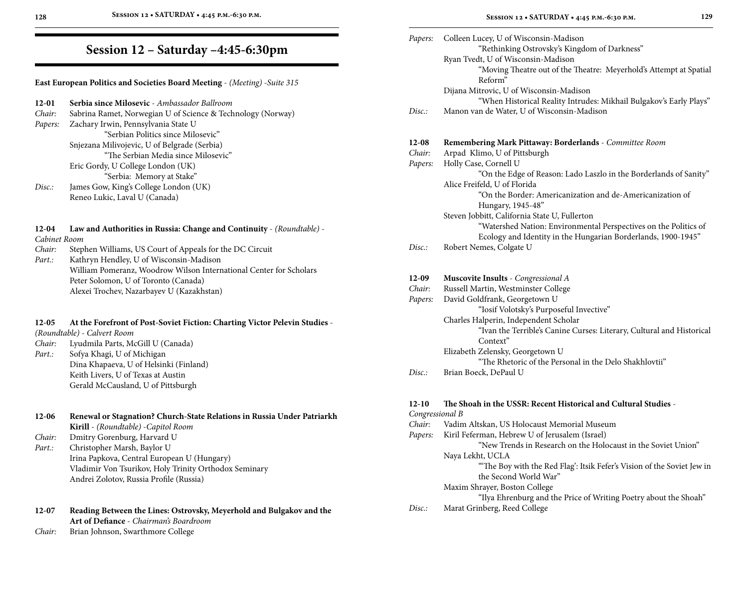# Session 12 – Saturday –4:45-6:30pm

**East European Politics and Societies Board Meeting** - *(Meeting) -Suite 315*

**12-01 Serbia since Milosevic** - *Ambassador Ballroom*

*Chair:* Sabrina Ramet, Norwegian U of Science & Technology (Norway)

*Papers:* Zachary Irwin, Pennsylvania State U
"Serbian Politics since Milosevic"
Snjezana Milivojevic, U of Belgrade (Serbia)
"The Serbian Media since Milosevic"
Eric Gordy, U College London (UK)
"Serbia: Memory at Stake"

*Disc.:* James Gow, King's College London (UK)
Reneo Lukic, Laval U (Canada)

**12-04 Law and Authorities in Russia: Change and Continuity** - *(Roundtable) - Cabinet Room*

*Chair:* Stephen Williams, US Court of Appeals for the DC Circuit

*Part.:* Kathryn Hendley, U of Wisconsin-Madison
William Pomeranz, Woodrow Wilson International Center for Scholars
Peter Solomon, U of Toronto (Canada)
Alexei Trochev, Nazarbayev U (Kazakhstan)

**12-05 At the Forefront of Post-Soviet Fiction: Charting Victor Pelevin Studies** - *(Roundtable) - Calvert Room*

*Chair:* Lyudmila Parts, McGill U (Canada)

*Part.:* Sofya Khagi, U of Michigan
Dina Khapaeva, U of Helsinki (Finland)
Keith Livers, U of Texas at Austin
Gerald McCausland, U of Pittsburgh

**12-06 Renewal or Stagnation? Church-State Relations in Russia Under Patriarkh Kirill** - *(Roundtable) -Capitol Room*

*Chair:* Dmitry Gorenburg, Harvard U

*Part.:* Christopher Marsh, Baylor U
Irina Papkova, Central European U (Hungary)
Vladimir Von Tsurikov, Holy Trinity Orthodox Seminary
Andrei Zolotov, Russia Profile (Russia)

**12-07 Reading Between the Lines: Ostrovsky, Meyerhold and Bulgakov and the Art of Defiance** - *Chairman's Boardroom*

*Chair:* Brian Johnson, Swarthmore College

*Papers:* Colleen Lucey, U of Wisconsin-Madison
"Rethinking Ostrovsky's Kingdom of Darkness"
Ryan Tvedt, U of Wisconsin-Madison
"Moving Theatre out of the Theatre: Meyerhold's Attempt at Spatial Reform"
Dijana Mitrovic, U of Wisconsin-Madison
"When Historical Reality Intrudes: Mikhail Bulgakov's Early Plays"

*Disc.:* Manon van de Water, U of Wisconsin-Madison

**12-08 Remembering Mark Pittaway: Borderlands** - *Committee Room*

*Chair:* Arpad Klimo, U of Pittsburgh

*Papers:* Holly Case, Cornell U
"On the Edge of Reason: Lado Laszlo in the Borderlands of Sanity"
Alice Freifeld, U of Florida
"On the Border: Americanization and de-Americanization of Hungary, 1945-48"
Steven Jobbitt, California State U, Fullerton
"Watershed Nation: Environmental Perspectives on the Politics of Ecology and Identity in the Hungarian Borderlands, 1900-1945"

*Disc.:* Robert Nemes, Colgate U

**12-09 Muscovite Insults** - *Congressional A*

*Chair:* Russell Martin, Westminster College

*Papers:* David Goldfrank, Georgetown U
"Iosif Volotsky's Purposeful Invective"
Charles Halperin, Independent Scholar
"Ivan the Terrible's Canine Curses: Literary, Cultural and Historical Context"
Elizabeth Zelensky, Georgetown U
"The Rhetoric of the Personal in the Delo Shakhlovtii"

*Disc.:* Brian Boeck, DePaul U

**12-10 The Shoah in the USSR: Recent Historical and Cultural Studies** - *Congressional B*

*Chair:* Vadim Altskan, US Holocaust Memorial Museum

*Papers:* Kiril Feferman, Hebrew U of Jerusalem (Israel)
"New Trends in Research on the Holocaust in the Soviet Union"
Naya Lekht, UCLA
"'The Boy with the Red Flag': Itsik Fefer's Vision of the Soviet Jew in the Second World War"
Maxim Shrayer, Boston College
"Ilya Ehrenburg and the Price of Writing Poetry about the Shoah"

*Disc.:* Marat Grinberg, Reed College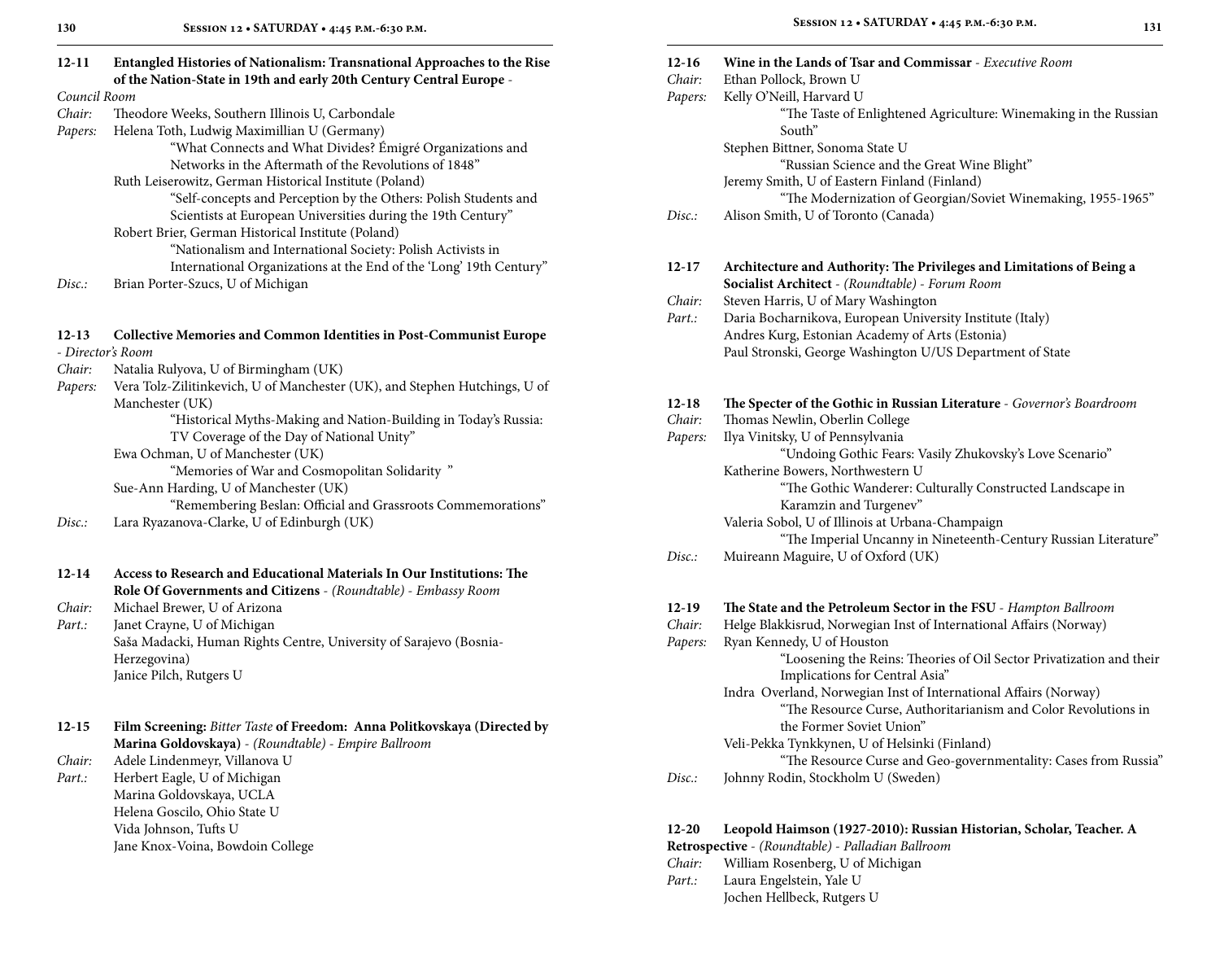**12-11 Entangled Histories of Nationalism: Transnational Approaches to the Rise of the Nation-State in 19th and early 20th Century Central Europe** - *Council Room*

*Chair:* Theodore Weeks, Southern Illinois U, Carbondale

*Papers:* Helena Toth, Ludwig Maximillian U (Germany)
"What Connects and What Divides? Émigré Organizations and Networks in the Aftermath of the Revolutions of 1848"

Ruth Leiserowitz, German Historical Institute (Poland)
"Self-concepts and Perception by the Others: Polish Students and Scientists at European Universities during the 19th Century"

Robert Brier, German Historical Institute (Poland)
"Nationalism and International Society: Polish Activists in International Organizations at the End of the 'Long' 19th Century"

*Disc.:* Brian Porter-Szucs, U of Michigan

**12-13 Collective Memories and Common Identities in Post-Communist Europe** - *Director's Room*

*Chair:* Natalia Rulyova, U of Birmingham (UK)

*Papers:* Vera Tolz-Zilitinkevich, U of Manchester (UK), and Stephen Hutchings, U of Manchester (UK)
"Historical Myths-Making and Nation-Building in Today's Russia: TV Coverage of the Day of National Unity"

Ewa Ochman, U of Manchester (UK)
"Memories of War and Cosmopolitan Solidarity "

Sue-Ann Harding, U of Manchester (UK)
"Remembering Beslan: Official and Grassroots Commemorations"

*Disc.:* Lara Ryazanova-Clarke, U of Edinburgh (UK)

**12-14 Access to Research and Educational Materials In Our Institutions: The Role Of Governments and Citizens** - *(Roundtable) - Embassy Room*

*Chair:* Michael Brewer, U of Arizona

*Part.:* Janet Crayne, U of Michigan
Saša Madacki, Human Rights Centre, University of Sarajevo (Bosnia-Herzegovina)
Janice Pilch, Rutgers U

**12-15 Film Screening:** ***Bitter Taste*** **of Freedom: Anna Politkovskaya (Directed by Marina Goldovskaya)** - *(Roundtable) - Empire Ballroom*

*Chair:* Adele Lindenmeyr, Villanova U

*Part.:* Herbert Eagle, U of Michigan
Marina Goldovskaya, UCLA
Helena Goscilo, Ohio State U
Vida Johnson, Tufts U
Jane Knox-Voina, Bowdoin College

**12-16 Wine in the Lands of Tsar and Commissar** - *Executive Room*

*Chair:* Ethan Pollock, Brown U

*Papers:* Kelly O'Neill, Harvard U
"The Taste of Enlightened Agriculture: Winemaking in the Russian South"

Stephen Bittner, Sonoma State U
"Russian Science and the Great Wine Blight"

Jeremy Smith, U of Eastern Finland (Finland)
"The Modernization of Georgian/Soviet Winemaking, 1955-1965"

*Disc.:* Alison Smith, U of Toronto (Canada)

**12-17 Architecture and Authority: The Privileges and Limitations of Being a Socialist Architect** - *(Roundtable) - Forum Room*

*Chair:* Steven Harris, U of Mary Washington

*Part.:* Daria Bocharnikova, European University Institute (Italy)
Andres Kurg, Estonian Academy of Arts (Estonia)
Paul Stronski, George Washington U/US Department of State

**12-18 The Specter of the Gothic in Russian Literature** - *Governor's Boardroom*

*Chair:* Thomas Newlin, Oberlin College

*Papers:* Ilya Vinitsky, U of Pennsylvania
"Undoing Gothic Fears: Vasily Zhukovsky's Love Scenario"

Katherine Bowers, Northwestern U
"The Gothic Wanderer: Culturally Constructed Landscape in Karamzin and Turgenev"

Valeria Sobol, U of Illinois at Urbana-Champaign
"The Imperial Uncanny in Nineteenth-Century Russian Literature"

*Disc.:* Muireann Maguire, U of Oxford (UK)

**12-19 The State and the Petroleum Sector in the FSU** - *Hampton Ballroom*

*Chair:* Helge Blakkisrud, Norwegian Inst of International Affairs (Norway)

*Papers:* Ryan Kennedy, U of Houston
"Loosening the Reins: Theories of Oil Sector Privatization and their Implications for Central Asia"

Indra Overland, Norwegian Inst of International Affairs (Norway)
"The Resource Curse, Authoritarianism and Color Revolutions in the Former Soviet Union"

Veli-Pekka Tynkkynen, U of Helsinki (Finland)
"The Resource Curse and Geo-governmentality: Cases from Russia"

*Disc.:* Johnny Rodin, Stockholm U (Sweden)

**12-20 Leopold Haimson (1927-2010): Russian Historian, Scholar, Teacher. A Retrospective** - *(Roundtable) - Palladian Ballroom*

*Chair:* William Rosenberg, U of Michigan

*Part.:* Laura Engelstein, Yale U
Jochen Hellbeck, Rutgers U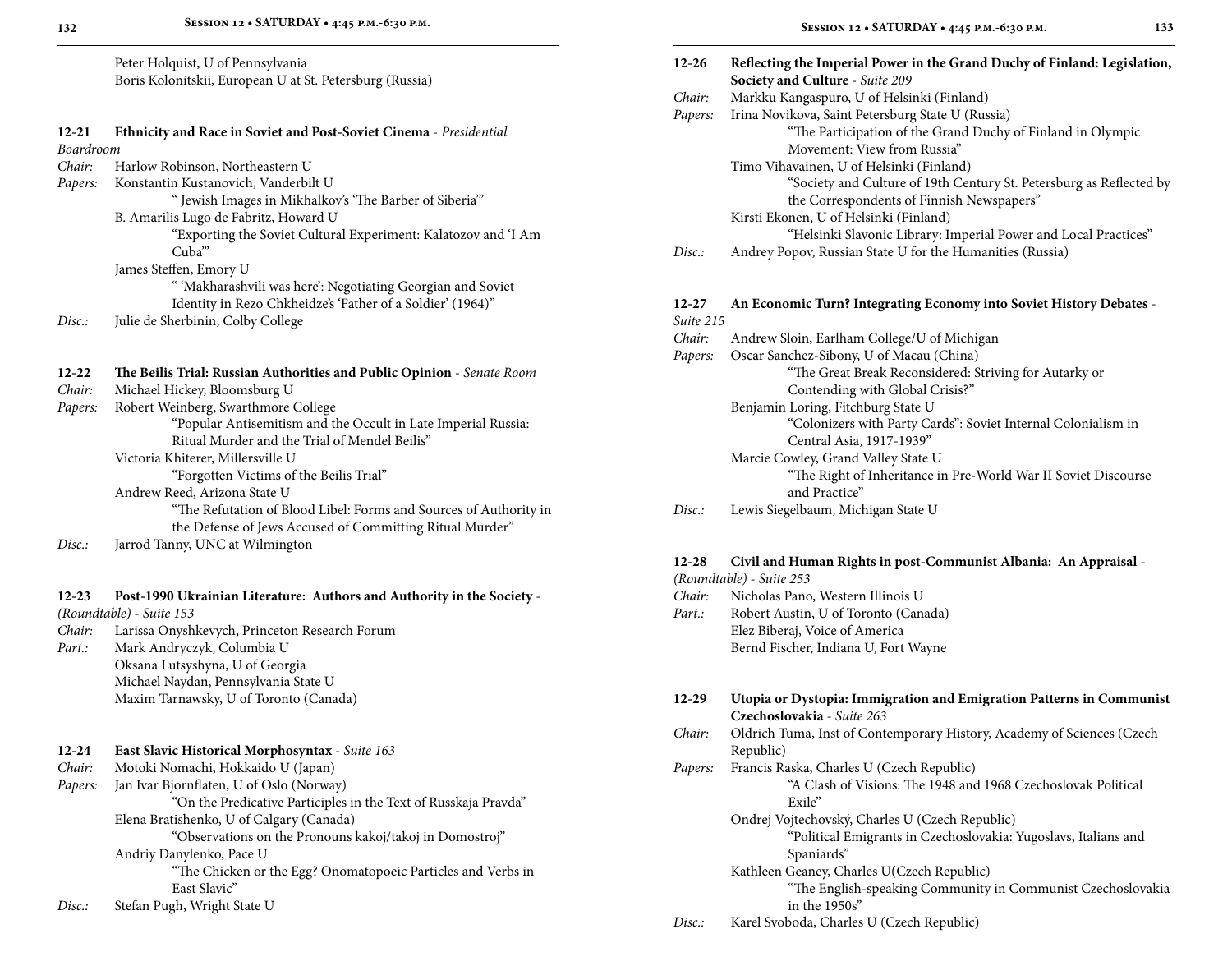Peter Holquist, U of Pennsylvania
Boris Kolonitskii, European U at St. Petersburg (Russia)

**12-21 Ethnicity and Race in Soviet and Post-Soviet Cinema** - *Presidential Boardroom*

*Chair:* Harlow Robinson, Northeastern U

*Papers:* Konstantin Kustanovich, Vanderbilt U
" Jewish Images in Mikhalkov's 'The Barber of Siberia'"
B. Amarilis Lugo de Fabritz, Howard U
"Exporting the Soviet Cultural Experiment: Kalatozov and 'I Am Cuba'"
James Steffen, Emory U
" 'Makharashvili was here': Negotiating Georgian and Soviet Identity in Rezo Chkheidze's 'Father of a Soldier' (1964)"

*Disc.:* Julie de Sherbinin, Colby College

**12-22 The Beilis Trial: Russian Authorities and Public Opinion** - *Senate Room*

*Chair:* Michael Hickey, Bloomsburg U

*Papers:* Robert Weinberg, Swarthmore College
"Popular Antisemitism and the Occult in Late Imperial Russia: Ritual Murder and the Trial of Mendel Beilis"
Victoria Khiterer, Millersville U
"Forgotten Victims of the Beilis Trial"
Andrew Reed, Arizona State U
"The Refutation of Blood Libel: Forms and Sources of Authority in the Defense of Jews Accused of Committing Ritual Murder"

*Disc.:* Jarrod Tanny, UNC at Wilmington

**12-23 Post-1990 Ukrainian Literature: Authors and Authority in the Society** - *(Roundtable) - Suite 153*

*Chair:* Larissa Onyshkevych, Princeton Research Forum

*Part.:* Mark Andryczyk, Columbia U
Oksana Lutsyshyna, U of Georgia
Michael Naydan, Pennsylvania State U
Maxim Tarnawsky, U of Toronto (Canada)

**12-24 East Slavic Historical Morphosyntax** - *Suite 163*

*Chair:* Motoki Nomachi, Hokkaido U (Japan)

*Papers:* Jan Ivar Bjornflaten, U of Oslo (Norway)
"On the Predicative Participles in the Text of Russkaja Pravda"
Elena Bratishenko, U of Calgary (Canada)
"Observations on the Pronouns kakoj/takoj in Domostroj"
Andriy Danylenko, Pace U
"The Chicken or the Egg? Onomatopoeic Particles and Verbs in East Slavic"

*Disc.:* Stefan Pugh, Wright State U

**12-26 Reflecting the Imperial Power in the Grand Duchy of Finland: Legislation, Society and Culture** - *Suite 209*

*Chair:* Markku Kangaspuro, U of Helsinki (Finland)

*Papers:* Irina Novikova, Saint Petersburg State U (Russia)
"The Participation of the Grand Duchy of Finland in Olympic Movement: View from Russia"
Timo Vihavainen, U of Helsinki (Finland)
"Society and Culture of 19th Century St. Petersburg as Reflected by the Correspondents of Finnish Newspapers"
Kirsti Ekonen, U of Helsinki (Finland)
"Helsinki Slavonic Library: Imperial Power and Local Practices"

*Disc.:* Andrey Popov, Russian State U for the Humanities (Russia)

**12-27 An Economic Turn? Integrating Economy into Soviet History Debates** - *Suite 215*

*Chair:* Andrew Sloin, Earlham College/U of Michigan

*Papers:* Oscar Sanchez-Sibony, U of Macau (China)
"The Great Break Reconsidered: Striving for Autarky or Contending with Global Crisis?"
Benjamin Loring, Fitchburg State U
"Colonizers with Party Cards": Soviet Internal Colonialism in Central Asia, 1917-1939"
Marcie Cowley, Grand Valley State U
"The Right of Inheritance in Pre-World War II Soviet Discourse and Practice"

*Disc.:* Lewis Siegelbaum, Michigan State U

**12-28 Civil and Human Rights in post-Communist Albania: An Appraisal** - *(Roundtable) - Suite 253*

*Chair:* Nicholas Pano, Western Illinois U

*Part.:* Robert Austin, U of Toronto (Canada)
Elez Biberaj, Voice of America
Bernd Fischer, Indiana U, Fort Wayne

**12-29 Utopia or Dystopia: Immigration and Emigration Patterns in Communist Czechoslovakia** - *Suite 263*

*Chair:* Oldrich Tuma, Inst of Contemporary History, Academy of Sciences (Czech Republic)

*Papers:* Francis Raska, Charles U (Czech Republic)
"A Clash of Visions: The 1948 and 1968 Czechoslovak Political Exile"
Ondrej Vojtechovský, Charles U (Czech Republic)
"Political Emigrants in Czechoslovakia: Yugoslavs, Italians and Spaniards"
Kathleen Geaney, Charles U(Czech Republic)
"The English-speaking Community in Communist Czechoslovakia in the 1950s"

*Disc.:* Karel Svoboda, Charles U (Czech Republic)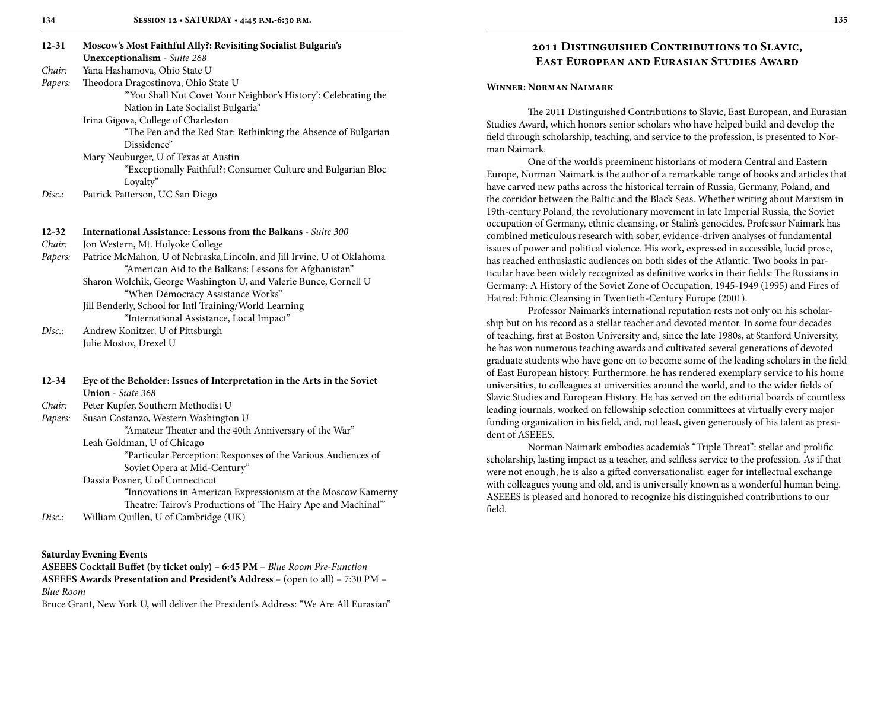**12-31 Moscow's Most Faithful Ally?: Revisiting Socialist Bulgaria's Unexceptionalism** - *Suite 268*

*Chair:* Yana Hashamova, Ohio State U

*Papers:* Theodora Dragostinova, Ohio State U
"'You Shall Not Covet Your Neighbor's History': Celebrating the Nation in Late Socialist Bulgaria"
Irina Gigova, College of Charleston
"The Pen and the Red Star: Rethinking the Absence of Bulgarian Dissidence"
Mary Neuburger, U of Texas at Austin
"Exceptionally Faithful?: Consumer Culture and Bulgarian Bloc Loyalty"

*Disc.:* Patrick Patterson, UC San Diego

**12-32 International Assistance: Lessons from the Balkans** - *Suite 300*

*Chair:* Jon Western, Mt. Holyoke College

*Papers:* Patrice McMahon, U of Nebraska,Lincoln, and Jill Irvine, U of Oklahoma
"American Aid to the Balkans: Lessons for Afghanistan"
Sharon Wolchik, George Washington U, and Valerie Bunce, Cornell U
"When Democracy Assistance Works"
Jill Benderly, School for Intl Training/World Learning
"International Assistance, Local Impact"

*Disc.:* Andrew Konitzer, U of Pittsburgh
Julie Mostov, Drexel U

**12-34 Eye of the Beholder: Issues of Interpretation in the Arts in the Soviet Union** - *Suite 368*

*Chair:* Peter Kupfer, Southern Methodist U

*Papers:* Susan Costanzo, Western Washington U
"Amateur Theater and the 40th Anniversary of the War"
Leah Goldman, U of Chicago
"Particular Perception: Responses of the Various Audiences of Soviet Opera at Mid-Century"
Dassia Posner, U of Connecticut
"Innovations in American Expressionism at the Moscow Kamerny Theatre: Tairov's Productions of 'The Hairy Ape and Machinal'"

*Disc.:* William Quillen, U of Cambridge (UK)

**Saturday Evening Events**

**ASEEES Cocktail Buffet (by ticket only) – 6:45 PM** – *Blue Room Pre-Function*

**ASEEES Awards Presentation and President's Address** – (open to all) – 7:30 PM – *Blue Room*

Bruce Grant, New York U, will deliver the President's Address: "We Are All Eurasian"

## 2011 Distinguished Contributions to Slavic, East European and Eurasian Studies Award

**Winner: Norman Naimark**

The 2011 Distinguished Contributions to Slavic, East European, and Eurasian Studies Award, which honors senior scholars who have helped build and develop the field through scholarship, teaching, and service to the profession, is presented to Norman Naimark.

One of the world's preeminent historians of modern Central and Eastern Europe, Norman Naimark is the author of a remarkable range of books and articles that have carved new paths across the historical terrain of Russia, Germany, Poland, and the corridor between the Baltic and the Black Seas. Whether writing about Marxism in 19th-century Poland, the revolutionary movement in late Imperial Russia, the Soviet occupation of Germany, ethnic cleansing, or Stalin's genocides, Professor Naimark has combined meticulous research with sober, evidence-driven analyses of fundamental issues of power and political violence. His work, expressed in accessible, lucid prose, has reached enthusiastic audiences on both sides of the Atlantic. Two books in particular have been widely recognized as definitive works in their fields: The Russians in Germany: A History of the Soviet Zone of Occupation, 1945-1949 (1995) and Fires of Hatred: Ethnic Cleansing in Twentieth-Century Europe (2001).

Professor Naimark's international reputation rests not only on his scholarship but on his record as a stellar teacher and devoted mentor. In some four decades of teaching, first at Boston University and, since the late 1980s, at Stanford University, he has won numerous teaching awards and cultivated several generations of devoted graduate students who have gone on to become some of the leading scholars in the field of East European history. Furthermore, he has rendered exemplary service to his home universities, to colleagues at universities around the world, and to the wider fields of Slavic Studies and European History. He has served on the editorial boards of countless leading journals, worked on fellowship selection committees at virtually every major funding organization in his field, and, not least, given generously of his talent as president of ASEEES.

Norman Naimark embodies academia's "Triple Threat": stellar and prolific scholarship, lasting impact as a teacher, and selfless service to the profession. As if that were not enough, he is also a gifted conversationalist, eager for intellectual exchange with colleagues young and old, and is universally known as a wonderful human being. ASEEES is pleased and honored to recognize his distinguished contributions to our field.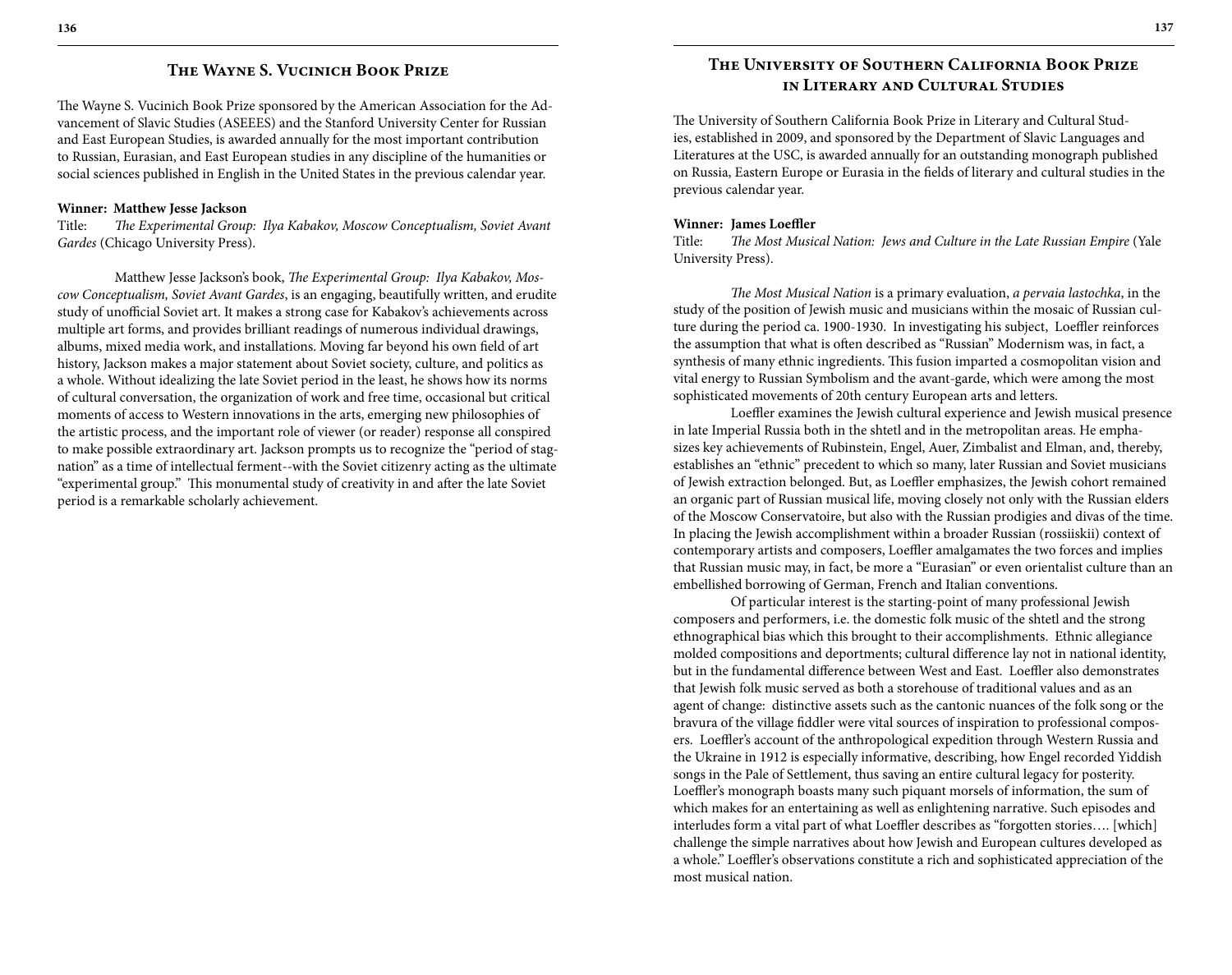## The Wayne S. Vucinich Book Prize

The Wayne S. Vucinich Book Prize sponsored by the American Association for the Advancement of Slavic Studies (ASEEES) and the Stanford University Center for Russian and East European Studies, is awarded annually for the most important contribution to Russian, Eurasian, and East European studies in any discipline of the humanities or social sciences published in English in the United States in the previous calendar year.

**Winner: Matthew Jesse Jackson**
Title: *The Experimental Group: Ilya Kabakov, Moscow Conceptualism, Soviet Avant Gardes* (Chicago University Press).

Matthew Jesse Jackson's book, *The Experimental Group: Ilya Kabakov, Moscow Conceptualism, Soviet Avant Gardes*, is an engaging, beautifully written, and erudite study of unofficial Soviet art. It makes a strong case for Kabakov's achievements across multiple art forms, and provides brilliant readings of numerous individual drawings, albums, mixed media work, and installations. Moving far beyond his own field of art history, Jackson makes a major statement about Soviet society, culture, and politics as a whole. Without idealizing the late Soviet period in the least, he shows how its norms of cultural conversation, the organization of work and free time, occasional but critical moments of access to Western innovations in the arts, emerging new philosophies of the artistic process, and the important role of viewer (or reader) response all conspired to make possible extraordinary art. Jackson prompts us to recognize the "period of stagnation" as a time of intellectual ferment--with the Soviet citizenry acting as the ultimate "experimental group." This monumental study of creativity in and after the late Soviet period is a remarkable scholarly achievement.

## The University of Southern California Book Prize in Literary and Cultural Studies

The University of Southern California Book Prize in Literary and Cultural Studies, established in 2009, and sponsored by the Department of Slavic Languages and Literatures at the USC, is awarded annually for an outstanding monograph published on Russia, Eastern Europe or Eurasia in the fields of literary and cultural studies in the previous calendar year.

**Winner: James Loeffler**
Title: *The Most Musical Nation: Jews and Culture in the Late Russian Empire* (Yale University Press).

*The Most Musical Nation* is a primary evaluation, *a pervaia lastochka*, in the study of the position of Jewish music and musicians within the mosaic of Russian culture during the period ca. 1900-1930. In investigating his subject, Loeffler reinforces the assumption that what is often described as "Russian" Modernism was, in fact, a synthesis of many ethnic ingredients. This fusion imparted a cosmopolitan vision and vital energy to Russian Symbolism and the avant-garde, which were among the most sophisticated movements of 20th century European arts and letters.

Loeffler examines the Jewish cultural experience and Jewish musical presence in late Imperial Russia both in the shtetl and in the metropolitan areas. He emphasizes key achievements of Rubinstein, Engel, Auer, Zimbalist and Elman, and, thereby, establishes an "ethnic" precedent to which so many, later Russian and Soviet musicians of Jewish extraction belonged. But, as Loeffler emphasizes, the Jewish cohort remained an organic part of Russian musical life, moving closely not only with the Russian elders of the Moscow Conservatoire, but also with the Russian prodigies and divas of the time. In placing the Jewish accomplishment within a broader Russian (rossiiskii) context of contemporary artists and composers, Loeffler amalgamates the two forces and implies that Russian music may, in fact, be more a "Eurasian" or even orientalist culture than an embellished borrowing of German, French and Italian conventions.

Of particular interest is the starting-point of many professional Jewish composers and performers, i.e. the domestic folk music of the shtetl and the strong ethnographical bias which this brought to their accomplishments. Ethnic allegiance molded compositions and deportments; cultural difference lay not in national identity, but in the fundamental difference between West and East. Loeffler also demonstrates that Jewish folk music served as both a storehouse of traditional values and as an agent of change: distinctive assets such as the cantonic nuances of the folk song or the bravura of the village fiddler were vital sources of inspiration to professional composers. Loeffler's account of the anthropological expedition through Western Russia and the Ukraine in 1912 is especially informative, describing, how Engel recorded Yiddish songs in the Pale of Settlement, thus saving an entire cultural legacy for posterity. Loeffler's monograph boasts many such piquant morsels of information, the sum of which makes for an entertaining as well as enlightening narrative. Such episodes and interludes form a vital part of what Loeffler describes as "forgotten stories…. [which] challenge the simple narratives about how Jewish and European cultures developed as a whole." Loeffler's observations constitute a rich and sophisticated appreciation of the most musical nation.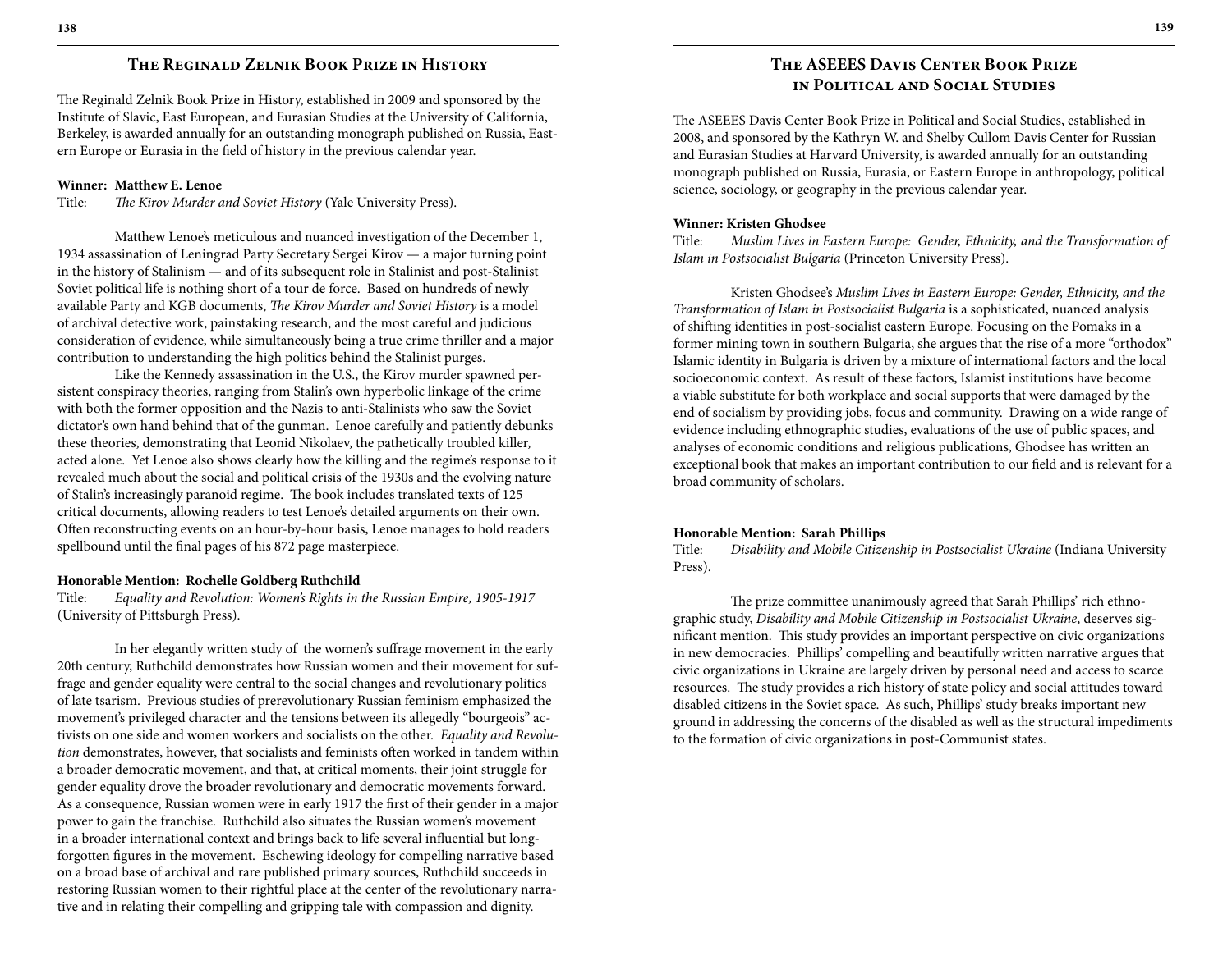## The Reginald Zelnik Book Prize in History

The Reginald Zelnik Book Prize in History, established in 2009 and sponsored by the Institute of Slavic, East European, and Eurasian Studies at the University of California, Berkeley, is awarded annually for an outstanding monograph published on Russia, Eastern Europe or Eurasia in the field of history in the previous calendar year.

**Winner: Matthew E. Lenoe**
Title: *The Kirov Murder and Soviet History* (Yale University Press).

Matthew Lenoe's meticulous and nuanced investigation of the December 1, 1934 assassination of Leningrad Party Secretary Sergei Kirov — a major turning point in the history of Stalinism — and of its subsequent role in Stalinist and post-Stalinist Soviet political life is nothing short of a tour de force. Based on hundreds of newly available Party and KGB documents, *The Kirov Murder and the Soviet History* is a model of archival detective work, painstaking research, and the most careful and judicious consideration of evidence, while simultaneously being a true crime thriller and a major contribution to understanding the high politics behind the Stalinist purges.

Like the Kennedy assassination in the U.S., the Kirov murder spawned persistent conspiracy theories, ranging from Stalin's own hyperbolic linkage of the crime with both the former opposition and the Nazis to anti-Stalinists who saw the Soviet dictator's own hand behind that of the gunman. Lenoe carefully and patiently debunks these theories, demonstrating that Leonid Nikolaev, the pathetically troubled killer, acted alone. Yet Lenoe also shows clearly how the killing and the regime's response to it revealed much about the social and political crisis of the 1930s and the evolving nature of Stalin's increasingly paranoid regime. The book includes translated texts of 125 critical documents, allowing readers to test Lenoe's detailed arguments on their own. Often reconstructing events on an hour-by-hour basis, Lenoe manages to hold readers spellbound until the final pages of his 872 page masterpiece.

**Honorable Mention: Rochelle Goldberg Ruthchild**
Title: *Equality and Revolution: Women's Rights in the Russian Empire, 1905-1917* (University of Pittsburgh Press).

In her elegantly written study of the women's suffrage movement in the early 20th century, Ruthchild demonstrates how Russian women and their movement for suffrage and gender equality were central to the social changes and revolutionary politics of late tsarism. Previous studies of prerevolutionary Russian feminism emphasized the movement's privileged character and the tensions between its allegedly "bourgeois" activists on one side and women workers and socialists on the other. *Equality and Revolution* demonstrates, however, that socialists and feminists often worked in tandem within a broader democratic movement, and that, at critical moments, their joint struggle for gender equality drove the broader revolutionary and democratic movements forward. As a consequence, Russian women were in early 1917 the first of their gender in a major power to gain the franchise. Ruthchild also situates the Russian women's movement in a broader international context and brings back to life several influential but long-forgotten figures in the movement. Eschewing ideology for compelling narrative based on a broad base of archival and rare published primary sources, Ruthchild succeeds in restoring Russian women to their rightful place at the center of the revolutionary narrative and in relating their compelling and gripping tale with compassion and dignity.

## The ASEEES Davis Center Book Prize in Political and Social Studies

The ASEEES Davis Center Book Prize in Political and Social Studies, established in 2008, and sponsored by the Kathryn W. and Shelby Cullom Davis Center for Russian and Eurasian Studies at Harvard University, is awarded annually for an outstanding monograph published on Russia, Eurasia, or Eastern Europe in anthropology, political science, sociology, or geography in the previous calendar year.

**Winner: Kristen Ghodsee**
Title: *Muslim Lives in Eastern Europe: Gender, Ethnicity, and the Transformation of Islam in Postsocialist Bulgaria* (Princeton University Press).

Kristen Ghodsee's *Muslim Lives in Eastern Europe: Gender, Ethnicity, and the Transformation of Islam in Postsocialist Bulgaria* is a sophisticated, nuanced analysis of shifting identities in post-socialist eastern Europe. Focusing on the Pomaks in a former mining town in southern Bulgaria, she argues that the rise of a more "orthodox" Islamic identity in Bulgaria is driven by a mixture of international factors and the local socioeconomic context. As result of these factors, Islamist institutions have become a viable substitute for both workplace and social supports that were damaged by the end of socialism by providing jobs, focus and community. Drawing on a wide range of evidence including ethnographic studies, evaluations of the use of public spaces, and analyses of economic conditions and religious publications, Ghodsee has written an exceptional book that makes an important contribution to our field and is relevant for a broad community of scholars.

**Honorable Mention: Sarah Phillips**
Title: *Disability and Mobile Citizenship in Postsocialist Ukraine* (Indiana University Press).

The prize committee unanimously agreed that Sarah Phillips' rich ethnographic study, *Disability and Mobile Citizenship in Postsocialist Ukraine*, deserves significant mention. This study provides an important perspective on civic organizations in new democracies. Phillips' compelling and beautifully written narrative argues that civic organizations in Ukraine are largely driven by personal need and access to scarce resources. The study provides a rich history of state policy and social attitudes toward disabled citizens in the Soviet space. As such, Phillips' study breaks important new ground in addressing the concerns of the disabled as well as the structural impediments to the formation of civic organizations in post-Communist states.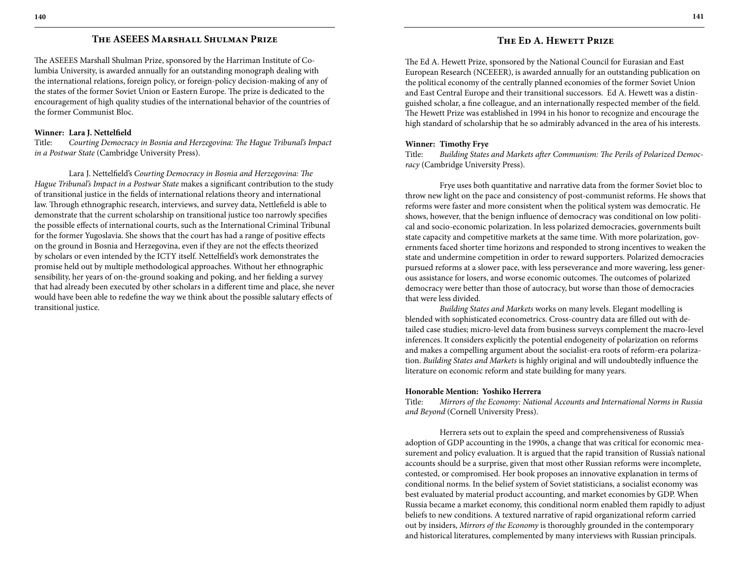## The ASEEES Marshall Shulman Prize

The ASEEES Marshall Shulman Prize, sponsored by the Harriman Institute of Columbia University, is awarded annually for an outstanding monograph dealing with the international relations, foreign policy, or foreign-policy decision-making of any of the states of the former Soviet Union or Eastern Europe. The prize is dedicated to the encouragement of high quality studies of the international behavior of the countries of the former Communist Bloc.

**Winner: Lara J. Nettelfield**
Title: *Courting Democracy in Bosnia and Herzegovina: The Hague Tribunal's Impact in a Postwar State* (Cambridge University Press).

Lara J. Nettelfield's *Courting Democracy in Bosnia and Herzegovina: The Hague Tribunal's Impact in a Postwar State* makes a significant contribution to the study of transitional justice in the fields of international relations theory and international law. Through ethnographic research, interviews, and survey data, Nettlefield is able to demonstrate that the current scholarship on transitional justice too narrowly specifies the possible effects of international courts, such as the International Criminal Tribunal for the former Yugoslavia. She shows that the court has had a range of positive effects on the ground in Bosnia and Herzegovina, even if they are not the effects theorized by scholars or even intended by the ICTY itself. Nettelfield's work demonstrates the promise held out by multiple methodological approaches. Without her ethnographic sensibility, her years of on-the-ground soaking and poking, and her fielding a survey that had already been executed by other scholars in a different time and place, she never would have been able to redefine the way we think about the possible salutary effects of transitional justice.

## The Ed A. Hewett Prize

The Ed A. Hewett Prize, sponsored by the National Council for Eurasian and East European Research (NCEEER), is awarded annually for an outstanding publication on the political economy of the centrally planned economies of the former Soviet Union and East Central Europe and their transitional successors. Ed A. Hewett was a distinguished scholar, a fine colleague, and an internationally respected member of the field. The Hewett Prize was established in 1994 in his honor to recognize and encourage the high standard of scholarship that he so admirably advanced in the area of his interests.

**Winner: Timothy Frye**
Title: *Building States and Markets after Communism: The Perils of Polarized Democracy* (Cambridge University Press).

Frye uses both quantitative and narrative data from the former Soviet bloc to throw new light on the pace and consistency of post-communist reforms. He shows that reforms were faster and more consistent when the political system was democratic. He shows, however, that the benign influence of democracy was conditional on low political and socio-economic polarization. In less polarized democracies, governments built state capacity and competitive markets at the same time. With more polarization, governments faced shorter time horizons and responded to strong incentives to weaken the state and undermine competition in order to reward supporters. Polarized democracies pursued reforms at a slower pace, with less perseverance and more wavering, less generous assistance for losers, and worse economic outcomes. The outcomes of polarized democracy were better than those of autocracy, but worse than those of democracies that were less divided.

*Building States and Markets* works on many levels. Elegant modelling is blended with sophisticated econometrics. Cross-country data are filled out with detailed case studies; micro-level data from business surveys complement the macro-level inferences. It considers explicitly the potential endogeneity of polarization on reforms and makes a compelling argument about the socialist-era roots of reform-era polarization. *Building States and Markets* is highly original and will undoubtedly influence the literature on economic reform and state building for many years.

**Honorable Mention: Yoshiko Herrera**
Title: *Mirrors of the Economy: National Accounts and International Norms in Russia and Beyond* (Cornell University Press).

Herrera sets out to explain the speed and comprehensiveness of Russia's adoption of GDP accounting in the 1990s, a change that was critical for economic measurement and policy evaluation. It is argued that the rapid transition of Russia's national accounts should be a surprise, given that most other Russian reforms were incomplete, contested, or compromised. Her book proposes an innovative explanation in terms of conditional norms. In the belief system of Soviet statisticians, a socialist economy was best evaluated by material product accounting, and market economies by GDP. When Russia became a market economy, this conditional norm enabled them rapidly to adjust beliefs to new conditions. A textured narrative of rapid organizational reform carried out by insiders, *Mirrors of the Economy* is thoroughly grounded in the contemporary and historical literatures, complemented by many interviews with Russian principals.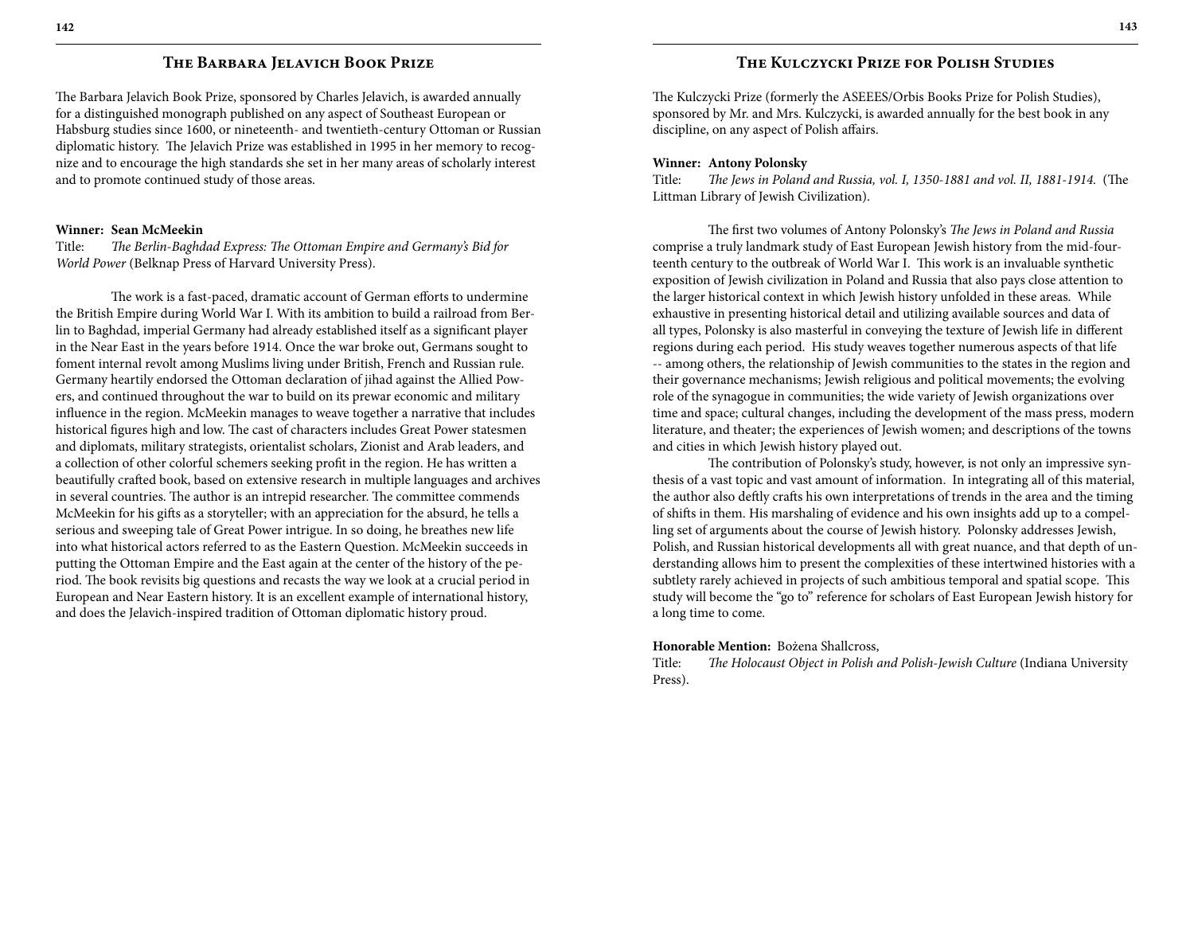## The Barbara Jelavich Book Prize

The Barbara Jelavich Book Prize, sponsored by Charles Jelavich, is awarded annually for a distinguished monograph published on any aspect of Southeast European or Habsburg studies since 1600, or nineteenth- and twentieth-century Ottoman or Russian diplomatic history. The Jelavich Prize was established in 1995 in her memory to recognize and to encourage the high standards she set in her many areas of scholarly interest and to promote continued study of those areas.

**Winner: Sean McMeekin**
Title: *The Berlin-Baghdad Express: The Ottoman Empire and Germany's Bid for World Power* (Belknap Press of Harvard University Press).

The work is a fast-paced, dramatic account of German efforts to undermine the British Empire during World War I. With its ambition to build a railroad from Berlin to Baghdad, imperial Germany had already established itself as a significant player in the Near East in the years before 1914. Once the war broke out, Germans sought to foment internal revolt among Muslims living under British, French and Russian rule. Germany heartily endorsed the Ottoman declaration of jihad against the Allied Powers, and continued throughout the war to build on its prewar economic and military influence in the region. McMeekin manages to weave together a narrative that includes historical figures high and low. The cast of characters includes Great Power statesmen and diplomats, military strategists, orientalist scholars, Zionist and Arab leaders, and a collection of other colorful schemers seeking profit in the region. He has written a beautifully crafted book, based on extensive research in multiple languages and archives in several countries. The author is an intrepid researcher. The committee commends McMeekin for his gifts as a storyteller; with an appreciation for the absurd, he tells a serious and sweeping tale of Great Power intrigue. In so doing, he breathes new life into what historical actors referred to as the Eastern Question. McMeekin succeeds in putting the Ottoman Empire and the East again at the center of the history of the period. The book revisits big questions and recasts the way we look at a crucial period in European and Near Eastern history. It is an excellent example of international history, and does the Jelavich-inspired tradition of Ottoman diplomatic history proud.

## The Kulczycki Prize for Polish Studies

The Kulczycki Prize (formerly the ASEEES/Orbis Books Prize for Polish Studies), sponsored by Mr. and Mrs. Kulczycki, is awarded annually for the best book in any discipline, on any aspect of Polish affairs.

**Winner: Antony Polonsky**
Title: *The Jews in Poland and Russia, vol. I, 1350-1881 and vol. II, 1881-1914.* (The Littman Library of Jewish Civilization).

The first two volumes of Antony Polonsky's *The Jews in Poland and Russia* comprise a truly landmark study of East European Jewish history from the mid-fourteenth century to the outbreak of World War I. This work is an invaluable synthetic exposition of Jewish civilization in Poland and Russia that also pays close attention to the larger historical context in which Jewish history unfolded in these areas. While exhaustive in presenting historical detail and utilizing available sources and data of all types, Polonsky is also masterful in conveying the texture of Jewish life in different regions during each period. His study weaves together numerous aspects of that life -- among others, the relationship of Jewish communities to the states in the region and their governance mechanisms; Jewish religious and political movements; the evolving role of the synagogue in communities; the wide variety of Jewish organizations over time and space; cultural changes, including the development of the mass press, modern literature, and theater; the experiences of Jewish women; and descriptions of the towns and cities in which Jewish history played out.

The contribution of Polonsky's study, however, is not only an impressive synthesis of a vast topic and vast amount of information. In integrating all of this material, the author also deftly crafts his own interpretations of trends in the area and the timing of shifts in them. His marshaling of evidence and his own insights add up to a compelling set of arguments about the course of Jewish history. Polonsky addresses Jewish, Polish, and Russian historical developments all with great nuance, and that depth of understanding allows him to present the complexities of these intertwined histories with a subtlety rarely achieved in projects of such ambitious temporal and spatial scope. This study will become the "go to" reference for scholars of East European Jewish history for a long time to come.

**Honorable Mention:** Bożena Shallcross,
Title: *The Holocaust Object in Polish and Polish-Jewish Culture* (Indiana University Press).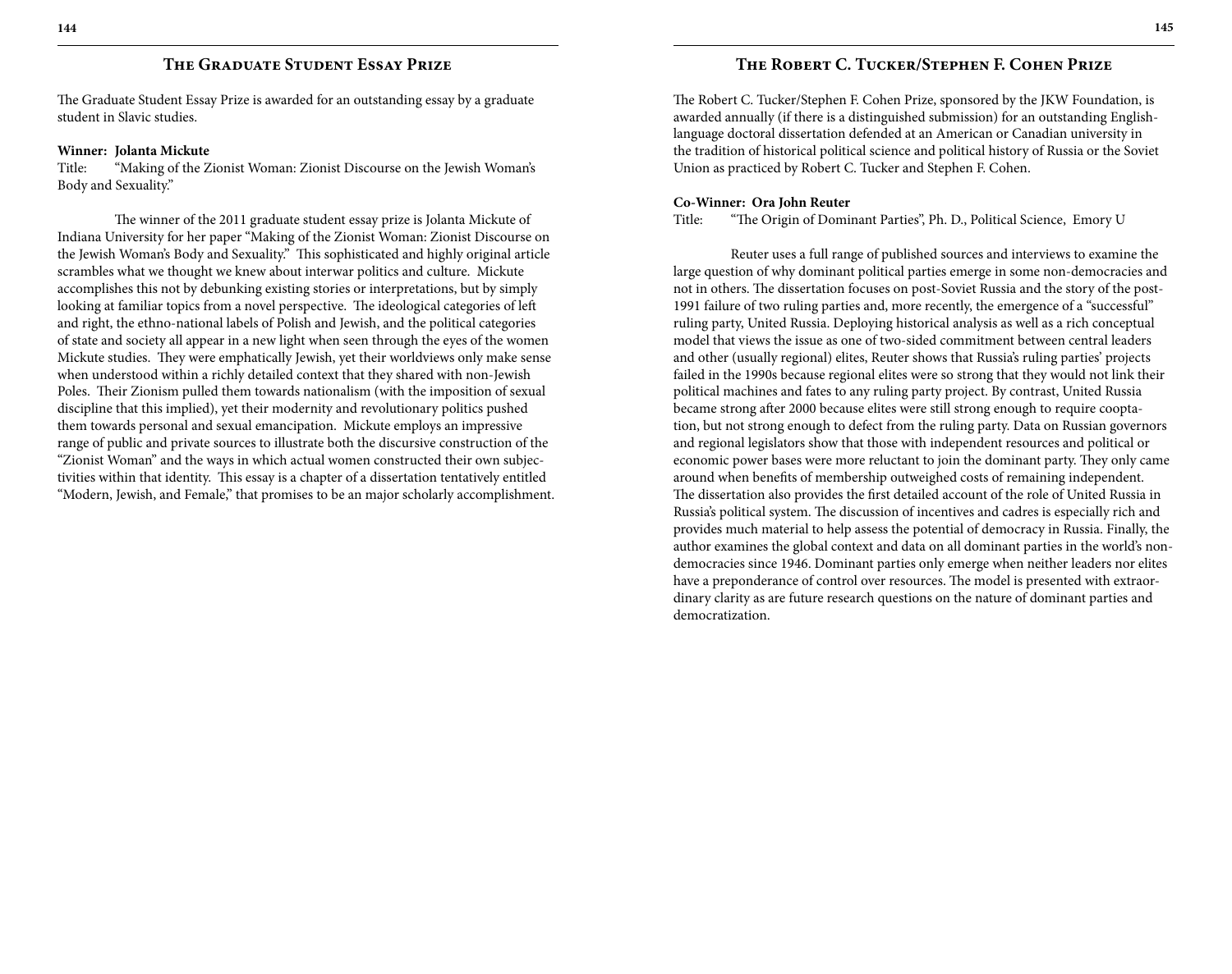## The Graduate Student Essay Prize

The Graduate Student Essay Prize is awarded for an outstanding essay by a graduate student in Slavic studies.

**Winner: Jolanta Mickute**
Title: "Making of the Zionist Woman: Zionist Discourse on the Jewish Woman's Body and Sexuality."

The winner of the 2011 graduate student essay prize is Jolanta Mickute of Indiana University for her paper "Making of the Zionist Woman: Zionist Discourse on the Jewish Woman's Body and Sexuality." This sophisticated and highly original article scrambles what we thought we knew about interwar politics and culture. Mickute accomplishes this not by debunking existing stories or interpretations, but by simply looking at familiar topics from a novel perspective. The ideological categories of left and right, the ethno-national labels of Polish and Jewish, and the political categories of state and society all appear in a new light when seen through the eyes of the women Mickute studies. They were emphatically Jewish, yet their worldviews only make sense when understood within a richly detailed context that they shared with non-Jewish Poles. Their Zionism pulled them towards nationalism (with the imposition of sexual discipline that this implied), yet their modernity and revolutionary politics pushed them towards personal and sexual emancipation. Mickute employs an impressive range of public and private sources to illustrate both the discursive construction of the "Zionist Woman" and the ways in which actual women constructed their own subjectivities within that identity. This essay is a chapter of a dissertation tentatively entitled "Modern, Jewish, and Female," that promises to be an major scholarly accomplishment.

## The Robert C. Tucker/Stephen F. Cohen Prize

The Robert C. Tucker/Stephen F. Cohen Prize, sponsored by the JKW Foundation, is awarded annually (if there is a distinguished submission) for an outstanding English-language doctoral dissertation defended at an American or Canadian university in the tradition of historical political science and political history of Russia or the Soviet Union as practiced by Robert C. Tucker and Stephen F. Cohen.

**Co-Winner: Ora John Reuter**
Title: "The Origin of Dominant Parties", Ph. D., Political Science, Emory U

Reuter uses a full range of published sources and interviews to examine the large question of why dominant political parties emerge in some non-democracies and not in others. The dissertation focuses on post-Soviet Russia and the story of the post-1991 failure of two ruling parties and, more recently, the emergence of a "successful" ruling party, United Russia. Deploying historical analysis as well as a rich conceptual model that views the issue as one of two-sided commitment between central leaders and other (usually regional) elites, Reuter shows that Russia's ruling parties' projects failed in the 1990s because regional elites were so strong that they would not link their political machines and fates to any ruling party project. By contrast, United Russia became strong after 2000 because elites were still strong enough to require cooptation, but not strong enough to defect from the ruling party. Data on Russian governors and regional legislators show that those with independent resources and political or economic power bases were more reluctant to join the dominant party. They only came around when benefits of membership outweighed costs of remaining independent. The dissertation also provides the first detailed account of the role of United Russia in Russia's political system. The discussion of incentives and cadres is especially rich and provides much material to help assess the potential of democracy in Russia. Finally, the author examines the global context and data on all dominant parties in the world's non-democracies since 1946. Dominant parties only emerge when neither leaders nor elites have a preponderance of control over resources. The model is presented with extraordinary clarity as are future research questions on the nature of dominant parties and democratization.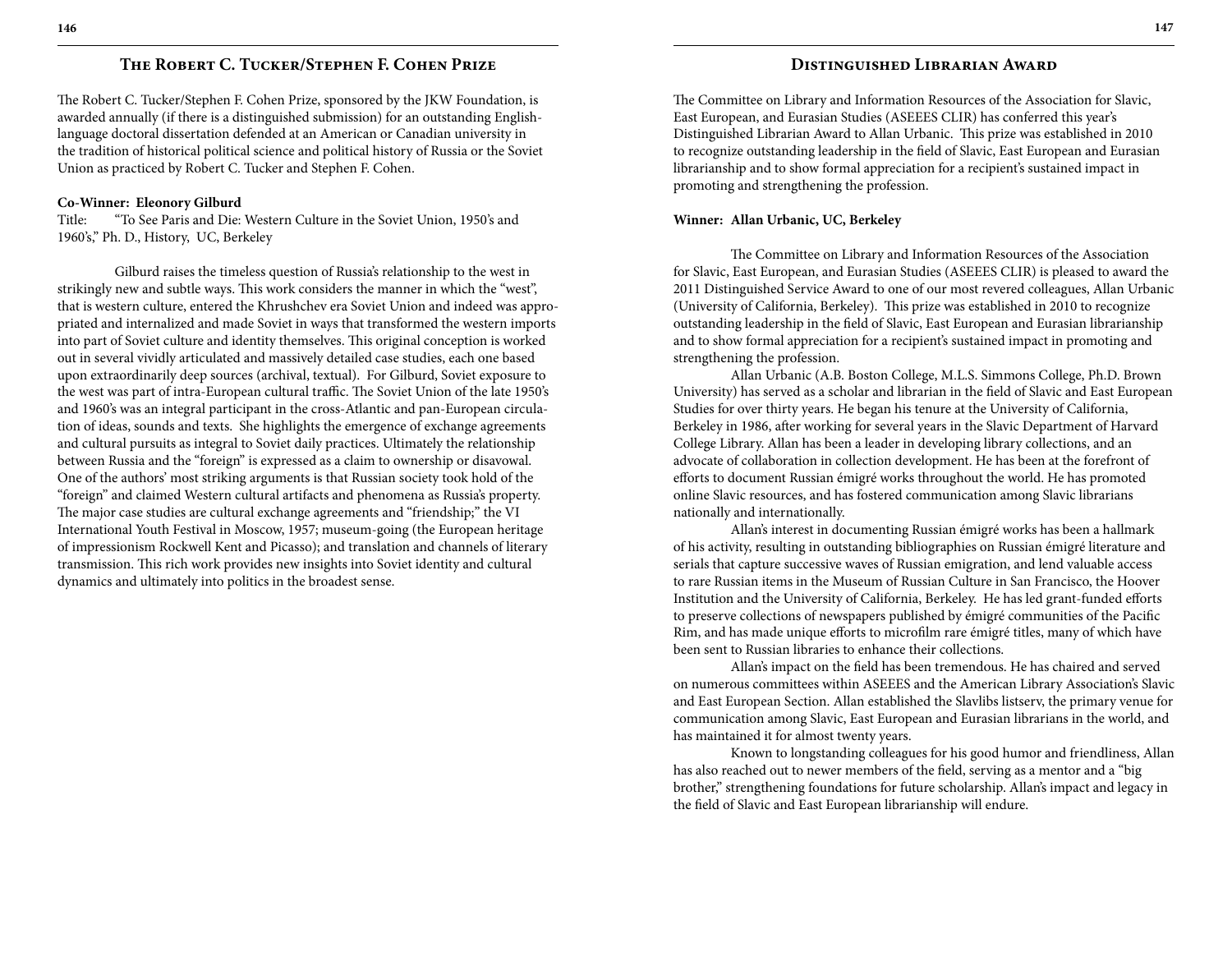## The Robert C. Tucker/Stephen F. Cohen Prize

The Robert C. Tucker/Stephen F. Cohen Prize, sponsored by the JKW Foundation, is awarded annually (if there is a distinguished submission) for an outstanding English-language doctoral dissertation defended at an American or Canadian university in the tradition of historical political science and political history of Russia or the Soviet Union as practiced by Robert C. Tucker and Stephen F. Cohen.

**Co-Winner: Eleonory Gilburd**
Title: "To See Paris and Die: Western Culture in the Soviet Union, 1950's and 1960's," Ph. D., History, UC, Berkeley

Gilburd raises the timeless question of Russia's relationship to the west in strikingly new and subtle ways. This work considers the manner in which the "west", that is western culture, entered the Khrushchev era Soviet Union and indeed was appropriated and internalized and made Soviet in ways that transformed the western imports into part of Soviet culture and identity themselves. This original conception is worked out in several vividly articulated and massively detailed case studies, each one based upon extraordinarily deep sources (archival, textual). For Gilburd, Soviet exposure to the west was part of intra-European cultural traffic. The Soviet Union of the late 1950's and 1960's was an integral participant in the cross-Atlantic and pan-European circulation of ideas, sounds and texts. She highlights the emergence of exchange agreements and cultural pursuits as integral to Soviet daily practices. Ultimately the relationship between Russia and the "foreign" is expressed as a claim to ownership or disavowal. One of the authors' most striking arguments is that Russian society took hold of the "foreign" and claimed Western cultural artifacts and phenomena as Russia's property. The major case studies are cultural exchange agreements and "friendship;" the VI International Youth Festival in Moscow, 1957; museum-going (the European heritage of impressionism Rockwell Kent and Picasso); and translation and channels of literary transmission. This rich work provides new insights into Soviet identity and cultural dynamics and ultimately into politics in the broadest sense.

## Distinguished Librarian Award

The Committee on Library and Information Resources of the Association for Slavic, East European, and Eurasian Studies (ASEEES CLIR) has conferred this year's Distinguished Librarian Award to Allan Urbanic. This prize was established in 2010 to recognize outstanding leadership in the field of Slavic, East European and Eurasian librarianship and to show formal appreciation for a recipient's sustained impact in promoting and strengthening the profession.

**Winner: Allan Urbanic, UC, Berkeley**

The Committee on Library and Information Resources of the Association for Slavic, East European, and Eurasian Studies (ASEEES CLIR) is pleased to award the 2011 Distinguished Service Award to one of our most revered colleagues, Allan Urbanic (University of California, Berkeley). This prize was established in 2010 to recognize outstanding leadership in the field of Slavic, East European and Eurasian librarianship and to show formal appreciation for a recipient's sustained impact in promoting and strengthening the profession.

Allan Urbanic (A.B. Boston College, M.L.S. Simmons College, Ph.D. Brown University) has served as a scholar and librarian in the field of Slavic and East European Studies for over thirty years. He began his tenure at the University of California, Berkeley in 1986, after working for several years in the Slavic Department of Harvard College Library. Allan has been a leader in developing library collections, and an advocate of collaboration in collection development. He has been at the forefront of efforts to document Russian émigré works throughout the world. He has promoted online Slavic resources, and has fostered communication among Slavic librarians nationally and internationally.

Allan's interest in documenting Russian émigré works has been a hallmark of his activity, resulting in outstanding bibliographies on Russian émigré literature and serials that capture successive waves of Russian emigration, and lend valuable access to rare Russian items in the Museum of Russian Culture in San Francisco, the Hoover Institution and the University of California, Berkeley. He has led grant-funded efforts to preserve collections of newspapers published by émigré communities of the Pacific Rim, and has made unique efforts to microfilm rare émigré titles, many of which have been sent to Russian libraries to enhance their collections.

Allan's impact on the field has been tremendous. He has chaired and served on numerous committees within ASEEES and the American Library Association's Slavic and East European Section. Allan established the Slavlibs listserv, the primary venue for communication among Slavic, East European and Eurasian librarians in the world, and has maintained it for almost twenty years.

Known to longstanding colleagues for his good humor and friendliness, Allan has also reached out to newer members of the field, serving as a mentor and a "big brother," strengthening foundations for future scholarship. Allan's impact and legacy in the field of Slavic and East European librarianship will endure.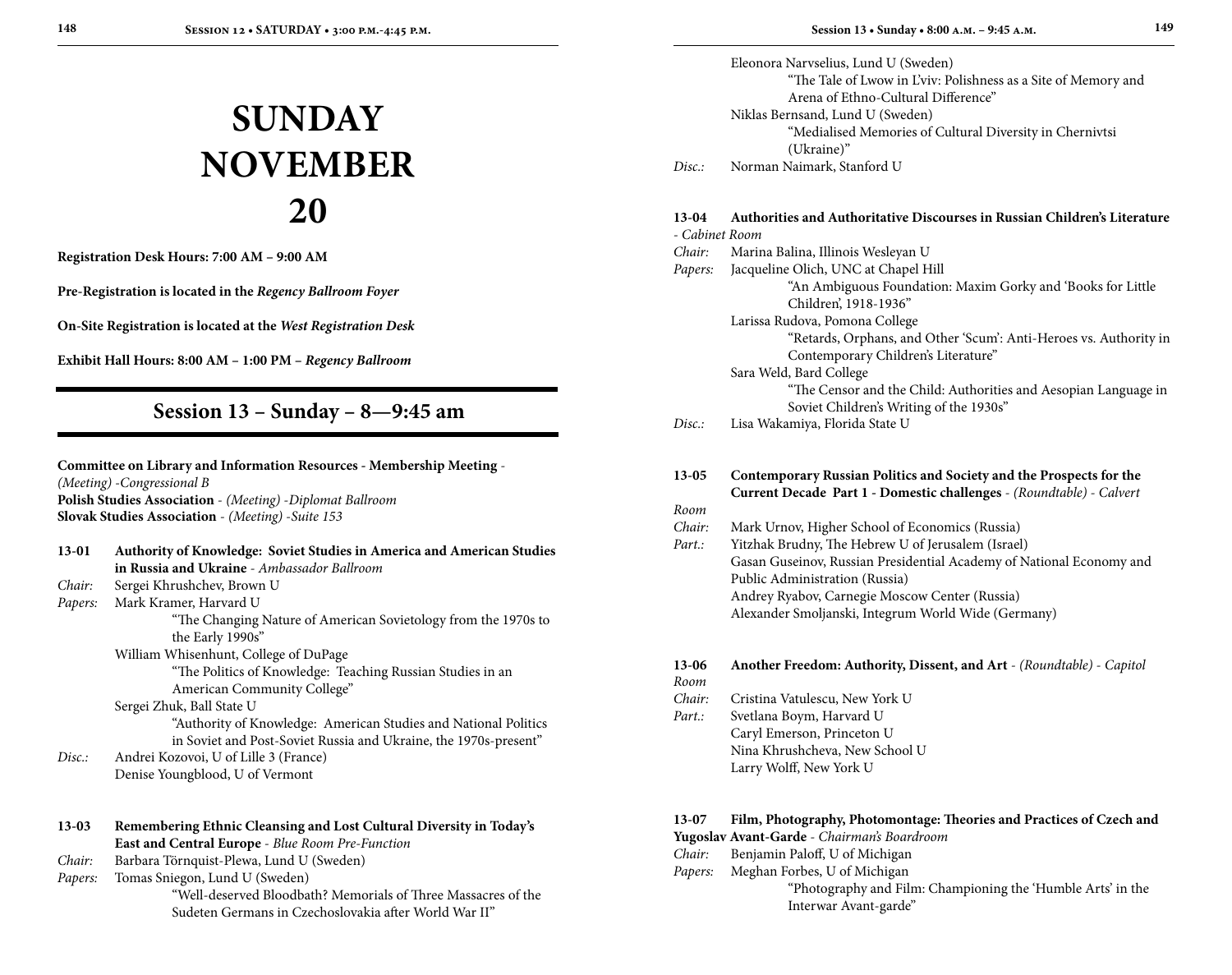# SUNDAY NOVEMBER 20

**Registration Desk Hours: 7:00 AM – 9:00 AM**

**Pre-Registration is located in the *Regency Ballroom Foyer***

**On-Site Registration is located at the *West Registration Desk***

**Exhibit Hall Hours: 8:00 AM – 1:00 PM – *Regency Ballroom***

## Session 13 – Sunday – 8—9:45 am

**Committee on Library and Information Resources - Membership Meeting** - *(Meeting) -Congressional B*
**Polish Studies Association** - *(Meeting) -Diplomat Ballroom*
**Slovak Studies Association** - *(Meeting) -Suite 153*

**13-01 Authority of Knowledge: Soviet Studies in America and American Studies in Russia and Ukraine** - *Ambassador Ballroom*

*Chair:* Sergei Khrushchev, Brown U
*Papers:* Mark Kramer, Harvard U
"The Changing Nature of American Sovietology from the 1970s to the Early 1990s"
William Whisenhunt, College of DuPage
"The Politics of Knowledge: Teaching Russian Studies in an American Community College"
Sergei Zhuk, Ball State U
"Authority of Knowledge: American Studies and National Politics in Soviet and Post-Soviet Russia and Ukraine, the 1970s-present"
*Disc.:* Andrei Kozovoi, U of Lille 3 (France)
Denise Youngblood, U of Vermont

**13-03 Remembering Ethnic Cleansing and Lost Cultural Diversity in Today's East and Central Europe** - *Blue Room Pre-Function*

*Chair:* Barbara Törnquist-Plewa, Lund U (Sweden)
*Papers:* Tomas Sniegon, Lund U (Sweden)
"Well-deserved Bloodbath? Memorials of Three Massacres of the Sudeten Germans in Czechoslovakia after World War II"
Eleonora Narvselius, Lund U (Sweden)
"The Tale of Lwow in L'viv: Polishness as a Site of Memory and Arena of Ethno-Cultural Difference"
Niklas Bernsand, Lund U (Sweden)
"Medialised Memories of Cultural Diversity in Chernivtsi (Ukraine)"
*Disc.:* Norman Naimark, Stanford U

**13-04 Authorities and Authoritative Discourses in Russian Children's Literature** - *Cabinet Room*

*Chair:* Marina Balina, Illinois Wesleyan U
*Papers:* Jacqueline Olich, UNC at Chapel Hill
"An Ambiguous Foundation: Maxim Gorky and 'Books for Little Children', 1918-1936"
Larissa Rudova, Pomona College
"Retards, Orphans, and Other 'Scum': Anti-Heroes vs. Authority in Contemporary Children's Literature"
Sara Weld, Bard College
"The Censor and the Child: Authorities and Aesopian Language in Soviet Children's Writing of the 1930s"
*Disc.:* Lisa Wakamiya, Florida State U

**13-05 Contemporary Russian Politics and Society and the Prospects for the Current Decade Part 1 - Domestic challenges** - *(Roundtable) - Calvert Room*

*Chair:* Mark Urnov, Higher School of Economics (Russia)
*Part.:* Yitzhak Brudny, The Hebrew U of Jerusalem (Israel)
Gasan Guseinov, Russian Presidential Academy of National Economy and Public Administration (Russia)
Andrey Ryabov, Carnegie Moscow Center (Russia)
Alexander Smoljanski, Integrum World Wide (Germany)

**13-06 Another Freedom: Authority, Dissent, and Art** - *(Roundtable) - Capitol Room*

*Chair:* Cristina Vatulescu, New York U
*Part.:* Svetlana Boym, Harvard U
Caryl Emerson, Princeton U
Nina Khrushcheva, New School U
Larry Wolff, New York U

**13-07 Film, Photography, Photomontage: Theories and Practices of Czech and Yugoslav Avant-Garde** - *Chairman's Boardroom*

*Chair:* Benjamin Paloff, U of Michigan
*Papers:* Meghan Forbes, U of Michigan
"Photography and Film: Championing the 'Humble Arts' in the Interwar Avant-garde"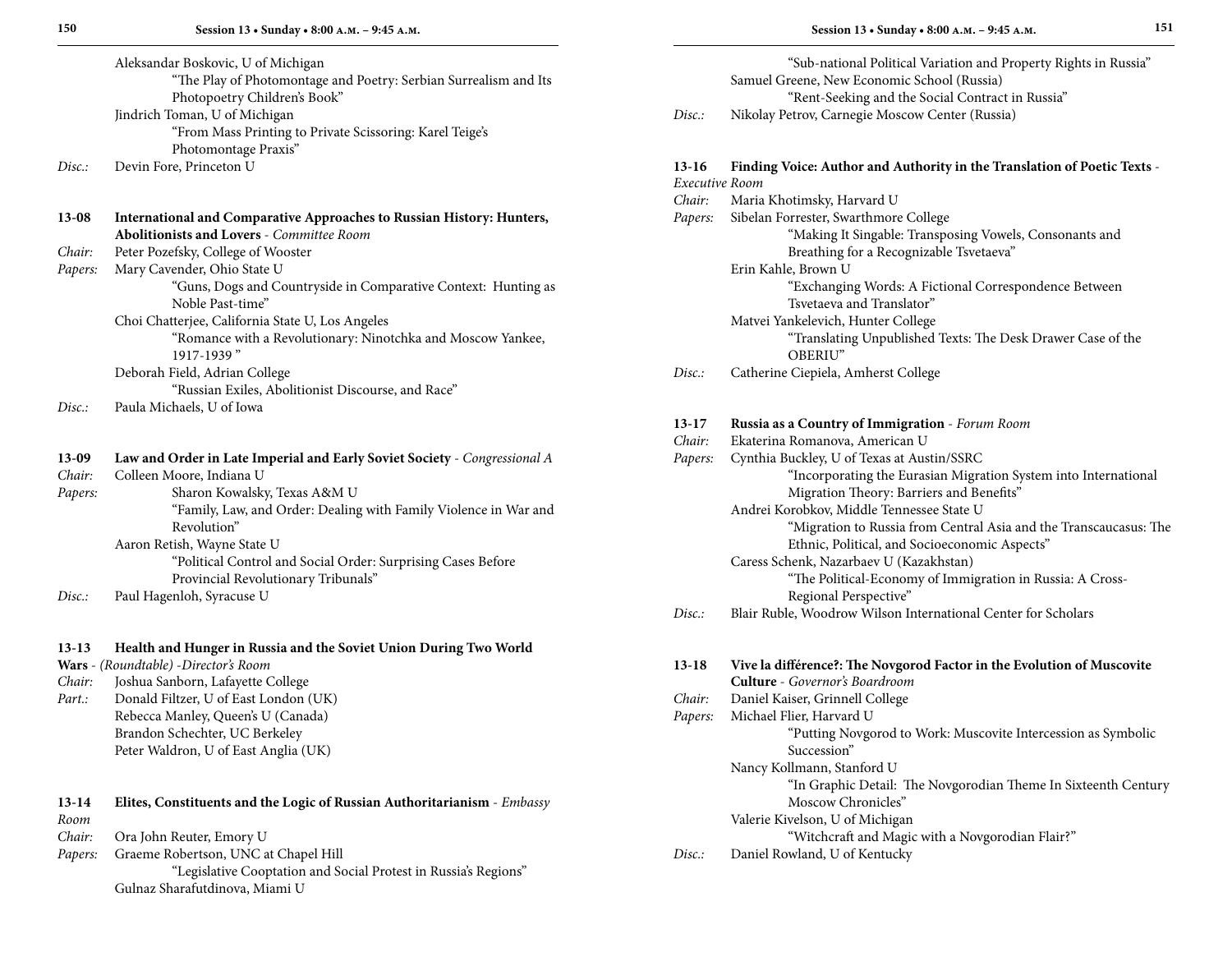Aleksandar Boskovic, U of Michigan
"The Play of Photomontage and Poetry: Serbian Surrealism and Its Photopoetry Children's Book"
Jindrich Toman, U of Michigan
"From Mass Printing to Private Scissoring: Karel Teige's Photomontage Praxis"
*Disc.:* Devin Fore, Princeton U

**13-08 International and Comparative Approaches to Russian History: Hunters, Abolitionists and Lovers** - *Committee Room*
*Chair:* Peter Pozefsky, College of Wooster
*Papers:* Mary Cavender, Ohio State U
"Guns, Dogs and Countryside in Comparative Context: Hunting as Noble Past-time"
Choi Chatterjee, California State U, Los Angeles
"Romance with a Revolutionary: Ninotchka and Moscow Yankee, 1917-1939"
Deborah Field, Adrian College
"Russian Exiles, Abolitionist Discourse, and Race"
*Disc.:* Paula Michaels, U of Iowa

**13-09 Law and Order in Late Imperial and Early Soviet Society** - *Congressional A*
*Chair:* Colleen Moore, Indiana U
*Papers:* Sharon Kowalsky, Texas A&M U
"Family, Law, and Order: Dealing with Family Violence in War and Revolution"
Aaron Retish, Wayne State U
"Political Control and Social Order: Surprising Cases Before Provincial Revolutionary Tribunals"
*Disc.:* Paul Hagenloh, Syracuse U

**13-13 Health and Hunger in Russia and the Soviet Union During Two World Wars** - *(Roundtable)* -*Director's Room*
*Chair:* Joshua Sanborn, Lafayette College
*Part.:* Donald Filtzer, U of East London (UK)
Rebecca Manley, Queen's U (Canada)
Brandon Schechter, UC Berkeley
Peter Waldron, U of East Anglia (UK)

**13-14 Elites, Constituents and the Logic of Russian Authoritarianism** - *Embassy Room*
*Chair:* Ora John Reuter, Emory U
*Papers:* Graeme Robertson, UNC at Chapel Hill
"Legislative Cooptation and Social Protest in Russia's Regions"
Gulnaz Sharafutdinova, Miami U
"Sub-national Political Variation and Property Rights in Russia"
Samuel Greene, New Economic School (Russia)
"Rent-Seeking and the Social Contract in Russia"
*Disc.:* Nikolay Petrov, Carnegie Moscow Center (Russia)

**13-16 Finding Voice: Author and Authority in the Translation of Poetic Texts** - *Executive Room*
*Chair:* Maria Khotimsky, Harvard U
*Papers:* Sibelan Forrester, Swarthmore College
"Making It Singable: Transposing Vowels, Consonants and Breathing for a Recognizable Tsvetaeva"
Erin Kahle, Brown U
"Exchanging Words: A Fictional Correspondence Between Tsvetaeva and Translator"
Matvei Yankelevich, Hunter College
"Translating Unpublished Texts: The Desk Drawer Case of the OBERIU"
*Disc.:* Catherine Ciepiela, Amherst College

**13-17 Russia as a Country of Immigration** - *Forum Room*
*Chair:* Ekaterina Romanova, American U
*Papers:* Cynthia Buckley, U of Texas at Austin/SSRC
"Incorporating the Eurasian Migration System into International Migration Theory: Barriers and Benefits"
Andrei Korobkov, Middle Tennessee State U
"Migration to Russia from Central Asia and the Transcaucasus: The Ethnic, Political, and Socioeconomic Aspects"
Caress Schenk, Nazarbaev U (Kazakhstan)
"The Political-Economy of Immigration in Russia: A Cross-Regional Perspective"
*Disc.:* Blair Ruble, Woodrow Wilson International Center for Scholars

**13-18 Vive la différence?: The Novgorod Factor in the Evolution of Muscovite Culture** - *Governor's Boardroom*
*Chair:* Daniel Kaiser, Grinnell College
*Papers:* Michael Flier, Harvard U
"Putting Novgorod to Work: Muscovite Intercession as Symbolic Succession"
Nancy Kollmann, Stanford U
"In Graphic Detail: The Novgorodian Theme In Sixteenth Century Moscow Chronicles"
Valerie Kivelson, U of Michigan
"Witchcraft and Magic with a Novgorodian Flair?"
*Disc.:* Daniel Rowland, U of Kentucky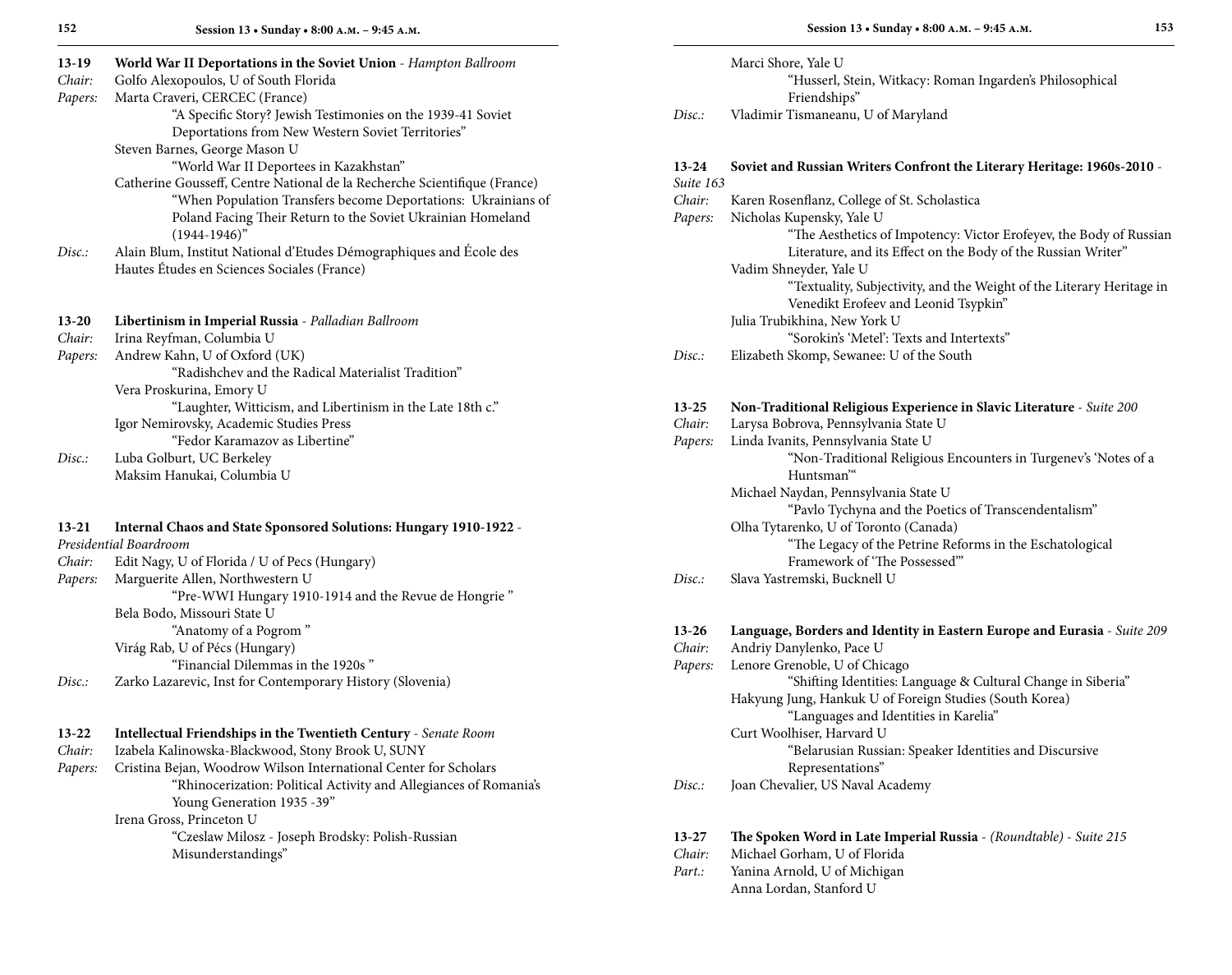**13-19 World War II Deportations in the Soviet Union** - *Hampton Ballroom*

*Chair:* Golfo Alexopoulos, U of South Florida

*Papers:* Marta Craveri, CERCEC (France)

"A Specific Story? Jewish Testimonies on the 1939-41 Soviet Deportations from New Western Soviet Territories"

Steven Barnes, George Mason U

"World War II Deportees in Kazakhstan"

Catherine Gousseff, Centre National de la Recherche Scientifique (France)

"When Population Transfers become Deportations: Ukrainians of Poland Facing Their Return to the Soviet Ukrainian Homeland (1944-1946)"

*Disc.:* Alain Blum, Institut National d'Etudes Démographiques and École des Hautes Études en Sciences Sociales (France)

**13-20 Libertinism in Imperial Russia** - *Palladian Ballroom*

*Chair:* Irina Reyfman, Columbia U

*Papers:* Andrew Kahn, U of Oxford (UK)

"Radishchev and the Radical Materialist Tradition"

Vera Proskurina, Emory U

"Laughter, Witticism, and Libertinism in the Late 18th c."

Igor Nemirovsky, Academic Studies Press

"Fedor Karamazov as Libertine"

*Disc.:* Luba Golburt, UC Berkeley

Maksim Hanukai, Columbia U

**13-21 Internal Chaos and State Sponsored Solutions: Hungary 1910-1922** - *Presidential Boardroom*

*Chair:* Edit Nagy, U of Florida / U of Pecs (Hungary)

*Papers:* Marguerite Allen, Northwestern U

"Pre-WWI Hungary 1910-1914 and the Revue de Hongrie "

Bela Bodo, Missouri State U

"Anatomy of a Pogrom "

Virág Rab, U of Pécs (Hungary)

"Financial Dilemmas in the 1920s "

*Disc.:* Zarko Lazarevic, Inst for Contemporary History (Slovenia)

**13-22 Intellectual Friendships in the Twentieth Century** - *Senate Room*

*Chair:* Izabela Kalinowska-Blackwood, Stony Brook U, SUNY

*Papers:* Cristina Bejan, Woodrow Wilson International Center for Scholars

"Rhinocerization: Political Activity and Allegiances of Romania's Young Generation 1935 -39"

Irena Gross, Princeton U

"Czeslaw Milosz - Joseph Brodsky: Polish-Russian Misunderstandings"

Marci Shore, Yale U

"Husserl, Stein, Witkacy: Roman Ingarden's Philosophical Friendships"

*Disc.:* Vladimir Tismaneanu, U of Maryland

**13-24 Soviet and Russian Writers Confront the Literary Heritage: 1960s-2010** - *Suite 163*

*Chair:* Karen Rosenflanz, College of St. Scholastica

*Papers:* Nicholas Kupensky, Yale U

"The Aesthetics of Impotency: Victor Erofeyev, the Body of Russian Literature, and its Effect on the Body of the Russian Writer"

Vadim Shneyder, Yale U

"Textuality, Subjectivity, and the Weight of the Literary Heritage in Venedikt Erofeev and Leonid Tsypkin"

Julia Trubikhina, New York U

"Sorokin's 'Metel': Texts and Intertexts"

*Disc.:* Elizabeth Skomp, Sewanee: U of the South

**13-25 Non-Traditional Religious Experience in Slavic Literature** - *Suite 200*

*Chair:* Larysa Bobrova, Pennsylvania State U

*Papers:* Linda Ivanits, Pennsylvania State U

"Non-Traditional Religious Encounters in Turgenev's 'Notes of a Huntsman'"

Michael Naydan, Pennsylvania State U

"Pavlo Tychyna and the Poetics of Transcendentalism"

Olha Tytarenko, U of Toronto (Canada)

"The Legacy of the Petrine Reforms in the Eschatological Framework of 'The Possessed'"

*Disc.:* Slava Yastremski, Bucknell U

**13-26 Language, Borders and Identity in Eastern Europe and Eurasia** - *Suite 209*

*Chair:* Andriy Danylenko, Pace U

*Papers:* Lenore Grenoble, U of Chicago

"Shifting Identities: Language & Cultural Change in Siberia"

Hakyung Jung, Hankuk U of Foreign Studies (South Korea)

"Languages and Identities in Karelia"

Curt Woolhiser, Harvard U

"Belarusian Russian: Speaker Identities and Discursive Representations"

*Disc.:* Joan Chevalier, US Naval Academy

**13-27 The Spoken Word in Late Imperial Russia** - *(Roundtable) - Suite 215*

*Chair:* Michael Gorham, U of Florida

*Part.:* Yanina Arnold, U of Michigan

Anna Lordan, Stanford U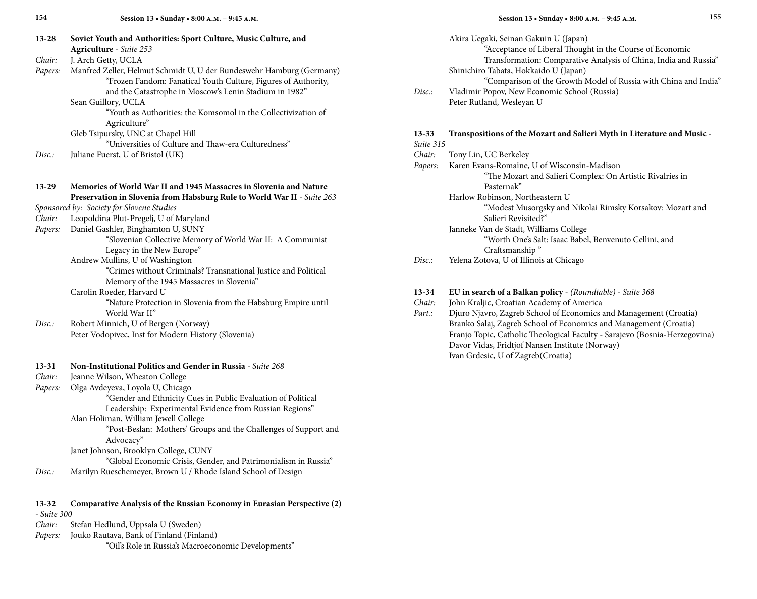**13-28 Soviet Youth and Authorities: Sport Culture, Music Culture, and Agriculture** - *Suite 253*

*Chair:* J. Arch Getty, UCLA

*Papers:* Manfred Zeller, Helmut Schmidt U, U der Bundeswehr Hamburg (Germany)
"Frozen Fandom: Fanatical Youth Culture, Figures of Authority, and the Catastrophe in Moscow's Lenin Stadium in 1982"

Sean Guillory, UCLA
"Youth as Authorities: the Komsomol in the Collectivization of Agriculture"

Gleb Tsipursky, UNC at Chapel Hill
"Universities of Culture and Thaw-era Culturedness"

*Disc.:* Juliane Fuerst, U of Bristol (UK)

**13-29 Memories of World War II and 1945 Massacres in Slovenia and Nature Preservation in Slovenia from Habsburg Rule to World War II** - *Suite 263*

*Sponsored by: Society for Slovene Studies*

*Chair:* Leopoldina Plut-Pregelj, U of Maryland

*Papers:* Daniel Gashler, Binghamton U, SUNY
"Slovenian Collective Memory of World War II: A Communist Legacy in the New Europe"

Andrew Mullins, U of Washington
"Crimes without Criminals? Transnational Justice and Political Memory of the 1945 Massacres in Slovenia"

Carolin Roeder, Harvard U
"Nature Protection in Slovenia from the Habsburg Empire until World War II"

*Disc.:* Robert Minnich, U of Bergen (Norway)
Peter Vodopivec, Inst for Modern History (Slovenia)

**13-31 Non-Institutional Politics and Gender in Russia** - *Suite 268*

*Chair:* Jeanne Wilson, Wheaton College

*Papers:* Olga Avdeyeva, Loyola U, Chicago
"Gender and Ethnicity Cues in Public Evaluation of Political Leadership: Experimental Evidence from Russian Regions"

Alan Holiman, William Jewell College
"Post-Beslan: Mothers' Groups and the Challenges of Support and Advocacy"

Janet Johnson, Brooklyn College, CUNY
"Global Economic Crisis, Gender, and Patrimonialism in Russia"

*Disc.:* Marilyn Rueschemeyer, Brown U / Rhode Island School of Design

**13-32 Comparative Analysis of the Russian Economy in Eurasian Perspective (2)** - *Suite 300*

*Chair:* Stefan Hedlund, Uppsala U (Sweden)

*Papers:* Jouko Rautava, Bank of Finland (Finland)
"Oil's Role in Russia's Macroeconomic Developments"

Akira Uegaki, Seinan Gakuin U (Japan)
"Acceptance of Liberal Thought in the Course of Economic Transformation: Comparative Analysis of China, India and Russia"

Shinichiro Tabata, Hokkaido U (Japan)
"Comparison of the Growth Model of Russia with China and India"

*Disc.:* Vladimir Popov, New Economic School (Russia)
Peter Rutland, Wesleyan U

**13-33 Transpositions of the Mozart and Salieri Myth in Literature and Music** - *Suite 315*

*Chair:* Tony Lin, UC Berkeley

*Papers:* Karen Evans-Romaine, U of Wisconsin-Madison
"The Mozart and Salieri Complex: On Artistic Rivalries in Pasternak"

Harlow Robinson, Northeastern U
"Modest Musorgsky and Nikolai Rimsky Korsakov: Mozart and Salieri Revisited?"

Janneke Van de Stadt, Williams College
"Worth One's Salt: Isaac Babel, Benvenuto Cellini, and Craftsmanship "

*Disc.:* Yelena Zotova, U of Illinois at Chicago

**13-34 EU in search of a Balkan policy** - *(Roundtable) - Suite 368*

*Chair:* John Kraljic, Croatian Academy of America

*Part.:* Djuro Njavro, Zagreb School of Economics and Management (Croatia)
Branko Salaj, Zagreb School of Economics and Management (Croatia)
Franjo Topic, Catholic Theological Faculty - Sarajevo (Bosnia-Herzegovina)
Davor Vidas, Fridtjof Nansen Institute (Norway)
Ivan Grdesic, U of Zagreb(Croatia)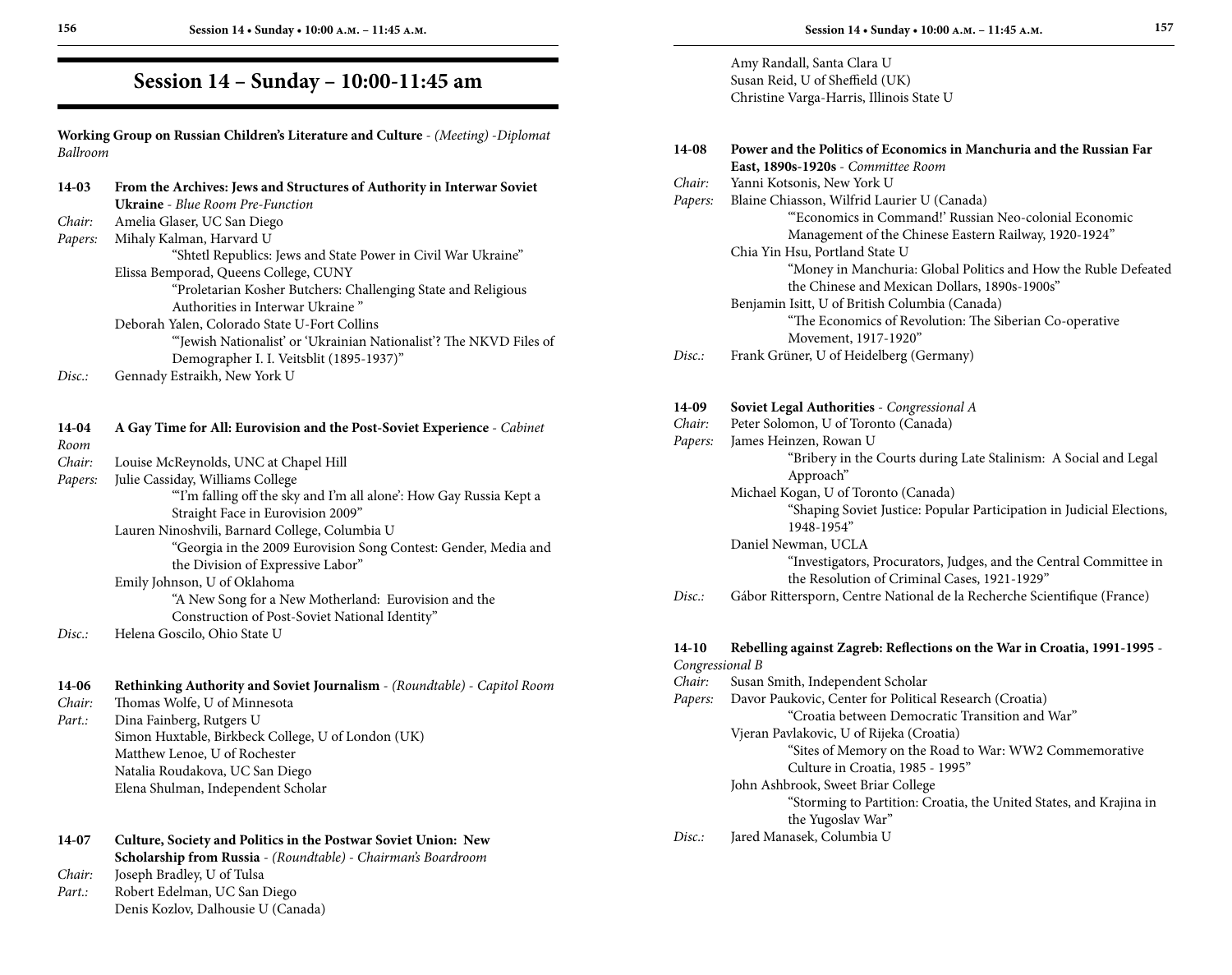# Session 14 – Sunday – 10:00-11:45 am

**Working Group on Russian Children's Literature and Culture** - *(Meeting) -Diplomat Ballroom*

**14-03 From the Archives: Jews and Structures of Authority in Interwar Soviet Ukraine** - *Blue Room Pre-Function*

*Chair:* Amelia Glaser, UC San Diego

*Papers:* Mihaly Kalman, Harvard U
"Shtetl Republics: Jews and State Power in Civil War Ukraine"
Elissa Bemporad, Queens College, CUNY
"Proletarian Kosher Butchers: Challenging State and Religious Authorities in Interwar Ukraine "
Deborah Yalen, Colorado State U-Fort Collins
"'Jewish Nationalist' or 'Ukrainian Nationalist'? The NKVD Files of Demographer I. I. Veitsblit (1895-1937)"

*Disc.:* Gennady Estraikh, New York U

**14-04 A Gay Time for All: Eurovision and the Post-Soviet Experience** - *Cabinet Room*

*Chair:* Louise McReynolds, UNC at Chapel Hill

*Papers:* Julie Cassiday, Williams College
"'I'm falling off the sky and I'm all alone': How Gay Russia Kept a Straight Face in Eurovision 2009"
Lauren Ninoshvili, Barnard College, Columbia U
"Georgia in the 2009 Eurovision Song Contest: Gender, Media and the Division of Expressive Labor"
Emily Johnson, U of Oklahoma
"A New Song for a New Motherland: Eurovision and the Construction of Post-Soviet National Identity"

*Disc.:* Helena Goscilo, Ohio State U

**14-06 Rethinking Authority and Soviet Journalism** - *(Roundtable) - Capitol Room*

*Chair:* Thomas Wolfe, U of Minnesota

*Part.:* Dina Fainberg, Rutgers U
Simon Huxtable, Birkbeck College, U of London (UK)
Matthew Lenoe, U of Rochester
Natalia Roudakova, UC San Diego
Elena Shulman, Independent Scholar

**14-07 Culture, Society and Politics in the Postwar Soviet Union: New Scholarship from Russia** - *(Roundtable) - Chairman's Boardroom*

*Chair:* Joseph Bradley, U of Tulsa

*Part.:* Robert Edelman, UC San Diego
Denis Kozlov, Dalhousie U (Canada)
Amy Randall, Santa Clara U
Susan Reid, U of Sheffield (UK)
Christine Varga-Harris, Illinois State U

**14-08 Power and the Politics of Economics in Manchuria and the Russian Far East, 1890s-1920s** - *Committee Room*

*Chair:* Yanni Kotsonis, New York U

*Papers:* Blaine Chiasson, Wilfrid Laurier U (Canada)
"'Economics in Command!' Russian Neo-colonial Economic Management of the Chinese Eastern Railway, 1920-1924"
Chia Yin Hsu, Portland State U
"Money in Manchuria: Global Politics and How the Ruble Defeated the Chinese and Mexican Dollars, 1890s-1900s"
Benjamin Isitt, U of British Columbia (Canada)
"The Economics of Revolution: The Siberian Co-operative Movement, 1917-1920"

*Disc.:* Frank Grüner, U of Heidelberg (Germany)

**14-09 Soviet Legal Authorities** - *Congressional A*

*Chair:* Peter Solomon, U of Toronto (Canada)

*Papers:* James Heinzen, Rowan U
"Bribery in the Courts during Late Stalinism: A Social and Legal Approach"
Michael Kogan, U of Toronto (Canada)
"Shaping Soviet Justice: Popular Participation in Judicial Elections, 1948-1954"
Daniel Newman, UCLA
"Investigators, Procurators, Judges, and the Central Committee in the Resolution of Criminal Cases, 1921-1929"

*Disc.:* Gábor Rittersporn, Centre National de la Recherche Scientifique (France)

**14-10 Rebelling against Zagreb: Reflections on the War in Croatia, 1991-1995** - *Congressional B*

*Chair:* Susan Smith, Independent Scholar

*Papers:* Davor Paukovic, Center for Political Research (Croatia)
"Croatia between Democratic Transition and War"
Vjeran Pavlakovic, U of Rijeka (Croatia)
"Sites of Memory on the Road to War: WW2 Commemorative Culture in Croatia, 1985 - 1995"
John Ashbrook, Sweet Briar College
"Storming to Partition: Croatia, the United States, and Krajina in the Yugoslav War"

*Disc.:* Jared Manasek, Columbia U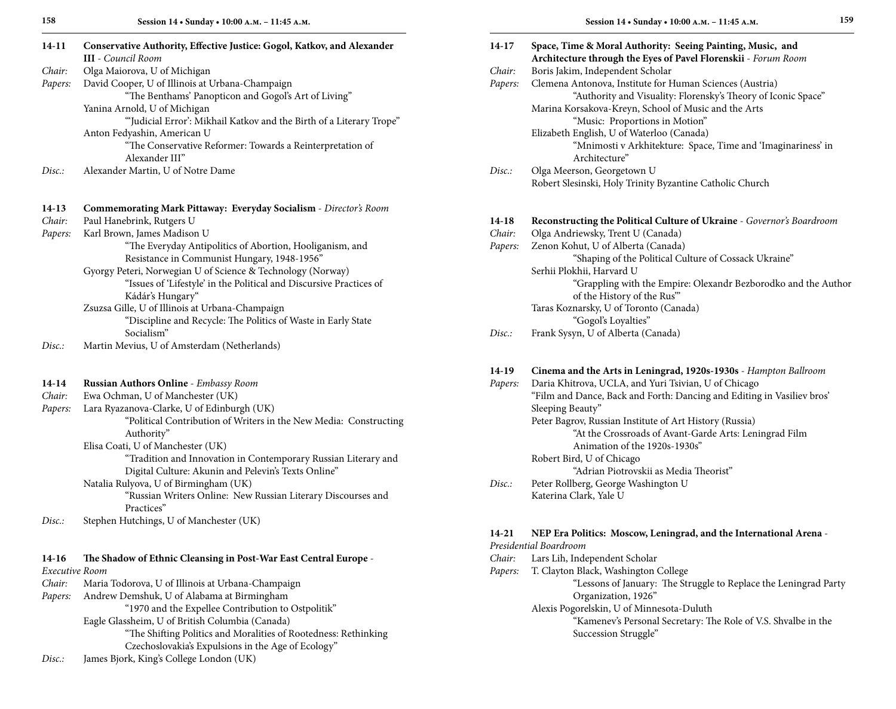**14-11 Conservative Authority, Effective Justice: Gogol, Katkov, and Alexander III** - *Council Room*

*Chair:* Olga Maiorova, U of Michigan

*Papers:* David Cooper, U of Illinois at Urbana-Champaign
"The Benthams' Panopticon and Gogol's Art of Living"
Yanina Arnold, U of Michigan
"'Judicial Error': Mikhail Katkov and the Birth of a Literary Trope"
Anton Fedyashin, American U
"The Conservative Reformer: Towards a Reinterpretation of Alexander III"

*Disc.:* Alexander Martin, U of Notre Dame

**14-13 Commemorating Mark Pittaway: Everyday Socialism** - *Director's Room*

*Chair:* Paul Hanebrink, Rutgers U

*Papers:* Karl Brown, James Madison U
"The Everyday Antipolitics of Abortion, Hooliganism, and Resistance in Communist Hungary, 1948-1956"
Gyorgy Peteri, Norwegian U of Science & Technology (Norway)
"Issues of 'Lifestyle' in the Political and Discursive Practices of Kádár's Hungary"
Zsuzsa Gille, U of Illinois at Urbana-Champaign
"Discipline and Recycle: The Politics of Waste in Early State Socialism"

*Disc.:* Martin Mevius, U of Amsterdam (Netherlands)

**14-14 Russian Authors Online** - *Embassy Room*

*Chair:* Ewa Ochman, U of Manchester (UK)

*Papers:* Lara Ryazanova-Clarke, U of Edinburgh (UK)
"Political Contribution of Writers in the New Media: Constructing Authority"
Elisa Coati, U of Manchester (UK)
"Tradition and Innovation in Contemporary Russian Literary and Digital Culture: Akunin and Pelevin's Texts Online"
Natalia Rulyova, U of Birmingham (UK)
"Russian Writers Online: New Russian Literary Discourses and Practices"

*Disc.:* Stephen Hutchings, U of Manchester (UK)

**14-16 The Shadow of Ethnic Cleansing in Post-War East Central Europe** - *Executive Room*

*Chair:* Maria Todorova, U of Illinois at Urbana-Champaign

*Papers:* Andrew Demshuk, U of Alabama at Birmingham
"1970 and the Expellee Contribution to Ostpolitik"
Eagle Glassheim, U of British Columbia (Canada)
"The Shifting Politics and Moralities of Rootedness: Rethinking Czechoslovakia's Expulsions in the Age of Ecology"

*Disc.:* James Bjork, King's College London (UK)

**14-17 Space, Time & Moral Authority: Seeing Painting, Music, and Architecture through the Eyes of Pavel Florenskii** - *Forum Room*

*Chair:* Boris Jakim, Independent Scholar

*Papers:* Clemena Antonova, Institute for Human Sciences (Austria)
"Authority and Visuality: Florensky's Theory of Iconic Space"
Marina Korsakova-Kreyn, School of Music and the Arts
"Music: Proportions in Motion"
Elizabeth English, U of Waterloo (Canada)
"Mnimosti v Arkhitekture: Space, Time and 'Imaginariness' in Architecture"

*Disc.:* Olga Meerson, Georgetown U
Robert Slesinski, Holy Trinity Byzantine Catholic Church

**14-18 Reconstructing the Political Culture of Ukraine** - *Governor's Boardroom*

*Chair:* Olga Andriewsky, Trent U (Canada)

*Papers:* Zenon Kohut, U of Alberta (Canada)
"Shaping of the Political Culture of Cossack Ukraine"
Serhii Plokhii, Harvard U
"Grappling with the Empire: Olexandr Bezborodko and the Author of the History of the Rus'"
Taras Koznarsky, U of Toronto (Canada)
"Gogol's Loyalties"

*Disc.:* Frank Sysyn, U of Alberta (Canada)

**14-19 Cinema and the Arts in Leningrad, 1920s-1930s** - *Hampton Ballroom*

*Papers:* Daria Khitrova, UCLA, and Yuri Tsivian, U of Chicago
"Film and Dance, Back and Forth: Dancing and Editing in Vasiliev bros' Sleeping Beauty"
Peter Bagrov, Russian Institute of Art History (Russia)
"At the Crossroads of Avant-Garde Arts: Leningrad Film Animation of the 1920s-1930s"
Robert Bird, U of Chicago
"Adrian Piotrovskii as Media Theorist"

*Disc.:* Peter Rollberg, George Washington U
Katerina Clark, Yale U

**14-21 NEP Era Politics: Moscow, Leningrad, and the International Arena** - *Presidential Boardroom*

*Chair:* Lars Lih, Independent Scholar

*Papers:* T. Clayton Black, Washington College
"Lessons of January: The Struggle to Replace the Leningrad Party Organization, 1926"
Alexis Pogorelskin, U of Minnesota-Duluth
"Kamenev's Personal Secretary: The Role of V.S. Shvalbe in the Succession Struggle"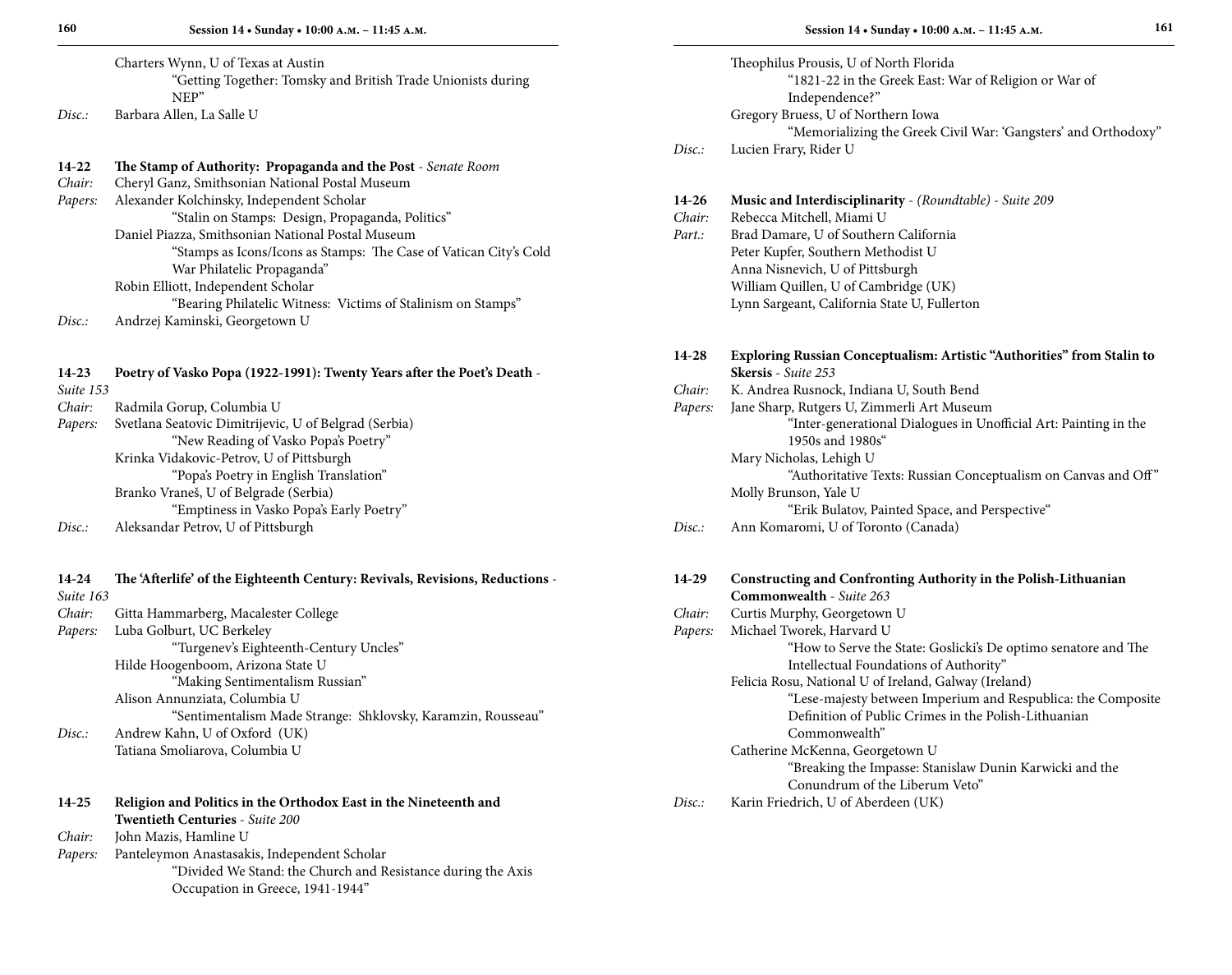Charters Wynn, U of Texas at Austin
"Getting Together: Tomsky and British Trade Unionists during NEP"

*Disc.:* Barbara Allen, La Salle U

**14-22 The Stamp of Authority: Propaganda and the Post** - *Senate Room*

*Chair:* Cheryl Ganz, Smithsonian National Postal Museum

*Papers:* Alexander Kolchinsky, Independent Scholar
"Stalin on Stamps: Design, Propaganda, Politics"
Daniel Piazza, Smithsonian National Postal Museum
"Stamps as Icons/Icons as Stamps: The Case of Vatican City's Cold War Philatelic Propaganda"
Robin Elliott, Independent Scholar
"Bearing Philatelic Witness: Victims of Stalinism on Stamps"

*Disc.:* Andrzej Kaminski, Georgetown U

**14-23 Poetry of Vasko Popa (1922-1991): Twenty Years after the Poet's Death** - *Suite 153*

*Chair:* Radmila Gorup, Columbia U

*Papers:* Svetlana Seatovic Dimitrijevic, U of Belgrad (Serbia)
"New Reading of Vasko Popa's Poetry"
Krinka Vidakovic-Petrov, U of Pittsburgh
"Popa's Poetry in English Translation"
Branko Vraneš, U of Belgrade (Serbia)
"Emptiness in Vasko Popa's Early Poetry"

*Disc.:* Aleksandar Petrov, U of Pittsburgh

**14-24 The 'Afterlife' of the Eighteenth Century: Revivals, Revisions, Reductions** - *Suite 163*

*Chair:* Gitta Hammarberg, Macalester College

*Papers:* Luba Golburt, UC Berkeley
"Turgenev's Eighteenth-Century Uncles"
Hilde Hoogenboom, Arizona State U
"Making Sentimentalism Russian"
Alison Annunziata, Columbia U
"Sentimentalism Made Strange: Shklovsky, Karamzin, Rousseau"

*Disc.:* Andrew Kahn, U of Oxford (UK)
Tatiana Smoliarova, Columbia U

**14-25 Religion and Politics in the Orthodox East in the Nineteenth and Twentieth Centuries** - *Suite 200*

*Chair:* John Mazis, Hamline U

*Papers:* Panteleymon Anastasakis, Independent Scholar
"Divided We Stand: the Church and Resistance during the Axis Occupation in Greece, 1941-1944"
Theophilus Prousis, U of North Florida
"1821-22 in the Greek East: War of Religion or War of Independence?"
Gregory Bruess, U of Northern Iowa
"Memorializing the Greek Civil War: 'Gangsters' and Orthodoxy"

*Disc.:* Lucien Frary, Rider U

**14-26 Music and Interdisciplinarity** - *(Roundtable) - Suite 209*

*Chair:* Rebecca Mitchell, Miami U

*Part.:* Brad Damare, U of Southern California
Peter Kupfer, Southern Methodist U
Anna Nisnevich, U of Pittsburgh
William Quillen, U of Cambridge (UK)
Lynn Sargeant, California State U, Fullerton

**14-28 Exploring Russian Conceptualism: Artistic "Authorities" from Stalin to Skersis** - *Suite 253*

*Chair:* K. Andrea Rusnock, Indiana U, South Bend

*Papers:* Jane Sharp, Rutgers U, Zimmerli Art Museum
"Inter-generational Dialogues in Unofficial Art: Painting in the 1950s and 1980s"
Mary Nicholas, Lehigh U
"Authoritative Texts: Russian Conceptualism on Canvas and Off"
Molly Brunson, Yale U
"Erik Bulatov, Painted Space, and Perspective"

*Disc.:* Ann Komaromi, U of Toronto (Canada)

**14-29 Constructing and Confronting Authority in the Polish-Lithuanian Commonwealth** - *Suite 263*

*Chair:* Curtis Murphy, Georgetown U

*Papers:* Michael Tworek, Harvard U
"How to Serve the State: Goslicki's De optimo senatore and The Intellectual Foundations of Authority"
Felicia Rosu, National U of Ireland, Galway (Ireland)
"Lese-majesty between Imperium and Respublica: the Composite Definition of Public Crimes in the Polish-Lithuanian Commonwealth"
Catherine McKenna, Georgetown U
"Breaking the Impasse: Stanislaw Dunin Karwicki and the Conundrum of the Liberum Veto"

*Disc.:* Karin Friedrich, U of Aberdeen (UK)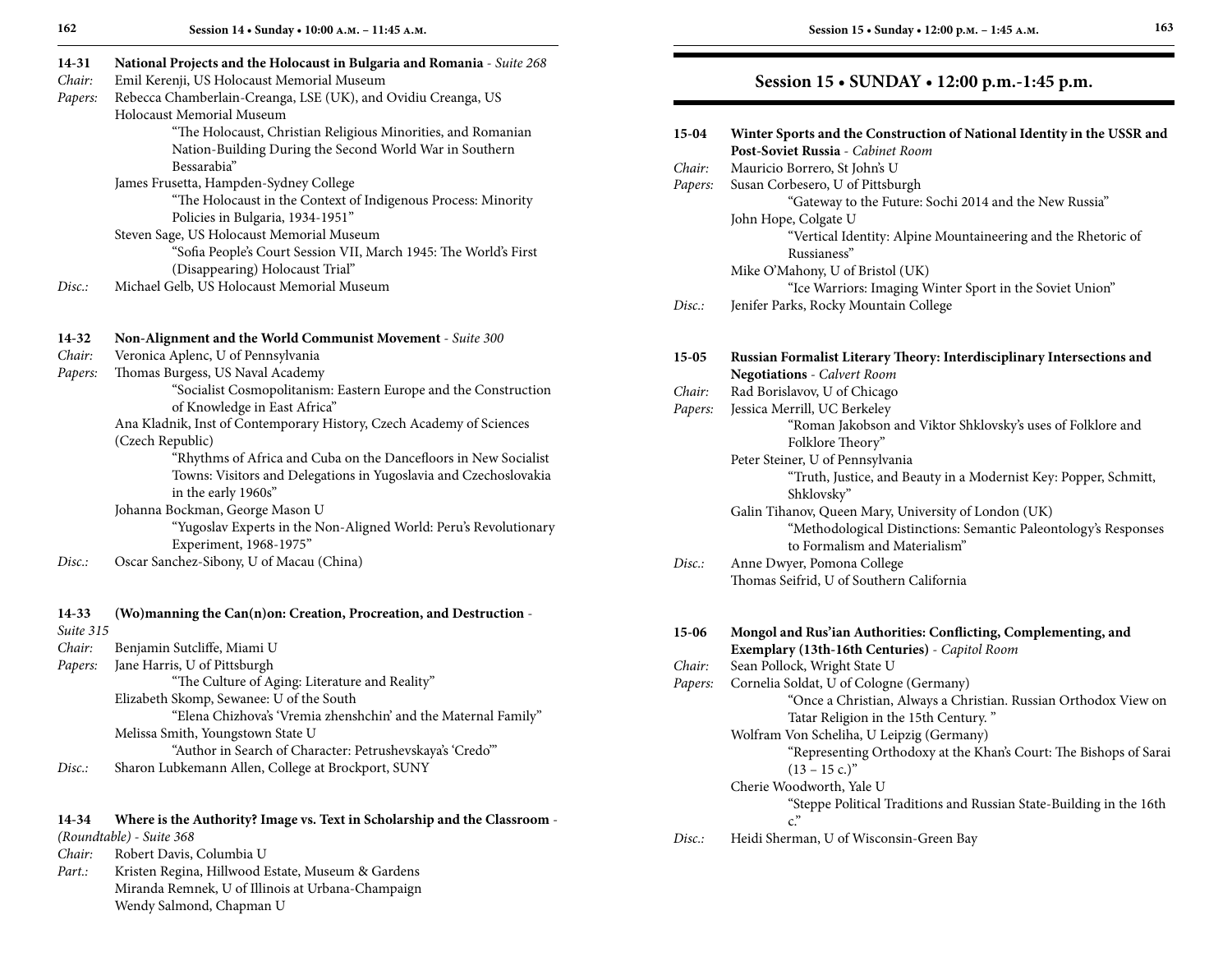**14-31 National Projects and the Holocaust in Bulgaria and Romania** - *Suite 268*

*Chair:* Emil Kerenji, US Holocaust Memorial Museum

*Papers:* Rebecca Chamberlain-Creanga, LSE (UK), and Ovidiu Creanga, US Holocaust Memorial Museum

"The Holocaust, Christian Religious Minorities, and Romanian Nation-Building During the Second World War in Southern Bessarabia"

James Frusetta, Hampden-Sydney College

"The Holocaust in the Context of Indigenous Process: Minority Policies in Bulgaria, 1934-1951"

Steven Sage, US Holocaust Memorial Museum

"Sofia People's Court Session VII, March 1945: The World's First (Disappearing) Holocaust Trial"

*Disc.:* Michael Gelb, US Holocaust Memorial Museum

**14-32 Non-Alignment and the World Communist Movement** - *Suite 300*

*Chair:* Veronica Aplenc, U of Pennsylvania

*Papers:* Thomas Burgess, US Naval Academy

"Socialist Cosmopolitanism: Eastern Europe and the Construction of Knowledge in East Africa"

Ana Kladnik, Inst of Contemporary History, Czech Academy of Sciences (Czech Republic)

"Rhythms of Africa and Cuba on the Dancefloors in New Socialist Towns: Visitors and Delegations in Yugoslavia and Czechoslovakia in the early 1960s"

Johanna Bockman, George Mason U

"Yugoslav Experts in the Non-Aligned World: Peru's Revolutionary Experiment, 1968-1975"

*Disc.:* Oscar Sanchez-Sibony, U of Macau (China)

**14-33 (Wo)manning the Can(n)on: Creation, Procreation, and Destruction** - *Suite 315*

*Chair:* Benjamin Sutcliffe, Miami U

*Papers:* Jane Harris, U of Pittsburgh

"The Culture of Aging: Literature and Reality"

Elizabeth Skomp, Sewanee: U of the South

"Elena Chizhova's 'Vremia zhenshchin' and the Maternal Family"

Melissa Smith, Youngstown State U

"Author in Search of Character: Petrushevskaya's 'Credo'"

*Disc.:* Sharon Lubkemann Allen, College at Brockport, SUNY

**14-34 Where is the Authority? Image vs. Text in Scholarship and the Classroom** - *(Roundtable) - Suite 368*

*Chair:* Robert Davis, Columbia U

*Part.:* Kristen Regina, Hillwood Estate, Museum & Gardens
Miranda Remnek, U of Illinois at Urbana-Champaign
Wendy Salmond, Chapman U

## Session 15 • SUNDAY • 12:00 p.m.-1:45 p.m.

**15-04 Winter Sports and the Construction of National Identity in the USSR and Post-Soviet Russia** - *Cabinet Room*

*Chair:* Mauricio Borrero, St John's U

*Papers:* Susan Corbesero, U of Pittsburgh

"Gateway to the Future: Sochi 2014 and the New Russia"

John Hope, Colgate U

"Vertical Identity: Alpine Mountaineering and the Rhetoric of Russianess"

Mike O'Mahony, U of Bristol (UK)

"Ice Warriors: Imaging Winter Sport in the Soviet Union"

*Disc.:* Jenifer Parks, Rocky Mountain College

**15-05 Russian Formalist Literary Theory: Interdisciplinary Intersections and Negotiations** - *Calvert Room*

*Chair:* Rad Borislavov, U of Chicago

*Papers:* Jessica Merrill, UC Berkeley

"Roman Jakobson and Viktor Shklovsky's uses of Folklore and Folklore Theory"

Peter Steiner, U of Pennsylvania

"Truth, Justice, and Beauty in a Modernist Key: Popper, Schmitt, Shklovsky"

Galin Tihanov, Queen Mary, University of London (UK)

"Methodological Distinctions: Semantic Paleontology's Responses to Formalism and Materialism"

*Disc.:* Anne Dwyer, Pomona College
Thomas Seifrid, U of Southern California

**15-06 Mongol and Rus'ian Authorities: Conflicting, Complementing, and Exemplary (13th-16th Centuries)** - *Capitol Room*

*Chair:* Sean Pollock, Wright State U

*Papers:* Cornelia Soldat, U of Cologne (Germany)

"Once a Christian, Always a Christian. Russian Orthodox View on Tatar Religion in the 15th Century. "

Wolfram Von Scheliha, U Leipzig (Germany)

"Representing Orthodoxy at the Khan's Court: The Bishops of Sarai (13 – 15 c.)"

Cherie Woodworth, Yale U

"Steppe Political Traditions and Russian State-Building in the 16th c."

*Disc.:* Heidi Sherman, U of Wisconsin-Green Bay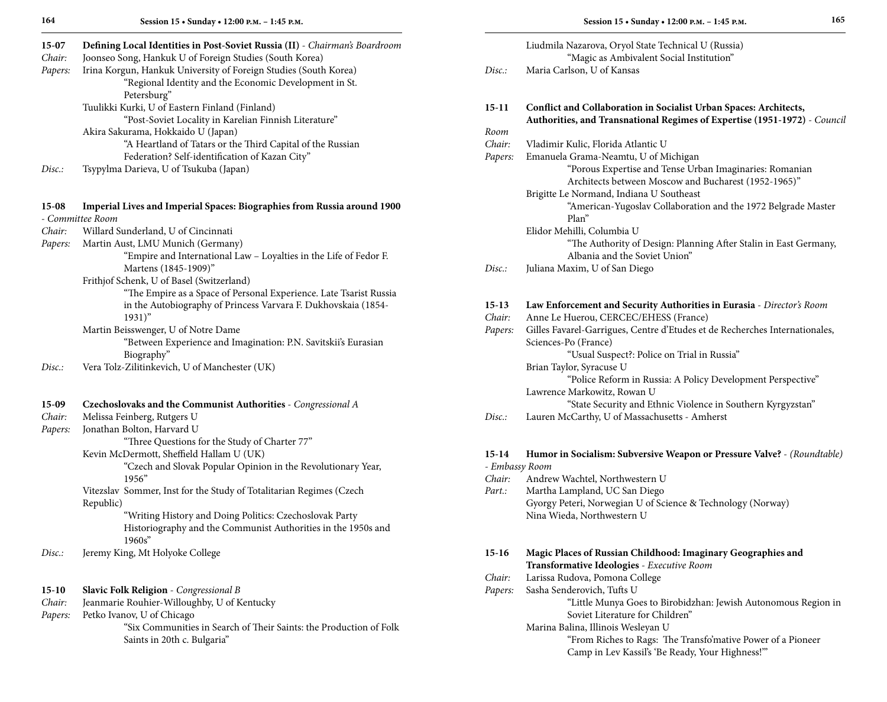**15-07 Defining Local Identities in Post-Soviet Russia (II)** - *Chairman's Boardroom*

*Chair:* Joonseo Song, Hankuk U of Foreign Studies (South Korea)

*Papers:* Irina Korgun, Hankuk University of Foreign Studies (South Korea)
"Regional Identity and the Economic Development in St. Petersburg"
Tuulikki Kurki, U of Eastern Finland (Finland)
"Post-Soviet Locality in Karelian Finnish Literature"
Akira Sakurama, Hokkaido U (Japan)
"A Heartland of Tatars or the Third Capital of the Russian Federation? Self-identification of Kazan City"

*Disc.:* Tsypylma Darieva, U of Tsukuba (Japan)

**15-08 Imperial Lives and Imperial Spaces: Biographies from Russia around 1900** - *Committee Room*

*Chair:* Willard Sunderland, U of Cincinnati

*Papers:* Martin Aust, LMU Munich (Germany)
"Empire and International Law – Loyalties in the Life of Fedor F. Martens (1845-1909)"
Frithjof Schenk, U of Basel (Switzerland)
"The Empire as a Space of Personal Experience. Late Tsarist Russia in the Autobiography of Princess Varvara F. Dukhovskaia (1854-1931)"
Martin Beisswenger, U of Notre Dame
"Between Experience and Imagination: P.N. Savitskii's Eurasian Biography"

*Disc.:* Vera Tolz-Zilitinkevich, U of Manchester (UK)

**15-09 Czechoslovaks and the Communist Authorities** - *Congressional A*

*Chair:* Melissa Feinberg, Rutgers U

*Papers:* Jonathan Bolton, Harvard U
"Three Questions for the Study of Charter 77"
Kevin McDermott, Sheffield Hallam U (UK)
"Czech and Slovak Popular Opinion in the Revolutionary Year, 1956"
Vitezslav Sommer, Inst for the Study of Totalitarian Regimes (Czech Republic)
"Writing History and Doing Politics: Czechoslovak Party Historiography and the Communist Authorities in the 1950s and 1960s"

*Disc.:* Jeremy King, Mt Holyoke College

**15-10 Slavic Folk Religion** - *Congressional B*

*Chair:* Jeanmarie Rouhier-Willoughby, U of Kentucky

*Papers:* Petko Ivanov, U of Chicago
"Six Communities in Search of Their Saints: the Production of Folk Saints in 20th c. Bulgaria"
Liudmila Nazarova, Oryol State Technical U (Russia)
"Magic as Ambivalent Social Institution"

*Disc.:* Maria Carlson, U of Kansas

**15-11 Conflict and Collaboration in Socialist Urban Spaces: Architects, Authorities, and Transnational Regimes of Expertise (1951-1972)** - *Council Room*

*Chair:* Vladimir Kulic, Florida Atlantic U

*Papers:* Emanuela Grama-Neamtu, U of Michigan
"Porous Expertise and Tense Urban Imaginaries: Romanian Architects between Moscow and Bucharest (1952-1965)"
Brigitte Le Normand, Indiana U Southeast
"American-Yugoslav Collaboration and the 1972 Belgrade Master Plan"
Elidor Mehilli, Columbia U
"The Authority of Design: Planning After Stalin in East Germany, Albania and the Soviet Union"

*Disc.:* Juliana Maxim, U of San Diego

**15-13 Law Enforcement and Security Authorities in Eurasia** - *Director's Room*

*Chair:* Anne Le Huerou, CERCEC/EHESS (France)

*Papers:* Gilles Favarel-Garrigues, Centre d'Etudes et de Recherches Internationales, Sciences-Po (France)
"Usual Suspect?: Police on Trial in Russia"
Brian Taylor, Syracuse U
"Police Reform in Russia: A Policy Development Perspective"
Lawrence Markowitz, Rowan U
"State Security and Ethnic Violence in Southern Kyrgyzstan"

*Disc.:* Lauren McCarthy, U of Massachusetts - Amherst

**15-14 Humor in Socialism: Subversive Weapon or Pressure Valve?** - (Roundtable) - *Embassy Room*

*Chair:* Andrew Wachtel, Northwestern U

*Part.:* Martha Lampland, UC San Diego
Gyorgy Peteri, Norwegian U of Science & Technology (Norway)
Nina Wieda, Northwestern U

**15-16 Magic Places of Russian Childhood: Imaginary Geographies and Transformative Ideologies** - *Executive Room*

*Chair:* Larissa Rudova, Pomona College

*Papers:* Sasha Senderovich, Tufts U
"Little Munya Goes to Birobidzhan: Jewish Autonomous Region in Soviet Literature for Children"
Marina Balina, Illinois Wesleyan U
"From Riches to Rags: The Transfo'mative Power of a Pioneer Camp in Lev Kassil's 'Be Ready, Your Highness!'"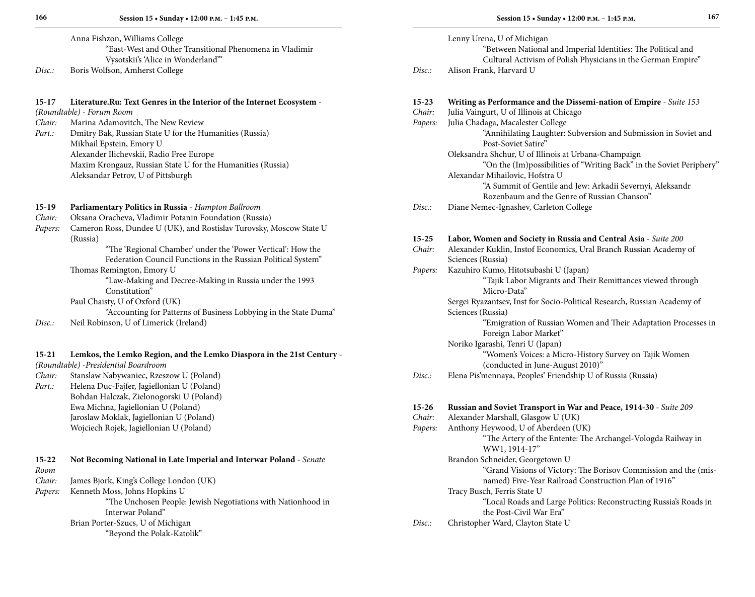Anna Fishzon, Williams College
"East-West and Other Transitional Phenomena in Vladimir Vysotskii's 'Alice in Wonderland'"

*Disc.:* Boris Wolfson, Amherst College

**15-17 Literature.Ru: Text Genres in the Interior of the Internet Ecosystem** - *(Roundtable) - Forum Room*

*Chair:* Marina Adamovitch, The New Review

*Part.:* Dmitry Bak, Russian State U for the Humanities (Russia)
Mikhail Epstein, Emory U
Alexander Ilichevskii, Radio Free Europe
Maxim Krongauz, Russian State U for the Humanities (Russia)
Aleksandar Petrov, U of Pittsburgh

**15-19 Parliamentary Politics in Russia** - *Hampton Ballroom*

*Chair:* Oksana Oracheva, Vladimir Potanin Foundation (Russia)

*Papers:* Cameron Ross, Dundee U (UK), and Rostislav Turovsky, Moscow State U (Russia)
"The 'Regional Chamber' under the 'Power Vertical': How the Federation Council Functions in the Russian Political System"
Thomas Remington, Emory U
"Law-Making and Decree-Making in Russia under the 1993 Constitution"
Paul Chaisty, U of Oxford (UK)
"Accounting for Patterns of Business Lobbying in the State Duma"

*Disc.:* Neil Robinson, U of Limerick (Ireland)

**15-21 Lemkos, the Lemko Region, and the Lemko Diaspora in the 21st Century** - *(Roundtable) -Presidential Boardroom*

*Chair:* Stanslaw Nabywaniec, Rzeszow U (Poland)

*Part.:* Helena Duc-Fajfer, Jagiellonian U (Poland)
Bohdan Halczak, Zielonogorski U (Poland)
Ewa Michna, Jagiellonian U (Poland)
Jaroslaw Moklak, Jagiellonian U (Poland)
Wojciech Rojek, Jagiellonian U (Poland)

**15-22 Not Becoming National in Late Imperial and Interwar Poland** - *Senate Room*

*Chair:* James Bjork, King's College London (UK)

*Papers:* Kenneth Moss, Johns Hopkins U
"The Unchosen People: Jewish Negotiations with Nationhood in Interwar Poland"
Brian Porter-Szucs, U of Michigan
"Beyond the Polak-Katolik"
Lenny Urena, U of Michigan
"Between National and Imperial Identities: The Political and Cultural Activism of Polish Physicians in the German Empire"

*Disc.:* Alison Frank, Harvard U

**15-23 Writing as Performance and the Dissemi-nation of Empire** - *Suite 153*

*Chair:* Julia Vaingurt, U of Illinois at Chicago

*Papers:* Julia Chadaga, Macalester College
"Annihilating Laughter: Subversion and Submission in Soviet and Post-Soviet Satire"
Oleksandra Shchur, U of Illinois at Urbana-Champaign
"On the (Im)possibilities of "Writing Back" in the Soviet Periphery"
Alexandar Mihailovic, Hofstra U
"A Summit of Gentile and Jew: Arkadii Severnyi, Aleksandr Rozenbaum and the Genre of Russian Chanson"

*Disc.:* Diane Nemec-Ignashev, Carleton College

**15-25 Labor, Women and Society in Russia and Central Asia** - *Suite 200*

*Chair:* Alexander Kuklin, Instof Economics, Ural Branch Russian Academy of Sciences (Russia)

*Papers:* Kazuhiro Kumo, Hitotsubashi U (Japan)
"Tajik Labor Migrants and Their Remittances viewed through Micro-Data"
Sergei Ryazantsev, Inst for Socio-Political Research, Russian Academy of Sciences (Russia)
"Emigration of Russian Women and Their Adaptation Processes in Foreign Labor Market"
Noriko Igarashi, Tenri U (Japan)
"Women's Voices: a Micro-History Survey on Tajik Women (conducted in June-August 2010)"

*Disc.:* Elena Pis'mennaya, Peoples' Friendship U of Russia (Russia)

**15-26 Russian and Soviet Transport in War and Peace, 1914-30** - *Suite 209*

*Chair:* Alexander Marshall, Glasgow U (UK)

*Papers:* Anthony Heywood, U of Aberdeen (UK)
"The Artery of the Entente: The Archangel-Vologda Railway in WW1, 1914-17"
Brandon Schneider, Georgetown U
"Grand Visions of Victory: The Borisov Commission and the (mis-named) Five-Year Railroad Construction Plan of 1916"
Tracy Busch, Ferris State U
"Local Roads and Large Politics: Reconstructing Russia's Roads in the Post-Civil War Era"

*Disc.:* Christopher Ward, Clayton State U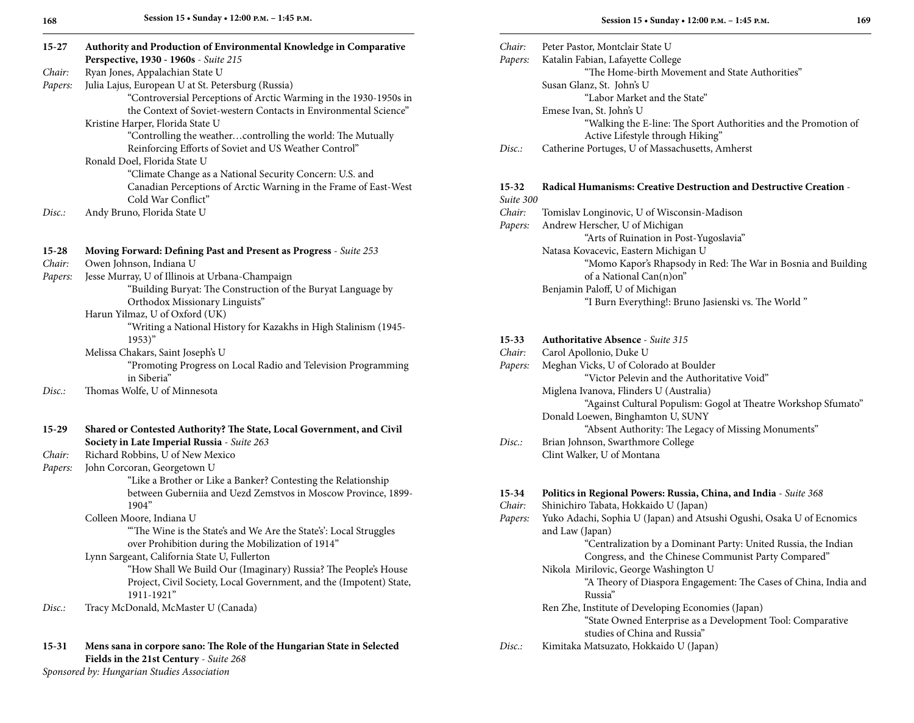**15-27 Authority and Production of Environmental Knowledge in Comparative Perspective, 1930 - 1960s** - *Suite 215*

*Chair:* Ryan Jones, Appalachian State U

*Papers:* Julia Lajus, European U at St. Petersburg (Russia)
"Controversial Perceptions of Arctic Warming in the 1930-1950s in the Context of Soviet-western Contacts in Environmental Science"
Kristine Harper, Florida State U
"Controlling the weather…controlling the world: The Mutually Reinforcing Efforts of Soviet and US Weather Control"
Ronald Doel, Florida State U
"Climate Change as a National Security Concern: U.S. and Canadian Perceptions of Arctic Warning in the Frame of East-West Cold War Conflict"

*Disc.:* Andy Bruno, Florida State U

**15-28 Moving Forward: Defining Past and Present as Progress** - *Suite 253*

*Chair:* Owen Johnson, Indiana U

*Papers:* Jesse Murray, U of Illinois at Urbana-Champaign
"Building Buryat: The Construction of the Buryat Language by Orthodox Missionary Linguists"
Harun Yilmaz, U of Oxford (UK)
"Writing a National History for Kazakhs in High Stalinism (1945-1953)"
Melissa Chakars, Saint Joseph's U
"Promoting Progress on Local Radio and Television Programming in Siberia"

*Disc.:* Thomas Wolfe, U of Minnesota

**15-29 Shared or Contested Authority? The State, Local Government, and Civil Society in Late Imperial Russia** - *Suite 263*

*Chair:* Richard Robbins, U of New Mexico

*Papers:* John Corcoran, Georgetown U
"Like a Brother or Like a Banker? Contesting the Relationship between Guberniia and Uezd Zemstvos in Moscow Province, 1899-1904"
Colleen Moore, Indiana U
"'The Wine is the State's and We Are the State's': Local Struggles over Prohibition during the Mobilization of 1914"
Lynn Sargeant, California State U, Fullerton
"How Shall We Build Our (Imaginary) Russia? The People's House Project, Civil Society, Local Government, and the (Impotent) State, 1911-1921"

*Disc.:* Tracy McDonald, McMaster U (Canada)

**15-31 Mens sana in corpore sano: The Role of the Hungarian State in Selected Fields in the 21st Century** - *Suite 268*

*Sponsored by: Hungarian Studies Association*

*Chair:* Peter Pastor, Montclair State U

*Papers:* Katalin Fabian, Lafayette College
"The Home-birth Movement and State Authorities"
Susan Glanz, St. John's U
"Labor Market and the State"
Emese Ivan, St. John's U
"Walking the E-line: The Sport Authorities and the Promotion of Active Lifestyle through Hiking"

*Disc.:* Catherine Portuges, U of Massachusetts, Amherst

**15-32 Radical Humanisms: Creative Destruction and Destructive Creation** - *Suite 300*

*Chair:* Tomislav Longinovic, U of Wisconsin-Madison

*Papers:* Andrew Herscher, U of Michigan
"Arts of Ruination in Post-Yugoslavia"
Natasa Kovacevic, Eastern Michigan U
"Momo Kapor's Rhapsody in Red: The War in Bosnia and Building of a National Can(n)on"
Benjamin Paloff, U of Michigan
"I Burn Everything!: Bruno Jasienski vs. The World "

**15-33 Authoritative Absence** - *Suite 315*

*Chair:* Carol Apollonio, Duke U

*Papers:* Meghan Vicks, U of Colorado at Boulder
"Victor Pelevin and the Authoritative Void"
Miglena Ivanova, Flinders U (Australia)
"Against Cultural Populism: Gogol at Theatre Workshop Sfumato"
Donald Loewen, Binghamton U, SUNY
"Absent Authority: The Legacy of Missing Monuments"

*Disc.:* Brian Johnson, Swarthmore College
Clint Walker, U of Montana

**15-34 Politics in Regional Powers: Russia, China, and India** - *Suite 368*

*Chair:* Shinichiro Tabata, Hokkaido U (Japan)

*Papers:* Yuko Adachi, Sophia U (Japan) and Atsushi Ogushi, Osaka U of Ecnomics and Law (Japan)
"Centralization by a Dominant Party: United Russia, the Indian Congress, and the Chinese Communist Party Compared"
Nikola Mirilovic, George Washington U
"A Theory of Diaspora Engagement: The Cases of China, India and Russia"
Ren Zhe, Institute of Developing Economies (Japan)
"State Owned Enterprise as a Development Tool: Comparative studies of China and Russia"

*Disc.:* Kimitaka Matsuzato, Hokkaido U (Japan)